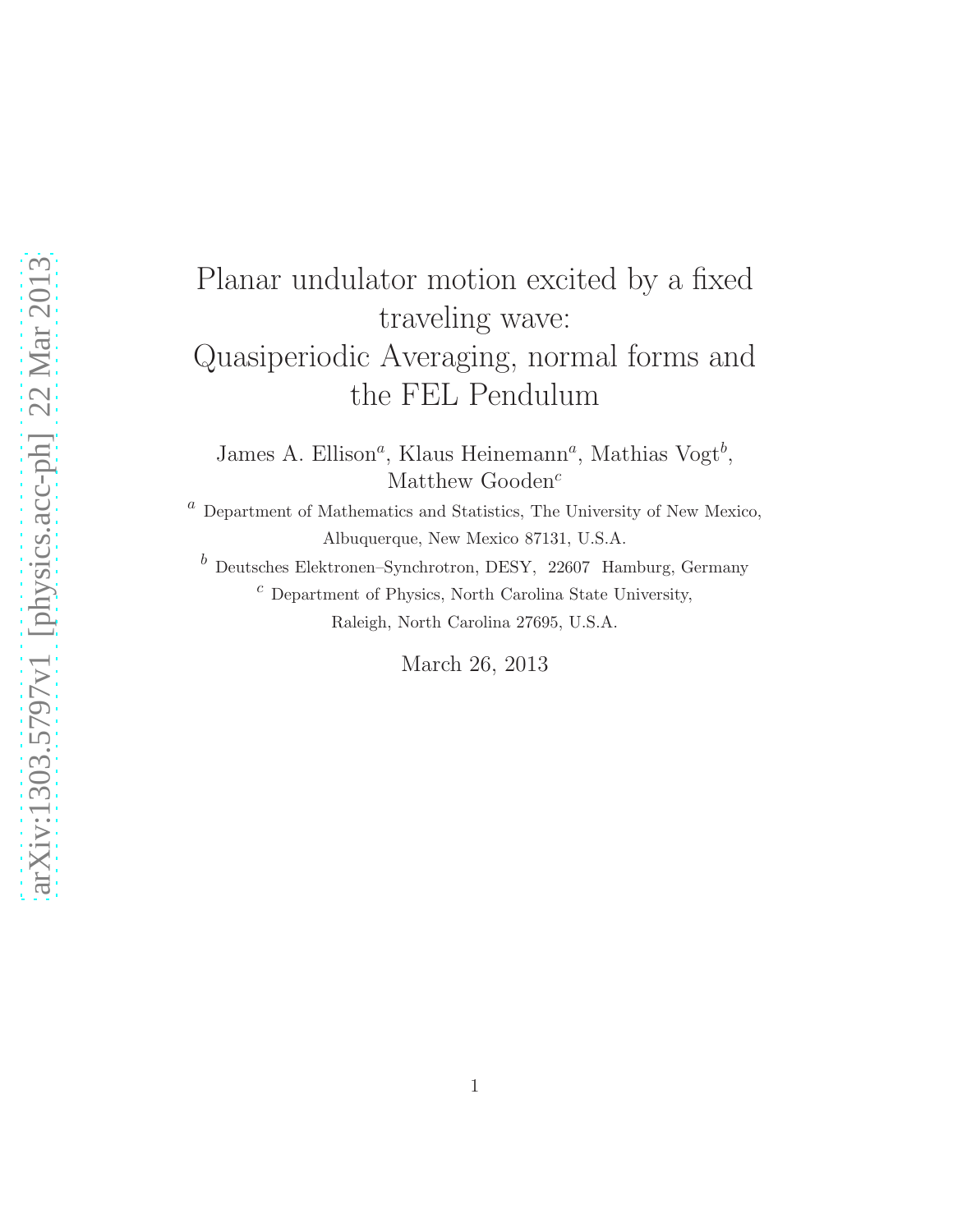# Planar undulator motion excited by a fixed traveling wave: Quasiperiodic Averaging, normal forms and the FEL Pendulum

James A. Ellison[a], Klaus Heinemann[a], Mathias Vogt[b], Matthew Gooden[c]

[a] Department of Mathematics and Statistics, The University of New Mexico, Albuquerque, New Mexico 87131, U.S.A.

[b] Deutsches Elektronen–Synchrotron, DESY, 22607 Hamburg, Germany

[c] Department of Physics, North Carolina State University, Raleigh, North Carolina 27695, U.S.A.

March 26, 2013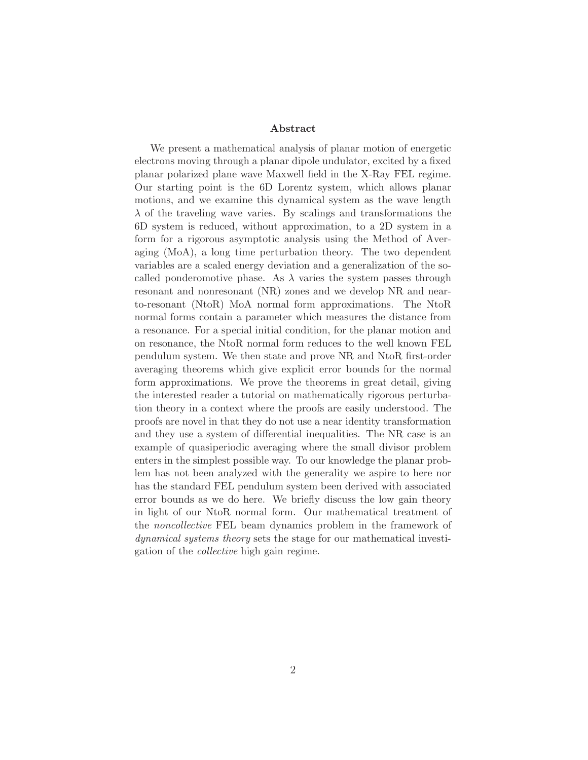## Abstract

We present a mathematical analysis of planar motion of energetic electrons moving through a planar dipole undulator, excited by a fixed planar polarized plane wave Maxwell field in the X-Ray FEL regime. Our starting point is the 6D Lorentz system, which allows planar motions, and we examine this dynamical system as the wave length $\lambda$ of the traveling wave varies. By scalings and transformations the 6D system is reduced, without approximation, to a 2D system in a form for a rigorous asymptotic analysis using the Method of Averaging (MoA), a long time perturbation theory. The two dependent variables are a scaled energy deviation and a generalization of the so-called ponderomotive phase. As $\lambda$ varies the system passes through resonant and nonresonant (NR) zones and we develop NR and near-to-resonant (NtoR) MoA normal form approximations. The NtoR normal forms contain a parameter which measures the distance from a resonance. For a special initial condition, for the planar motion and on resonance, the NtoR normal form reduces to the well known FEL pendulum system. We then state and prove NR and NtoR first-order averaging theorems which give explicit error bounds for the normal form approximations. We prove the theorems in great detail, giving the interested reader a tutorial on mathematically rigorous perturbation theory in a context where the proofs are easily understood. The proofs are novel in that they do not use a near identity transformation and they use a system of differential inequalities. The NR case is an example of quasiperiodic averaging where the small divisor problem enters in the simplest possible way. To our knowledge the planar problem has not been analyzed with the generality we aspire to here nor has the standard FEL pendulum system been derived with associated error bounds as we do here. We briefly discuss the low gain theory in light of our NtoR normal form. Our mathematical treatment of the *noncollective* FEL beam dynamics problem in the framework of *dynamical systems theory* sets the stage for our mathematical investigation of the *collective* high gain regime.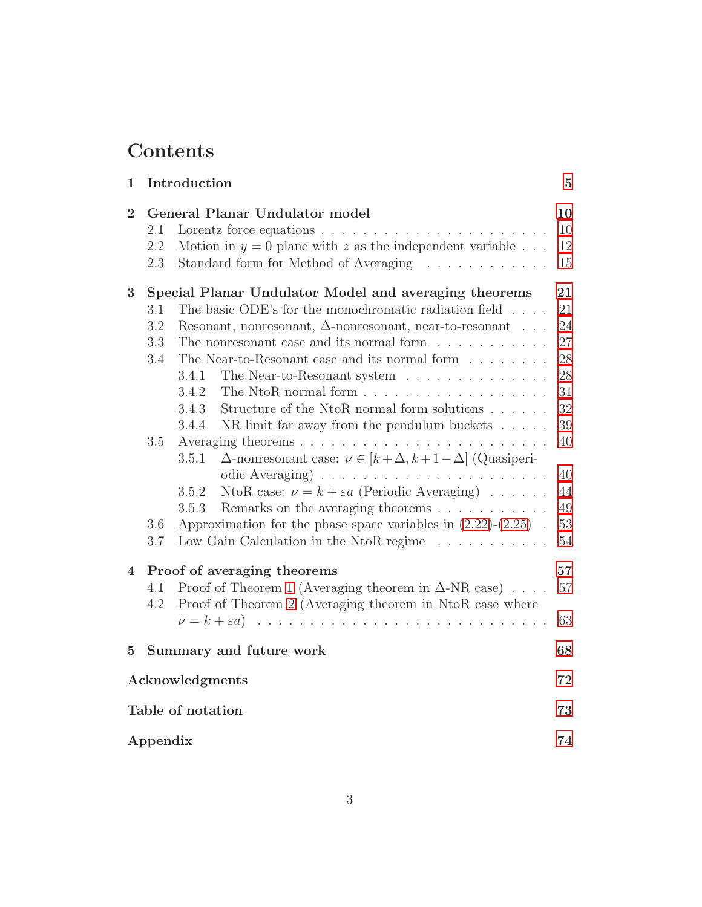# Contents

- **1 Introduction** — 5
- **2 General Planar Undulator model** — 10
  - 2.1 Lorentz force equations — 10
  - 2.2 Motion in $y = 0$ plane with $z$ as the independent variable — 12
  - 2.3 Standard form for Method of Averaging — 15
- **3 Special Planar Undulator Model and averaging theorems** — 21
  - 3.1 The basic ODE's for the monochromatic radiation field — 21
  - 3.2 Resonant, nonresonant, $\Delta$-nonresonant, near-to-resonant — 24
  - 3.3 The nonresonant case and its normal form — 27
  - 3.4 The Near-to-Resonant case and its normal form — 28
    - 3.4.1 The Near-to-Resonant system — 28
    - 3.4.2 The NtoR normal form — 31
    - 3.4.3 Structure of the NtoR normal form solutions — 32
    - 3.4.4 NR limit far away from the pendulum buckets — 39
  - 3.5 Averaging theorems — 40
    - 3.5.1 $\Delta$-nonresonant case: $\nu \in [k+\Delta, k+1-\Delta]$ (Quasiperiodic Averaging) — 40
    - 3.5.2 NtoR case: $\nu = k + \varepsilon a$ (Periodic Averaging) — 44
    - 3.5.3 Remarks on the averaging theorems — 49
  - 3.6 Approximation for the phase space variables in (2.22)-(2.25) — 53
  - 3.7 Low Gain Calculation in the NtoR regime — 54
- **4 Proof of averaging theorems** — 57
  - 4.1 Proof of Theorem 1 (Averaging theorem in $\Delta$-NR case) — 57
  - 4.2 Proof of Theorem 2 (Averaging theorem in NtoR case where $\nu = k + \varepsilon a$) — 63
- **5 Summary and future work** — 68
- **Acknowledgments** — 72
- **Table of notation** — 73
- **Appendix** — 74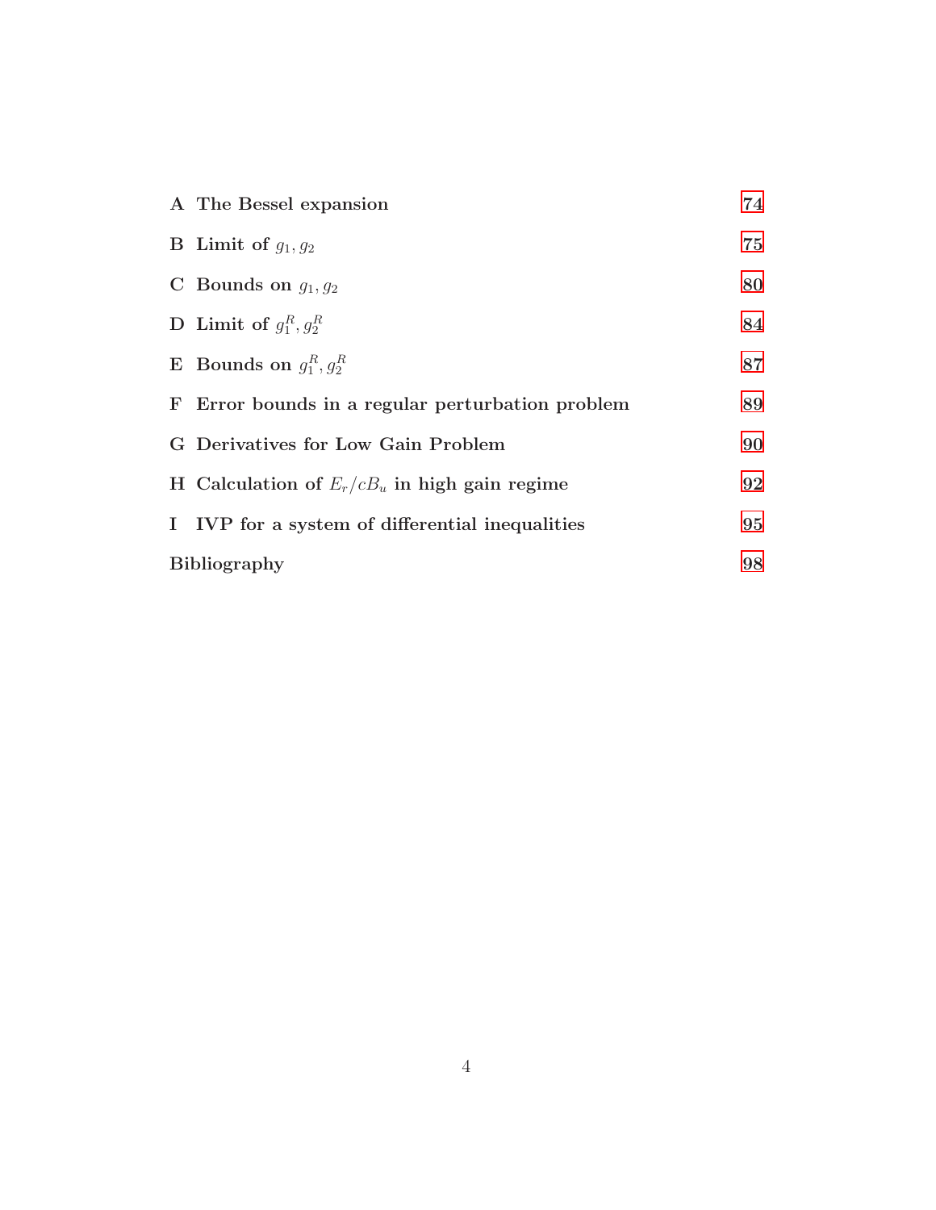| | |
|---|---|
| **A The Bessel expansion** | **74** |
| **B Limit of $g_1, g_2$** | **75** |
| **C Bounds on $g_1, g_2$** | **80** |
| **D Limit of $g_1^R, g_2^R$** | **84** |
| **E Bounds on $g_1^R, g_2^R$** | **87** |
| **F Error bounds in a regular perturbation problem** | **89** |
| **G Derivatives for Low Gain Problem** | **90** |
| **H Calculation of $E_r/cB_u$ in high gain regime** | **92** |
| **I IVP for a system of differential inequalities** | **95** |
| **Bibliography** | **98** |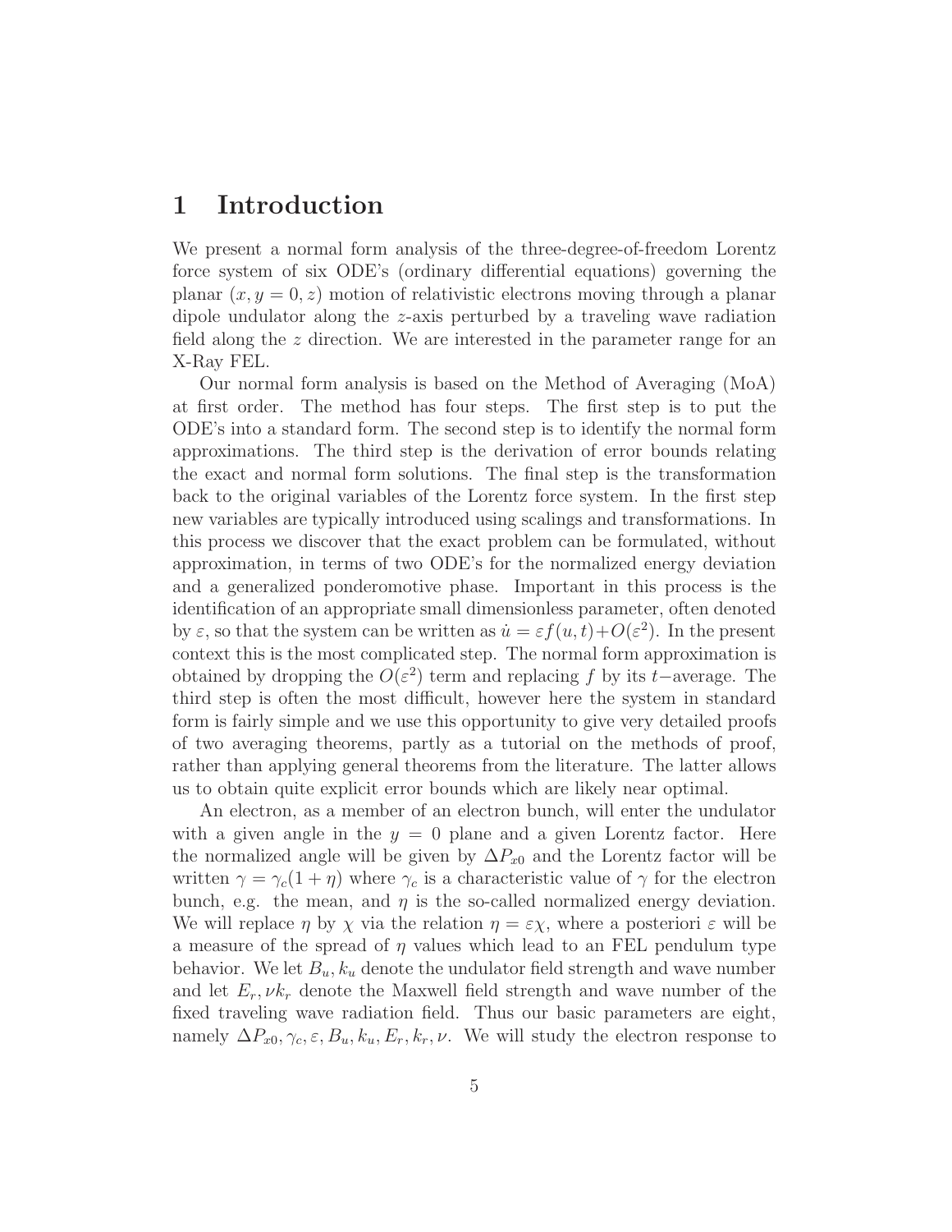# 1 Introduction

We present a normal form analysis of the three-degree-of-freedom Lorentz force system of six ODE's (ordinary differential equations) governing the planar $(x, y = 0, z)$ motion of relativistic electrons moving through a planar dipole undulator along the $z$-axis perturbed by a traveling wave radiation field along the $z$ direction. We are interested in the parameter range for an X-Ray FEL.

Our normal form analysis is based on the Method of Averaging (MoA) at first order. The method has four steps. The first step is to put the ODE's into a standard form. The second step is to identify the normal form approximations. The third step is the derivation of error bounds relating the exact and normal form solutions. The final step is the transformation back to the original variables of the Lorentz force system. In the first step new variables are typically introduced using scalings and transformations. In this process we discover that the exact problem can be formulated, without approximation, in terms of two ODE's for the normalized energy deviation and a generalized ponderomotive phase. Important in this process is the identification of an appropriate small dimensionless parameter, often denoted by $\varepsilon$, so that the system can be written as $\dot{u} = \varepsilon f(u, t) + O(\varepsilon^2)$. In the present context this is the most complicated step. The normal form approximation is obtained by dropping the $O(\varepsilon^2)$ term and replacing $f$ by its $t-$average. The third step is often the most difficult, however here the system in standard form is fairly simple and we use this opportunity to give very detailed proofs of two averaging theorems, partly as a tutorial on the methods of proof, rather than applying general theorems from the literature. The latter allows us to obtain quite explicit error bounds which are likely near optimal.

An electron, as a member of an electron bunch, will enter the undulator with a given angle in the $y = 0$ plane and a given Lorentz factor. Here the normalized angle will be given by $\Delta P_{x0}$ and the Lorentz factor will be written $\gamma = \gamma_c(1 + \eta)$ where $\gamma_c$ is a characteristic value of $\gamma$ for the electron bunch, e.g. the mean, and $\eta$ is the so-called normalized energy deviation. We will replace $\eta$ by $\chi$ via the relation $\eta = \varepsilon\chi$, where a posteriori $\varepsilon$ will be a measure of the spread of $\eta$ values which lead to an FEL pendulum type behavior. We let $B_u, k_u$ denote the undulator field strength and wave number and let $E_r, \nu k_r$ denote the Maxwell field strength and wave number of the fixed traveling wave radiation field. Thus our basic parameters are eight, namely $\Delta P_{x0}, \gamma_c, \varepsilon, B_u, k_u, E_r, k_r, \nu$. We will study the electron response to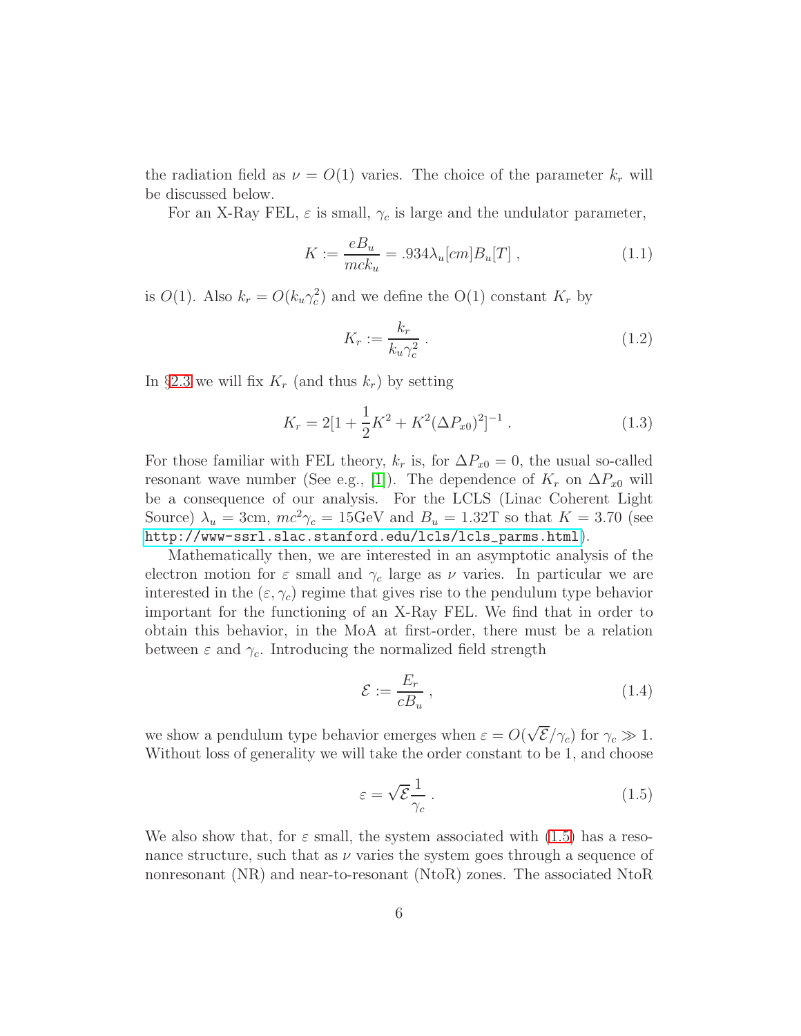the radiation field as $\nu = O(1)$ varies. The choice of the parameter $k_r$ will be discussed below.

For an X-Ray FEL, $\varepsilon$ is small, $\gamma_c$ is large and the undulator parameter,

$$K := \frac{eB_u}{mck_u} = .934\lambda_u[cm]B_u[T] \; , \tag{1.1}$$

is $O(1)$. Also $k_r = O(k_u\gamma_c^2)$ and we define the O(1) constant $K_r$ by

$$K_r := \frac{k_r}{k_u\gamma_c^2} \; . \tag{1.2}$$

In §2.3 we will fix $K_r$ (and thus $k_r$) by setting

$$K_r = 2[1 + \frac{1}{2}K^2 + K^2(\Delta P_{x0})^2]^{-1} \; . \tag{1.3}$$

For those familiar with FEL theory, $k_r$ is, for $\Delta P_{x0} = 0$, the usual so-called resonant wave number (See e.g., [1]). The dependence of $K_r$ on $\Delta P_{x0}$ will be a consequence of our analysis. For the LCLS (Linac Coherent Light Source) $\lambda_u = 3$cm, $mc^2\gamma_c = 15$GeV and $B_u = 1.32$T so that $K = 3.70$ (see http://www-ssrl.slac.stanford.edu/lcls/lcls_parms.html).

Mathematically then, we are interested in an asymptotic analysis of the electron motion for $\varepsilon$ small and $\gamma_c$ large as $\nu$ varies. In particular we are interested in the $(\varepsilon, \gamma_c)$ regime that gives rise to the pendulum type behavior important for the functioning of an X-Ray FEL. We find that in order to obtain this behavior, in the MoA at first-order, there must be a relation between $\varepsilon$ and $\gamma_c$. Introducing the normalized field strength

$$\mathcal{E} := \frac{E_r}{cB_u} \; , \tag{1.4}$$

we show a pendulum type behavior emerges when $\varepsilon = O(\sqrt{\mathcal{E}}/\gamma_c)$ for $\gamma_c \gg 1$. Without loss of generality we will take the order constant to be 1, and choose

$$\varepsilon = \sqrt{\mathcal{E}}\frac{1}{\gamma_c} \; . \tag{1.5}$$

We also show that, for $\varepsilon$ small, the system associated with (1.5) has a resonance structure, such that as $\nu$ varies the system goes through a sequence of nonresonant (NR) and near-to-resonant (NtoR) zones. The associated NtoR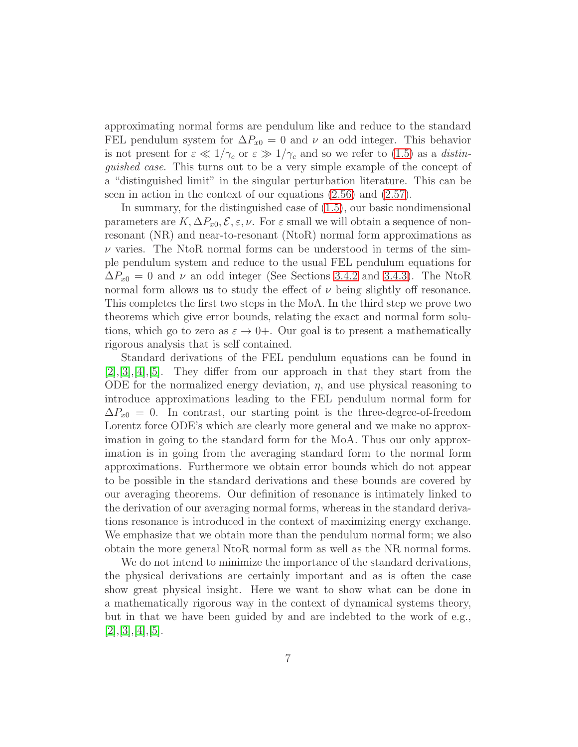approximating normal forms are pendulum like and reduce to the standard FEL pendulum system for $\Delta P_{x0} = 0$ and $\nu$ an odd integer. This behavior is not present for $\varepsilon \ll 1/\gamma_c$ or $\varepsilon \gg 1/\gamma_c$ and so we refer to (1.5) as a *distinguished case*. This turns out to be a very simple example of the concept of a "distinguished limit" in the singular perturbation literature. This can be seen in action in the context of our equations (2.56) and (2.57).

In summary, for the distinguished case of (1.5), our basic nondimensional parameters are $K, \Delta P_{x0}, \mathcal{E}, \varepsilon, \nu$. For $\varepsilon$ small we will obtain a sequence of non-resonant (NR) and near-to-resonant (NtoR) normal form approximations as $\nu$ varies. The NtoR normal forms can be understood in terms of the simple pendulum system and reduce to the usual FEL pendulum equations for $\Delta P_{x0} = 0$ and $\nu$ an odd integer (See Sections 3.4.2 and 3.4.3). The NtoR normal form allows us to study the effect of $\nu$ being slightly off resonance. This completes the first two steps in the MoA. In the third step we prove two theorems which give error bounds, relating the exact and normal form solutions, which go to zero as $\varepsilon \to 0+$. Our goal is to present a mathematically rigorous analysis that is self contained.

Standard derivations of the FEL pendulum equations can be found in [2],[3],[4],[5]. They differ from our approach in that they start from the ODE for the normalized energy deviation, $\eta$, and use physical reasoning to introduce approximations leading to the FEL pendulum normal form for $\Delta P_{x0} = 0$. In contrast, our starting point is the three-degree-of-freedom Lorentz force ODE's which are clearly more general and we make no approximation in going to the standard form for the MoA. Thus our only approximation is in going from the averaging standard form to the normal form approximations. Furthermore we obtain error bounds which do not appear to be possible in the standard derivations and these bounds are covered by our averaging theorems. Our definition of resonance is intimately linked to the derivation of our averaging normal forms, whereas in the standard derivations resonance is introduced in the context of maximizing energy exchange. We emphasize that we obtain more than the pendulum normal form; we also obtain the more general NtoR normal form as well as the NR normal forms.

We do not intend to minimize the importance of the standard derivations, the physical derivations are certainly important and as is often the case show great physical insight. Here we want to show what can be done in a mathematically rigorous way in the context of dynamical systems theory, but in that we have been guided by and are indebted to the work of e.g., [2],[3],[4],[5].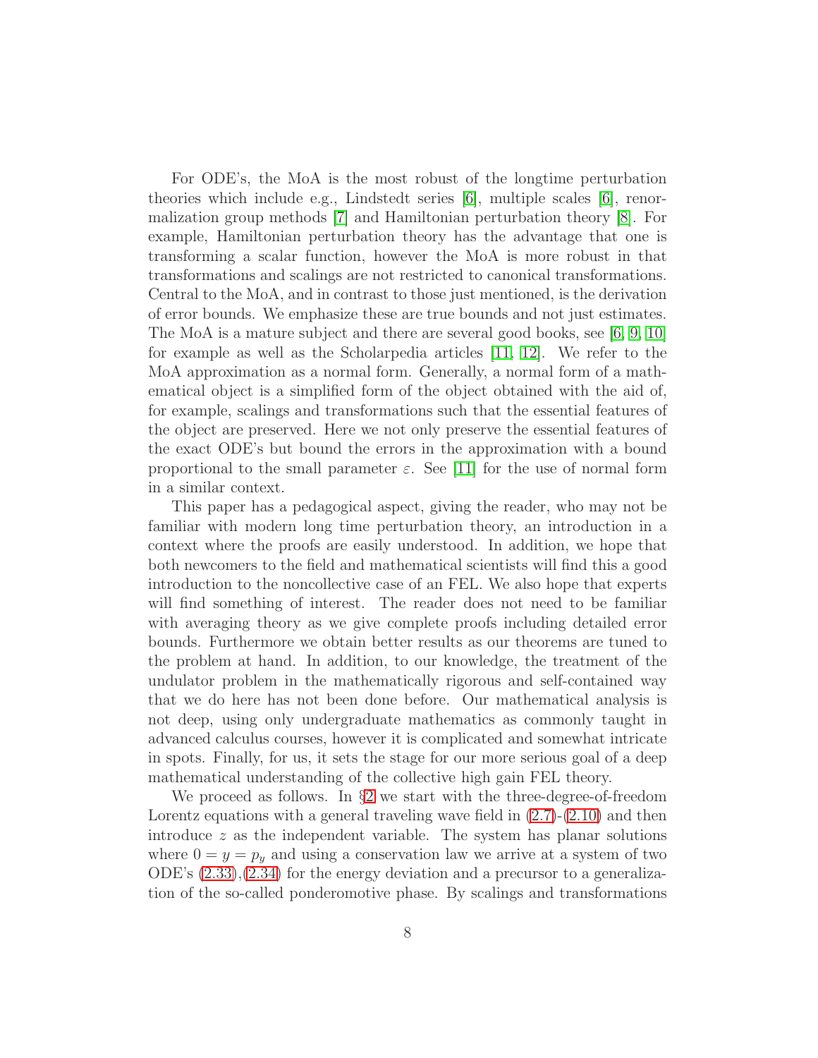For ODE's, the MoA is the most robust of the longtime perturbation theories which include e.g., Lindstedt series [6], multiple scales [6], renormalization group methods [7] and Hamiltonian perturbation theory [8]. For example, Hamiltonian perturbation theory has the advantage that one is transforming a scalar function, however the MoA is more robust in that transformations and scalings are not restricted to canonical transformations. Central to the MoA, and in contrast to those just mentioned, is the derivation of error bounds. We emphasize these are true bounds and not just estimates. The MoA is a mature subject and there are several good books, see [6, 9, 10] for example as well as the Scholarpedia articles [11, 12]. We refer to the MoA approximation as a normal form. Generally, a normal form of a mathematical object is a simplified form of the object obtained with the aid of, for example, scalings and transformations such that the essential features of the object are preserved. Here we not only preserve the essential features of the exact ODE's but bound the errors in the approximation with a bound proportional to the small parameter $\varepsilon$. See [11] for the use of normal form in a similar context.

This paper has a pedagogical aspect, giving the reader, who may not be familiar with modern long time perturbation theory, an introduction in a context where the proofs are easily understood. In addition, we hope that both newcomers to the field and mathematical scientists will find this a good introduction to the noncollective case of an FEL. We also hope that experts will find something of interest. The reader does not need to be familiar with averaging theory as we give complete proofs including detailed error bounds. Furthermore we obtain better results as our theorems are tuned to the problem at hand. In addition, to our knowledge, the treatment of the undulator problem in the mathematically rigorous and self-contained way that we do here has not been done before. Our mathematical analysis is not deep, using only undergraduate mathematics as commonly taught in advanced calculus courses, however it is complicated and somewhat intricate in spots. Finally, for us, it sets the stage for our more serious goal of a deep mathematical understanding of the collective high gain FEL theory.

We proceed as follows. In §2 we start with the three-degree-of-freedom Lorentz equations with a general traveling wave field in (2.7)-(2.10) and then introduce $z$ as the independent variable. The system has planar solutions where $0 = y = p_y$ and using a conservation law we arrive at a system of two ODE's (2.33),(2.34) for the energy deviation and a precursor to a generalization of the so-called ponderomotive phase. By scalings and transformations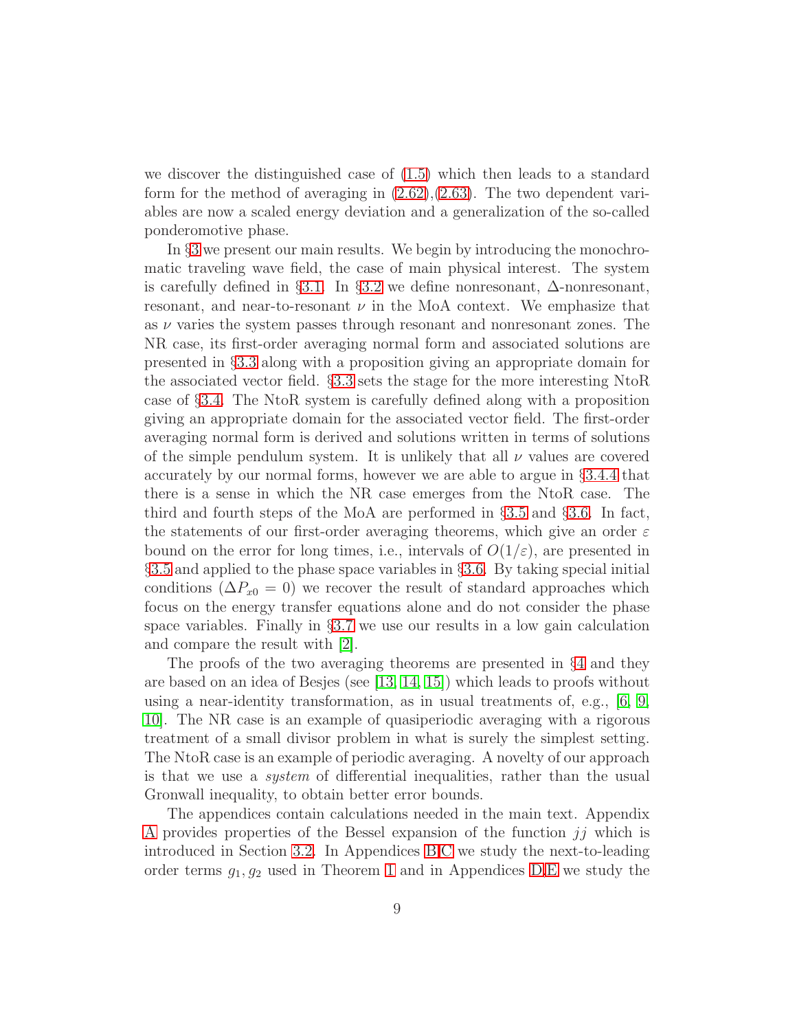we discover the distinguished case of (1.5) which then leads to a standard form for the method of averaging in (2.62),(2.63). The two dependent variables are now a scaled energy deviation and a generalization of the so-called ponderomotive phase.

In §3 we present our main results. We begin by introducing the monochromatic traveling wave field, the case of main physical interest. The system is carefully defined in §3.1. In §3.2 we define nonresonant, $\Delta$-nonresonant, resonant, and near-to-resonant $\nu$ in the MoA context. We emphasize that as $\nu$ varies the system passes through resonant and nonresonant zones. The NR case, its first-order averaging normal form and associated solutions are presented in §3.3 along with a proposition giving an appropriate domain for the associated vector field. §3.3 sets the stage for the more interesting NtoR case of §3.4. The NtoR system is carefully defined along with a proposition giving an appropriate domain for the associated vector field. The first-order averaging normal form is derived and solutions written in terms of solutions of the simple pendulum system. It is unlikely that all $\nu$ values are covered accurately by our normal forms, however we are able to argue in §3.4.4 that there is a sense in which the NR case emerges from the NtoR case. The third and fourth steps of the MoA are performed in §3.5 and §3.6. In fact, the statements of our first-order averaging theorems, which give an order $\varepsilon$ bound on the error for long times, i.e., intervals of $O(1/\varepsilon)$, are presented in §3.5 and applied to the phase space variables in §3.6. By taking special initial conditions ($\Delta P_{x0} = 0$) we recover the result of standard approaches which focus on the energy transfer equations alone and do not consider the phase space variables. Finally in §3.7 we use our results in a low gain calculation and compare the result with [2].

The proofs of the two averaging theorems are presented in §4 and they are based on an idea of Besjes (see [13, 14, 15]) which leads to proofs without using a near-identity transformation, as in usual treatments of, e.g., [6, 9, 10]. The NR case is an example of quasiperiodic averaging with a rigorous treatment of a small divisor problem in what is surely the simplest setting. The NtoR case is an example of periodic averaging. A novelty of our approach is that we use a *system* of differential inequalities, rather than the usual Gronwall inequality, to obtain better error bounds.

The appendices contain calculations needed in the main text. Appendix A provides properties of the Bessel expansion of the function $jj$ which is introduced in Section 3.2. In Appendices B,C we study the next-to-leading order terms $g_1, g_2$ used in Theorem 1 and in Appendices D,E we study the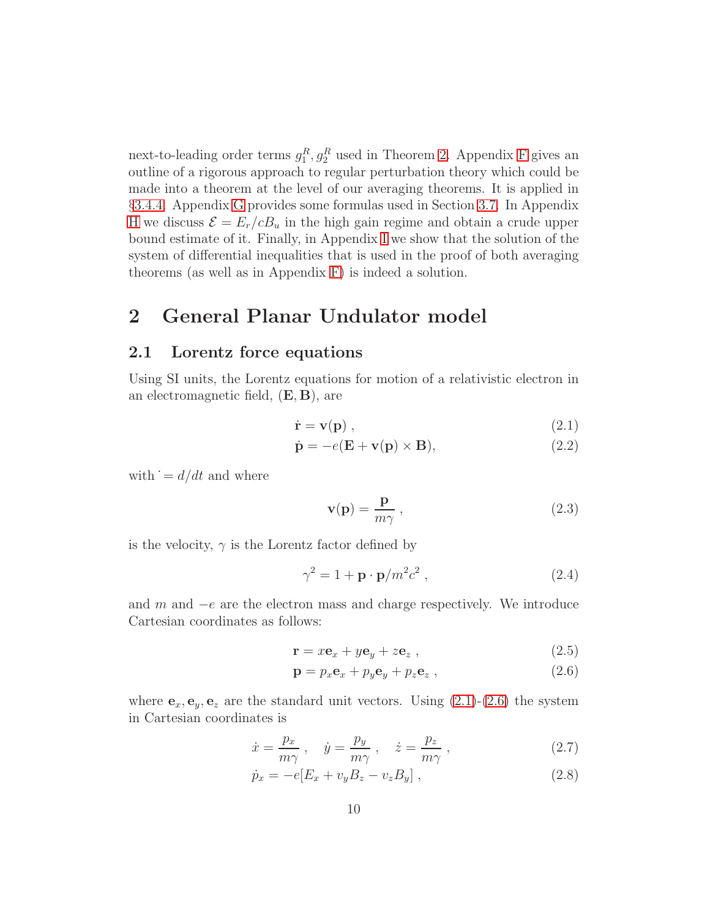next-to-leading order terms $g_1^R, g_2^R$ used in Theorem 2. Appendix F gives an outline of a rigorous approach to regular perturbation theory which could be made into a theorem at the level of our averaging theorems. It is applied in §3.4.4. Appendix G provides some formulas used in Section 3.7. In Appendix H we discuss $\mathcal{E} = E_r/cB_u$ in the high gain regime and obtain a crude upper bound estimate of it. Finally, in Appendix I we show that the solution of the system of differential inequalities that is used in the proof of both averaging theorems (as well as in Appendix F) is indeed a solution.

# 2 General Planar Undulator model

## 2.1 Lorentz force equations

Using SI units, the Lorentz equations for motion of a relativistic electron in an electromagnetic field, $(\mathbf{E}, \mathbf{B})$, are

$$\dot{\mathbf{r}} = \mathbf{v}(\mathbf{p}) \, , \tag{2.1}$$

$$\dot{\mathbf{p}} = -e(\mathbf{E} + \mathbf{v}(\mathbf{p}) \times \mathbf{B}), \tag{2.2}$$

with $\dot{} = d/dt$ and where

$$\mathbf{v}(\mathbf{p}) = \frac{\mathbf{p}}{m\gamma} \, , \tag{2.3}$$

is the velocity, $\gamma$ is the Lorentz factor defined by

$$\gamma^2 = 1 + \mathbf{p} \cdot \mathbf{p}/m^2c^2 \, , \tag{2.4}$$

and $m$ and $-e$ are the electron mass and charge respectively. We introduce Cartesian coordinates as follows:

$$\mathbf{r} = x\mathbf{e}_x + y\mathbf{e}_y + z\mathbf{e}_z \, , \tag{2.5}$$

$$\mathbf{p} = p_x\mathbf{e}_x + p_y\mathbf{e}_y + p_z\mathbf{e}_z \, , \tag{2.6}$$

where $\mathbf{e}_x, \mathbf{e}_y, \mathbf{e}_z$ are the standard unit vectors. Using (2.1)-(2.6) the system in Cartesian coordinates is

$$\dot{x} = \frac{p_x}{m\gamma} \, , \quad \dot{y} = \frac{p_y}{m\gamma} \, , \quad \dot{z} = \frac{p_z}{m\gamma} \, , \tag{2.7}$$

$$\dot{p}_x = -e[E_x + v_yB_z - v_zB_y] \, , \tag{2.8}$$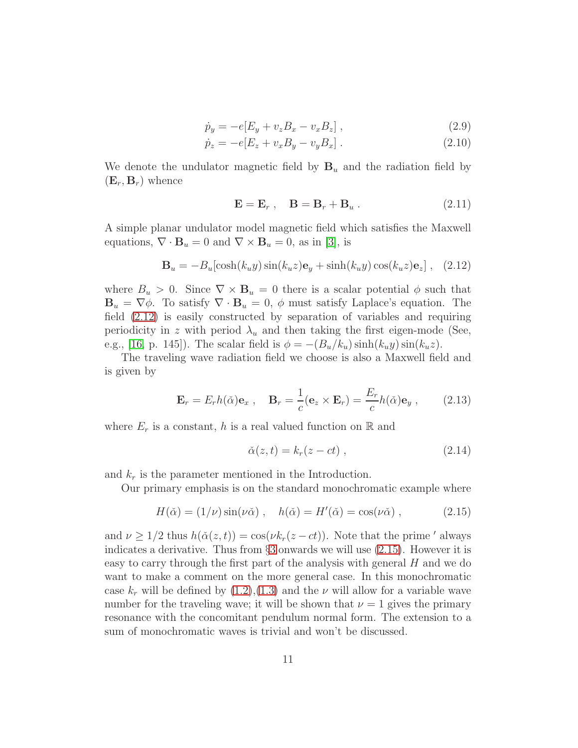$$\dot{p}_y = -e[E_y + v_z B_x - v_x B_z] \,, \tag{2.9}$$

$$\dot{p}_z = -e[E_z + v_x B_y - v_y B_x] \,. \tag{2.10}$$

We denote the undulator magnetic field by $\mathbf{B}_u$ and the radiation field by $(\mathbf{E}_r, \mathbf{B}_r)$ whence

$$\mathbf{E} = \mathbf{E}_r \,, \quad \mathbf{B} = \mathbf{B}_r + \mathbf{B}_u \,. \tag{2.11}$$

A simple planar undulator model magnetic field which satisfies the Maxwell equations, $\nabla \cdot \mathbf{B}_u = 0$ and $\nabla \times \mathbf{B}_u = 0$, as in [3], is

$$\mathbf{B}_u = -B_u[\cosh(k_u y)\sin(k_u z)\mathbf{e}_y + \sinh(k_u y)\cos(k_u z)\mathbf{e}_z] \,, \tag{2.12}$$

where $B_u > 0$. Since $\nabla \times \mathbf{B}_u = 0$ there is a scalar potential $\phi$ such that $\mathbf{B}_u = \nabla\phi$. To satisfy $\nabla \cdot \mathbf{B}_u = 0$, $\phi$ must satisfy Laplace's equation. The field (2.12) is easily constructed by separation of variables and requiring periodicity in $z$ with period $\lambda_u$ and then taking the first eigen-mode (See, e.g., [16, p. 145]). The scalar field is $\phi = -(B_u/k_u)\sinh(k_u y)\sin(k_u z)$.

The traveling wave radiation field we choose is also a Maxwell field and is given by

$$\mathbf{E}_r = E_r h(\check{\alpha})\mathbf{e}_x \,, \quad \mathbf{B}_r = \frac{1}{c}(\mathbf{e}_z \times \mathbf{E}_r) = \frac{E_r}{c}h(\check{\alpha})\mathbf{e}_y \,, \tag{2.13}$$

where $E_r$ is a constant, $h$ is a real valued function on $\mathbb{R}$ and

$$\check{\alpha}(z,t) = k_r(z - ct) \,, \tag{2.14}$$

and $k_r$ is the parameter mentioned in the Introduction.

Our primary emphasis is on the standard monochromatic example where

$$H(\check{\alpha}) = (1/\nu)\sin(\nu\check{\alpha}) \,, \quad h(\check{\alpha}) = H'(\check{\alpha}) = \cos(\nu\check{\alpha}) \,, \tag{2.15}$$

and $\nu \geq 1/2$ thus $h(\check{\alpha}(z,t)) = \cos(\nu k_r(z - ct))$. Note that the prime $'$ always indicates a derivative. Thus from §3 onwards we will use (2.15). However it is easy to carry through the first part of the analysis with general $H$ and we do want to make a comment on the more general case. In this monochromatic case $k_r$ will be defined by (1.2),(1.3) and the $\nu$ will allow for a variable wave number for the traveling wave; it will be shown that $\nu = 1$ gives the primary resonance with the concomitant pendulum normal form. The extension to a sum of monochromatic waves is trivial and won't be discussed.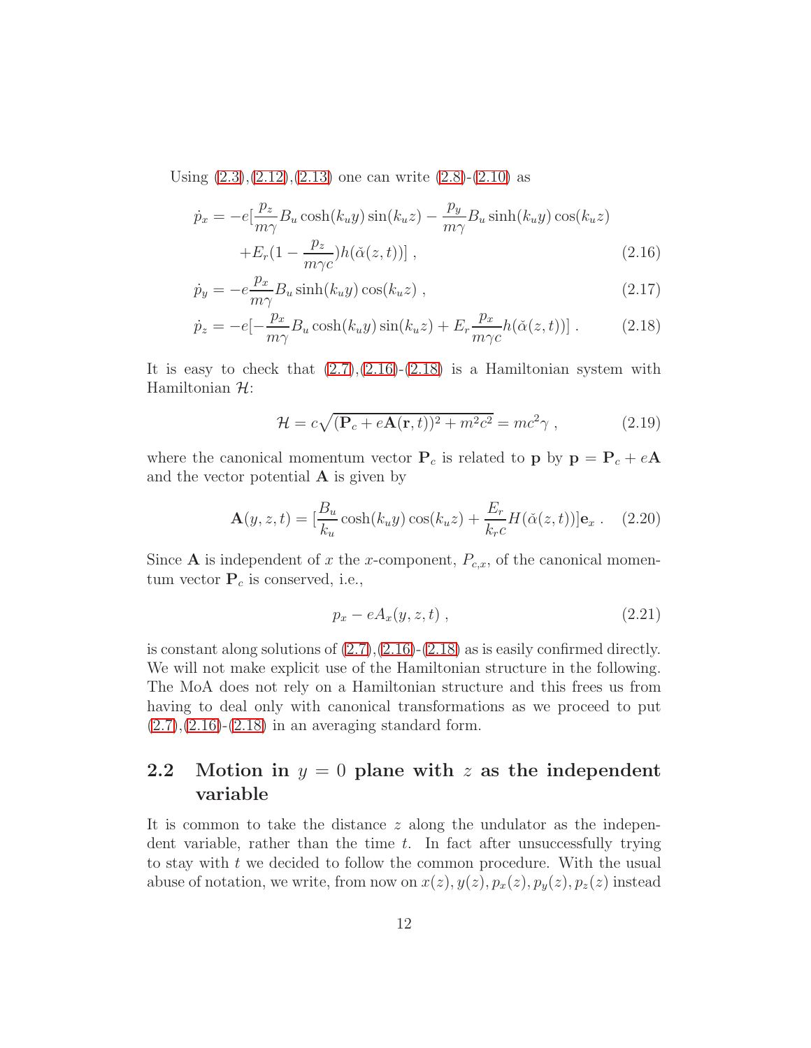Using (2.3),(2.12),(2.13) one can write (2.8)-(2.10) as

$$
\begin{aligned}
\dot{p}_x = -e[&\frac{p_z}{m\gamma}B_u \cosh(k_u y)\sin(k_u z) - \frac{p_y}{m\gamma}B_u \sinh(k_u y)\cos(k_u z) \\
&+E_r(1-\frac{p_z}{m\gamma c})h(\check{\alpha}(z,t))] \ , 
\end{aligned}
\tag{2.16}
$$

$$
\dot{p}_y = -e\frac{p_x}{m\gamma}B_u \sinh(k_u y)\cos(k_u z) \ , \tag{2.17}
$$

$$
\dot{p}_z = -e[-\frac{p_x}{m\gamma}B_u \cosh(k_u y)\sin(k_u z) + E_r\frac{p_x}{m\gamma c}h(\check{\alpha}(z,t))] \ . \tag{2.18}
$$

It is easy to check that (2.7),(2.16)-(2.18) is a Hamiltonian system with Hamiltonian $\mathcal{H}$:

$$
\mathcal{H} = c\sqrt{(\mathbf{P}_c + e\mathbf{A}(\mathbf{r},t))^2 + m^2c^2} = mc^2\gamma \ , \tag{2.19}
$$

where the canonical momentum vector $\mathbf{P}_c$ is related to $\mathbf{p}$ by $\mathbf{p} = \mathbf{P}_c + e\mathbf{A}$ and the vector potential $\mathbf{A}$ is given by

$$
\mathbf{A}(y,z,t) = [\frac{B_u}{k_u}\cosh(k_u y)\cos(k_u z) + \frac{E_r}{k_r c}H(\check{\alpha}(z,t))]\mathbf{e}_x \ . \tag{2.20}
$$

Since $\mathbf{A}$ is independent of $x$ the $x$-component, $P_{c,x}$, of the canonical momentum vector $\mathbf{P}_c$ is conserved, i.e.,

$$
p_x - eA_x(y,z,t) \ , \tag{2.21}
$$

is constant along solutions of (2.7),(2.16)-(2.18) as is easily confirmed directly. We will not make explicit use of the Hamiltonian structure in the following. The MoA does not rely on a Hamiltonian structure and this frees us from having to deal only with canonical transformations as we proceed to put (2.7),(2.16)-(2.18) in an averaging standard form.

## 2.2 Motion in $y = 0$ plane with $z$ as the independent variable

It is common to take the distance $z$ along the undulator as the independent variable, rather than the time $t$. In fact after unsuccessfully trying to stay with $t$ we decided to follow the common procedure. With the usual abuse of notation, we write, from now on $x(z), y(z), p_x(z), p_y(z), p_z(z)$ instead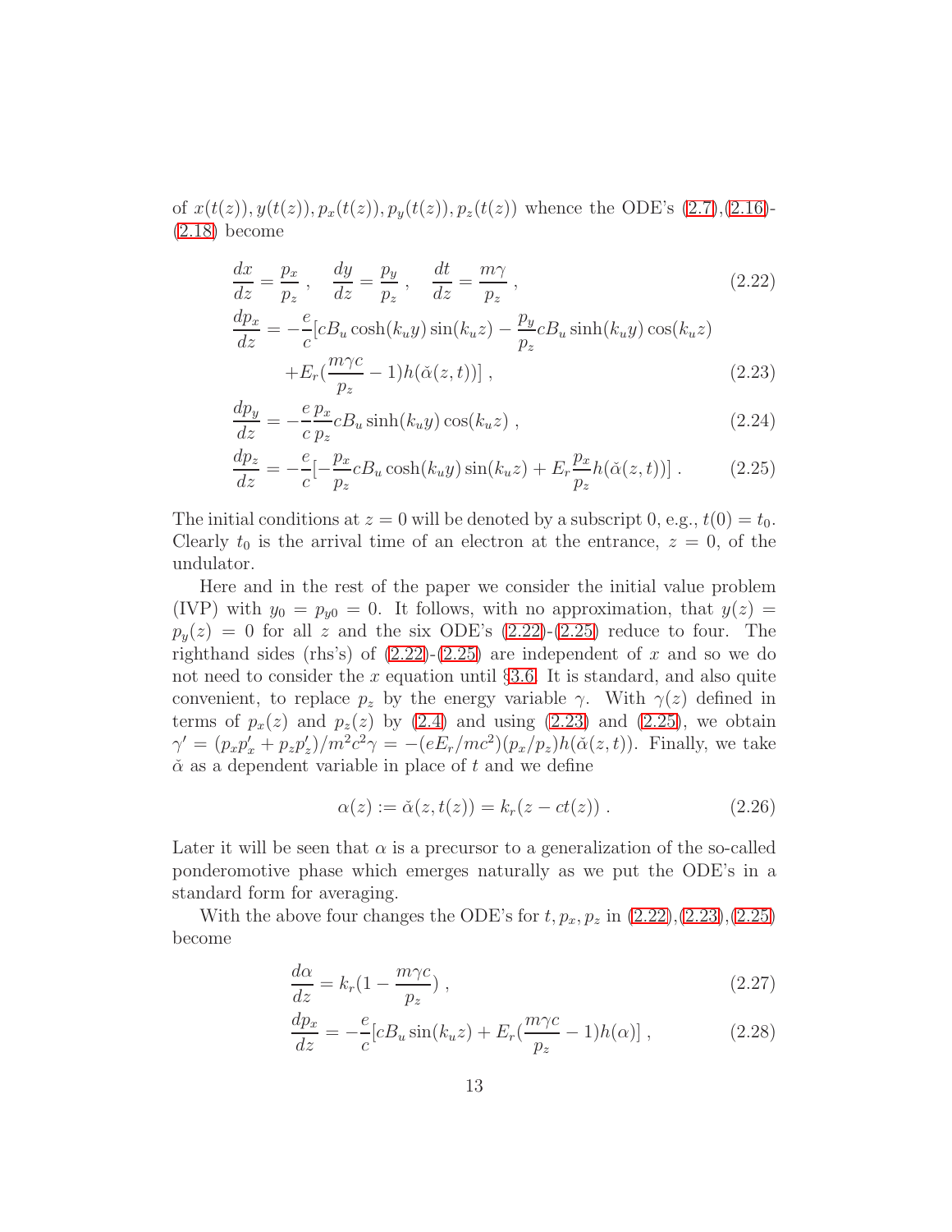of $x(t(z)), y(t(z)), p_x(t(z)), p_y(t(z)), p_z(t(z))$ whence the ODE's (2.7),(2.16)-(2.18) become

$$\frac{dx}{dz} = \frac{p_x}{p_z}\,, \quad \frac{dy}{dz} = \frac{p_y}{p_z}\,, \quad \frac{dt}{dz} = \frac{m\gamma}{p_z}\,, \tag{2.22}$$

$$\frac{dp_x}{dz} = -\frac{e}{c}[cB_u\cosh(k_u y)\sin(k_u z) - \frac{p_y}{p_z}cB_u\sinh(k_u y)\cos(k_u z) \\ +E_r(\frac{m\gamma c}{p_z} - 1)h(\check{\alpha}(z,t))]\,, \tag{2.23}$$

$$\frac{dp_y}{dz} = -\frac{e}{c}\frac{p_x}{p_z}cB_u\sinh(k_u y)\cos(k_u z)\,, \tag{2.24}$$

$$\frac{dp_z}{dz} = -\frac{e}{c}[-\frac{p_x}{p_z}cB_u\cosh(k_u y)\sin(k_u z) + E_r\frac{p_x}{p_z}h(\check{\alpha}(z,t))]\,. \tag{2.25}$$

The initial conditions at $z = 0$ will be denoted by a subscript 0, e.g., $t(0) = t_0$. Clearly $t_0$ is the arrival time of an electron at the entrance, $z = 0$, of the undulator.

Here and in the rest of the paper we consider the initial value problem (IVP) with $y_0 = p_{y0} = 0$. It follows, with no approximation, that $y(z) = p_y(z) = 0$ for all $z$ and the six ODE's (2.22)-(2.25) reduce to four. The righthand sides (rhs's) of (2.22)-(2.25) are independent of $x$ and so we do not need to consider the $x$ equation until §3.6. It is standard, and also quite convenient, to replace $p_z$ by the energy variable $\gamma$. With $\gamma(z)$ defined in terms of $p_x(z)$ and $p_z(z)$ by (2.4) and using (2.23) and (2.25), we obtain $\gamma' = (p_x p_x' + p_z p_z')/m^2c^2\gamma = -(eE_r/mc^2)(p_x/p_z)h(\check{\alpha}(z,t))$. Finally, we take $\check{\alpha}$ as a dependent variable in place of $t$ and we define

$$\alpha(z) := \check{\alpha}(z, t(z)) = k_r(z - ct(z))\,. \tag{2.26}$$

Later it will be seen that $\alpha$ is a precursor to a generalization of the so-called ponderomotive phase which emerges naturally as we put the ODE's in a standard form for averaging.

With the above four changes the ODE's for $t, p_x, p_z$ in (2.22),(2.23),(2.25) become

$$\frac{d\alpha}{dz} = k_r(1 - \frac{m\gamma c}{p_z})\,, \tag{2.27}$$

$$\frac{dp_x}{dz} = -\frac{e}{c}[cB_u\sin(k_u z) + E_r(\frac{m\gamma c}{p_z} - 1)h(\alpha)]\,, \tag{2.28}$$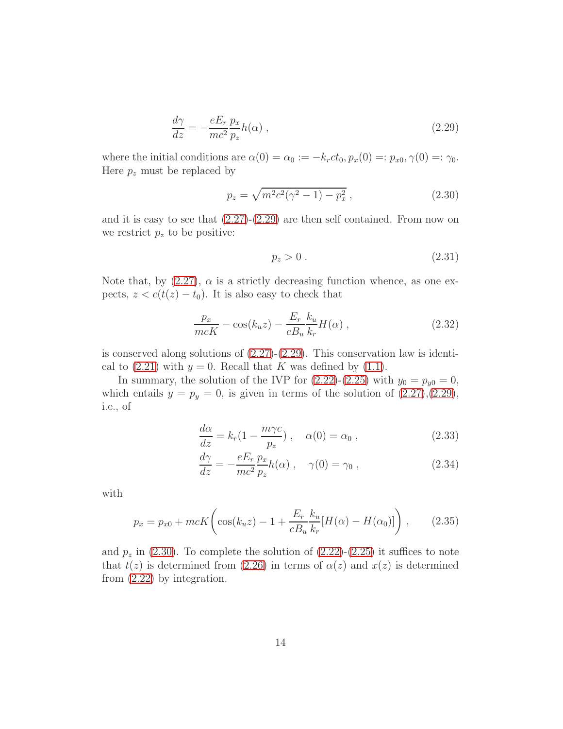$$\frac{d\gamma}{dz} = -\frac{eE_r}{mc^2}\frac{p_x}{p_z}h(\alpha) \,, \tag{2.29}$$

where the initial conditions are $\alpha(0) = \alpha_0 := -k_r ct_0, p_x(0) =: p_{x0}, \gamma(0) =: \gamma_0$. Here $p_z$ must be replaced by

$$p_z = \sqrt{m^2c^2(\gamma^2 - 1) - p_x^2} \,, \tag{2.30}$$

and it is easy to see that (2.27)-(2.29) are then self contained. From now on we restrict $p_z$ to be positive:

$$p_z > 0 \,. \tag{2.31}$$

Note that, by (2.27), $\alpha$ is a strictly decreasing function whence, as one expects, $z < c(t(z) - t_0)$. It is also easy to check that

$$\frac{p_x}{mcK} - \cos(k_u z) - \frac{E_r}{cB_u}\frac{k_u}{k_r}H(\alpha) \,, \tag{2.32}$$

is conserved along solutions of (2.27)-(2.29). This conservation law is identical to (2.21) with $y = 0$. Recall that $K$ was defined by (1.1).

In summary, the solution of the IVP for (2.22)-(2.25) with $y_0 = p_{y0} = 0$, which entails $y = p_y = 0$, is given in terms of the solution of (2.27),(2.29), i.e., of

$$\frac{d\alpha}{dz} = k_r(1 - \frac{m\gamma c}{p_z}) \,, \quad \alpha(0) = \alpha_0 \,, \tag{2.33}$$

$$\frac{d\gamma}{dz} = -\frac{eE_r}{mc^2}\frac{p_x}{p_z}h(\alpha) \,, \quad \gamma(0) = \gamma_0 \,, \tag{2.34}$$

with

$$p_x = p_{x0} + mcK\left(\cos(k_u z) - 1 + \frac{E_r}{cB_u}\frac{k_u}{k_r}[H(\alpha) - H(\alpha_0)]\right) \,, \tag{2.35}$$

and $p_z$ in (2.30). To complete the solution of (2.22)-(2.25) it suffices to note that $t(z)$ is determined from (2.26) in terms of $\alpha(z)$ and $x(z)$ is determined from (2.22) by integration.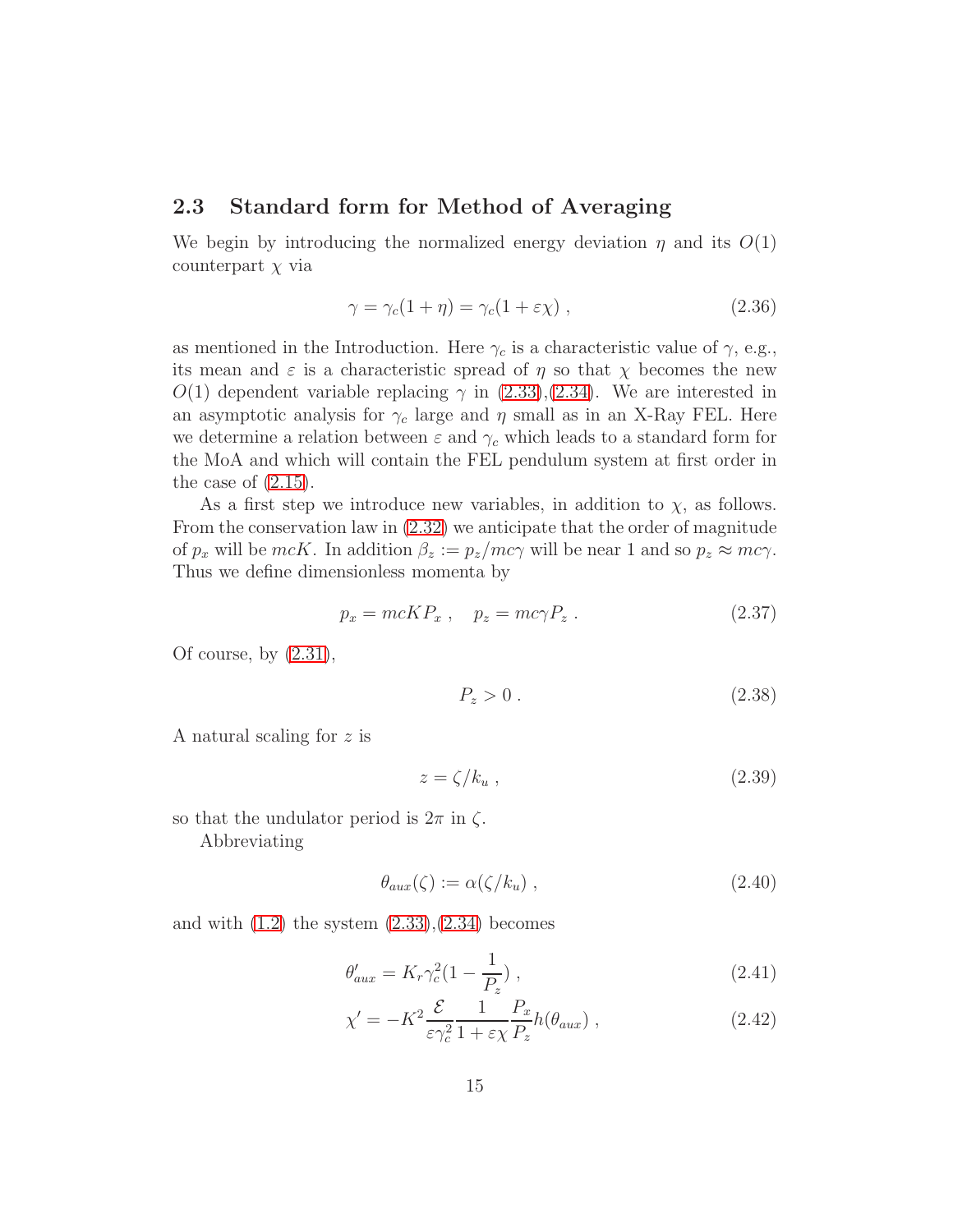## 2.3 Standard form for Method of Averaging

We begin by introducing the normalized energy deviation $\eta$ and its $O(1)$ counterpart $\chi$ via

$$\gamma = \gamma_c(1+\eta) = \gamma_c(1+\varepsilon\chi) \; , \tag{2.36}$$

as mentioned in the Introduction. Here $\gamma_c$ is a characteristic value of $\gamma$, e.g., its mean and $\varepsilon$ is a characteristic spread of $\eta$ so that $\chi$ becomes the new $O(1)$ dependent variable replacing $\gamma$ in (2.33),(2.34). We are interested in an asymptotic analysis for $\gamma_c$ large and $\eta$ small as in an X-Ray FEL. Here we determine a relation between $\varepsilon$ and $\gamma_c$ which leads to a standard form for the MoA and which will contain the FEL pendulum system at first order in the case of (2.15).

As a first step we introduce new variables, in addition to $\chi$, as follows. From the conservation law in (2.32) we anticipate that the order of magnitude of $p_x$ will be $mcK$. In addition $\beta_z := p_z/mc\gamma$ will be near 1 and so $p_z \approx mc\gamma$. Thus we define dimensionless momenta by

$$p_x = mcKP_x \; , \quad p_z = mc\gamma P_z \; . \tag{2.37}$$

Of course, by (2.31),

$$P_z > 0 \; . \tag{2.38}$$

A natural scaling for $z$ is

$$z = \zeta/k_u \; , \tag{2.39}$$

so that the undulator period is $2\pi$ in $\zeta$.

Abbreviating

$$\theta_{aux}(\zeta) := \alpha(\zeta/k_u) \; , \tag{2.40}$$

and with (1.2) the system (2.33),(2.34) becomes

$$\theta'_{aux} = K_r\gamma_c^2(1-\frac{1}{P_z}) \; , \tag{2.41}$$

$$\chi' = -K^2\frac{\mathcal{E}}{\varepsilon\gamma_c^2}\frac{1}{1+\varepsilon\chi}\frac{P_x}{P_z}h(\theta_{aux}) \; , \tag{2.42}$$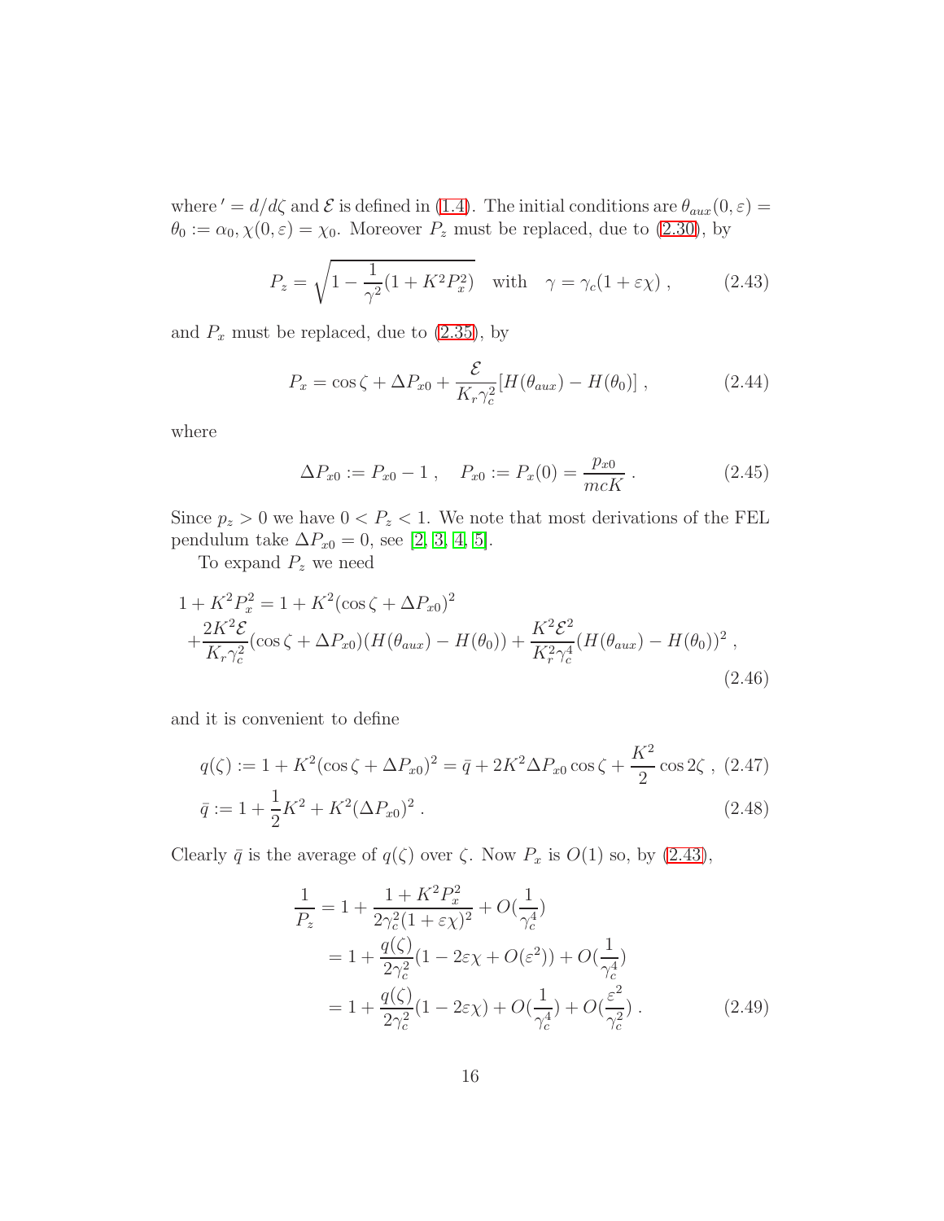where $' = d/d\zeta$ and $\mathcal{E}$ is defined in (1.4). The initial conditions are $\theta_{aux}(0, \varepsilon) = \theta_0 := \alpha_0, \chi(0, \varepsilon) = \chi_0$. Moreover $P_z$ must be replaced, due to (2.30), by

$$P_z = \sqrt{1 - \frac{1}{\gamma^2}(1 + K^2 P_x^2)} \quad \text{with} \quad \gamma = \gamma_c(1 + \varepsilon\chi) \ , \tag{2.43}$$

and $P_x$ must be replaced, due to (2.35), by

$$P_x = \cos\zeta + \Delta P_{x0} + \frac{\mathcal{E}}{K_r \gamma_c^2}[H(\theta_{aux}) - H(\theta_0)] \ , \tag{2.44}$$

where

$$\Delta P_{x0} := P_{x0} - 1 \ , \quad P_{x0} := P_x(0) = \frac{p_{x0}}{mcK} \ . \tag{2.45}$$

Since $p_z > 0$ we have $0 < P_z < 1$. We note that most derivations of the FEL pendulum take $\Delta P_{x0} = 0$, see [2, 3, 4, 5].

To expand $P_z$ we need

$$\begin{aligned} 1 + K^2 P_x^2 &= 1 + K^2(\cos\zeta + \Delta P_{x0})^2 \\ &+ \frac{2K^2\mathcal{E}}{K_r \gamma_c^2}(\cos\zeta + \Delta P_{x0})(H(\theta_{aux}) - H(\theta_0)) + \frac{K^2\mathcal{E}^2}{K_r^2 \gamma_c^4}(H(\theta_{aux}) - H(\theta_0))^2 \ , \end{aligned} \tag{2.46}$$

and it is convenient to define

$$q(\zeta) := 1 + K^2(\cos\zeta + \Delta P_{x0})^2 = \bar{q} + 2K^2 \Delta P_{x0}\cos\zeta + \frac{K^2}{2}\cos 2\zeta \ , \tag{2.47}$$

$$\bar{q} := 1 + \frac{1}{2}K^2 + K^2(\Delta P_{x0})^2 \ . \tag{2.48}$$

Clearly $\bar{q}$ is the average of $q(\zeta)$ over $\zeta$. Now $P_x$ is $O(1)$ so, by (2.43),

$$\begin{aligned} \frac{1}{P_z} &= 1 + \frac{1 + K^2 P_x^2}{2\gamma_c^2(1 + \varepsilon\chi)^2} + O(\frac{1}{\gamma_c^4}) \\ &= 1 + \frac{q(\zeta)}{2\gamma_c^2}(1 - 2\varepsilon\chi + O(\varepsilon^2)) + O(\frac{1}{\gamma_c^4}) \\ &= 1 + \frac{q(\zeta)}{2\gamma_c^2}(1 - 2\varepsilon\chi) + O(\frac{1}{\gamma_c^4}) + O(\frac{\varepsilon^2}{\gamma_c^2}) \ . \end{aligned} \tag{2.49}$$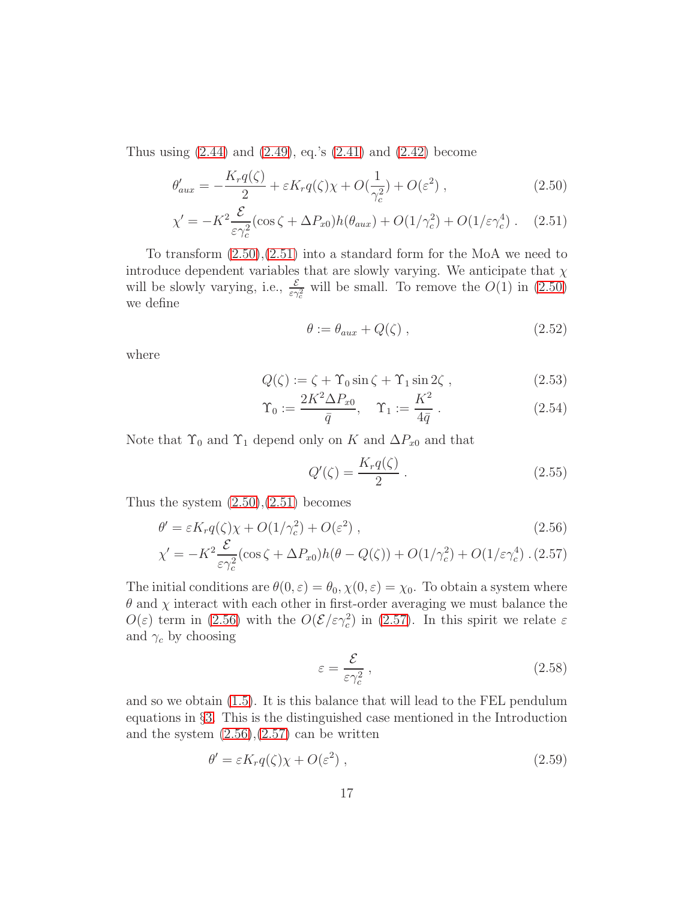Thus using (2.44) and (2.49), eq.'s (2.41) and (2.42) become

$$\theta'_{aux} = -\frac{K_r q(\zeta)}{2} + \varepsilon K_r q(\zeta)\chi + O(\frac{1}{\gamma_c^2}) + O(\varepsilon^2) \; , \tag{2.50}$$

$$\chi' = -K^2 \frac{\mathcal{E}}{\varepsilon\gamma_c^2}(\cos\zeta + \Delta P_{x0})h(\theta_{aux}) + O(1/\gamma_c^2) + O(1/\varepsilon\gamma_c^4) \; . \tag{2.51}$$

To transform (2.50),(2.51) into a standard form for the MoA we need to introduce dependent variables that are slowly varying. We anticipate that $\chi$ will be slowly varying, i.e., $\frac{\mathcal{E}}{\varepsilon\gamma_c^2}$ will be small. To remove the $O(1)$ in (2.50) we define

$$\theta := \theta_{aux} + Q(\zeta) \; , \tag{2.52}$$

where

$$Q(\zeta) := \zeta + \Upsilon_0 \sin\zeta + \Upsilon_1 \sin 2\zeta \; , \tag{2.53}$$

$$\Upsilon_0 := \frac{2K^2\Delta P_{x0}}{\bar{q}}, \quad \Upsilon_1 := \frac{K^2}{4\bar{q}} \; . \tag{2.54}$$

Note that $\Upsilon_0$ and $\Upsilon_1$ depend only on $K$ and $\Delta P_{x0}$ and that

$$Q'(\zeta) = \frac{K_r q(\zeta)}{2} \; . \tag{2.55}$$

Thus the system (2.50),(2.51) becomes

$$\theta' = \varepsilon K_r q(\zeta)\chi + O(1/\gamma_c^2) + O(\varepsilon^2) \; , \tag{2.56}$$

$$\chi' = -K^2 \frac{\mathcal{E}}{\varepsilon\gamma_c^2}(\cos\zeta + \Delta P_{x0})h(\theta - Q(\zeta)) + O(1/\gamma_c^2) + O(1/\varepsilon\gamma_c^4) \; . \tag{2.57}$$

The initial conditions are $\theta(0,\varepsilon) = \theta_0, \chi(0,\varepsilon) = \chi_0$. To obtain a system where $\theta$ and $\chi$ interact with each other in first-order averaging we must balance the $O(\varepsilon)$ term in (2.56) with the $O(\mathcal{E}/\varepsilon\gamma_c^2)$ in (2.57). In this spirit we relate $\varepsilon$ and $\gamma_c$ by choosing

$$\varepsilon = \frac{\mathcal{E}}{\varepsilon\gamma_c^2} \; , \tag{2.58}$$

and so we obtain (1.5). It is this balance that will lead to the FEL pendulum equations in §3. This is the distinguished case mentioned in the Introduction and the system (2.56),(2.57) can be written

$$\theta' = \varepsilon K_r q(\zeta)\chi + O(\varepsilon^2) \; , \tag{2.59}$$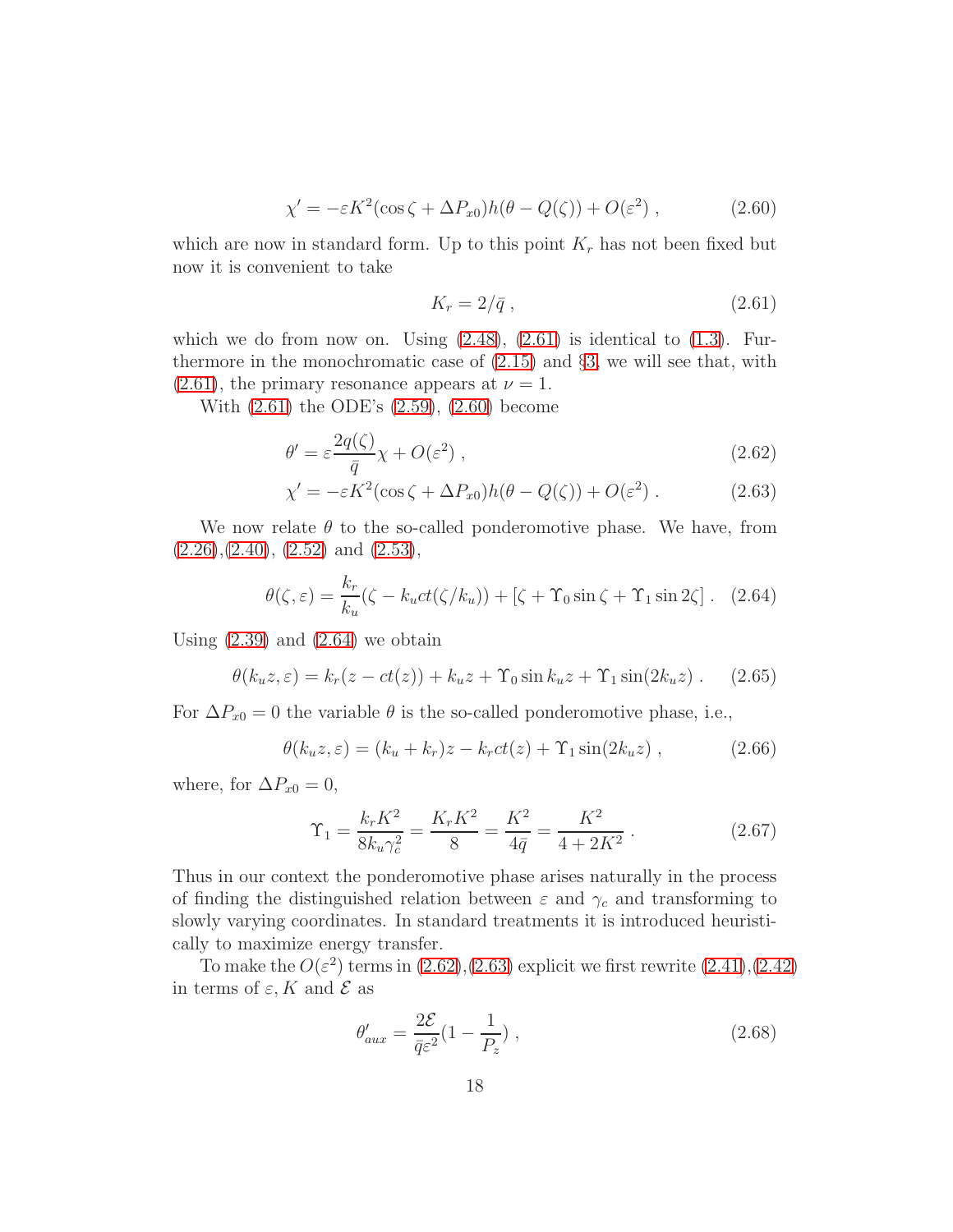$$\chi' = -\varepsilon K^2(\cos\zeta + \Delta P_{x0})h(\theta - Q(\zeta)) + O(\varepsilon^2) \;, \tag{2.60}$$

which are now in standard form. Up to this point $K_r$ has not been fixed but now it is convenient to take

$$K_r = 2/\bar{q} \;, \tag{2.61}$$

which we do from now on. Using (2.48), (2.61) is identical to (1.3). Furthermore in the monochromatic case of (2.15) and §3, we will see that, with (2.61), the primary resonance appears at $\nu = 1$.

With (2.61) the ODE's (2.59), (2.60) become

$$\theta' = \varepsilon\frac{2q(\zeta)}{\bar{q}}\chi + O(\varepsilon^2) \;, \tag{2.62}$$

$$\chi' = -\varepsilon K^2(\cos\zeta + \Delta P_{x0})h(\theta - Q(\zeta)) + O(\varepsilon^2) \;. \tag{2.63}$$

We now relate $\theta$ to the so-called ponderomotive phase. We have, from (2.26),(2.40), (2.52) and (2.53),

$$\theta(\zeta,\varepsilon) = \frac{k_r}{k_u}(\zeta - k_u ct(\zeta/k_u)) + [\zeta + \Upsilon_0\sin\zeta + \Upsilon_1\sin 2\zeta] \;. \tag{2.64}$$

Using (2.39) and (2.64) we obtain

$$\theta(k_u z,\varepsilon) = k_r(z - ct(z)) + k_u z + \Upsilon_0\sin k_u z + \Upsilon_1\sin(2k_u z) \;. \tag{2.65}$$

For $\Delta P_{x0} = 0$ the variable $\theta$ is the so-called ponderomotive phase, i.e.,

$$\theta(k_u z,\varepsilon) = (k_u + k_r)z - k_r ct(z) + \Upsilon_1\sin(2k_u z) \;, \tag{2.66}$$

where, for $\Delta P_{x0} = 0$,

$$\Upsilon_1 = \frac{k_r K^2}{8k_u\gamma_c^2} = \frac{K_r K^2}{8} = \frac{K^2}{4\bar{q}} = \frac{K^2}{4 + 2K^2} \;. \tag{2.67}$$

Thus in our context the ponderomotive phase arises naturally in the process of finding the distinguished relation between $\varepsilon$ and $\gamma_c$ and transforming to slowly varying coordinates. In standard treatments it is introduced heuristically to maximize energy transfer.

To make the $O(\varepsilon^2)$ terms in (2.62),(2.63) explicit we first rewrite (2.41),(2.42) in terms of $\varepsilon, K$ and $\mathcal{E}$ as

$$\theta'_{aux} = \frac{2\mathcal{E}}{\bar{q}\varepsilon^2}(1 - \frac{1}{P_z}) \;, \tag{2.68}$$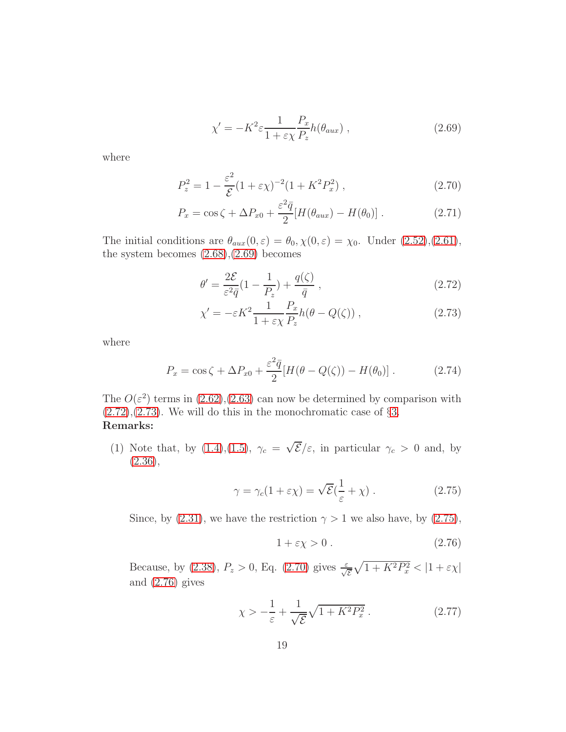$$\chi' = -K^2\varepsilon\frac{1}{1+\varepsilon\chi}\frac{P_x}{P_z}h(\theta_{aux})\;, \tag{2.69}$$

where

$$P_z^2 = 1 - \frac{\varepsilon^2}{\mathcal{E}}(1+\varepsilon\chi)^{-2}(1+K^2P_x^2)\;, \tag{2.70}$$

$$P_x = \cos\zeta + \Delta P_{x0} + \frac{\varepsilon^2\bar{q}}{2}[H(\theta_{aux}) - H(\theta_0)]\;. \tag{2.71}$$

The initial conditions are $\theta_{aux}(0,\varepsilon) = \theta_0, \chi(0,\varepsilon) = \chi_0$. Under (2.52),(2.61), the system becomes (2.68),(2.69) becomes

$$\theta' = \frac{2\mathcal{E}}{\varepsilon^2\bar{q}}(1-\frac{1}{P_z}) + \frac{q(\zeta)}{\bar{q}}\;, \tag{2.72}$$

$$\chi' = -\varepsilon K^2\frac{1}{1+\varepsilon\chi}\frac{P_x}{P_z}h(\theta - Q(\zeta))\;, \tag{2.73}$$

where

$$P_x = \cos\zeta + \Delta P_{x0} + \frac{\varepsilon^2\bar{q}}{2}[H(\theta - Q(\zeta)) - H(\theta_0)]\;. \tag{2.74}$$

The $O(\varepsilon^2)$ terms in (2.62),(2.63) can now be determined by comparison with (2.72),(2.73). We will do this in the monochromatic case of §3.

**Remarks:**

(1) Note that, by (1.4),(1.5), $\gamma_c = \sqrt{\mathcal{E}}/\varepsilon$, in particular $\gamma_c > 0$ and, by (2.36),

$$\gamma = \gamma_c(1+\varepsilon\chi) = \sqrt{\mathcal{E}}(\frac{1}{\varepsilon} + \chi)\;. \tag{2.75}$$

Since, by (2.31), we have the restriction $\gamma > 1$ we also have, by (2.75),

$$1 + \varepsilon\chi > 0\;. \tag{2.76}$$

Because, by (2.38), $P_z > 0$, Eq. (2.70) gives $\frac{\varepsilon}{\sqrt{\mathcal{E}}}\sqrt{1+K^2P_x^2} < |1+\varepsilon\chi|$ and (2.76) gives

$$\chi > -\frac{1}{\varepsilon} + \frac{1}{\sqrt{\mathcal{E}}}\sqrt{1+K^2P_x^2}\;. \tag{2.77}$$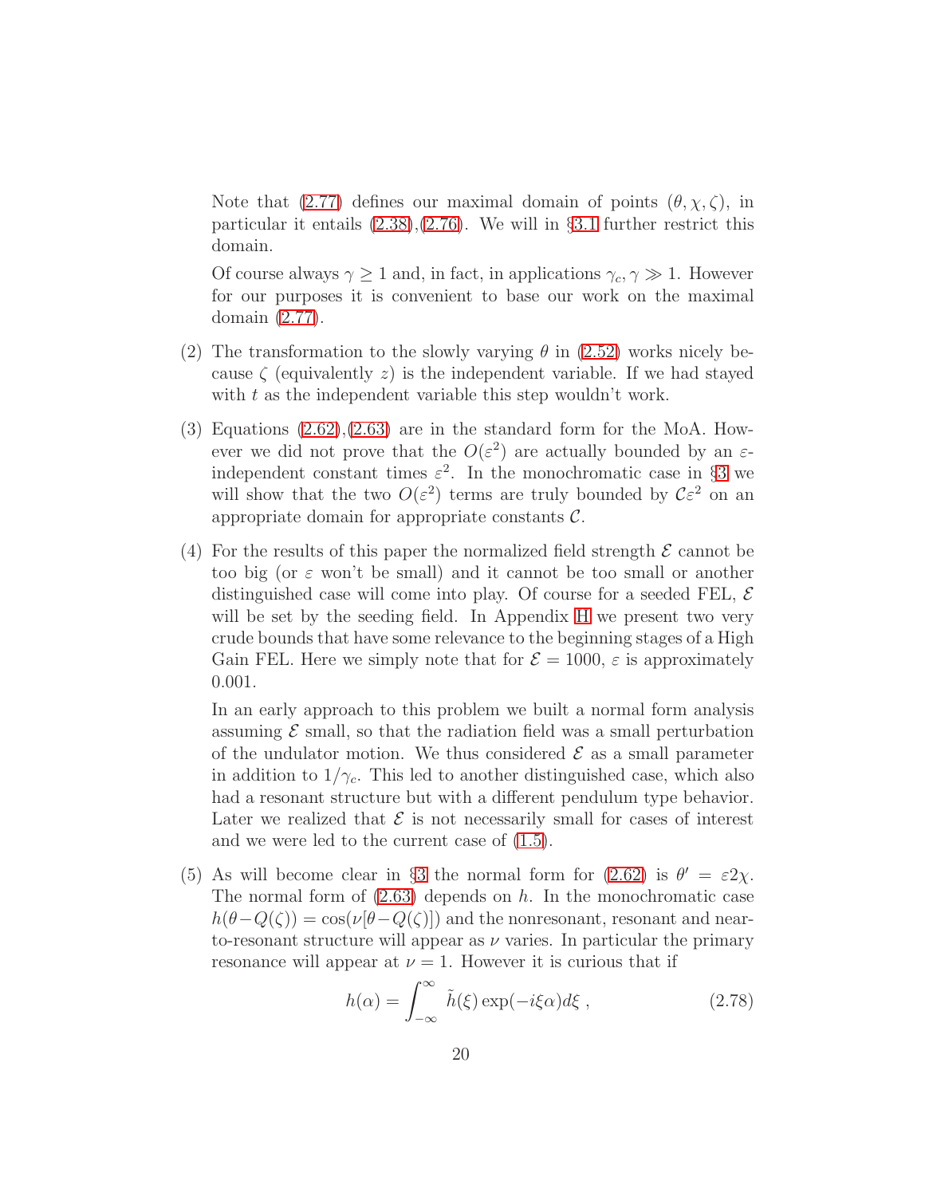Note that (2.77) defines our maximal domain of points $(\theta, \chi, \zeta)$, in particular it entails (2.38),(2.76). We will in §3.1 further restrict this domain.

Of course always $\gamma \geq 1$ and, in fact, in applications $\gamma_c, \gamma \gg 1$. However for our purposes it is convenient to base our work on the maximal domain (2.77).

(2) The transformation to the slowly varying $\theta$ in (2.52) works nicely because $\zeta$ (equivalently $z$) is the independent variable. If we had stayed with $t$ as the independent variable this step wouldn't work.

(3) Equations (2.62),(2.63) are in the standard form for the MoA. However we did not prove that the $O(\varepsilon^2)$ are actually bounded by an $\varepsilon$-independent constant times $\varepsilon^2$. In the monochromatic case in §3 we will show that the two $O(\varepsilon^2)$ terms are truly bounded by $\mathcal{C}\varepsilon^2$ on an appropriate domain for appropriate constants $\mathcal{C}$.

(4) For the results of this paper the normalized field strength $\mathcal{E}$ cannot be too big (or $\varepsilon$ won't be small) and it cannot be too small or another distinguished case will come into play. Of course for a seeded FEL, $\mathcal{E}$ will be set by the seeding field. In Appendix H we present two very crude bounds that have some relevance to the beginning stages of a High Gain FEL. Here we simply note that for $\mathcal{E} = 1000$, $\varepsilon$ is approximately 0.001.

In an early approach to this problem we built a normal form analysis assuming $\mathcal{E}$ small, so that the radiation field was a small perturbation of the undulator motion. We thus considered $\mathcal{E}$ as a small parameter in addition to $1/\gamma_c$. This led to another distinguished case, which also had a resonant structure but with a different pendulum type behavior. Later we realized that $\mathcal{E}$ is not necessarily small for cases of interest and we were led to the current case of (1.5).

(5) As will become clear in §3 the normal form for (2.62) is $\theta' = \varepsilon 2\chi$. The normal form of (2.63) depends on $h$. In the monochromatic case $h(\theta - Q(\zeta)) = \cos(\nu[\theta - Q(\zeta)])$ and the nonresonant, resonant and near-to-resonant structure will appear as $\nu$ varies. In particular the primary resonance will appear at $\nu = 1$. However it is curious that if

$$h(\alpha) = \int_{-\infty}^{\infty} \tilde{h}(\xi) \exp(-i\xi\alpha) d\xi \; , \tag{2.78}$$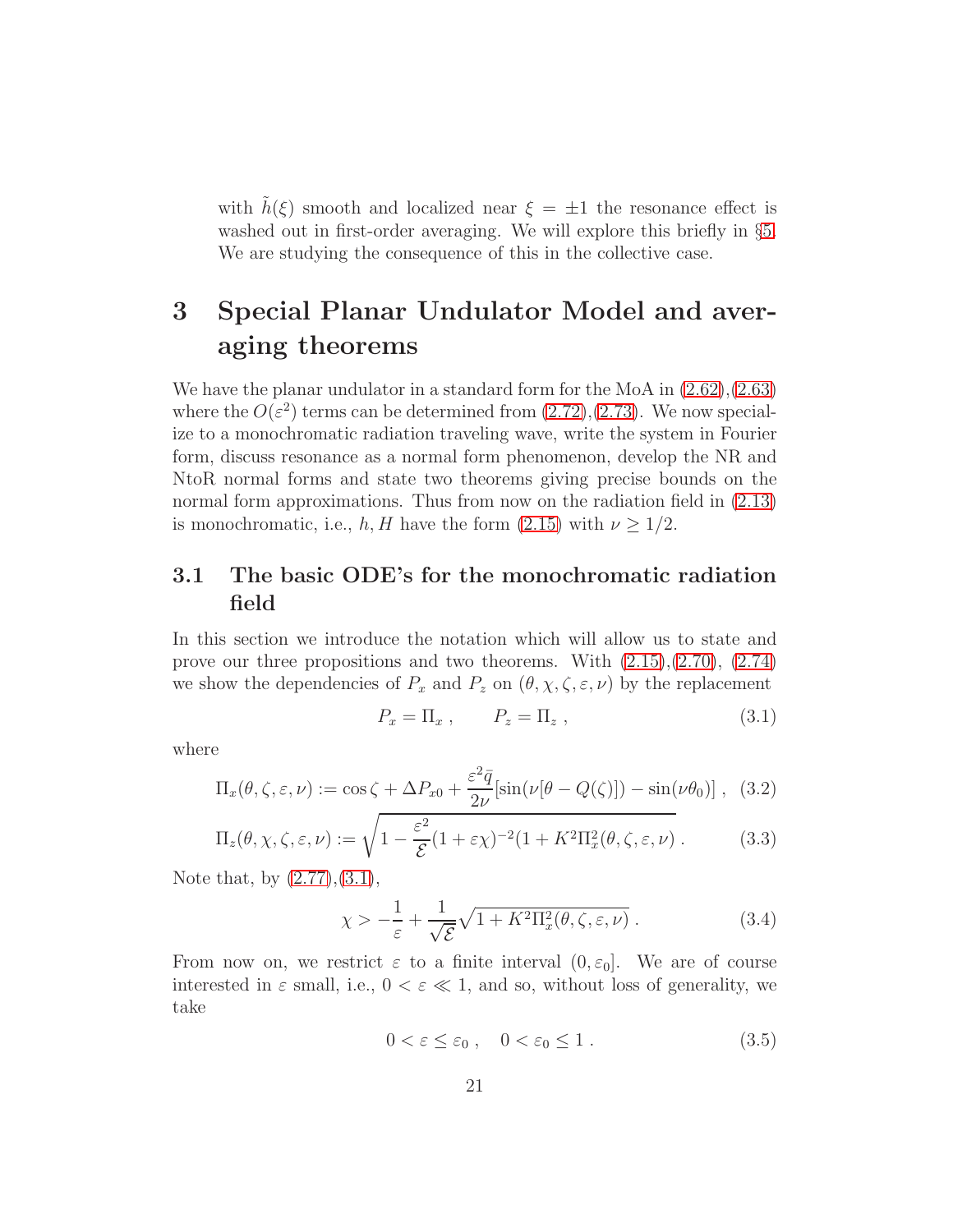with $\tilde{h}(\xi)$ smooth and localized near $\xi = \pm 1$ the resonance effect is washed out in first-order averaging. We will explore this briefly in §5. We are studying the consequence of this in the collective case.

# 3 Special Planar Undulator Model and averaging theorems

We have the planar undulator in a standard form for the MoA in (2.62),(2.63) where the $O(\varepsilon^2)$ terms can be determined from (2.72),(2.73). We now specialize to a monochromatic radiation traveling wave, write the system in Fourier form, discuss resonance as a normal form phenomenon, develop the NR and NtoR normal forms and state two theorems giving precise bounds on the normal form approximations. Thus from now on the radiation field in (2.13) is monochromatic, i.e., $h, H$ have the form (2.15) with $\nu \geq 1/2$.

## 3.1 The basic ODE's for the monochromatic radiation field

In this section we introduce the notation which will allow us to state and prove our three propositions and two theorems. With (2.15),(2.70), (2.74) we show the dependencies of $P_x$ and $P_z$ on $(\theta, \chi, \zeta, \varepsilon, \nu)$ by the replacement

$$P_x = \Pi_x \, , \qquad P_z = \Pi_z \, , \tag{3.1}$$

where

$$\Pi_x(\theta, \zeta, \varepsilon, \nu) := \cos\zeta + \Delta P_{x0} + \frac{\varepsilon^2 \bar{q}}{2\nu}[\sin(\nu[\theta - Q(\zeta)]) - \sin(\nu\theta_0)] \, , \tag{3.2}$$

$$\Pi_z(\theta, \chi, \zeta, \varepsilon, \nu) := \sqrt{1 - \frac{\varepsilon^2}{\mathcal{E}}(1 + \varepsilon\chi)^{-2}(1 + K^2\Pi_x^2(\theta, \zeta, \varepsilon, \nu)} \, . \tag{3.3}$$

Note that, by (2.77),(3.1),

$$\chi > -\frac{1}{\varepsilon} + \frac{1}{\sqrt{\mathcal{E}}}\sqrt{1 + K^2\Pi_x^2(\theta, \zeta, \varepsilon, \nu)} \, . \tag{3.4}$$

From now on, we restrict $\varepsilon$ to a finite interval $(0, \varepsilon_0]$. We are of course interested in $\varepsilon$ small, i.e., $0 < \varepsilon \ll 1$, and so, without loss of generality, we take

$$0 < \varepsilon \leq \varepsilon_0 \, , \quad 0 < \varepsilon_0 \leq 1 \, . \tag{3.5}$$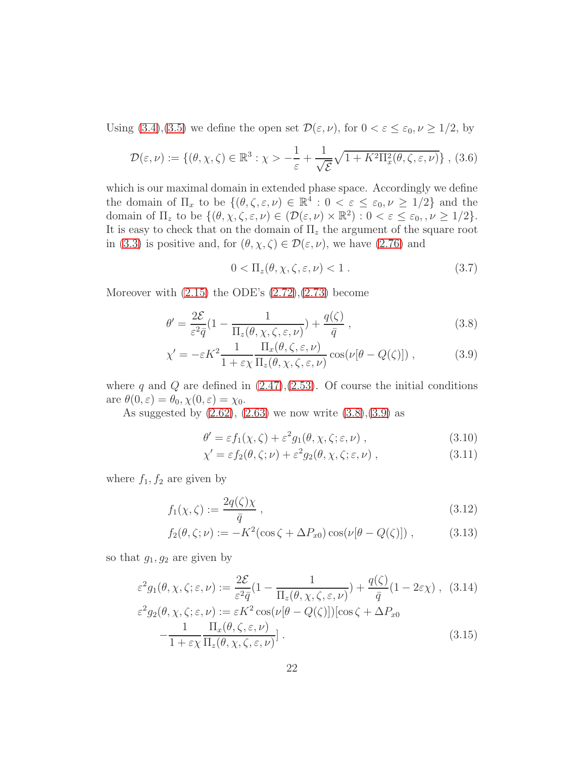Using (3.4),(3.5) we define the open set $\mathcal{D}(\varepsilon,\nu)$, for $0<\varepsilon\le\varepsilon_0, \nu\ge 1/2$, by

$$
\mathcal{D}(\varepsilon,\nu) := \{(\theta,\chi,\zeta)\in\mathbb{R}^3 : \chi > -\frac{1}{\varepsilon} + \frac{1}{\sqrt{\mathcal{E}}}\sqrt{1+K^2\Pi_x^2(\theta,\zeta,\varepsilon,\nu)}\}\ , \quad (3.6)
$$

which is our maximal domain in extended phase space. Accordingly we define the domain of $\Pi_x$ to be $\{(\theta,\zeta,\varepsilon,\nu)\in\mathbb{R}^4 : 0<\varepsilon\le\varepsilon_0, \nu\ge 1/2\}$ and the domain of $\Pi_z$ to be $\{(\theta,\chi,\zeta,\varepsilon,\nu)\in(\mathcal{D}(\varepsilon,\nu)\times\mathbb{R}^2) : 0<\varepsilon\le\varepsilon_0,, \nu\ge 1/2\}$. It is easy to check that on the domain of $\Pi_z$ the argument of the square root in (3.3) is positive and, for $(\theta,\chi,\zeta)\in\mathcal{D}(\varepsilon,\nu)$, we have (2.76) and

$$
0 < \Pi_z(\theta,\chi,\zeta,\varepsilon,\nu) < 1\ . \quad (3.7)
$$

Moreover with (2.15) the ODE's (2.72),(2.73) become

$$
\theta' = \frac{2\mathcal{E}}{\varepsilon^2\bar{q}}(1-\frac{1}{\Pi_z(\theta,\chi,\zeta,\varepsilon,\nu)}) + \frac{q(\zeta)}{\bar{q}}\ , \quad (3.8)
$$

$$
\chi' = -\varepsilon K^2\frac{1}{1+\varepsilon\chi}\frac{\Pi_x(\theta,\zeta,\varepsilon,\nu)}{\Pi_z(\theta,\chi,\zeta,\varepsilon,\nu)}\cos(\nu[\theta-Q(\zeta)])\ , \quad (3.9)
$$

where $q$ and $Q$ are defined in (2.47),(2.53). Of course the initial conditions are $\theta(0,\varepsilon)=\theta_0, \chi(0,\varepsilon)=\chi_0$.

As suggested by (2.62), (2.63) we now write (3.8),(3.9) as

$$
\theta' = \varepsilon f_1(\chi,\zeta) + \varepsilon^2 g_1(\theta,\chi,\zeta;\varepsilon,\nu)\ , \quad (3.10)
$$

$$
\chi' = \varepsilon f_2(\theta,\zeta;\nu) + \varepsilon^2 g_2(\theta,\chi,\zeta;\varepsilon,\nu)\ , \quad (3.11)
$$

where $f_1, f_2$ are given by

$$
f_1(\chi,\zeta) := \frac{2q(\zeta)\chi}{\bar{q}}\ , \quad (3.12)
$$

$$
f_2(\theta,\zeta;\nu) := -K^2(\cos\zeta + \Delta P_{x0})\cos(\nu[\theta-Q(\zeta)])\ , \quad (3.13)
$$

so that $g_1, g_2$ are given by

$$
\varepsilon^2 g_1(\theta,\chi,\zeta;\varepsilon,\nu) := \frac{2\mathcal{E}}{\varepsilon^2\bar{q}}(1-\frac{1}{\Pi_z(\theta,\chi,\zeta,\varepsilon,\nu)}) + \frac{q(\zeta)}{\bar{q}}(1-2\varepsilon\chi)\ , \quad (3.14)
$$

$$
\varepsilon^2 g_2(\theta,\chi,\zeta;\varepsilon,\nu) := \varepsilon K^2\cos(\nu[\theta-Q(\zeta)])[\cos\zeta + \Delta P_{x0} - \frac{1}{1+\varepsilon\chi}\frac{\Pi_x(\theta,\zeta,\varepsilon,\nu)}{\Pi_z(\theta,\chi,\zeta,\varepsilon,\nu)}]\ . \quad (3.15)
$$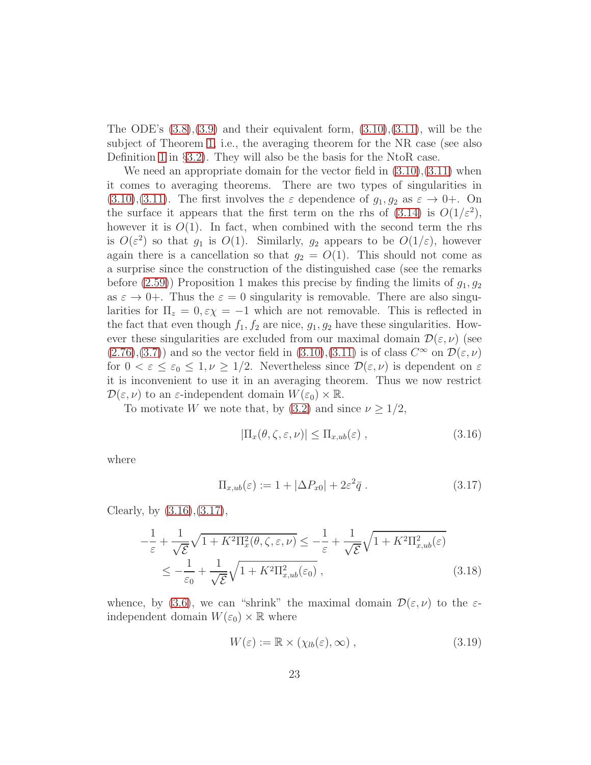The ODE's (3.8),(3.9) and their equivalent form, (3.10),(3.11), will be the subject of Theorem 1, i.e., the averaging theorem for the NR case (see also Definition 1 in §3.2). They will also be the basis for the NtoR case.

We need an appropriate domain for the vector field in (3.10),(3.11) when it comes to averaging theorems. There are two types of singularities in (3.10),(3.11). The first involves the $\varepsilon$ dependence of $g_1, g_2$ as $\varepsilon \to 0+$. On the surface it appears that the first term on the rhs of (3.14) is $O(1/\varepsilon^2)$, however it is $O(1)$. In fact, when combined with the second term the rhs is $O(\varepsilon^2)$ so that $g_1$ is $O(1)$. Similarly, $g_2$ appears to be $O(1/\varepsilon)$, however again there is a cancellation so that $g_2 = O(1)$. This should not come as a surprise since the construction of the distinguished case (see the remarks before (2.59)) Proposition 1 makes this precise by finding the limits of $g_1, g_2$ as $\varepsilon \to 0+$. Thus the $\varepsilon = 0$ singularity is removable. There are also singularities for $\Pi_z = 0, \varepsilon\chi = -1$ which are not removable. This is reflected in the fact that even though $f_1, f_2$ are nice, $g_1, g_2$ have these singularities. However these singularities are excluded from our maximal domain $\mathcal{D}(\varepsilon, \nu)$ (see (2.76),(3.7)) and so the vector field in (3.10),(3.11) is of class $C^\infty$ on $\mathcal{D}(\varepsilon, \nu)$ for $0 < \varepsilon \le \varepsilon_0 \le 1, \nu \ge 1/2$. Nevertheless since $\mathcal{D}(\varepsilon, \nu)$ is dependent on $\varepsilon$ it is inconvenient to use it in an averaging theorem. Thus we now restrict $\mathcal{D}(\varepsilon, \nu)$ to an $\varepsilon$-independent domain $W(\varepsilon_0) \times \mathbb{R}$.

To motivate $W$ we note that, by (3.2) and since $\nu \ge 1/2$,

$$|\Pi_x(\theta, \zeta, \varepsilon, \nu)| \le \Pi_{x,ub}(\varepsilon) \; , \tag{3.16}$$

where

$$\Pi_{x,ub}(\varepsilon) := 1 + |\Delta P_{x0}| + 2\varepsilon^2 \bar{q} \; . \tag{3.17}$$

Clearly, by (3.16),(3.17),

$$\begin{aligned} -\frac{1}{\varepsilon} + \frac{1}{\sqrt{\mathcal{E}}}\sqrt{1 + K^2 \Pi_x^2(\theta, \zeta, \varepsilon, \nu)} &\le -\frac{1}{\varepsilon} + \frac{1}{\sqrt{\mathcal{E}}}\sqrt{1 + K^2 \Pi_{x,ub}^2(\varepsilon)} \\ &\le -\frac{1}{\varepsilon_0} + \frac{1}{\sqrt{\mathcal{E}}}\sqrt{1 + K^2 \Pi_{x,ub}^2(\varepsilon_0)} \; , \end{aligned} \tag{3.18}$$

whence, by (3.6), we can "shrink" the maximal domain $\mathcal{D}(\varepsilon, \nu)$ to the $\varepsilon$-independent domain $W(\varepsilon_0) \times \mathbb{R}$ where

$$W(\varepsilon) := \mathbb{R} \times (\chi_{lb}(\varepsilon), \infty) \; , \tag{3.19}$$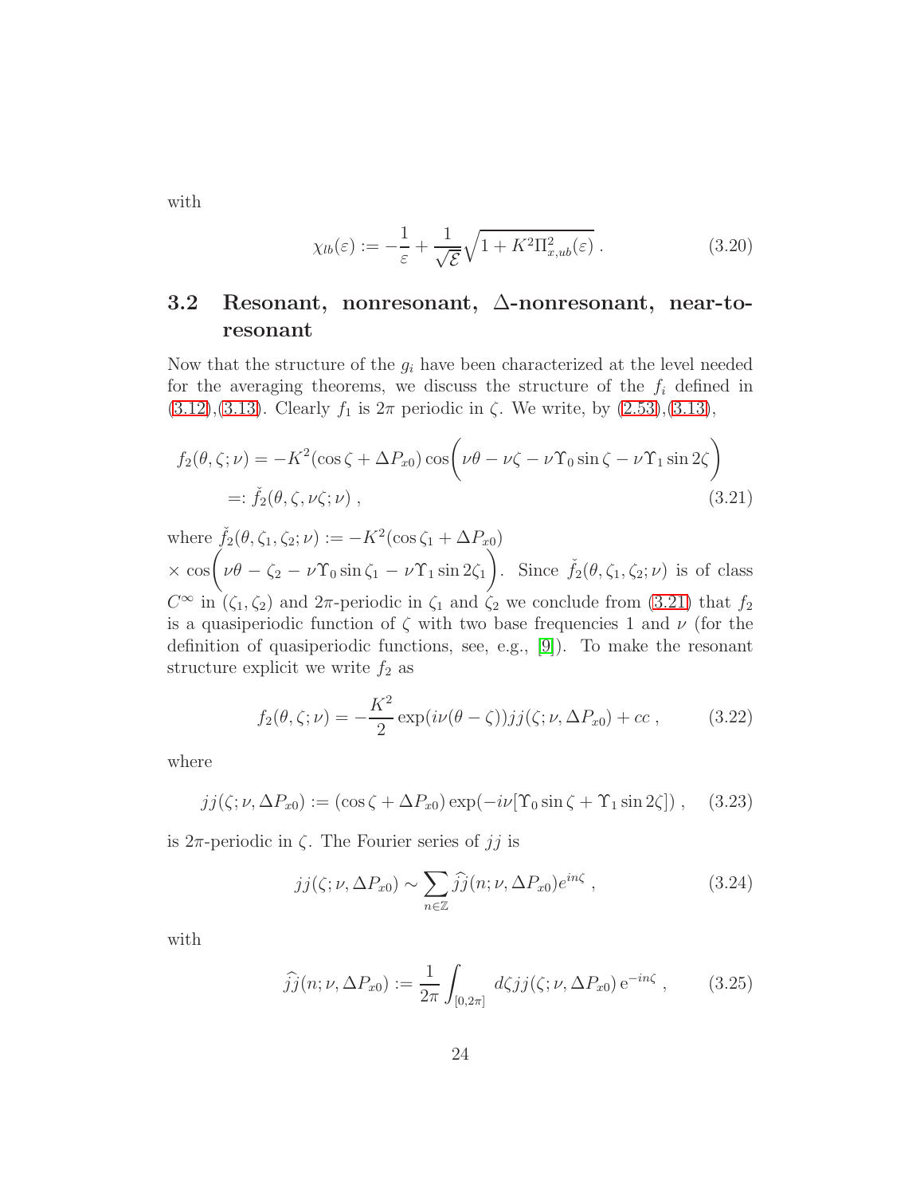with

$$\chi_{lb}(\varepsilon) := -\frac{1}{\varepsilon} + \frac{1}{\sqrt{\mathcal{E}}}\sqrt{1 + K^2\Pi^2_{x,ub}(\varepsilon)}\,. \tag{3.20}$$

## 3.2 Resonant, nonresonant, Δ-nonresonant, near-to-resonant

Now that the structure of the $g_i$ have been characterized at the level needed for the averaging theorems, we discuss the structure of the $f_i$ defined in (3.12),(3.13). Clearly $f_1$ is $2\pi$ periodic in $\zeta$. We write, by (2.53),(3.13),

$$\begin{aligned} f_2(\theta,\zeta;\nu) &= -K^2(\cos\zeta + \Delta P_{x0})\cos\bigg(\nu\theta - \nu\zeta - \nu\Upsilon_0\sin\zeta - \nu\Upsilon_1\sin 2\zeta\bigg) \\ &=: \check{f}_2(\theta,\zeta,\nu\zeta;\nu)\,, \end{aligned} \tag{3.21}$$

where $\check{f}_2(\theta,\zeta_1,\zeta_2;\nu) := -K^2(\cos\zeta_1 + \Delta P_{x0})$ $\times\cos\bigg(\nu\theta - \zeta_2 - \nu\Upsilon_0\sin\zeta_1 - \nu\Upsilon_1\sin 2\zeta_1\bigg)$. Since $\check{f}_2(\theta,\zeta_1,\zeta_2;\nu)$ is of class $C^\infty$ in $(\zeta_1,\zeta_2)$ and $2\pi$-periodic in $\zeta_1$ and $\zeta_2$ we conclude from (3.21) that $f_2$ is a quasiperiodic function of $\zeta$ with two base frequencies 1 and $\nu$ (for the definition of quasiperiodic functions, see, e.g., [9]). To make the resonant structure explicit we write $f_2$ as

$$f_2(\theta,\zeta;\nu) = -\frac{K^2}{2}\exp(i\nu(\theta-\zeta))jj(\zeta;\nu,\Delta P_{x0}) + cc\,, \tag{3.22}$$

where

$$jj(\zeta;\nu,\Delta P_{x0}) := (\cos\zeta + \Delta P_{x0})\exp(-i\nu[\Upsilon_0\sin\zeta + \Upsilon_1\sin 2\zeta])\,, \tag{3.23}$$

is $2\pi$-periodic in $\zeta$. The Fourier series of $jj$ is

$$jj(\zeta;\nu,\Delta P_{x0}) \sim \sum_{n\in\mathbb{Z}} \widehat{jj}(n;\nu,\Delta P_{x0})e^{in\zeta}\,, \tag{3.24}$$

with

$$\widehat{jj}(n;\nu,\Delta P_{x0}) := \frac{1}{2\pi}\int_{[0,2\pi]} d\zeta\, jj(\zeta;\nu,\Delta P_{x0})\,\mathrm{e}^{-in\zeta}\,, \tag{3.25}$$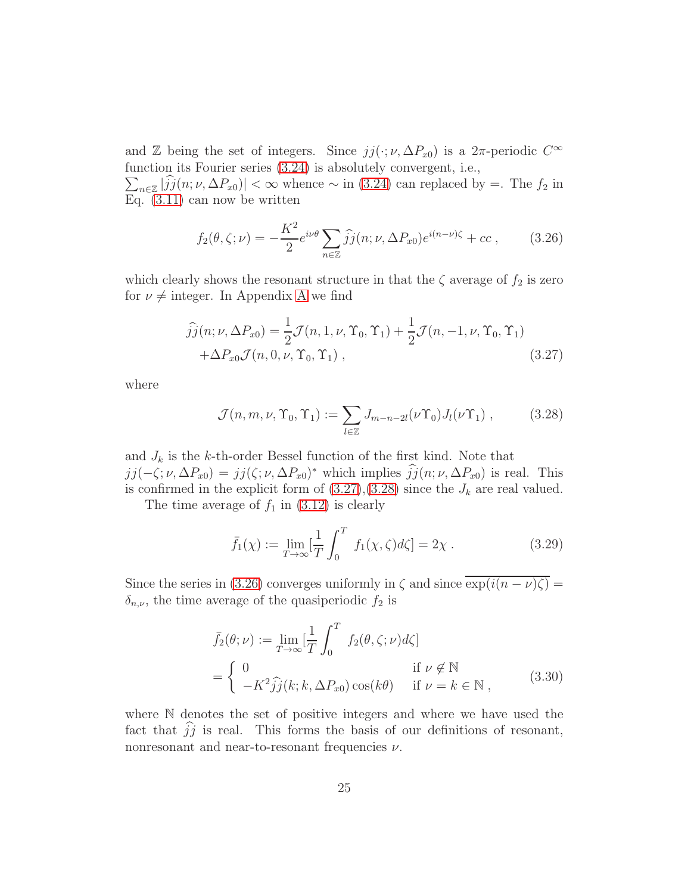and $\mathbb{Z}$ being the set of integers. Since $jj(\cdot;\nu,\Delta P_{x0})$ is a $2\pi$-periodic $C^\infty$ function its Fourier series (3.24) is absolutely convergent, i.e., $\sum_{n\in\mathbb{Z}}|\widehat{jj}(n;\nu,\Delta P_{x0})| < \infty$ whence $\sim$ in (3.24) can replaced by $=$. The $f_2$ in Eq. (3.11) can now be written

$$
f_2(\theta,\zeta;\nu) = -\frac{K^2}{2}e^{i\nu\theta}\sum_{n\in\mathbb{Z}}\widehat{jj}(n;\nu,\Delta P_{x0})e^{i(n-\nu)\zeta} + cc\,, \tag{3.26}
$$

which clearly shows the resonant structure in that the $\zeta$ average of $f_2$ is zero for $\nu \neq$ integer. In Appendix A we find

$$
\begin{aligned}
\widehat{jj}(n;\nu,\Delta P_{x0}) &= \frac{1}{2}\mathcal{J}(n,1,\nu,\Upsilon_0,\Upsilon_1) + \frac{1}{2}\mathcal{J}(n,-1,\nu,\Upsilon_0,\Upsilon_1) \\
&+\Delta P_{x0}\mathcal{J}(n,0,\nu,\Upsilon_0,\Upsilon_1)\,,
\end{aligned} \tag{3.27}
$$

where

$$
\mathcal{J}(n,m,\nu,\Upsilon_0,\Upsilon_1) := \sum_{l\in\mathbb{Z}} J_{m-n-2l}(\nu\Upsilon_0)J_l(\nu\Upsilon_1)\,, \tag{3.28}
$$

and $J_k$ is the $k$-th-order Bessel function of the first kind. Note that $jj(-\zeta;\nu,\Delta P_{x0}) = jj(\zeta;\nu,\Delta P_{x0})^*$ which implies $\widehat{jj}(n;\nu,\Delta P_{x0})$ is real. This is confirmed in the explicit form of (3.27),(3.28) since the $J_k$ are real valued.

The time average of $f_1$ in (3.12) is clearly

$$
\bar{f}_1(\chi) := \lim_{T\to\infty}[\frac{1}{T}\int_0^T f_1(\chi,\zeta)d\zeta] = 2\chi\,. \tag{3.29}
$$

Since the series in (3.26) converges uniformly in $\zeta$ and since $\overline{\exp(i(n-\nu)\zeta)} = \delta_{n,\nu}$, the time average of the quasiperiodic $f_2$ is

$$
\begin{aligned}
\bar{f}_2(\theta;\nu) &:= \lim_{T\to\infty}[\frac{1}{T}\int_0^T f_2(\theta,\zeta;\nu)d\zeta] \\
&= \begin{cases} 0 & \text{if } \nu \notin \mathbb{N} \\ -K^2\widehat{jj}(k;k,\Delta P_{x0})\cos(k\theta) & \text{if } \nu = k \in \mathbb{N}\,, \end{cases}
\end{aligned} \tag{3.30}
$$

where $\mathbb{N}$ denotes the set of positive integers and where we have used the fact that $\widehat{jj}$ is real. This forms the basis of our definitions of resonant, nonresonant and near-to-resonant frequencies $\nu$.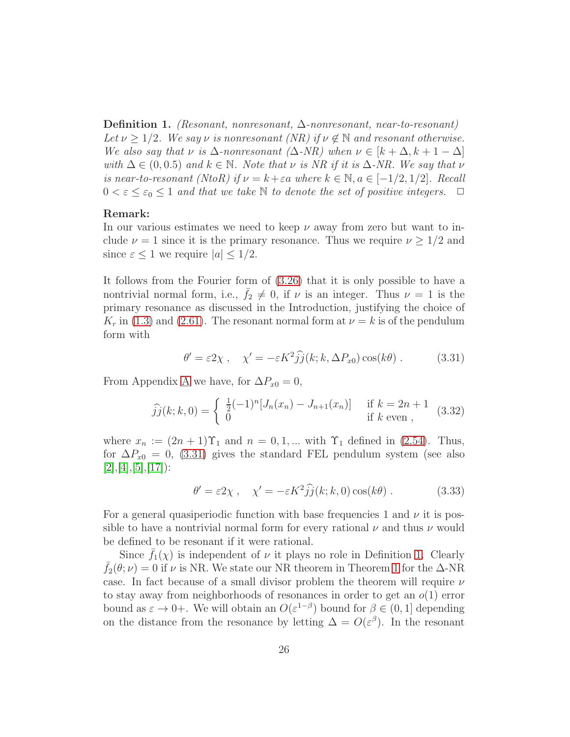**Definition 1.** *(Resonant, nonresonant, $\Delta$-nonresonant, near-to-resonant) Let $\nu \geq 1/2$. We say $\nu$ is nonresonant (NR) if $\nu \notin \mathbb{N}$ and resonant otherwise. We also say that $\nu$ is $\Delta$-nonresonant ($\Delta$-NR) when $\nu \in [k+\Delta, k+1-\Delta]$ with $\Delta \in (0, 0.5)$ and $k \in \mathbb{N}$. Note that $\nu$ is NR if it is $\Delta$-NR. We say that $\nu$ is near-to-resonant (NtoR) if $\nu = k+\varepsilon a$ where $k \in \mathbb{N}, a \in [-1/2, 1/2]$. Recall $0 < \varepsilon \leq \varepsilon_0 \leq 1$ and that we take $\mathbb{N}$ to denote the set of positive integers.* □

**Remark:**
In our various estimates we need to keep $\nu$ away from zero but want to include $\nu = 1$ since it is the primary resonance. Thus we require $\nu \geq 1/2$ and since $\varepsilon \leq 1$ we require $|a| \leq 1/2$.

It follows from the Fourier form of (3.26) that it is only possible to have a nontrivial normal form, i.e., $\bar{f}_2 \neq 0$, if $\nu$ is an integer. Thus $\nu = 1$ is the primary resonance as discussed in the Introduction, justifying the choice of $K_r$ in (1.3) and (2.61). The resonant normal form at $\nu = k$ is of the pendulum form with

$$\theta' = \varepsilon 2\chi \;, \quad \chi' = -\varepsilon K^2 \widehat{jj}(k; k, \Delta P_{x0}) \cos(k\theta) \;. \tag{3.31}$$

From Appendix A we have, for $\Delta P_{x0} = 0$,

$$\widehat{jj}(k; k, 0) = \begin{cases} \frac{1}{2}(-1)^n [J_n(x_n) - J_{n+1}(x_n)] & \text{if } k = 2n+1 \\ 0 & \text{if } k \text{ even} \;, \end{cases} \tag{3.32}$$

where $x_n := (2n+1)\Upsilon_1$ and $n = 0, 1, ...$ with $\Upsilon_1$ defined in (2.54). Thus, for $\Delta P_{x0} = 0$, (3.31) gives the standard FEL pendulum system (see also [2],[4],[5],[17]):

$$\theta' = \varepsilon 2\chi \;, \quad \chi' = -\varepsilon K^2 \widehat{jj}(k; k, 0) \cos(k\theta) \;. \tag{3.33}$$

For a general quasiperiodic function with base frequencies 1 and $\nu$ it is possible to have a nontrivial normal form for every rational $\nu$ and thus $\nu$ would be defined to be resonant if it were rational.

Since $\bar{f}_1(\chi)$ is independent of $\nu$ it plays no role in Definition 1. Clearly $\bar{f}_2(\theta; \nu) = 0$ if $\nu$ is NR. We state our NR theorem in Theorem 1 for the $\Delta$-NR case. In fact because of a small divisor problem the theorem will require $\nu$ to stay away from neighborhoods of resonances in order to get an $o(1)$ error bound as $\varepsilon \to 0+$. We will obtain an $O(\varepsilon^{1-\beta})$ bound for $\beta \in (0, 1]$ depending on the distance from the resonance by letting $\Delta = O(\varepsilon^\beta)$. In the resonant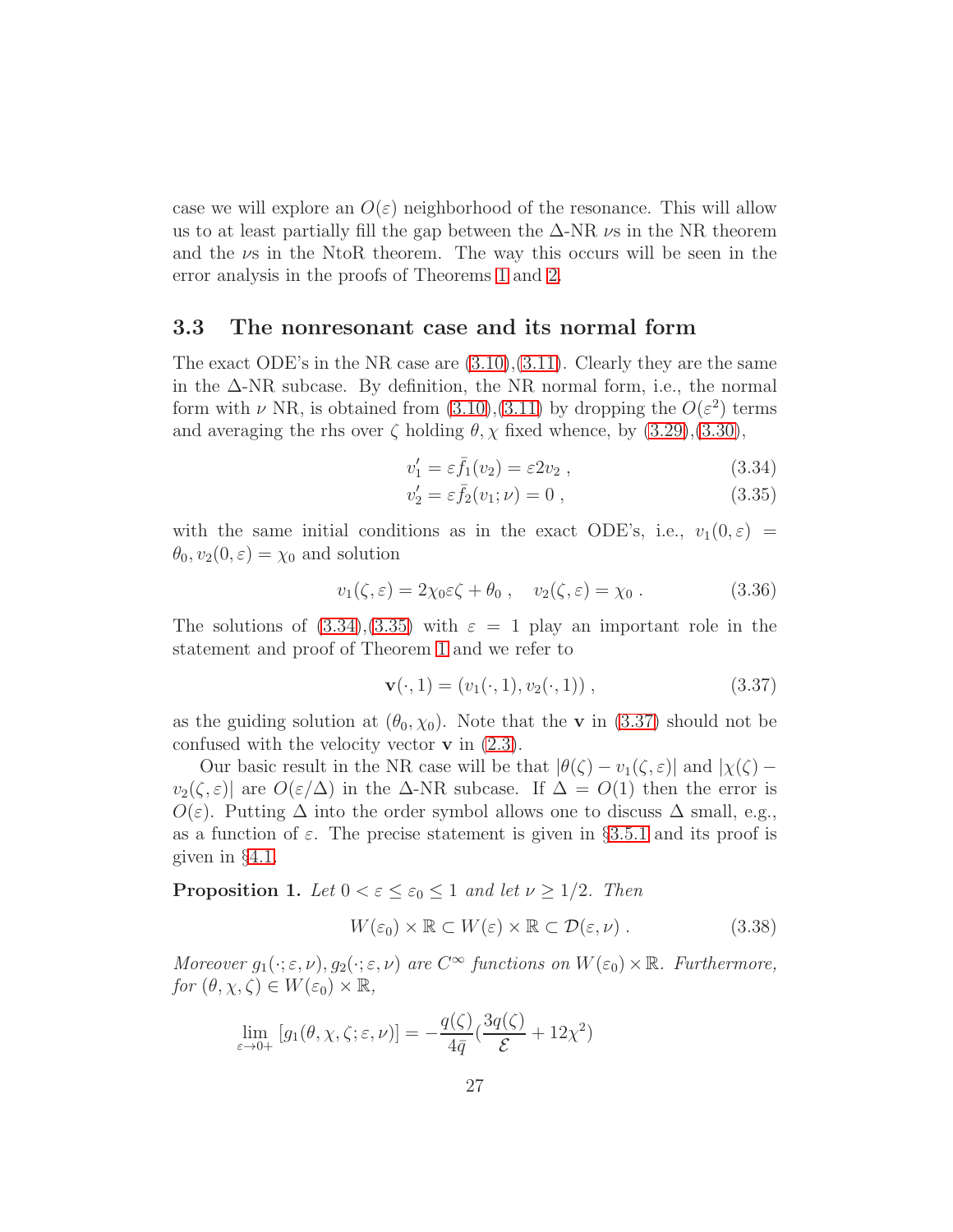case we will explore an $O(\varepsilon)$ neighborhood of the resonance. This will allow us to at least partially fill the gap between the $\Delta$-NR $\nu$s in the NR theorem and the $\nu$s in the NtoR theorem. The way this occurs will be seen in the error analysis in the proofs of Theorems 1 and 2.

### 3.3 The nonresonant case and its normal form

The exact ODE's in the NR case are (3.10),(3.11). Clearly they are the same in the $\Delta$-NR subcase. By definition, the NR normal form, i.e., the normal form with $\nu$ NR, is obtained from (3.10),(3.11) by dropping the $O(\varepsilon^2)$ terms and averaging the rhs over $\zeta$ holding $\theta, \chi$ fixed whence, by (3.29),(3.30),

$$v_1' = \varepsilon \bar{f}_1(v_2) = \varepsilon 2 v_2 \ , \tag{3.34}$$

$$v_2' = \varepsilon \bar{f}_2(v_1;\nu) = 0 \ , \tag{3.35}$$

with the same initial conditions as in the exact ODE's, i.e., $v_1(0,\varepsilon) = \theta_0, v_2(0,\varepsilon) = \chi_0$ and solution

$$v_1(\zeta,\varepsilon) = 2\chi_0\varepsilon\zeta + \theta_0 \ , \quad v_2(\zeta,\varepsilon) = \chi_0 \ . \tag{3.36}$$

The solutions of (3.34),(3.35) with $\varepsilon = 1$ play an important role in the statement and proof of Theorem 1 and we refer to

$$\mathbf{v}(\cdot,1) = (v_1(\cdot,1), v_2(\cdot,1)) \ , \tag{3.37}$$

as the guiding solution at $(\theta_0, \chi_0)$. Note that the $\mathbf{v}$ in (3.37) should not be confused with the velocity vector $\mathbf{v}$ in (2.3).

Our basic result in the NR case will be that $|\theta(\zeta) - v_1(\zeta,\varepsilon)|$ and $|\chi(\zeta) - v_2(\zeta,\varepsilon)|$ are $O(\varepsilon/\Delta)$ in the $\Delta$-NR subcase. If $\Delta = O(1)$ then the error is $O(\varepsilon)$. Putting $\Delta$ into the order symbol allows one to discuss $\Delta$ small, e.g., as a function of $\varepsilon$. The precise statement is given in §3.5.1 and its proof is given in §4.1.

**Proposition 1.** *Let $0 < \varepsilon \le \varepsilon_0 \le 1$ and let $\nu \ge 1/2$. Then*

$$W(\varepsilon_0) \times \mathbb{R} \subset W(\varepsilon) \times \mathbb{R} \subset \mathcal{D}(\varepsilon, \nu) \ . \tag{3.38}$$

*Moreover $g_1(\cdot;\varepsilon,\nu), g_2(\cdot;\varepsilon,\nu)$ are $C^\infty$ functions on $W(\varepsilon_0) \times \mathbb{R}$. Furthermore, for $(\theta,\chi,\zeta) \in W(\varepsilon_0) \times \mathbb{R}$,*

$$\lim_{\varepsilon \to 0+} [g_1(\theta,\chi,\zeta;\varepsilon,\nu)] = -\frac{q(\zeta)}{4\bar{q}}\left(\frac{3q(\zeta)}{\mathcal{E}} + 12\chi^2\right)$$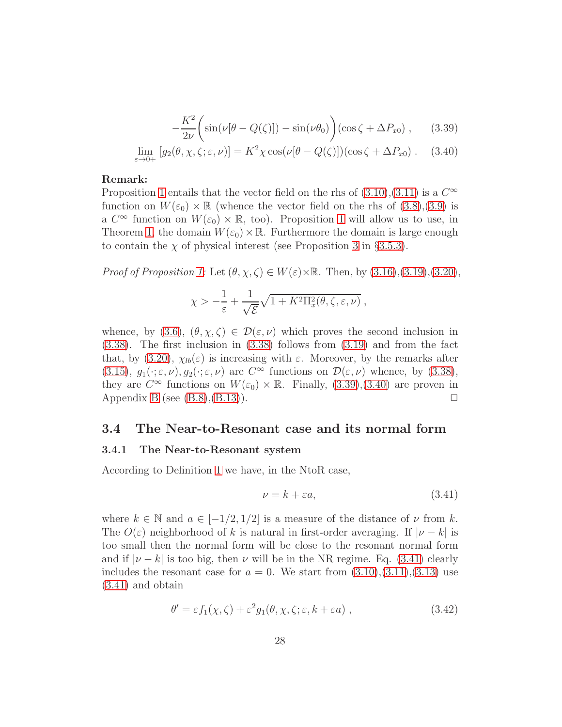$$-\frac{K^2}{2\nu}\bigg(\sin(\nu[\theta - Q(\zeta)]) - \sin(\nu\theta_0)\bigg)(\cos\zeta + \Delta P_{x0}) \;, \tag{3.39}$$

$$\lim_{\varepsilon\to 0+} [g_2(\theta,\chi,\zeta;\varepsilon,\nu)] = K^2\chi\cos(\nu[\theta - Q(\zeta)])(\cos\zeta + \Delta P_{x0}) \;. \tag{3.40}$$

**Remark:**
Proposition 1 entails that the vector field on the rhs of (3.10),(3.11) is a $C^\infty$ function on $W(\varepsilon_0)\times\mathbb{R}$ (whence the vector field on the rhs of (3.8),(3.9) is a $C^\infty$ function on $W(\varepsilon_0)\times\mathbb{R}$, too). Proposition 1 will allow us to use, in Theorem 1, the domain $W(\varepsilon_0)\times\mathbb{R}$. Furthermore the domain is large enough to contain the $\chi$ of physical interest (see Proposition 3 in §3.5.3).

*Proof of Proposition 1:* Let $(\theta,\chi,\zeta)\in W(\varepsilon)\times\mathbb{R}$. Then, by (3.16),(3.19),(3.20),

$$\chi > -\frac{1}{\varepsilon} + \frac{1}{\sqrt{\mathcal{E}}}\sqrt{1 + K^2\Pi_x^2(\theta,\zeta,\varepsilon,\nu)} \;,$$

whence, by (3.6), $(\theta,\chi,\zeta)\in\mathcal{D}(\varepsilon,\nu)$ which proves the second inclusion in (3.38). The first inclusion in (3.38) follows from (3.19) and from the fact that, by (3.20), $\chi_{lb}(\varepsilon)$ is increasing with $\varepsilon$. Moreover, by the remarks after (3.15), $g_1(\cdot;\varepsilon,\nu), g_2(\cdot;\varepsilon,\nu)$ are $C^\infty$ functions on $\mathcal{D}(\varepsilon,\nu)$ whence, by (3.38), they are $C^\infty$ functions on $W(\varepsilon_0)\times\mathbb{R}$. Finally, (3.39),(3.40) are proven in Appendix B (see (B.8),(B.13)). □

## 3.4 The Near-to-Resonant case and its normal form

### 3.4.1 The Near-to-Resonant system

According to Definition 1 we have, in the NtoR case,

$$\nu = k + \varepsilon a, \tag{3.41}$$

where $k\in\mathbb{N}$ and $a\in[-1/2, 1/2]$ is a measure of the distance of $\nu$ from $k$. The $O(\varepsilon)$ neighborhood of $k$ is natural in first-order averaging. If $|\nu - k|$ is too small then the normal form will be close to the resonant normal form and if $|\nu - k|$ is too big, then $\nu$ will be in the NR regime. Eq. (3.41) clearly includes the resonant case for $a = 0$. We start from (3.10),(3.11),(3.13) use (3.41) and obtain

$$\theta' = \varepsilon f_1(\chi,\zeta) + \varepsilon^2 g_1(\theta,\chi,\zeta;\varepsilon,k+\varepsilon a) \;, \tag{3.42}$$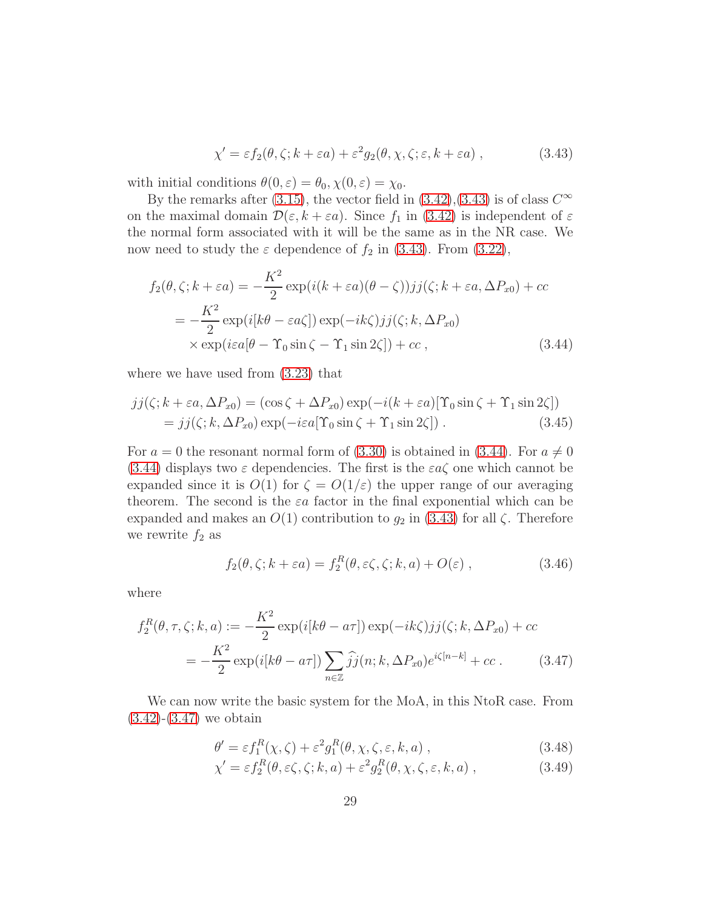$$\chi' = \varepsilon f_2(\theta, \zeta; k + \varepsilon a) + \varepsilon^2 g_2(\theta, \chi, \zeta; \varepsilon, k + \varepsilon a) \;, \tag{3.43}$$

with initial conditions $\theta(0, \varepsilon) = \theta_0, \chi(0, \varepsilon) = \chi_0$.

By the remarks after (3.15), the vector field in (3.42),(3.43) is of class $C^\infty$ on the maximal domain $\mathcal{D}(\varepsilon, k + \varepsilon a)$. Since $f_1$ in (3.42) is independent of $\varepsilon$ the normal form associated with it will be the same as in the NR case. We now need to study the $\varepsilon$ dependence of $f_2$ in (3.43). From (3.22),

$$\begin{aligned}
f_2(\theta, \zeta; k + \varepsilon a) &= -\frac{K^2}{2} \exp(i(k + \varepsilon a)(\theta - \zeta)) jj(\zeta; k + \varepsilon a, \Delta P_{x0}) + cc \\
&= -\frac{K^2}{2} \exp(i[k\theta - \varepsilon a \zeta]) \exp(-ik\zeta) jj(\zeta; k, \Delta P_{x0}) \\
&\quad \times \exp(i\varepsilon a[\theta - \Upsilon_0 \sin\zeta - \Upsilon_1 \sin 2\zeta]) + cc \;,
\end{aligned} \tag{3.44}$$

where we have used from (3.23) that

$$\begin{aligned}
jj(\zeta; k + \varepsilon a, \Delta P_{x0}) &= (\cos\zeta + \Delta P_{x0}) \exp(-i(k + \varepsilon a)[\Upsilon_0 \sin\zeta + \Upsilon_1 \sin 2\zeta]) \\
&= jj(\zeta; k, \Delta P_{x0}) \exp(-i\varepsilon a[\Upsilon_0 \sin\zeta + \Upsilon_1 \sin 2\zeta]) \;.
\end{aligned} \tag{3.45}$$

For $a = 0$ the resonant normal form of (3.30) is obtained in (3.44). For $a \neq 0$ (3.44) displays two $\varepsilon$ dependencies. The first is the $\varepsilon a \zeta$ one which cannot be expanded since it is $O(1)$ for $\zeta = O(1/\varepsilon)$ the upper range of our averaging theorem. The second is the $\varepsilon a$ factor in the final exponential which can be expanded and makes an $O(1)$ contribution to $g_2$ in (3.43) for all $\zeta$. Therefore we rewrite $f_2$ as

$$f_2(\theta, \zeta; k + \varepsilon a) = f_2^R(\theta, \varepsilon\zeta, \zeta; k, a) + O(\varepsilon) \;, \tag{3.46}$$

where

$$\begin{aligned}
f_2^R(\theta, \tau, \zeta; k, a) &:= -\frac{K^2}{2} \exp(i[k\theta - a\tau]) \exp(-ik\zeta) jj(\zeta; k, \Delta P_{x0}) + cc \\
&= -\frac{K^2}{2} \exp(i[k\theta - a\tau]) \sum_{n \in \mathbb{Z}} \widehat{jj}(n; k, \Delta P_{x0}) e^{i\zeta[n-k]} + cc \;.
\end{aligned} \tag{3.47}$$

We can now write the basic system for the MoA, in this NtoR case. From (3.42)-(3.47) we obtain

$$\theta' = \varepsilon f_1^R(\chi, \zeta) + \varepsilon^2 g_1^R(\theta, \chi, \zeta, \varepsilon, k, a) \;, \tag{3.48}$$

$$\chi' = \varepsilon f_2^R(\theta, \varepsilon\zeta, \zeta; k, a) + \varepsilon^2 g_2^R(\theta, \chi, \zeta, \varepsilon, k, a) \;, \tag{3.49}$$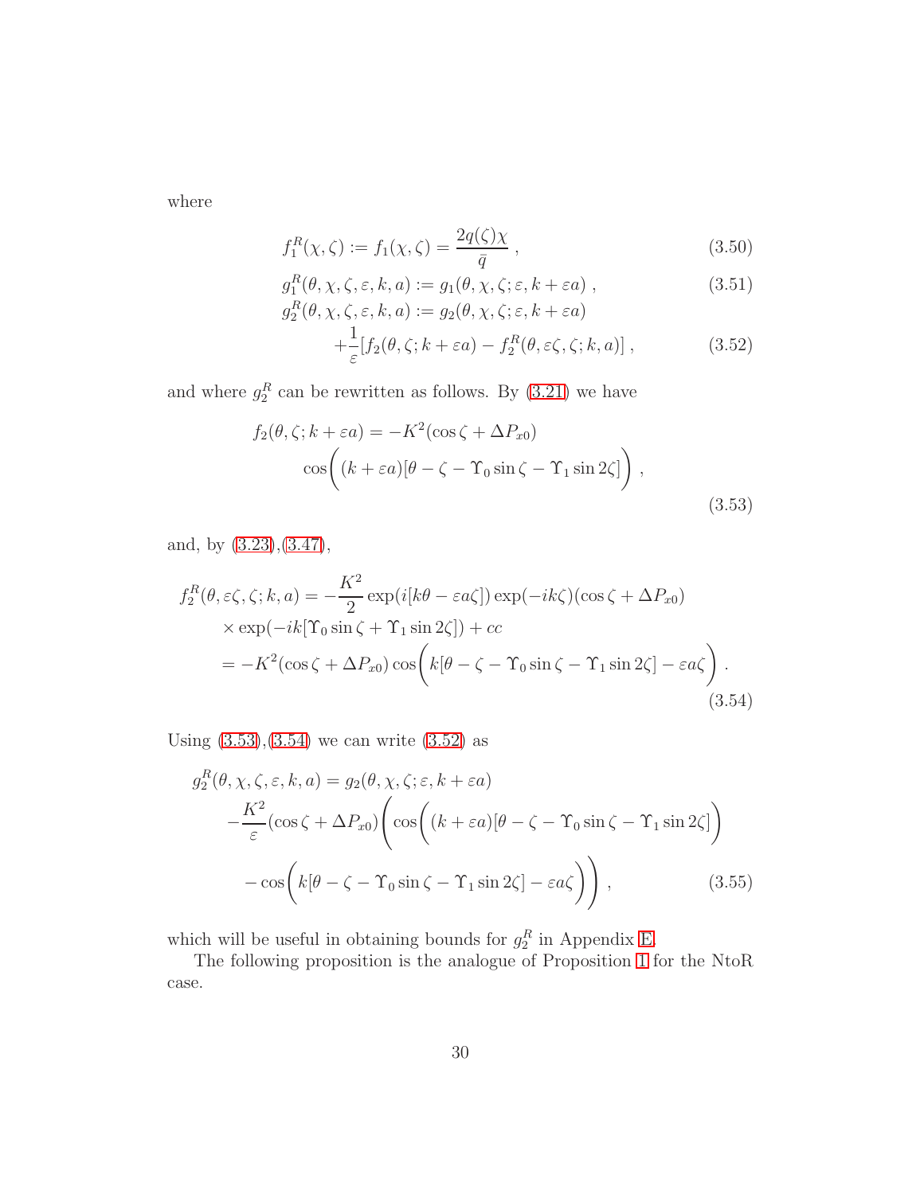where

$$f_1^R(\chi,\zeta) := f_1(\chi,\zeta) = \frac{2q(\zeta)\chi}{\bar{q}} \;, \tag{3.50}$$

$$g_1^R(\theta,\chi,\zeta,\varepsilon,k,a) := g_1(\theta,\chi,\zeta;\varepsilon,k+\varepsilon a) \;, \tag{3.51}$$

$$\begin{aligned} g_2^R(\theta,\chi,\zeta,\varepsilon,k,a) &:= g_2(\theta,\chi,\zeta;\varepsilon,k+\varepsilon a) \\ &\quad + \frac{1}{\varepsilon}[f_2(\theta,\zeta;k+\varepsilon a) - f_2^R(\theta,\varepsilon\zeta,\zeta;k,a)] \;, \end{aligned} \tag{3.52}$$

and where $g_2^R$ can be rewritten as follows. By (3.21) we have

$$\begin{aligned} f_2(\theta,\zeta;k+\varepsilon a) &= -K^2(\cos\zeta + \Delta P_{x0}) \\ &\quad \cos\bigg((k+\varepsilon a)[\theta - \zeta - \Upsilon_0\sin\zeta - \Upsilon_1\sin 2\zeta]\bigg) \;, \end{aligned} \tag{3.53}$$

and, by (3.23),(3.47),

$$\begin{aligned} f_2^R(\theta,\varepsilon\zeta,\zeta;k,a) &= -\frac{K^2}{2}\exp(i[k\theta - \varepsilon a\zeta])\exp(-ik\zeta)(\cos\zeta + \Delta P_{x0}) \\ &\quad \times \exp(-ik[\Upsilon_0\sin\zeta + \Upsilon_1\sin 2\zeta]) + cc \\ &= -K^2(\cos\zeta + \Delta P_{x0})\cos\bigg(k[\theta - \zeta - \Upsilon_0\sin\zeta - \Upsilon_1\sin 2\zeta] - \varepsilon a\zeta\bigg) \;. \end{aligned} \tag{3.54}$$

Using (3.53),(3.54) we can write (3.52) as

$$\begin{aligned} g_2^R(\theta,\chi,\zeta,\varepsilon,k,a) &= g_2(\theta,\chi,\zeta;\varepsilon,k+\varepsilon a) \\ &\quad -\frac{K^2}{\varepsilon}(\cos\zeta + \Delta P_{x0})\Bigg(\cos\bigg((k+\varepsilon a)[\theta - \zeta - \Upsilon_0\sin\zeta - \Upsilon_1\sin 2\zeta]\bigg) \\ &\quad - \cos\bigg(k[\theta - \zeta - \Upsilon_0\sin\zeta - \Upsilon_1\sin 2\zeta] - \varepsilon a\zeta\bigg)\Bigg) \;, \end{aligned} \tag{3.55}$$

which will be useful in obtaining bounds for $g_2^R$ in Appendix E.

The following proposition is the analogue of Proposition 1 for the NtoR case.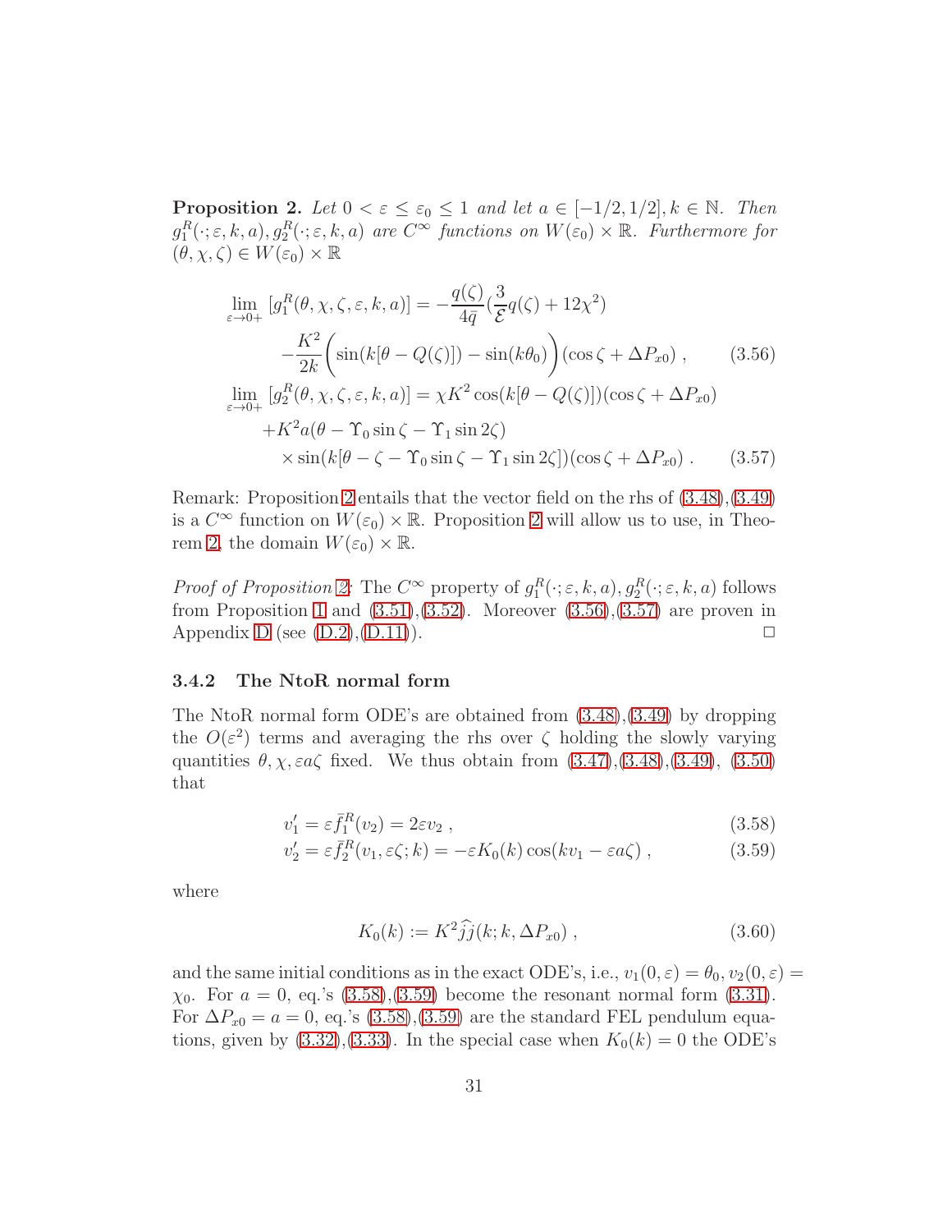**Proposition 2.** *Let $0 < \varepsilon \le \varepsilon_0 \le 1$ and let $a \in [-1/2, 1/2], k \in \mathbb{N}$. Then $g_1^R(\cdot;\varepsilon,k,a), g_2^R(\cdot;\varepsilon,k,a)$ are $C^\infty$ functions on $W(\varepsilon_0)\times\mathbb{R}$. Furthermore for $(\theta,\chi,\zeta) \in W(\varepsilon_0)\times\mathbb{R}$*

$$
\begin{aligned}
\lim_{\varepsilon\to 0+} [g_1^R(\theta,\chi,\zeta,\varepsilon,k,a)] &= -\frac{q(\zeta)}{4\bar q}\Big(\frac{3}{\mathcal{E}}q(\zeta) + 12\chi^2\Big) \\
&\quad -\frac{K^2}{2k}\bigg(\sin(k[\theta - Q(\zeta)]) - \sin(k\theta_0)\bigg)(\cos\zeta + \Delta P_{x0}) \ , \qquad (3.56) \\
\lim_{\varepsilon\to 0+} [g_2^R(\theta,\chi,\zeta,\varepsilon,k,a)] &= \chi K^2 \cos(k[\theta - Q(\zeta)])(\cos\zeta + \Delta P_{x0}) \\
&\quad + K^2 a(\theta - \Upsilon_0 \sin\zeta - \Upsilon_1 \sin 2\zeta) \\
&\qquad \times \sin(k[\theta - \zeta - \Upsilon_0\sin\zeta - \Upsilon_1 \sin 2\zeta])(\cos\zeta + \Delta P_{x0}) \ . \qquad (3.57)
\end{aligned}
$$

Remark: Proposition 2 entails that the vector field on the rhs of (3.48),(3.49) is a $C^\infty$ function on $W(\varepsilon_0)\times\mathbb{R}$. Proposition 2 will allow us to use, in Theorem 2, the domain $W(\varepsilon_0)\times\mathbb{R}$.

*Proof of Proposition 2:* The $C^\infty$ property of $g_1^R(\cdot;\varepsilon,k,a), g_2^R(\cdot;\varepsilon,k,a)$ follows from Proposition 1 and (3.51),(3.52). Moreover (3.56),(3.57) are proven in Appendix D (see (D.2),(D.11)). □

### 3.4.2 The NtoR normal form

The NtoR normal form ODE's are obtained from (3.48),(3.49) by dropping the $O(\varepsilon^2)$ terms and averaging the rhs over $\zeta$ holding the slowly varying quantities $\theta, \chi, \varepsilon a\zeta$ fixed. We thus obtain from (3.47),(3.48),(3.49), (3.50) that

$$
v_1' = \varepsilon \bar f_1^R(v_2) = 2\varepsilon v_2 \ , \qquad (3.58)
$$

$$
v_2' = \varepsilon \bar f_2^R(v_1, \varepsilon\zeta; k) = -\varepsilon K_0(k)\cos(kv_1 - \varepsilon a\zeta) \ , \qquad (3.59)
$$

where

$$
K_0(k) := K^2 \widehat{\widehat{j}}(k; k, \Delta P_{x0}) \ , \qquad (3.60)
$$

and the same initial conditions as in the exact ODE's, i.e., $v_1(0,\varepsilon) = \theta_0, v_2(0,\varepsilon) = \chi_0$. For $a = 0$, eq.'s (3.58),(3.59) become the resonant normal form (3.31). For $\Delta P_{x0} = a = 0$, eq.'s (3.58),(3.59) are the standard FEL pendulum equations, given by (3.32),(3.33). In the special case when $K_0(k) = 0$ the ODE's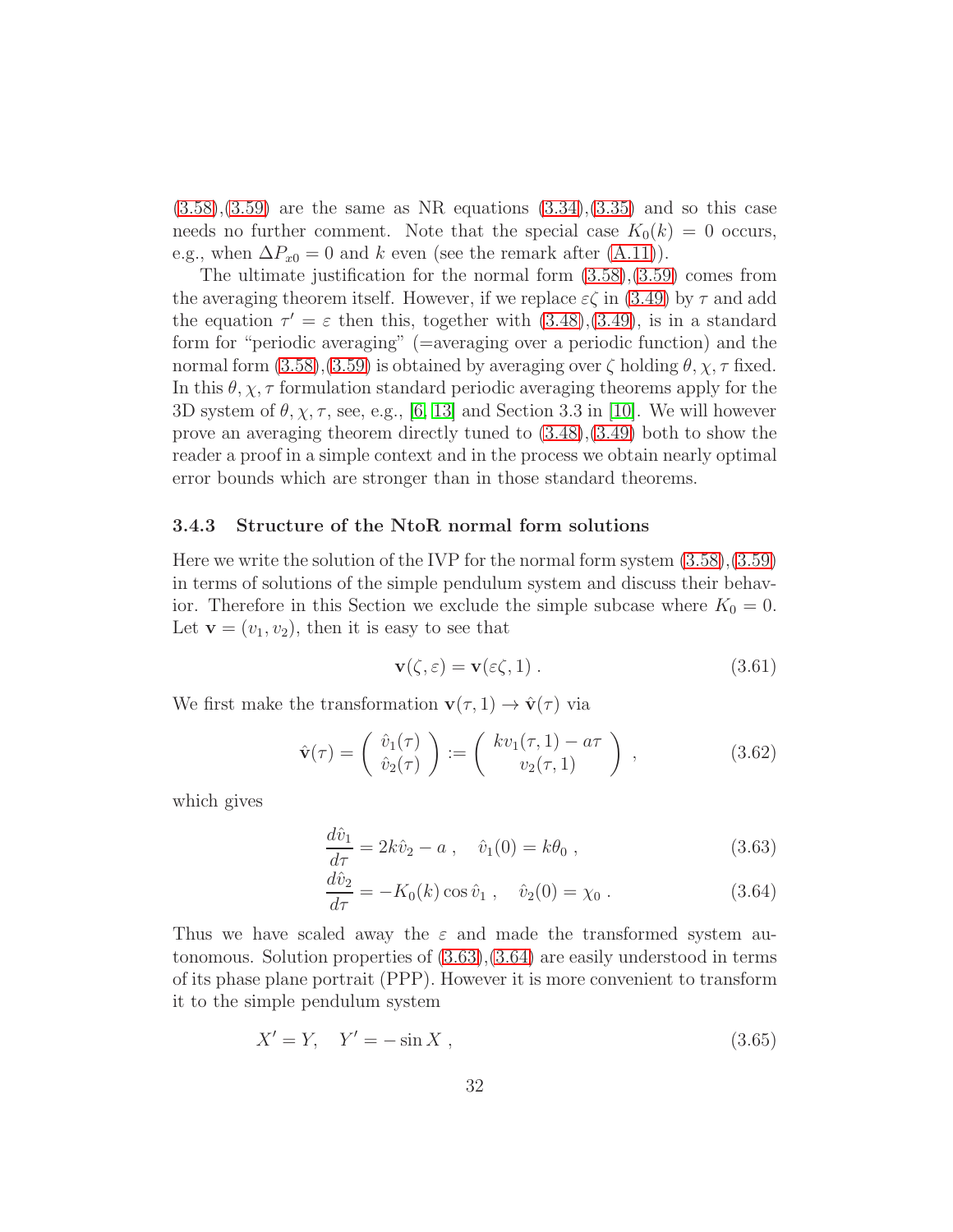(3.58),(3.59) are the same as NR equations (3.34),(3.35) and so this case needs no further comment. Note that the special case $K_0(k) = 0$ occurs, e.g., when $\Delta P_{x0} = 0$ and $k$ even (see the remark after (A.11)).

The ultimate justification for the normal form (3.58),(3.59) comes from the averaging theorem itself. However, if we replace $\varepsilon\zeta$ in (3.49) by $\tau$ and add the equation $\tau' = \varepsilon$ then this, together with (3.48),(3.49), is in a standard form for "periodic averaging" (=averaging over a periodic function) and the normal form (3.58),(3.59) is obtained by averaging over $\zeta$ holding $\theta, \chi, \tau$ fixed. In this $\theta, \chi, \tau$ formulation standard periodic averaging theorems apply for the 3D system of $\theta, \chi, \tau$, see, e.g., [6, 13] and Section 3.3 in [10]. We will however prove an averaging theorem directly tuned to (3.48),(3.49) both to show the reader a proof in a simple context and in the process we obtain nearly optimal error bounds which are stronger than in those standard theorems.

### 3.4.3 Structure of the NtoR normal form solutions

Here we write the solution of the IVP for the normal form system (3.58),(3.59) in terms of solutions of the simple pendulum system and discuss their behavior. Therefore in this Section we exclude the simple subcase where $K_0 = 0$. Let $\mathbf{v} = (v_1, v_2)$, then it is easy to see that

$$\mathbf{v}(\zeta, \varepsilon) = \mathbf{v}(\varepsilon\zeta, 1) \; . \tag{3.61}$$

We first make the transformation $\mathbf{v}(\tau, 1) \to \hat{\mathbf{v}}(\tau)$ via

$$\hat{\mathbf{v}}(\tau) = \begin{pmatrix} \hat{v}_1(\tau) \\ \hat{v}_2(\tau) \end{pmatrix} := \begin{pmatrix} k v_1(\tau, 1) - a\tau \\ v_2(\tau, 1) \end{pmatrix} \; , \tag{3.62}$$

which gives

$$\frac{d\hat{v}_1}{d\tau} = 2k\hat{v}_2 - a \; , \quad \hat{v}_1(0) = k\theta_0 \; , \tag{3.63}$$

$$\frac{d\hat{v}_2}{d\tau} = -K_0(k)\cos\hat{v}_1 \; , \quad \hat{v}_2(0) = \chi_0 \; . \tag{3.64}$$

Thus we have scaled away the $\varepsilon$ and made the transformed system autonomous. Solution properties of (3.63),(3.64) are easily understood in terms of its phase plane portrait (PPP). However it is more convenient to transform it to the simple pendulum system

$$X' = Y, \quad Y' = -\sin X \; , \tag{3.65}$$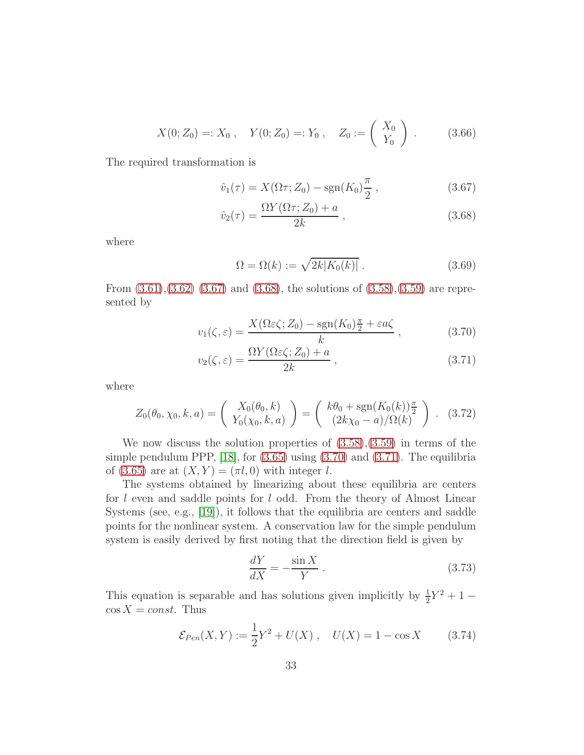$$X(0; Z_0) =: X_0 \ , \quad Y(0; Z_0) =: Y_0 \ , \quad Z_0 := \begin{pmatrix} X_0 \\ Y_0 \end{pmatrix} \ . \tag{3.66}$$

The required transformation is

$$\hat{v}_1(\tau) = X(\Omega\tau; Z_0) - \text{sgn}(K_0)\frac{\pi}{2} \ , \tag{3.67}$$

$$\hat{v}_2(\tau) = \frac{\Omega Y(\Omega\tau; Z_0) + a}{2k} \ , \tag{3.68}$$

where

$$\Omega = \Omega(k) := \sqrt{2k|K_0(k)|} \ . \tag{3.69}$$

From (3.61),(3.62) (3.67) and (3.68), the solutions of (3.58),(3.59) are represented by

$$v_1(\zeta, \varepsilon) = \frac{X(\Omega\varepsilon\zeta; Z_0) - \text{sgn}(K_0)\frac{\pi}{2} + \varepsilon a\zeta}{k} \ , \tag{3.70}$$

$$v_2(\zeta, \varepsilon) = \frac{\Omega Y(\Omega\varepsilon\zeta; Z_0) + a}{2k} \ , \tag{3.71}$$

where

$$Z_0(\theta_0, \chi_0, k, a) = \begin{pmatrix} X_0(\theta_0, k) \\ Y_0(\chi_0, k, a) \end{pmatrix} = \begin{pmatrix} k\theta_0 + \text{sgn}(K_0(k))\frac{\pi}{2} \\ (2k\chi_0 - a)/\Omega(k) \end{pmatrix} \ . \tag{3.72}$$

We now discuss the solution properties of (3.58),(3.59) in terms of the simple pendulum PPP, [18], for (3.65) using (3.70) and (3.71). The equilibria of (3.65) are at $(X, Y) = (\pi l, 0)$ with integer $l$.

The systems obtained by linearizing about these equilibria are centers for $l$ even and saddle points for $l$ odd. From the theory of Almost Linear Systems (see, e.g., [19]), it follows that the equilibria are centers and saddle points for the nonlinear system. A conservation law for the simple pendulum system is easily derived by first noting that the direction field is given by

$$\frac{dY}{dX} = -\frac{\sin X}{Y} \ . \tag{3.73}$$

This equation is separable and has solutions given implicitly by $\frac{1}{2}Y^2 + 1 - \cos X = const$. Thus

$$\mathcal{E}_{Pen}(X, Y) := \frac{1}{2}Y^2 + U(X) \ , \quad U(X) = 1 - \cos X \tag{3.74}$$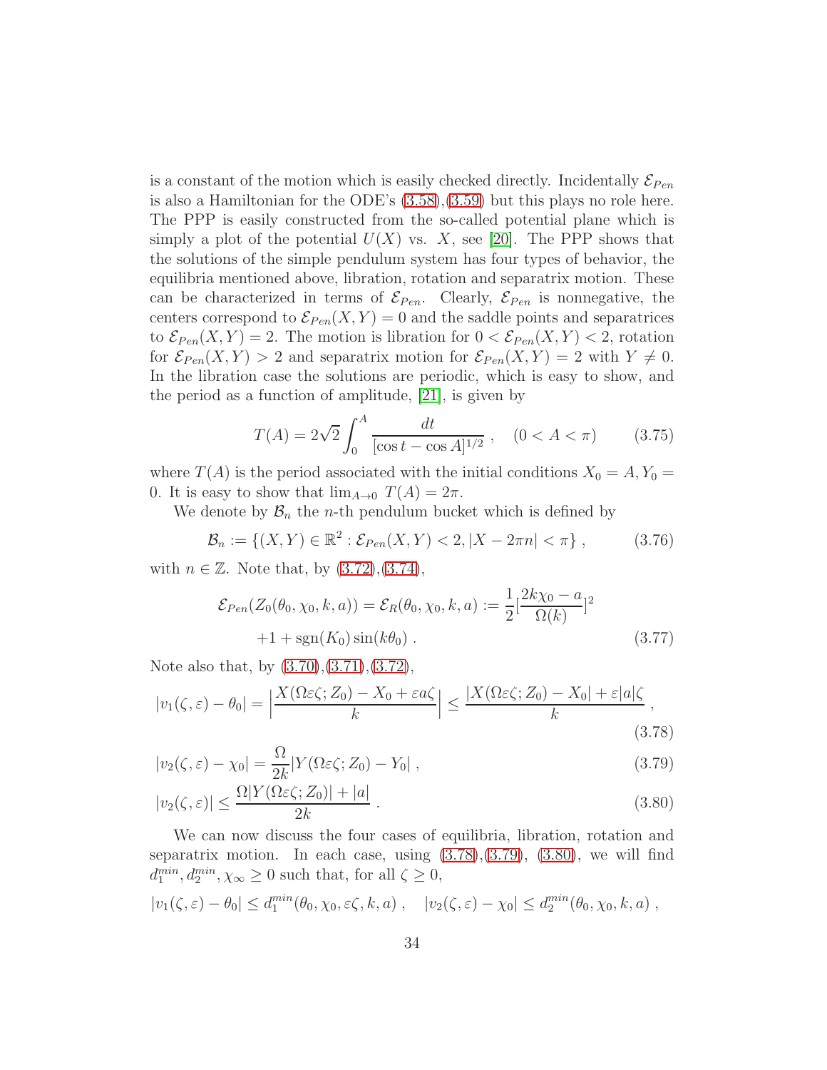is a constant of the motion which is easily checked directly. Incidentally $\mathcal{E}_{Pen}$ is also a Hamiltonian for the ODE's (3.58),(3.59) but this plays no role here. The PPP is easily constructed from the so-called potential plane which is simply a plot of the potential $U(X)$ vs. $X$, see [20]. The PPP shows that the solutions of the simple pendulum system has four types of behavior, the equilibria mentioned above, libration, rotation and separatrix motion. These can be characterized in terms of $\mathcal{E}_{Pen}$. Clearly, $\mathcal{E}_{Pen}$ is nonnegative, the centers correspond to $\mathcal{E}_{Pen}(X,Y) = 0$ and the saddle points and separatrices to $\mathcal{E}_{Pen}(X,Y) = 2$. The motion is libration for $0 < \mathcal{E}_{Pen}(X,Y) < 2$, rotation for $\mathcal{E}_{Pen}(X,Y) > 2$ and separatrix motion for $\mathcal{E}_{Pen}(X,Y) = 2$ with $Y \neq 0$. In the libration case the solutions are periodic, which is easy to show, and the period as a function of amplitude, [21], is given by

$$T(A) = 2\sqrt{2}\int_0^A \frac{dt}{[\cos t - \cos A]^{1/2}} \ , \quad (0 < A < \pi) \tag{3.75}$$

where $T(A)$ is the period associated with the initial conditions $X_0 = A, Y_0 = 0$. It is easy to show that $\lim_{A\to 0} T(A) = 2\pi$.

We denote by $\mathcal{B}_n$ the $n$-th pendulum bucket which is defined by

$$\mathcal{B}_n := \{(X,Y) \in \mathbb{R}^2 : \mathcal{E}_{Pen}(X,Y) < 2, |X - 2\pi n| < \pi\} \ , \tag{3.76}$$

with $n \in \mathbb{Z}$. Note that, by (3.72),(3.74),

$$\mathcal{E}_{Pen}(Z_0(\theta_0,\chi_0,k,a)) = \mathcal{E}_R(\theta_0,\chi_0,k,a) := \frac{1}{2}[\frac{2k\chi_0 - a}{\Omega(k)}]^2 + 1 + \mathrm{sgn}(K_0)\sin(k\theta_0) \ . \tag{3.77}$$

Note also that, by (3.70),(3.71),(3.72),

$$|v_1(\zeta,\varepsilon) - \theta_0| = \Big|\frac{X(\Omega\varepsilon\zeta;Z_0) - X_0 + \varepsilon a\zeta}{k}\Big| \le \frac{|X(\Omega\varepsilon\zeta;Z_0) - X_0| + \varepsilon|a|\zeta}{k} \ , \tag{3.78}$$

$$|v_2(\zeta,\varepsilon) - \chi_0| = \frac{\Omega}{2k}|Y(\Omega\varepsilon\zeta;Z_0) - Y_0| \ , \tag{3.79}$$

$$|v_2(\zeta,\varepsilon)| \le \frac{\Omega|Y(\Omega\varepsilon\zeta;Z_0)| + |a|}{2k} \ . \tag{3.80}$$

We can now discuss the four cases of equilibria, libration, rotation and separatrix motion. In each case, using (3.78),(3.79), (3.80), we will find $d_1^{min}, d_2^{min}, \chi_\infty \ge 0$ such that, for all $\zeta \ge 0$,

$$|v_1(\zeta,\varepsilon) - \theta_0| \le d_1^{min}(\theta_0,\chi_0,\varepsilon\zeta,k,a) \ , \quad |v_2(\zeta,\varepsilon) - \chi_0| \le d_2^{min}(\theta_0,\chi_0,k,a) \ ,$$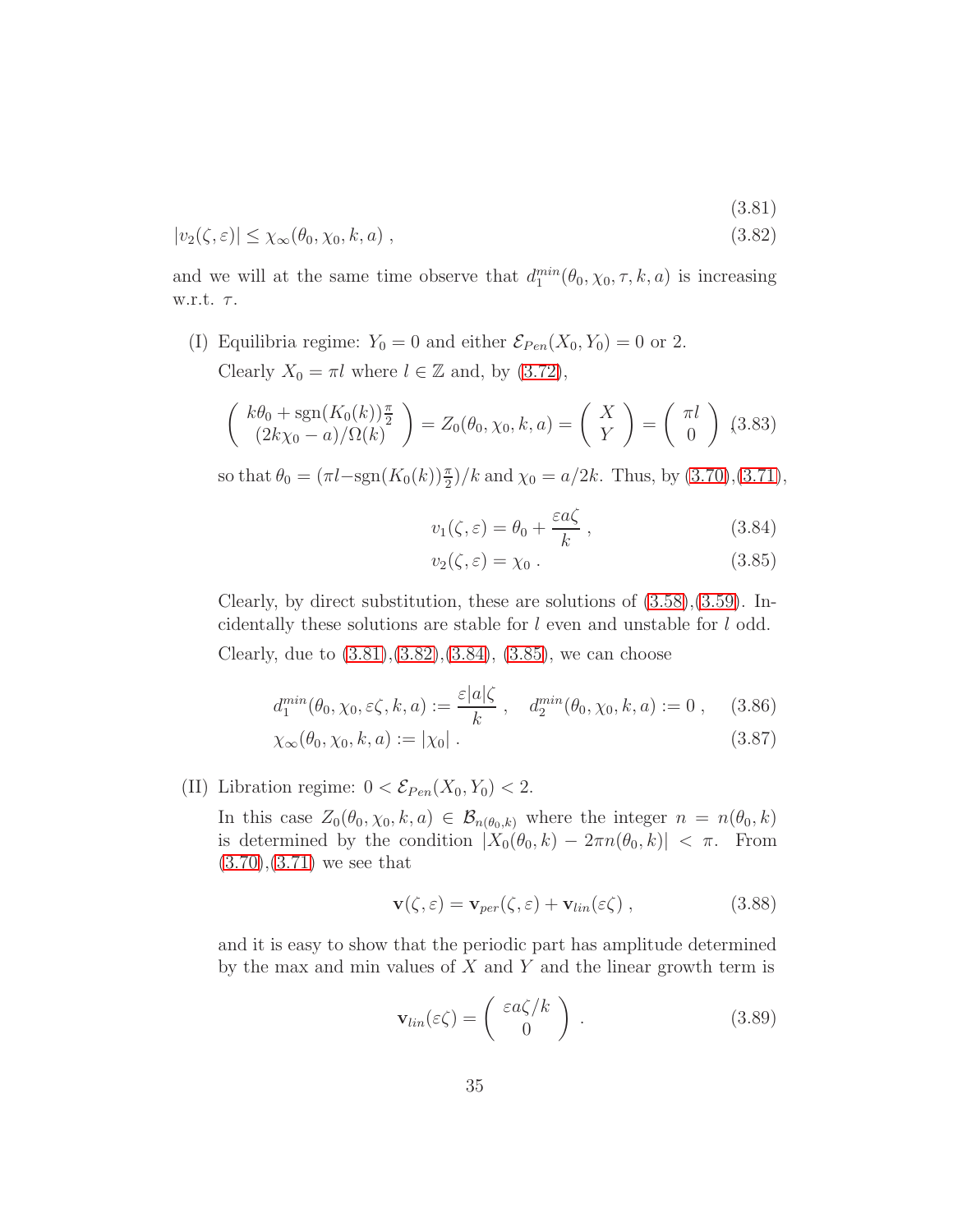$$(3.81)$$

$$|v_2(\zeta, \varepsilon)| \leq \chi_\infty(\theta_0, \chi_0, k, a) \ , \tag{3.82}$$

and we will at the same time observe that $d_1^{min}(\theta_0, \chi_0, \tau, k, a)$ is increasing w.r.t. $\tau$.

(I) Equilibria regime: $Y_0 = 0$ and either $\mathcal{E}_{Pen}(X_0, Y_0) = 0$ or 2.

Clearly $X_0 = \pi l$ where $l \in \mathbb{Z}$ and, by (3.72),

$$\begin{pmatrix} k\theta_0 + \text{sgn}(K_0(k))\frac{\pi}{2} \\ (2k\chi_0 - a)/\Omega(k) \end{pmatrix} = Z_0(\theta_0, \chi_0, k, a) = \begin{pmatrix} X \\ Y \end{pmatrix} = \begin{pmatrix} \pi l \\ 0 \end{pmatrix} \tag{3.83}$$

so that $\theta_0 = (\pi l - \text{sgn}(K_0(k))\frac{\pi}{2})/k$ and $\chi_0 = a/2k$. Thus, by (3.70),(3.71),

$$v_1(\zeta, \varepsilon) = \theta_0 + \frac{\varepsilon a \zeta}{k} \ , \tag{3.84}$$

$$v_2(\zeta, \varepsilon) = \chi_0 \ . \tag{3.85}$$

Clearly, by direct substitution, these are solutions of (3.58),(3.59). Incidentally these solutions are stable for $l$ even and unstable for $l$ odd.

Clearly, due to (3.81),(3.82),(3.84), (3.85), we can choose

$$d_1^{min}(\theta_0, \chi_0, \varepsilon\zeta, k, a) := \frac{\varepsilon |a| \zeta}{k} \ , \quad d_2^{min}(\theta_0, \chi_0, k, a) := 0 \ , \tag{3.86}$$

$$\chi_\infty(\theta_0, \chi_0, k, a) := |\chi_0| \ . \tag{3.87}$$

(II) Libration regime: $0 < \mathcal{E}_{Pen}(X_0, Y_0) < 2$.

In this case $Z_0(\theta_0, \chi_0, k, a) \in \mathcal{B}_{n(\theta_0, k)}$ where the integer $n = n(\theta_0, k)$ is determined by the condition $|X_0(\theta_0, k) - 2\pi n(\theta_0, k)| < \pi$. From (3.70),(3.71) we see that

$$\mathbf{v}(\zeta, \varepsilon) = \mathbf{v}_{per}(\zeta, \varepsilon) + \mathbf{v}_{lin}(\varepsilon\zeta) \ , \tag{3.88}$$

and it is easy to show that the periodic part has amplitude determined by the max and min values of $X$ and $Y$ and the linear growth term is

$$\mathbf{v}_{lin}(\varepsilon\zeta) = \begin{pmatrix} \varepsilon a \zeta / k \\ 0 \end{pmatrix} \ . \tag{3.89}$$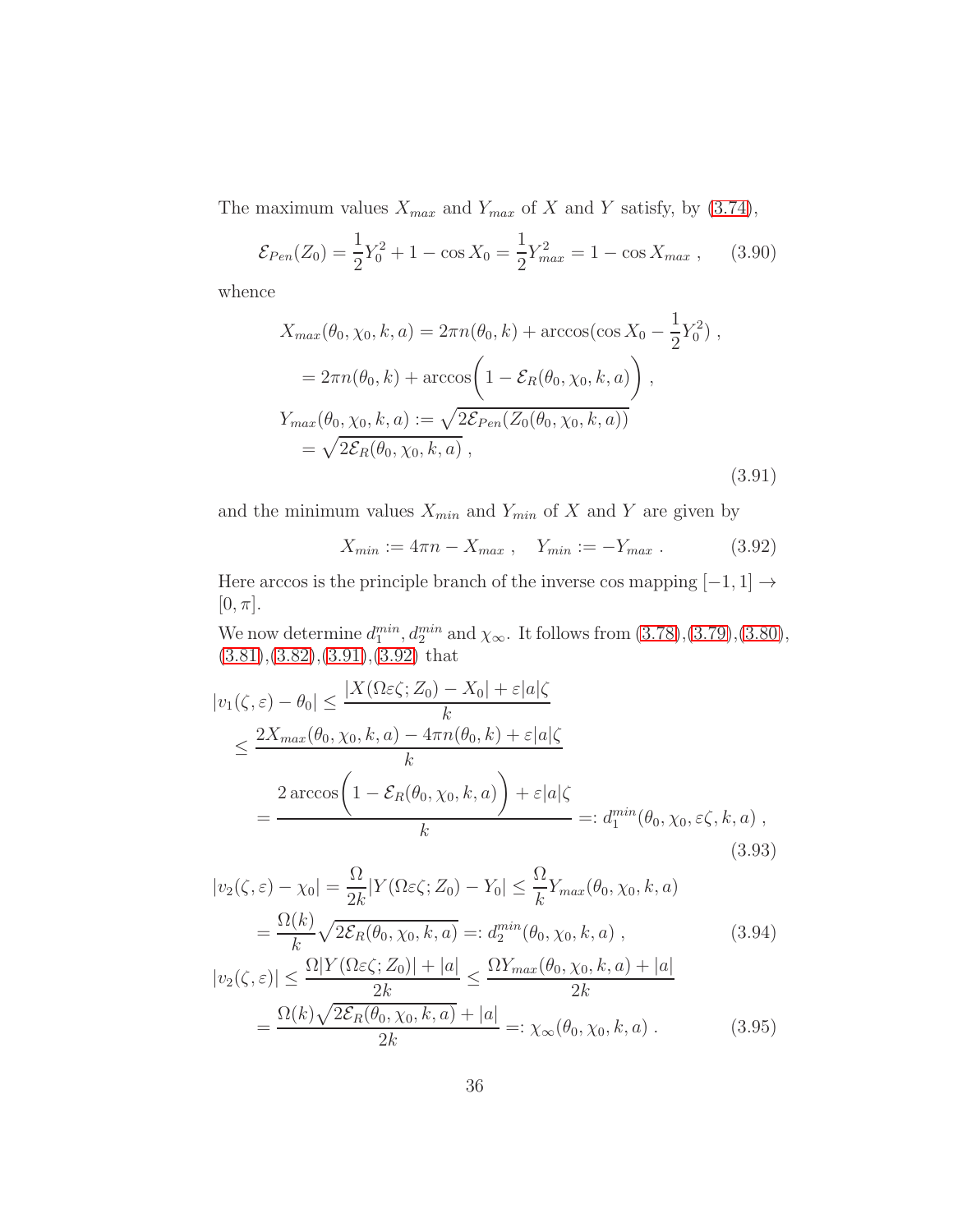The maximum values $X_{max}$ and $Y_{max}$ of $X$ and $Y$ satisfy, by (3.74),

$$\mathcal{E}_{Pen}(Z_0) = \frac{1}{2}Y_0^2 + 1 - \cos X_0 = \frac{1}{2}Y_{max}^2 = 1 - \cos X_{max} \ , \qquad (3.90)$$

whence

$$\begin{aligned}
&X_{max}(\theta_0, \chi_0, k, a) = 2\pi n(\theta_0, k) + \arccos(\cos X_0 - \frac{1}{2}Y_0^2) \ , \\
&\quad = 2\pi n(\theta_0, k) + \arccos\bigg(1 - \mathcal{E}_R(\theta_0, \chi_0, k, a)\bigg) \ , \\
&Y_{max}(\theta_0, \chi_0, k, a) := \sqrt{2\mathcal{E}_{Pen}(Z_0(\theta_0, \chi_0, k, a))} \\
&\quad = \sqrt{2\mathcal{E}_R(\theta_0, \chi_0, k, a)} \ ,
\end{aligned} \qquad (3.91)$$

and the minimum values $X_{min}$ and $Y_{min}$ of $X$ and $Y$ are given by

$$X_{min} := 4\pi n - X_{max} \ , \quad Y_{min} := -Y_{max} \ . \qquad (3.92)$$

Here arccos is the principle branch of the inverse cos mapping $[-1, 1] \to [0, \pi]$.

We now determine $d_1^{min}, d_2^{min}$ and $\chi_\infty$. It follows from (3.78),(3.79),(3.80), (3.81),(3.82),(3.91),(3.92) that

$$\begin{aligned}
|v_1(\zeta, \varepsilon) - \theta_0| &\leq \frac{|X(\Omega\varepsilon\zeta; Z_0) - X_0| + \varepsilon|a|\zeta}{k} \\
&\leq \frac{2X_{max}(\theta_0, \chi_0, k, a) - 4\pi n(\theta_0, k) + \varepsilon|a|\zeta}{k} \\
&= \frac{2\arccos\bigg(1 - \mathcal{E}_R(\theta_0, \chi_0, k, a)\bigg) + \varepsilon|a|\zeta}{k} =: d_1^{min}(\theta_0, \chi_0, \varepsilon\zeta, k, a) \ ,
\end{aligned} \qquad (3.93)$$

$$\begin{aligned}
|v_2(\zeta, \varepsilon) - \chi_0| &= \frac{\Omega}{2k}|Y(\Omega\varepsilon\zeta; Z_0) - Y_0| \leq \frac{\Omega}{k}Y_{max}(\theta_0, \chi_0, k, a) \\
&= \frac{\Omega(k)}{k}\sqrt{2\mathcal{E}_R(\theta_0, \chi_0, k, a)} =: d_2^{min}(\theta_0, \chi_0, k, a) \ ,
\end{aligned} \qquad (3.94)$$

$$\begin{aligned}
|v_2(\zeta, \varepsilon)| &\leq \frac{\Omega|Y(\Omega\varepsilon\zeta; Z_0)| + |a|}{2k} \leq \frac{\Omega Y_{max}(\theta_0, \chi_0, k, a) + |a|}{2k} \\
&= \frac{\Omega(k)\sqrt{2\mathcal{E}_R(\theta_0, \chi_0, k, a)} + |a|}{2k} =: \chi_\infty(\theta_0, \chi_0, k, a) \ .
\end{aligned} \qquad (3.95)$$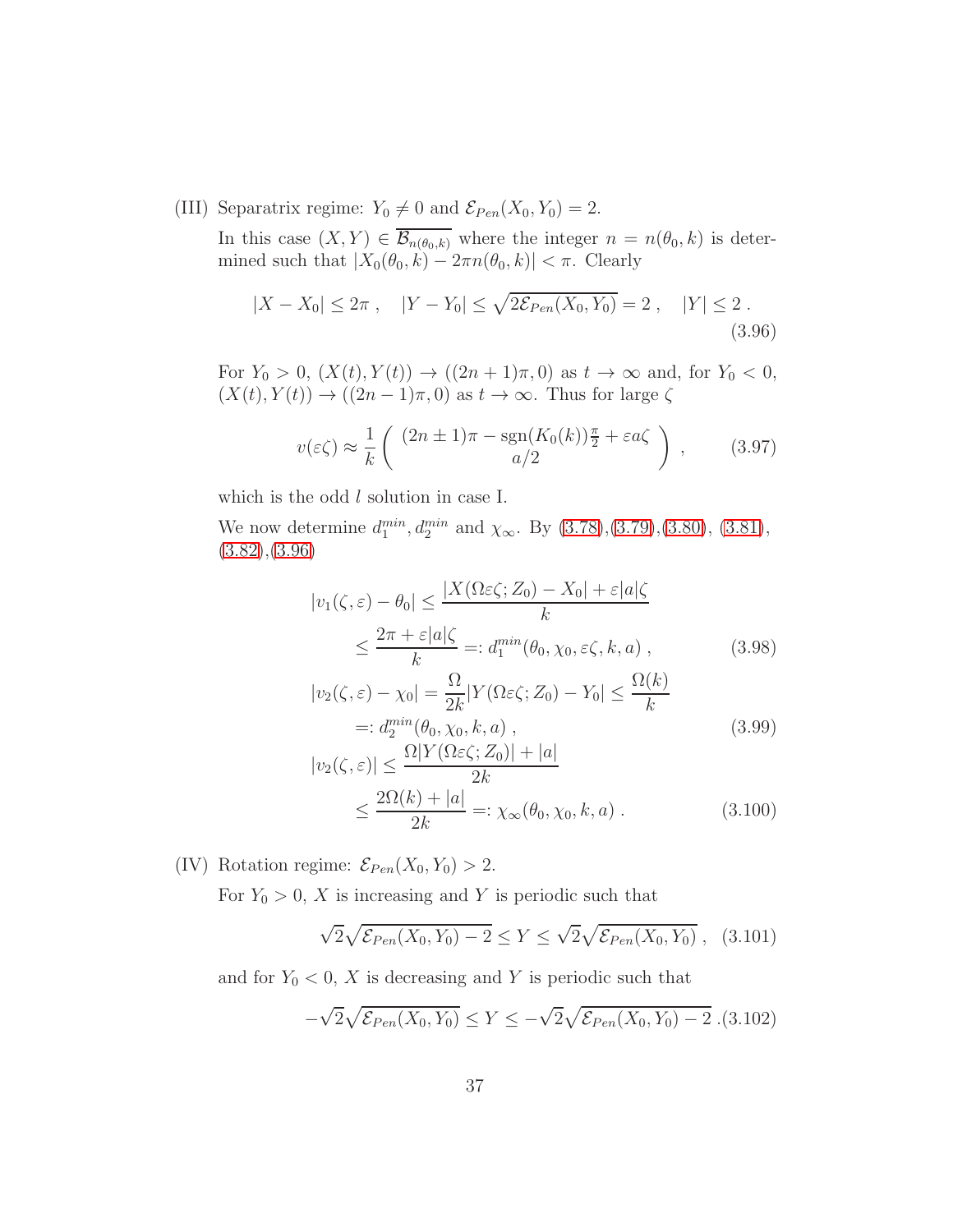(III) Separatrix regime: $Y_0 \neq 0$ and $\mathcal{E}_{Pen}(X_0, Y_0) = 2$.

In this case $(X, Y) \in \overline{\mathcal{B}_{n(\theta_0,k)}}$ where the integer $n = n(\theta_0, k)$ is determined such that $|X_0(\theta_0, k) - 2\pi n(\theta_0, k)| < \pi$. Clearly

$$|X - X_0| \leq 2\pi\ , \quad |Y - Y_0| \leq \sqrt{2\mathcal{E}_{Pen}(X_0, Y_0)} = 2\ , \quad |Y| \leq 2\ . \tag{3.96}$$

For $Y_0 > 0$, $(X(t), Y(t)) \to ((2n+1)\pi, 0)$ as $t \to \infty$ and, for $Y_0 < 0$, $(X(t), Y(t)) \to ((2n-1)\pi, 0)$ as $t \to \infty$. Thus for large $\zeta$

$$v(\varepsilon\zeta) \approx \frac{1}{k} \begin{pmatrix} (2n \pm 1)\pi - \mathrm{sgn}(K_0(k))\frac{\pi}{2} + \varepsilon a \zeta \\ a/2 \end{pmatrix}\ , \tag{3.97}$$

which is the odd $l$ solution in case I.

We now determine $d_1^{min}, d_2^{min}$ and $\chi_\infty$. By (3.78),(3.79),(3.80), (3.81), (3.82),(3.96)

$$\begin{aligned} |v_1(\zeta, \varepsilon) - \theta_0| &\leq \frac{|X(\Omega\varepsilon\zeta; Z_0) - X_0| + \varepsilon|a|\zeta}{k} \\ &\leq \frac{2\pi + \varepsilon|a|\zeta}{k} =: d_1^{min}(\theta_0, \chi_0, \varepsilon\zeta, k, a)\ , \end{aligned} \tag{3.98}$$

$$\begin{aligned} |v_2(\zeta, \varepsilon) - \chi_0| &= \frac{\Omega}{2k}|Y(\Omega\varepsilon\zeta; Z_0) - Y_0| \leq \frac{\Omega(k)}{k} \\ &=: d_2^{min}(\theta_0, \chi_0, k, a)\ , \end{aligned} \tag{3.99}$$

$$\begin{aligned} |v_2(\zeta, \varepsilon)| &\leq \frac{\Omega|Y(\Omega\varepsilon\zeta; Z_0)| + |a|}{2k} \\ &\leq \frac{2\Omega(k) + |a|}{2k} =: \chi_\infty(\theta_0, \chi_0, k, a)\ . \end{aligned} \tag{3.100}$$

(IV) Rotation regime: $\mathcal{E}_{Pen}(X_0, Y_0) > 2$.

For $Y_0 > 0$, $X$ is increasing and $Y$ is periodic such that

$$\sqrt{2}\sqrt{\mathcal{E}_{Pen}(X_0, Y_0) - 2} \leq Y \leq \sqrt{2}\sqrt{\mathcal{E}_{Pen}(X_0, Y_0)}\ , \tag{3.101}$$

and for $Y_0 < 0$, $X$ is decreasing and $Y$ is periodic such that

$$-\sqrt{2}\sqrt{\mathcal{E}_{Pen}(X_0, Y_0)} \leq Y \leq -\sqrt{2}\sqrt{\mathcal{E}_{Pen}(X_0, Y_0) - 2}\ . \tag{3.102}$$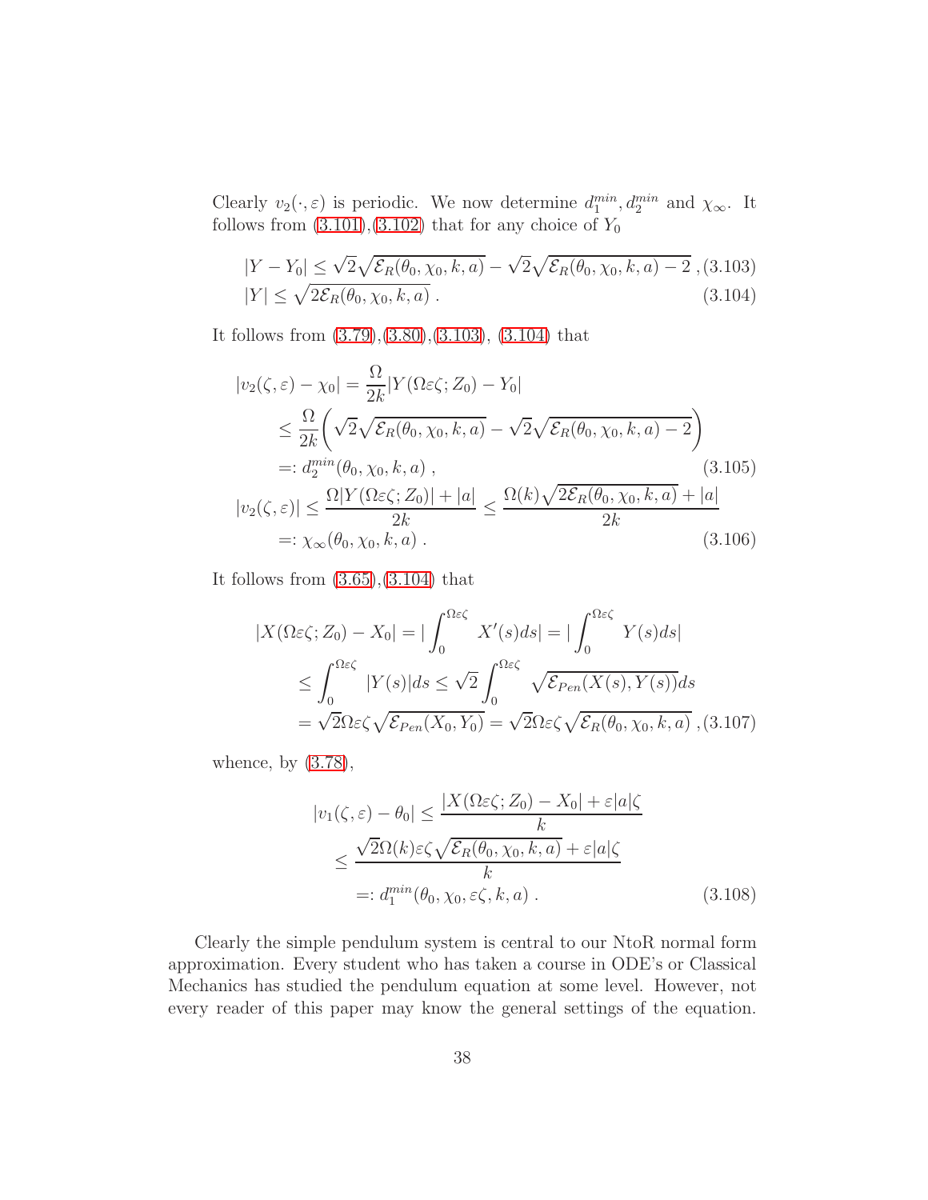Clearly $v_2(\cdot,\varepsilon)$ is periodic. We now determine $d_1^{min}, d_2^{min}$ and $\chi_\infty$. It follows from (3.101),(3.102) that for any choice of $Y_0$

$$|Y - Y_0| \leq \sqrt{2}\sqrt{\mathcal{E}_R(\theta_0,\chi_0,k,a)} - \sqrt{2}\sqrt{\mathcal{E}_R(\theta_0,\chi_0,k,a) - 2}\ , \tag{3.103}$$

$$|Y| \leq \sqrt{2\mathcal{E}_R(\theta_0,\chi_0,k,a)}\ . \tag{3.104}$$

It follows from (3.79),(3.80),(3.103), (3.104) that

$$\begin{aligned}
|v_2(\zeta,\varepsilon) - \chi_0| &= \frac{\Omega}{2k}|Y(\Omega\varepsilon\zeta; Z_0) - Y_0| \\
&\leq \frac{\Omega}{2k}\bigg(\sqrt{2}\sqrt{\mathcal{E}_R(\theta_0,\chi_0,k,a)} - \sqrt{2}\sqrt{\mathcal{E}_R(\theta_0,\chi_0,k,a) - 2}\bigg) \\
&=: d_2^{min}(\theta_0,\chi_0,k,a)\ ,
\end{aligned} \tag{3.105}$$

$$\begin{aligned}
|v_2(\zeta,\varepsilon)| &\leq \frac{\Omega|Y(\Omega\varepsilon\zeta;Z_0)| + |a|}{2k} \leq \frac{\Omega(k)\sqrt{2\mathcal{E}_R(\theta_0,\chi_0,k,a)} + |a|}{2k} \\
&=: \chi_\infty(\theta_0,\chi_0,k,a)\ .
\end{aligned} \tag{3.106}$$

It follows from (3.65),(3.104) that

$$\begin{aligned}
|X(\Omega\varepsilon\zeta;Z_0) - X_0| &= \Big|\int_0^{\Omega\varepsilon\zeta} X'(s)ds\Big| = \Big|\int_0^{\Omega\varepsilon\zeta} Y(s)ds\Big| \\
&\leq \int_0^{\Omega\varepsilon\zeta} |Y(s)|ds \leq \sqrt{2}\int_0^{\Omega\varepsilon\zeta} \sqrt{\mathcal{E}_{Pen}(X(s),Y(s))}ds \\
&= \sqrt{2}\Omega\varepsilon\zeta\sqrt{\mathcal{E}_{Pen}(X_0,Y_0)} = \sqrt{2}\Omega\varepsilon\zeta\sqrt{\mathcal{E}_R(\theta_0,\chi_0,k,a)}\ ,
\end{aligned} \tag{3.107}$$

whence, by (3.78),

$$\begin{aligned}
|v_1(\zeta,\varepsilon) - \theta_0| &\leq \frac{|X(\Omega\varepsilon\zeta;Z_0) - X_0| + \varepsilon|a|\zeta}{k} \\
&\leq \frac{\sqrt{2}\Omega(k)\varepsilon\zeta\sqrt{\mathcal{E}_R(\theta_0,\chi_0,k,a)} + \varepsilon|a|\zeta}{k} \\
&=: d_1^{min}(\theta_0,\chi_0,\varepsilon\zeta,k,a)\ .
\end{aligned} \tag{3.108}$$

Clearly the simple pendulum system is central to our NtoR normal form approximation. Every student who has taken a course in ODE's or Classical Mechanics has studied the pendulum equation at some level. However, not every reader of this paper may know the general settings of the equation.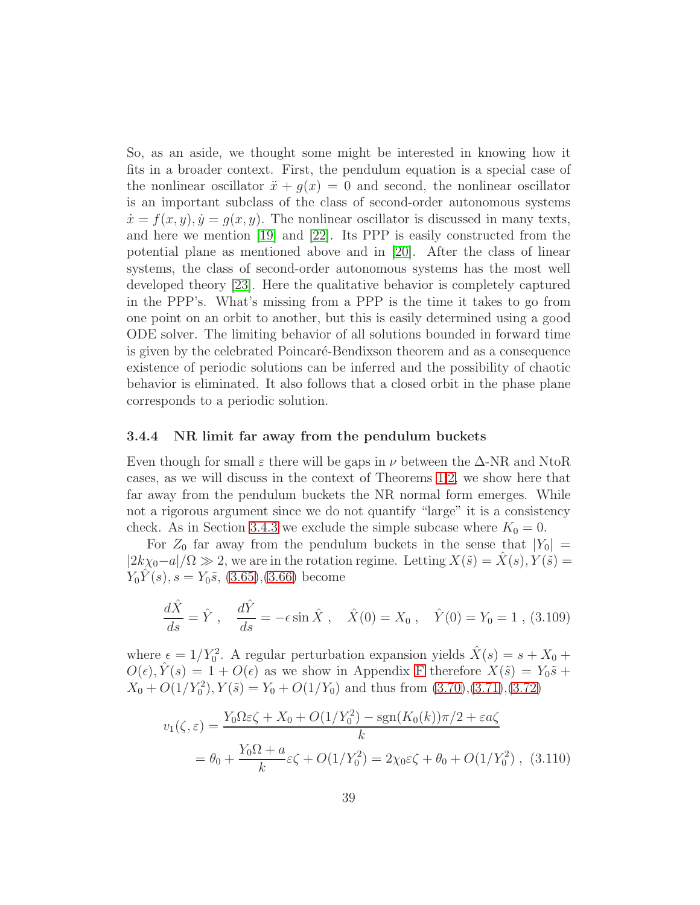So, as an aside, we thought some might be interested in knowing how it fits in a broader context. First, the pendulum equation is a special case of the nonlinear oscillator $\ddot{x} + g(x) = 0$ and second, the nonlinear oscillator is an important subclass of the class of second-order autonomous systems $\dot{x} = f(x, y), \dot{y} = g(x, y)$. The nonlinear oscillator is discussed in many texts, and here we mention [19] and [22]. Its PPP is easily constructed from the potential plane as mentioned above and in [20]. After the class of linear systems, the class of second-order autonomous systems has the most well developed theory [23]. Here the qualitative behavior is completely captured in the PPP's. What's missing from a PPP is the time it takes to go from one point on an orbit to another, but this is easily determined using a good ODE solver. The limiting behavior of all solutions bounded in forward time is given by the celebrated Poincaré-Bendixson theorem and as a consequence existence of periodic solutions can be inferred and the possibility of chaotic behavior is eliminated. It also follows that a closed orbit in the phase plane corresponds to a periodic solution.

### 3.4.4 NR limit far away from the pendulum buckets

Even though for small $\varepsilon$ there will be gaps in $\nu$ between the $\Delta$-NR and NtoR cases, as we will discuss in the context of Theorems 1,2, we show here that far away from the pendulum buckets the NR normal form emerges. While not a rigorous argument since we do not quantify "large" it is a consistency check. As in Section 3.4.3 we exclude the simple subcase where $K_0 = 0$.

For $Z_0$ far away from the pendulum buckets in the sense that $|Y_0| = |2k\chi_0 - a|/\Omega \gg 2$, we are in the rotation regime. Letting $X(\tilde{s}) = \hat{X}(s), Y(\tilde{s}) = Y_0\hat{Y}(s), s = Y_0\tilde{s}$, (3.65),(3.66) become

$$\frac{d\hat{X}}{ds} = \hat{Y} \ , \quad \frac{d\hat{Y}}{ds} = -\epsilon \sin \hat{X} \ , \quad \hat{X}(0) = X_0 \ , \quad \hat{Y}(0) = Y_0 = 1 \ , \tag{3.109}$$

where $\epsilon = 1/Y_0^2$. A regular perturbation expansion yields $\hat{X}(s) = s + X_0 + O(\epsilon), \hat{Y}(s) = 1 + O(\epsilon)$ as we show in Appendix F therefore $X(\tilde{s}) = Y_0\tilde{s} + X_0 + O(1/Y_0^2), Y(\tilde{s}) = Y_0 + O(1/Y_0)$ and thus from (3.70),(3.71),(3.72)

$$\begin{aligned} v_1(\zeta, \varepsilon) &= \frac{Y_0\Omega\varepsilon\zeta + X_0 + O(1/Y_0^2) - \text{sgn}(K_0(k))\pi/2 + \varepsilon a\zeta}{k} \\ &= \theta_0 + \frac{Y_0\Omega + a}{k}\varepsilon\zeta + O(1/Y_0^2) = 2\chi_0\varepsilon\zeta + \theta_0 + O(1/Y_0^2) \ , \end{aligned} \tag{3.110}$$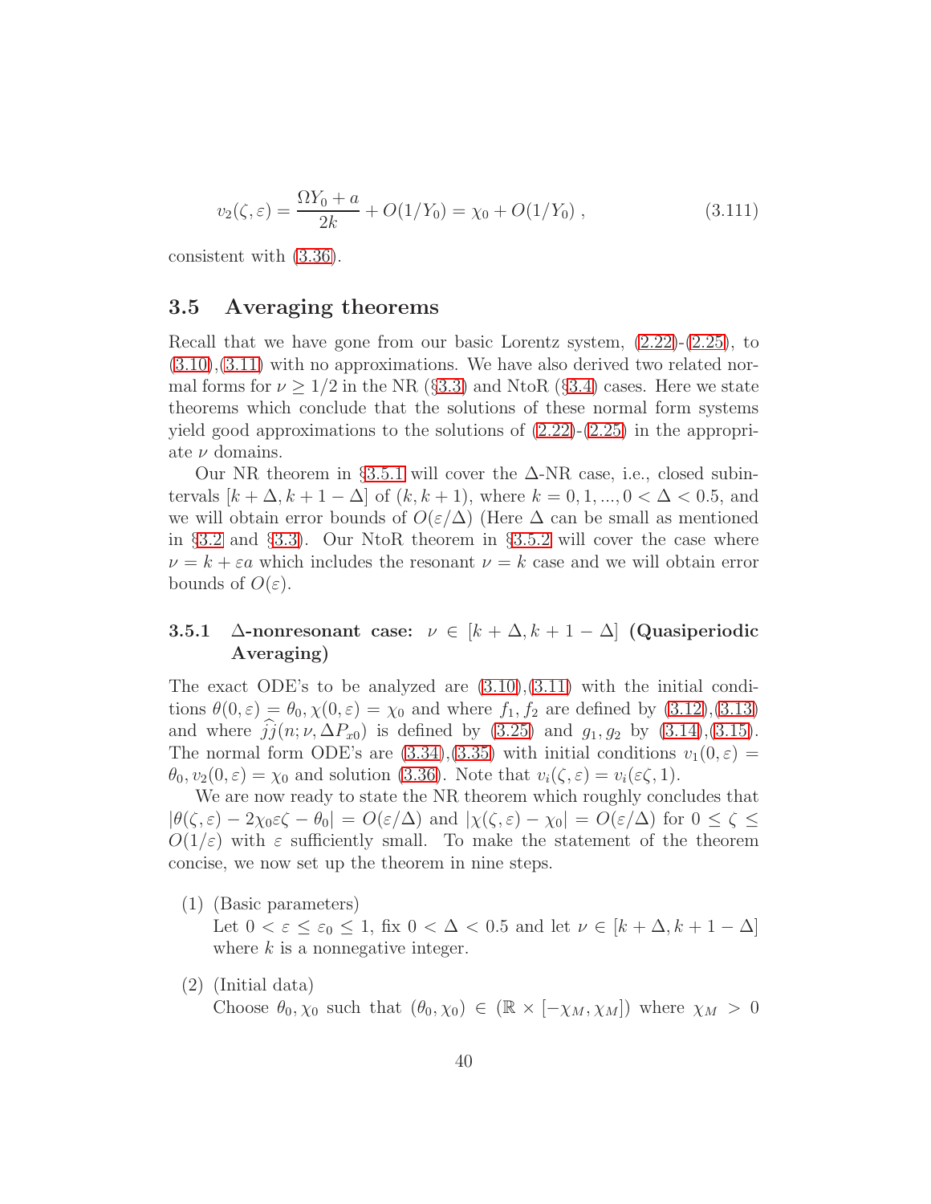$$v_2(\zeta, \varepsilon) = \frac{\Omega Y_0 + a}{2k} + O(1/Y_0) = \chi_0 + O(1/Y_0) \;, \tag{3.111}$$

consistent with (3.36).

## 3.5 Averaging theorems

Recall that we have gone from our basic Lorentz system, (2.22)-(2.25), to (3.10),(3.11) with no approximations. We have also derived two related normal forms for $\nu \geq 1/2$ in the NR (§3.3) and NtoR (§3.4) cases. Here we state theorems which conclude that the solutions of these normal form systems yield good approximations to the solutions of (2.22)-(2.25) in the appropriate $\nu$ domains.

Our NR theorem in §3.5.1 will cover the $\Delta$-NR case, i.e., closed subintervals $[k + \Delta, k + 1 - \Delta]$ of $(k, k + 1)$, where $k = 0, 1, ..., 0 < \Delta < 0.5$, and we will obtain error bounds of $O(\varepsilon/\Delta)$ (Here $\Delta$ can be small as mentioned in §3.2 and §3.3). Our NtoR theorem in §3.5.2 will cover the case where $\nu = k + \varepsilon a$ which includes the resonant $\nu = k$ case and we will obtain error bounds of $O(\varepsilon)$.

### 3.5.1 $\Delta$-nonresonant case: $\nu \in [k + \Delta, k + 1 - \Delta]$ (Quasiperiodic Averaging)

The exact ODE's to be analyzed are (3.10),(3.11) with the initial conditions $\theta(0, \varepsilon) = \theta_0, \chi(0, \varepsilon) = \chi_0$ and where $f_1, f_2$ are defined by (3.12),(3.13) and where $\widehat{jj}(n; \nu, \Delta P_{x0})$ is defined by (3.25) and $g_1, g_2$ by (3.14),(3.15). The normal form ODE's are (3.34),(3.35) with initial conditions $v_1(0, \varepsilon) = \theta_0, v_2(0, \varepsilon) = \chi_0$ and solution (3.36). Note that $v_i(\zeta, \varepsilon) = v_i(\varepsilon\zeta, 1)$.

We are now ready to state the NR theorem which roughly concludes that $|\theta(\zeta, \varepsilon) - 2\chi_0\varepsilon\zeta - \theta_0| = O(\varepsilon/\Delta)$ and $|\chi(\zeta, \varepsilon) - \chi_0| = O(\varepsilon/\Delta)$ for $0 \leq \zeta \leq O(1/\varepsilon)$ with $\varepsilon$ sufficiently small. To make the statement of the theorem concise, we now set up the theorem in nine steps.

(1) (Basic parameters)
Let $0 < \varepsilon \leq \varepsilon_0 \leq 1$, fix $0 < \Delta < 0.5$ and let $\nu \in [k + \Delta, k + 1 - \Delta]$ where $k$ is a nonnegative integer.

(2) (Initial data)
Choose $\theta_0, \chi_0$ such that $(\theta_0, \chi_0) \in (\mathbb{R} \times [-\chi_M, \chi_M])$ where $\chi_M > 0$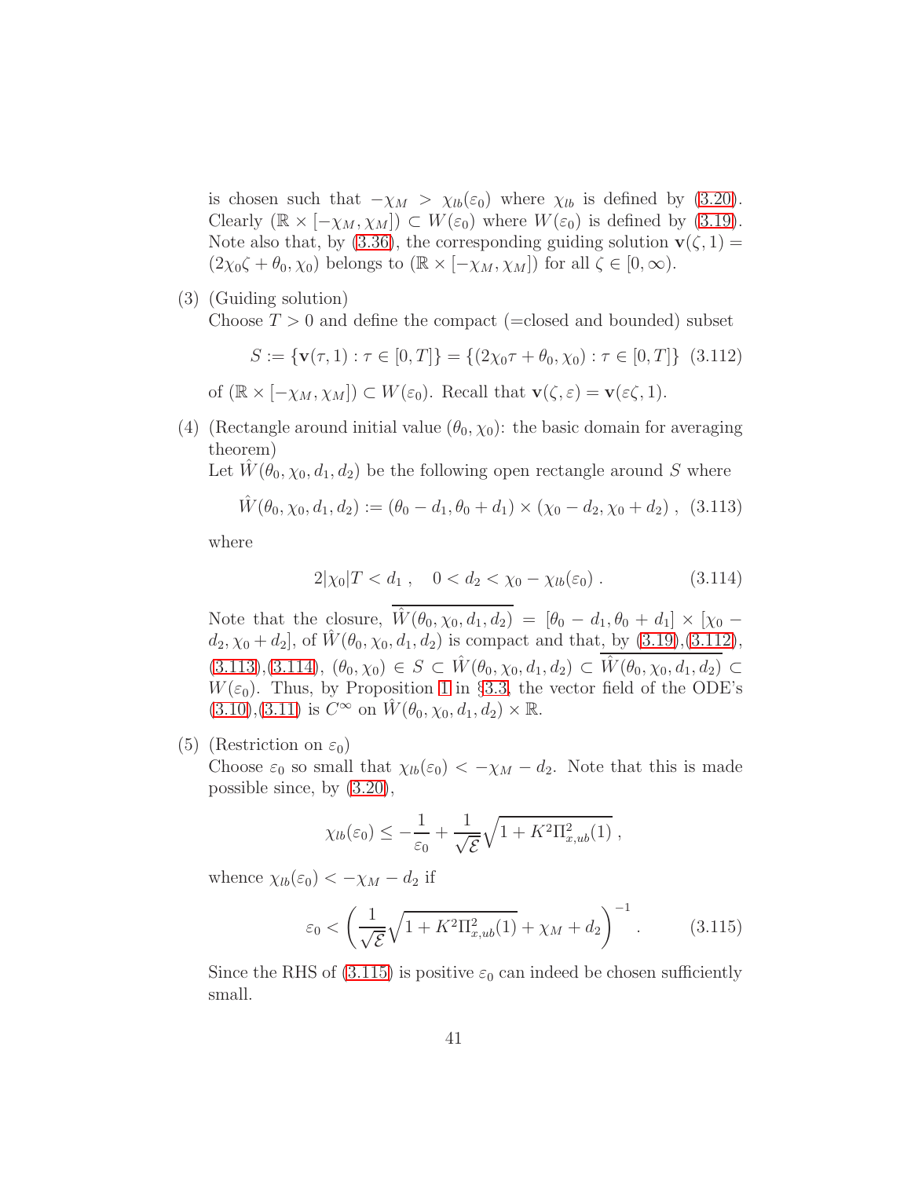is chosen such that $-\chi_M > \chi_{lb}(\varepsilon_0)$ where $\chi_{lb}$ is defined by (3.20). Clearly $(\mathbb{R} \times [-\chi_M, \chi_M]) \subset W(\varepsilon_0)$ where $W(\varepsilon_0)$ is defined by (3.19). Note also that, by (3.36), the corresponding guiding solution $\mathbf{v}(\zeta, 1) = (2\chi_0\zeta + \theta_0, \chi_0)$ belongs to $(\mathbb{R} \times [-\chi_M, \chi_M])$ for all $\zeta \in [0, \infty)$.

(3) (Guiding solution)
Choose $T > 0$ and define the compact (=closed and bounded) subset

$$S := \{\mathbf{v}(\tau, 1) : \tau \in [0, T]\} = \{(2\chi_0\tau + \theta_0, \chi_0) : \tau \in [0, T]\} \quad (3.112)$$

of $(\mathbb{R} \times [-\chi_M, \chi_M]) \subset W(\varepsilon_0)$. Recall that $\mathbf{v}(\zeta, \varepsilon) = \mathbf{v}(\varepsilon\zeta, 1)$.

(4) (Rectangle around initial value $(\theta_0, \chi_0)$: the basic domain for averaging theorem)
Let $\hat{W}(\theta_0, \chi_0, d_1, d_2)$ be the following open rectangle around $S$ where

$$\hat{W}(\theta_0, \chi_0, d_1, d_2) := (\theta_0 - d_1, \theta_0 + d_1) \times (\chi_0 - d_2, \chi_0 + d_2) \ , \quad (3.113)$$

where

$$2|\chi_0|T < d_1 \ , \quad 0 < d_2 < \chi_0 - \chi_{lb}(\varepsilon_0) \ . \quad (3.114)$$

Note that the closure, $\overline{\hat{W}(\theta_0, \chi_0, d_1, d_2)} = [\theta_0 - d_1, \theta_0 + d_1] \times [\chi_0 - d_2, \chi_0 + d_2]$, of $\hat{W}(\theta_0, \chi_0, d_1, d_2)$ is compact and that, by (3.19),(3.112), (3.113),(3.114), $(\theta_0, \chi_0) \in S \subset \hat{W}(\theta_0, \chi_0, d_1, d_2) \subset \overline{\hat{W}(\theta_0, \chi_0, d_1, d_2)} \subset W(\varepsilon_0)$. Thus, by Proposition 1 in §3.3, the vector field of the ODE's (3.10),(3.11) is $C^\infty$ on $\hat{W}(\theta_0, \chi_0, d_1, d_2) \times \mathbb{R}$.

(5) (Restriction on $\varepsilon_0$)
Choose $\varepsilon_0$ so small that $\chi_{lb}(\varepsilon_0) < -\chi_M - d_2$. Note that this is made possible since, by (3.20),

$$\chi_{lb}(\varepsilon_0) \leq -\frac{1}{\varepsilon_0} + \frac{1}{\sqrt{\mathcal{E}}}\sqrt{1 + K^2\Pi^2_{x,ub}(1)} \ ,$$

whence $\chi_{lb}(\varepsilon_0) < -\chi_M - d_2$ if

$$\varepsilon_0 < \left(\frac{1}{\sqrt{\mathcal{E}}}\sqrt{1 + K^2\Pi^2_{x,ub}(1)} + \chi_M + d_2\right)^{-1} . \quad (3.115)$$

Since the RHS of (3.115) is positive $\varepsilon_0$ can indeed be chosen sufficiently small.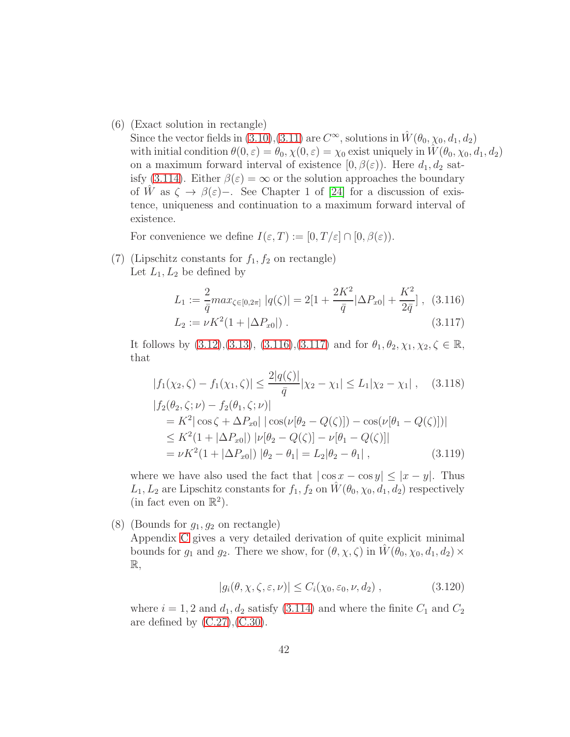(6) (Exact solution in rectangle)
Since the vector fields in (3.10),(3.11) are $C^\infty$, solutions in $\hat{W}(\theta_0, \chi_0, d_1, d_2)$ with initial condition $\theta(0,\varepsilon) = \theta_0, \chi(0,\varepsilon) = \chi_0$ exist uniquely in $\hat{W}(\theta_0, \chi_0, d_1, d_2)$ on a maximum forward interval of existence $[0, \beta(\varepsilon))$. Here $d_1, d_2$ satisfy (3.114). Either $\beta(\varepsilon) = \infty$ or the solution approaches the boundary of $\hat{W}$ as $\zeta \to \beta(\varepsilon)-$. See Chapter 1 of [24] for a discussion of existence, uniqueness and continuation to a maximum forward interval of existence.

For convenience we define $I(\varepsilon, T) := [0, T/\varepsilon] \cap [0, \beta(\varepsilon))$.

(7) (Lipschitz constants for $f_1, f_2$ on rectangle)
Let $L_1, L_2$ be defined by

$$L_1 := \frac{2}{\bar{q}} max_{\zeta \in [0,2\pi]} \, |q(\zeta)| = 2[1 + \frac{2K^2}{\bar{q}}|\Delta P_{x0}| + \frac{K^2}{2\bar{q}}] \; , \quad (3.116)$$

$$L_2 := \nu K^2(1 + |\Delta P_{x0}|) \; . \quad (3.117)$$

It follows by (3.12),(3.13), (3.116),(3.117) and for $\theta_1, \theta_2, \chi_1, \chi_2, \zeta \in \mathbb{R}$, that

$$|f_1(\chi_2, \zeta) - f_1(\chi_1, \zeta)| \le \frac{2|q(\zeta)|}{\bar{q}}|\chi_2 - \chi_1| \le L_1|\chi_2 - \chi_1| \; , \quad (3.118)$$

$$\begin{aligned}
&|f_2(\theta_2, \zeta; \nu) - f_2(\theta_1, \zeta; \nu)| \\
&\quad = K^2|\cos\zeta + \Delta P_{x0}| \; |\cos(\nu[\theta_2 - Q(\zeta)]) - \cos(\nu[\theta_1 - Q(\zeta)])| \\
&\quad \le K^2(1 + |\Delta P_{x0}|) \; |\nu[\theta_2 - Q(\zeta)] - \nu[\theta_1 - Q(\zeta)]| \\
&\quad = \nu K^2(1 + |\Delta P_{x0}|) \; |\theta_2 - \theta_1| = L_2|\theta_2 - \theta_1| \; , \qquad (3.119)
\end{aligned}$$

where we have also used the fact that $|\cos x - \cos y| \le |x - y|$. Thus $L_1, L_2$ are Lipschitz constants for $f_1, f_2$ on $\hat{W}(\theta_0, \chi_0, d_1, d_2)$ respectively (in fact even on $\mathbb{R}^2$).

(8) (Bounds for $g_1, g_2$ on rectangle)
Appendix C gives a very detailed derivation of quite explicit minimal bounds for $g_1$ and $g_2$. There we show, for $(\theta, \chi, \zeta)$ in $\hat{W}(\theta_0, \chi_0, d_1, d_2) \times \mathbb{R}$,

$$|g_i(\theta, \chi, \zeta, \varepsilon, \nu)| \le C_i(\chi_0, \varepsilon_0, \nu, d_2) \; , \quad (3.120)$$

where $i = 1, 2$ and $d_1, d_2$ satisfy (3.114) and where the finite $C_1$ and $C_2$ are defined by (C.27),(C.30).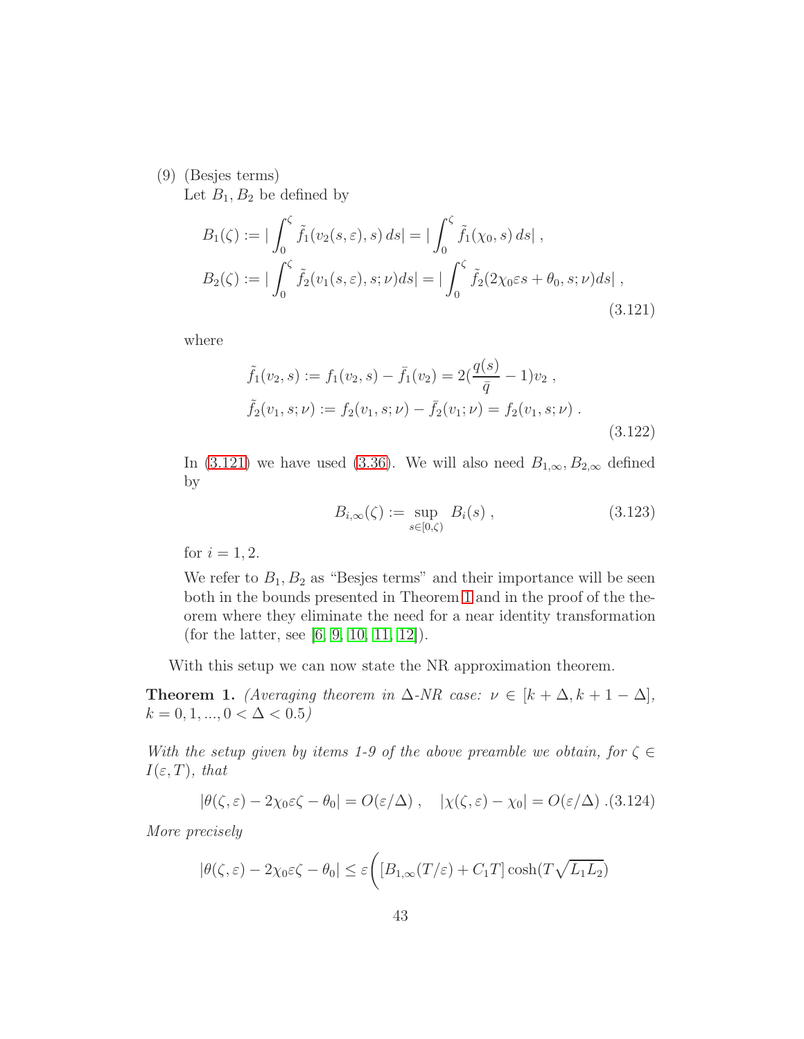(9) (Besjes terms)

Let $B_1, B_2$ be defined by

$$
\begin{aligned}
B_1(\zeta) &:= | \int_0^\zeta \tilde{f}_1(v_2(s,\varepsilon), s)\, ds| = | \int_0^\zeta \tilde{f}_1(\chi_0, s)\, ds| \ , \\
B_2(\zeta) &:= | \int_0^\zeta \tilde{f}_2(v_1(s,\varepsilon), s; \nu) ds| = | \int_0^\zeta \tilde{f}_2(2\chi_0\varepsilon s + \theta_0, s; \nu) ds| \ ,
\end{aligned}
\tag{3.121}
$$

where

$$
\begin{aligned}
\tilde{f}_1(v_2, s) &:= f_1(v_2, s) - \bar{f}_1(v_2) = 2(\frac{q(s)}{\bar{q}} - 1) v_2 \ , \\
\tilde{f}_2(v_1, s; \nu) &:= f_2(v_1, s; \nu) - \bar{f}_2(v_1; \nu) = f_2(v_1, s; \nu) \ .
\end{aligned}
\tag{3.122}
$$

In (3.121) we have used (3.36). We will also need $B_{1,\infty}, B_{2,\infty}$ defined by

$$
B_{i,\infty}(\zeta) := \sup_{s \in [0,\zeta)} B_i(s) \ , \tag{3.123}
$$

for $i = 1, 2$.

We refer to $B_1, B_2$ as "Besjes terms" and their importance will be seen both in the bounds presented in Theorem 1 and in the proof of the theorem where they eliminate the need for a near identity transformation (for the latter, see [6, 9, 10, 11, 12]).

With this setup we can now state the NR approximation theorem.

**Theorem 1.** *(Averaging theorem in $\Delta$-NR case: $\nu \in [k + \Delta, k + 1 - \Delta]$, $k = 0, 1, ..., 0 < \Delta < 0.5$)*

*With the setup given by items 1-9 of the above preamble we obtain, for $\zeta \in I(\varepsilon, T)$, that*

$$
|\theta(\zeta, \varepsilon) - 2\chi_0\varepsilon\zeta - \theta_0| = O(\varepsilon/\Delta) \ , \quad |\chi(\zeta, \varepsilon) - \chi_0| = O(\varepsilon/\Delta) \ . \tag{3.124}
$$

*More precisely*

$$
|\theta(\zeta, \varepsilon) - 2\chi_0\varepsilon\zeta - \theta_0| \le \varepsilon\bigg( [B_{1,\infty}(T/\varepsilon) + C_1 T] \cosh(T\sqrt{L_1 L_2})
$$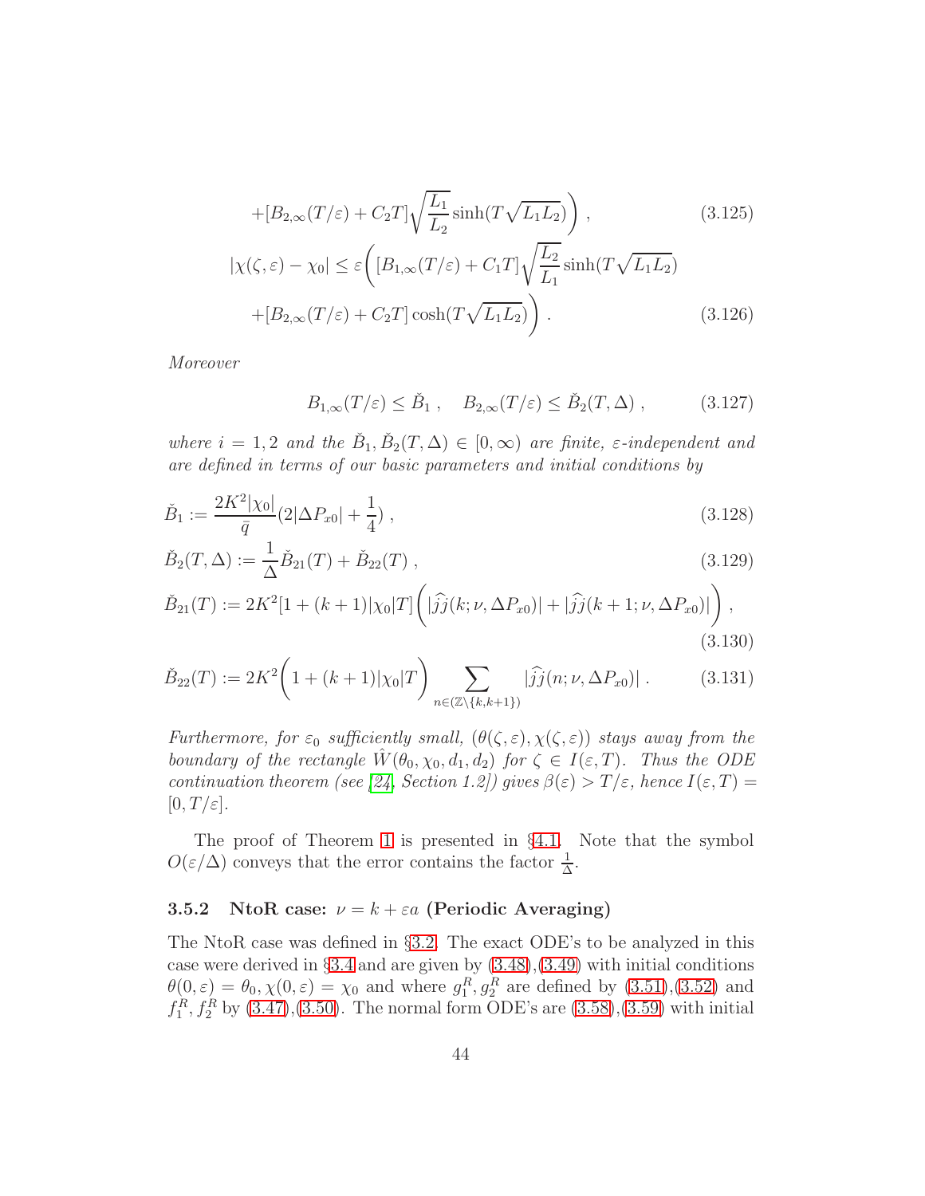$$
+[B_{2,\infty}(T/\varepsilon) + C_2 T]\sqrt{\frac{L_1}{L_2}}\sinh(T\sqrt{L_1 L_2})\bigg) \;, \tag{3.125}
$$

$$
|\chi(\zeta,\varepsilon) - \chi_0| \leq \varepsilon\bigg([B_{1,\infty}(T/\varepsilon) + C_1 T]\sqrt{\frac{L_2}{L_1}}\sinh(T\sqrt{L_1 L_2})
$$

$$
+[B_{2,\infty}(T/\varepsilon) + C_2 T]\cosh(T\sqrt{L_1 L_2})\bigg) \;. \tag{3.126}
$$

*Moreover*

$$
B_{1,\infty}(T/\varepsilon) \leq \check{B}_1 \;, \quad B_{2,\infty}(T/\varepsilon) \leq \check{B}_2(T,\Delta) \;, \tag{3.127}
$$

*where $i = 1,2$ and the $\check{B}_1, \check{B}_2(T,\Delta) \in [0,\infty)$ are finite, $\varepsilon$-independent and are defined in terms of our basic parameters and initial conditions by*

$$
\check{B}_1 := \frac{2K^2|\chi_0|}{\bar{q}}(2|\Delta P_{x0}| + \frac{1}{4}) \;, \tag{3.128}
$$

$$
\check{B}_2(T,\Delta) := \frac{1}{\Delta}\check{B}_{21}(T) + \check{B}_{22}(T) \;, \tag{3.129}
$$

$$
\check{B}_{21}(T) := 2K^2[1 + (k+1)|\chi_0|T]\bigg(|\widehat{\tilde{j}j}(k;\nu,\Delta P_{x0})| + |\widehat{\tilde{j}j}(k+1;\nu,\Delta P_{x0})|\bigg) \;, \tag{3.130}
$$

$$
\check{B}_{22}(T) := 2K^2\bigg(1 + (k+1)|\chi_0|T\bigg)\sum_{n\in(\mathbb{Z}\setminus\{k,k+1\})}|\widehat{\tilde{j}j}(n;\nu,\Delta P_{x0})| \;. \tag{3.131}
$$

*Furthermore, for $\varepsilon_0$ sufficiently small, $(\theta(\zeta,\varepsilon),\chi(\zeta,\varepsilon))$ stays away from the boundary of the rectangle $\hat{W}(\theta_0,\chi_0,d_1,d_2)$ for $\zeta \in I(\varepsilon,T)$. Thus the ODE continuation theorem (see [24, Section 1.2]) gives $\beta(\varepsilon) > T/\varepsilon$, hence $I(\varepsilon,T) = [0,T/\varepsilon]$.*

The proof of Theorem 1 is presented in §4.1. Note that the symbol $O(\varepsilon/\Delta)$ conveys that the error contains the factor $\frac{1}{\Delta}$.

### 3.5.2 NtoR case: $\nu = k + \varepsilon a$ (Periodic Averaging)

The NtoR case was defined in §3.2. The exact ODE's to be analyzed in this case were derived in §3.4 and are given by (3.48),(3.49) with initial conditions $\theta(0,\varepsilon) = \theta_0, \chi(0,\varepsilon) = \chi_0$ and where $g_1^R, g_2^R$ are defined by (3.51),(3.52) and $f_1^R, f_2^R$ by (3.47),(3.50). The normal form ODE's are (3.58),(3.59) with initial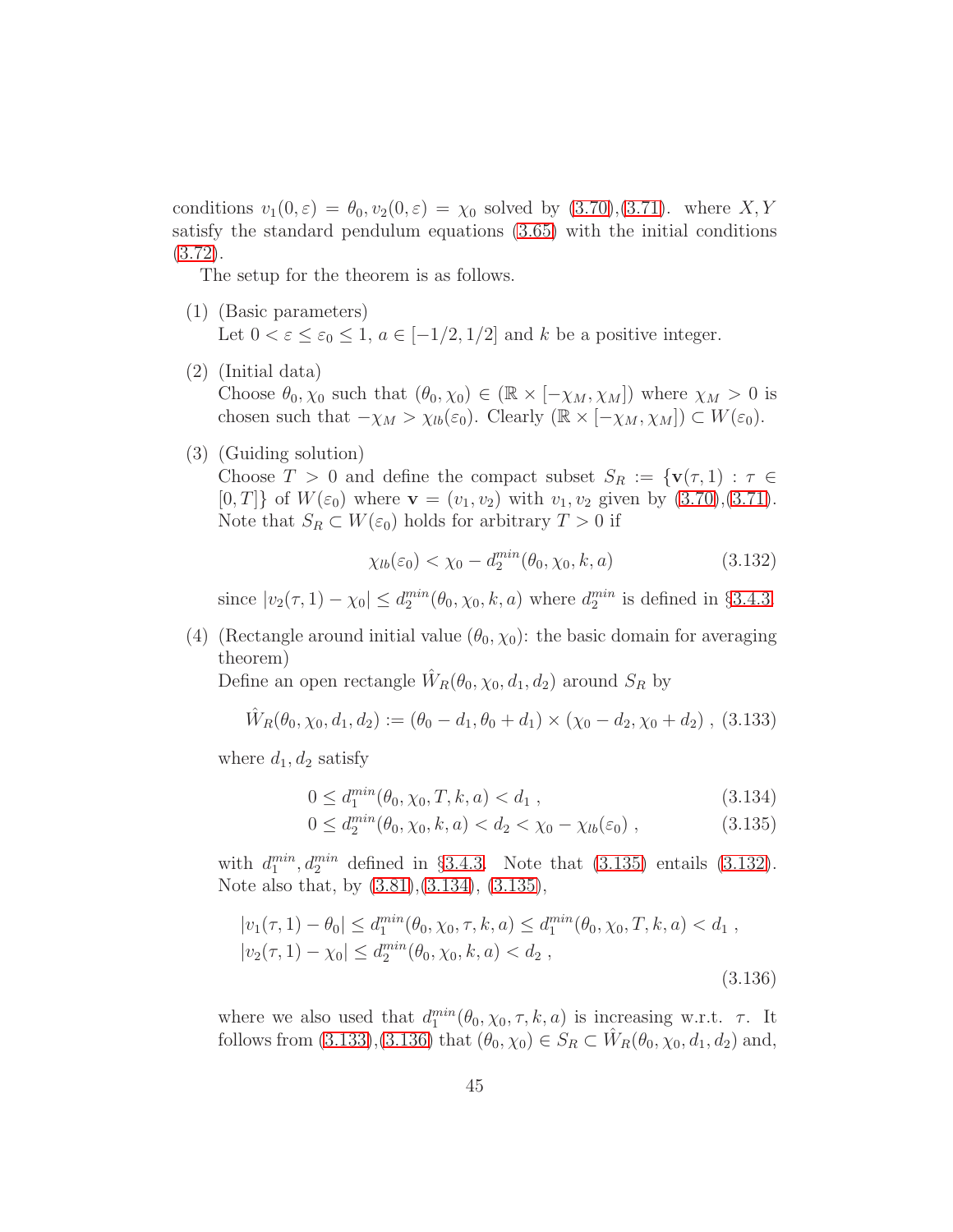conditions $v_1(0,\varepsilon) = \theta_0, v_2(0,\varepsilon) = \chi_0$ solved by (3.70),(3.71). where $X, Y$ satisfy the standard pendulum equations (3.65) with the initial conditions (3.72).

The setup for the theorem is as follows.

(1) (Basic parameters)
Let $0 < \varepsilon \le \varepsilon_0 \le 1$, $a \in [-1/2, 1/2]$ and $k$ be a positive integer.

(2) (Initial data)
Choose $\theta_0, \chi_0$ such that $(\theta_0, \chi_0) \in (\mathbb{R} \times [-\chi_M, \chi_M])$ where $\chi_M > 0$ is chosen such that $-\chi_M > \chi_{lb}(\varepsilon_0)$. Clearly $(\mathbb{R} \times [-\chi_M, \chi_M]) \subset W(\varepsilon_0)$.

(3) (Guiding solution)
Choose $T > 0$ and define the compact subset $S_R := \{\mathbf{v}(\tau, 1) : \tau \in [0, T]\}$ of $W(\varepsilon_0)$ where $\mathbf{v} = (v_1, v_2)$ with $v_1, v_2$ given by (3.70),(3.71). Note that $S_R \subset W(\varepsilon_0)$ holds for arbitrary $T > 0$ if

$$\chi_{lb}(\varepsilon_0) < \chi_0 - d_2^{min}(\theta_0, \chi_0, k, a) \tag{3.132}$$

since $|v_2(\tau, 1) - \chi_0| \le d_2^{min}(\theta_0, \chi_0, k, a)$ where $d_2^{min}$ is defined in §3.4.3.

(4) (Rectangle around initial value $(\theta_0, \chi_0)$: the basic domain for averaging theorem)
Define an open rectangle $\hat{W}_R(\theta_0, \chi_0, d_1, d_2)$ around $S_R$ by

$$\hat{W}_R(\theta_0, \chi_0, d_1, d_2) := (\theta_0 - d_1, \theta_0 + d_1) \times (\chi_0 - d_2, \chi_0 + d_2) \; , \tag{3.133}$$

where $d_1, d_2$ satisfy

$$0 \le d_1^{min}(\theta_0, \chi_0, T, k, a) < d_1 \; , \tag{3.134}$$

$$0 \le d_2^{min}(\theta_0, \chi_0, k, a) < d_2 < \chi_0 - \chi_{lb}(\varepsilon_0) \; , \tag{3.135}$$

with $d_1^{min}, d_2^{min}$ defined in §3.4.3. Note that (3.135) entails (3.132). Note also that, by (3.81),(3.134), (3.135),

$$\begin{aligned}
&|v_1(\tau, 1) - \theta_0| \le d_1^{min}(\theta_0, \chi_0, \tau, k, a) \le d_1^{min}(\theta_0, \chi_0, T, k, a) < d_1 \; , \\
&|v_2(\tau, 1) - \chi_0| \le d_2^{min}(\theta_0, \chi_0, k, a) < d_2 \; ,
\end{aligned} \tag{3.136}$$

where we also used that $d_1^{min}(\theta_0, \chi_0, \tau, k, a)$ is increasing w.r.t. $\tau$. It follows from (3.133),(3.136) that $(\theta_0, \chi_0) \in S_R \subset \hat{W}_R(\theta_0, \chi_0, d_1, d_2)$ and,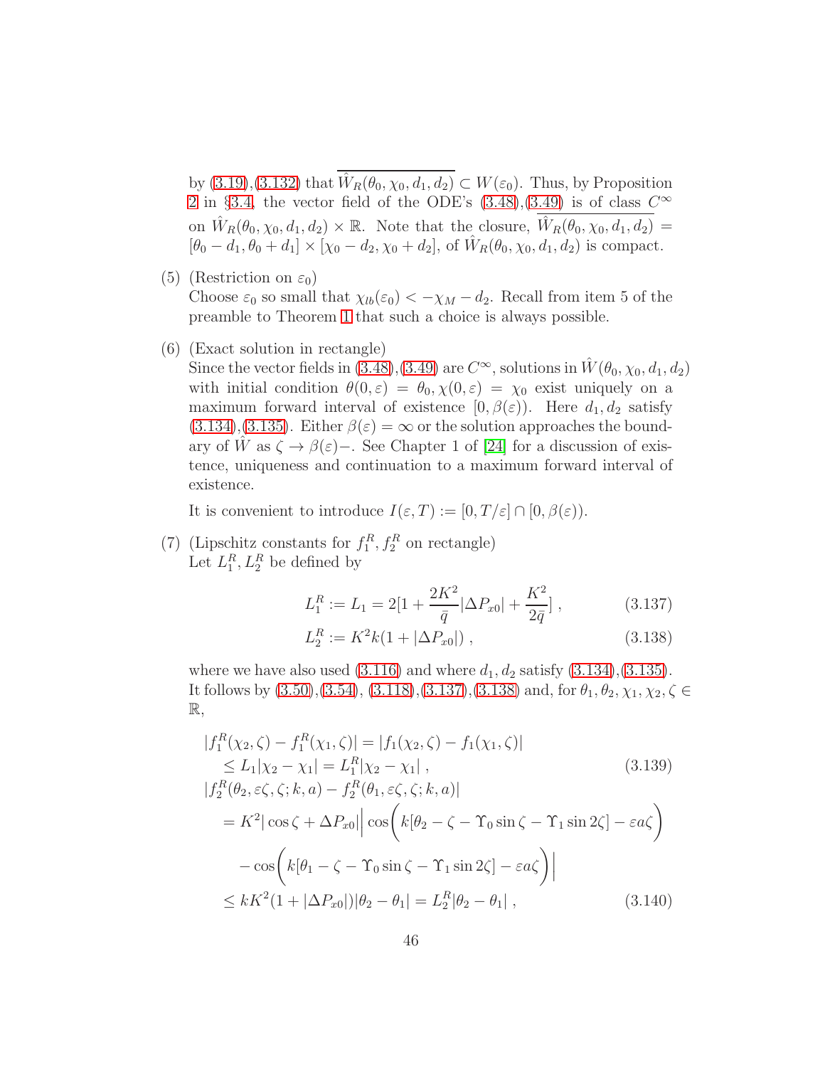by (3.19),(3.132) that $\overline{\hat{W}_R(\theta_0, \chi_0, d_1, d_2)} \subset W(\varepsilon_0)$. Thus, by Proposition 2 in §3.4, the vector field of the ODE's (3.48),(3.49) is of class $C^\infty$ on $\hat{W}_R(\theta_0, \chi_0, d_1, d_2) \times \mathbb{R}$. Note that the closure, $\overline{\hat{W}_R(\theta_0, \chi_0, d_1, d_2)} = [\theta_0 - d_1, \theta_0 + d_1] \times [\chi_0 - d_2, \chi_0 + d_2]$, of $\hat{W}_R(\theta_0, \chi_0, d_1, d_2)$ is compact.

(5) (Restriction on $\varepsilon_0$)
Choose $\varepsilon_0$ so small that $\chi_{lb}(\varepsilon_0) < -\chi_M - d_2$. Recall from item 5 of the preamble to Theorem 1 that such a choice is always possible.

(6) (Exact solution in rectangle)
Since the vector fields in (3.48),(3.49) are $C^\infty$, solutions in $\hat{W}(\theta_0, \chi_0, d_1, d_2)$ with initial condition $\theta(0, \varepsilon) = \theta_0, \chi(0, \varepsilon) = \chi_0$ exist uniquely on a maximum forward interval of existence $[0, \beta(\varepsilon))$. Here $d_1, d_2$ satisfy (3.134),(3.135). Either $\beta(\varepsilon) = \infty$ or the solution approaches the boundary of $\hat{W}$ as $\zeta \to \beta(\varepsilon)-$. See Chapter 1 of [24] for a discussion of existence, uniqueness and continuation to a maximum forward interval of existence.

It is convenient to introduce $I(\varepsilon, T) := [0, T/\varepsilon] \cap [0, \beta(\varepsilon))$.

(7) (Lipschitz constants for $f_1^R, f_2^R$ on rectangle)
Let $L_1^R, L_2^R$ be defined by

$$L_1^R := L_1 = 2[1 + \frac{2K^2}{\bar{q}}|\Delta P_{x0}| + \frac{K^2}{2\bar{q}}] \; , \tag{3.137}$$

$$L_2^R := K^2 k(1 + |\Delta P_{x0}|) \; , \tag{3.138}$$

where we have also used (3.116) and where $d_1, d_2$ satisfy (3.134),(3.135). It follows by (3.50),(3.54), (3.118),(3.137),(3.138) and, for $\theta_1, \theta_2, \chi_1, \chi_2, \zeta \in \mathbb{R}$,

$$\begin{aligned}
&|f_1^R(\chi_2, \zeta) - f_1^R(\chi_1, \zeta)| = |f_1(\chi_2, \zeta) - f_1(\chi_1, \zeta)| \\
&\quad \leq L_1|\chi_2 - \chi_1| = L_1^R|\chi_2 - \chi_1| \; , \qquad (3.139)\\
&|f_2^R(\theta_2, \varepsilon\zeta, \zeta; k, a) - f_2^R(\theta_1, \varepsilon\zeta, \zeta; k, a)| \\
&\quad = K^2|\cos\zeta + \Delta P_{x0}|\bigg|\cos\bigg(k[\theta_2 - \zeta - \Upsilon_0 \sin\zeta - \Upsilon_1 \sin 2\zeta] - \varepsilon a\zeta\bigg) \\
&\qquad - \cos\bigg(k[\theta_1 - \zeta - \Upsilon_0 \sin\zeta - \Upsilon_1 \sin 2\zeta] - \varepsilon a\zeta\bigg)\bigg| \\
&\quad \leq kK^2(1 + |\Delta P_{x0}|)|\theta_2 - \theta_1| = L_2^R|\theta_2 - \theta_1| \; , \qquad (3.140)
\end{aligned}$$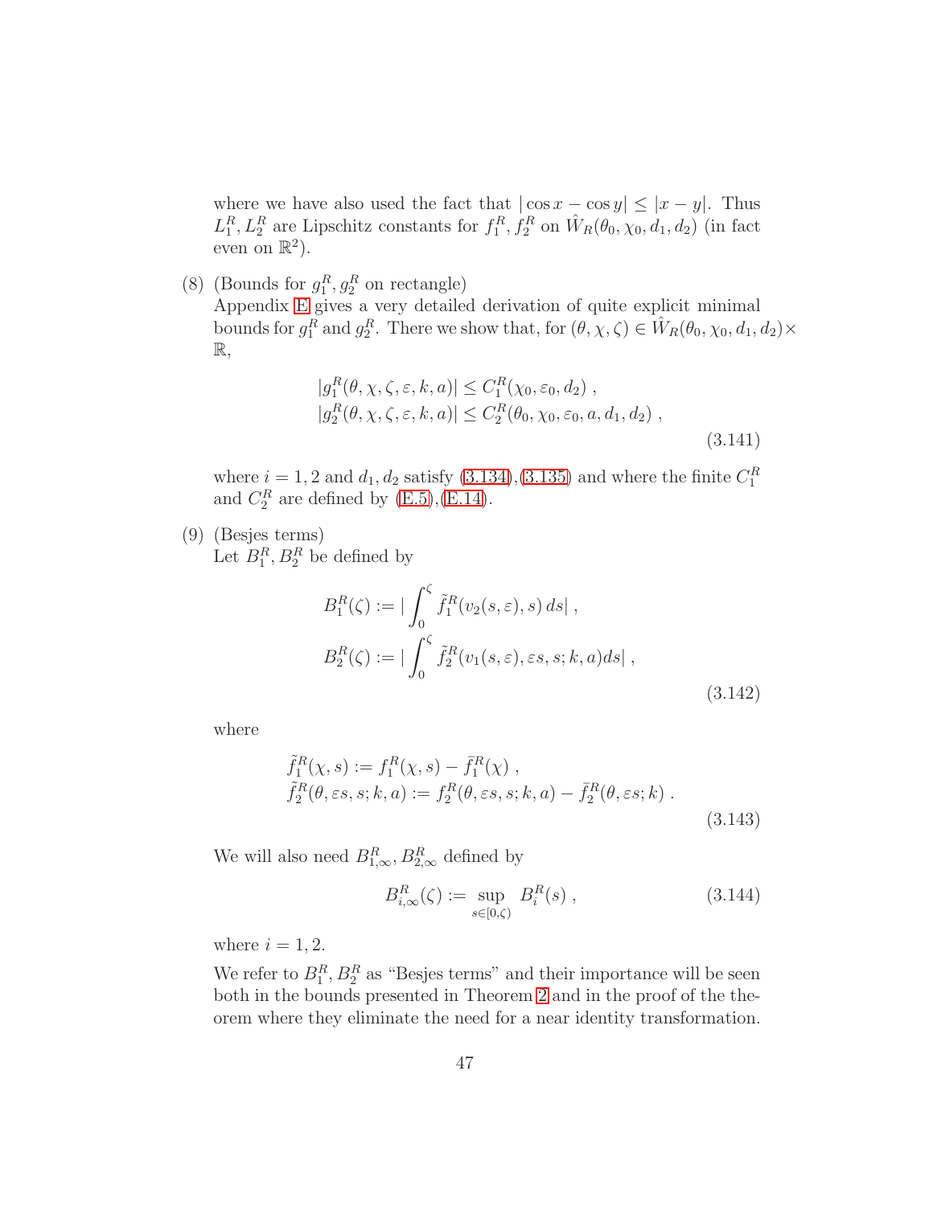where we have also used the fact that $|\cos x - \cos y| \leq |x - y|$. Thus $L_1^R, L_2^R$ are Lipschitz constants for $f_1^R, f_2^R$ on $\hat{W}_R(\theta_0, \chi_0, d_1, d_2)$ (in fact even on $\mathbb{R}^2$).

(8) (Bounds for $g_1^R, g_2^R$ on rectangle)
Appendix E gives a very detailed derivation of quite explicit minimal bounds for $g_1^R$ and $g_2^R$. There we show that, for $(\theta, \chi, \zeta) \in \hat{W}_R(\theta_0, \chi_0, d_1, d_2) \times \mathbb{R}$,

$$
\begin{aligned}
|g_1^R(\theta, \chi, \zeta, \varepsilon, k, a)| &\leq C_1^R(\chi_0, \varepsilon_0, d_2) \, , \\
|g_2^R(\theta, \chi, \zeta, \varepsilon, k, a)| &\leq C_2^R(\theta_0, \chi_0, \varepsilon_0, a, d_1, d_2) \, ,
\end{aligned}
\tag{3.141}
$$

where $i = 1, 2$ and $d_1, d_2$ satisfy (3.134),(3.135) and where the finite $C_1^R$ and $C_2^R$ are defined by (E.5),(E.14).

(9) (Besjes terms)
Let $B_1^R, B_2^R$ be defined by

$$
\begin{aligned}
B_1^R(\zeta) &:= \left| \int_0^\zeta \tilde{f}_1^R(v_2(s,\varepsilon), s)\, ds \right| \, , \\
B_2^R(\zeta) &:= \left| \int_0^\zeta \tilde{f}_2^R(v_1(s,\varepsilon), \varepsilon s, s; k, a) ds \right| \, ,
\end{aligned}
\tag{3.142}
$$

where

$$
\begin{aligned}
\tilde{f}_1^R(\chi, s) &:= f_1^R(\chi, s) - \bar{f}_1^R(\chi) \, , \\
\tilde{f}_2^R(\theta, \varepsilon s, s; k, a) &:= f_2^R(\theta, \varepsilon s, s; k, a) - \bar{f}_2^R(\theta, \varepsilon s; k) \, .
\end{aligned}
\tag{3.143}
$$

We will also need $B_{1,\infty}^R, B_{2,\infty}^R$ defined by

$$
B_{i,\infty}^R(\zeta) := \sup_{s \in [0,\zeta)} B_i^R(s) \, , \tag{3.144}
$$

where $i = 1, 2$.

We refer to $B_1^R, B_2^R$ as "Besjes terms" and their importance will be seen both in the bounds presented in Theorem 2 and in the proof of the theorem where they eliminate the need for a near identity transformation.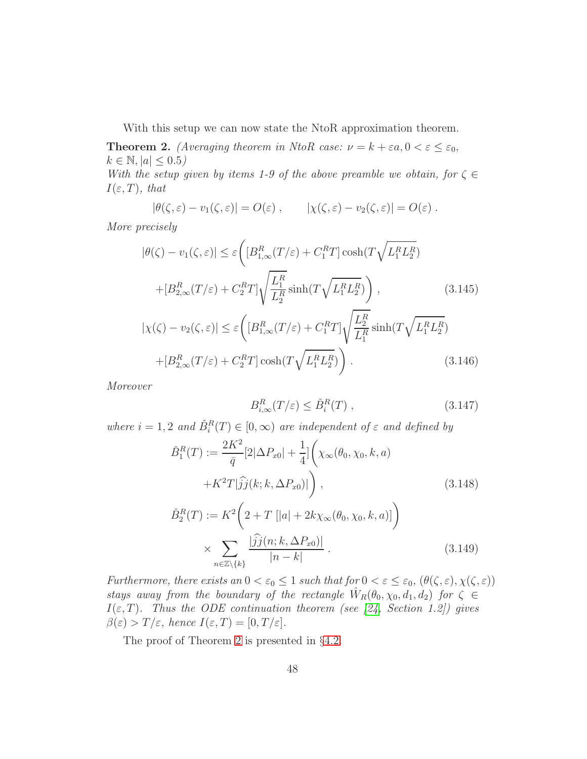With this setup we can now state the NtoR approximation theorem.

**Theorem 2.** *(Averaging theorem in NtoR case: $\nu = k + \varepsilon a, 0 < \varepsilon \leq \varepsilon_0$, $k \in \mathbb{N}, |a| \leq 0.5$)*
*With the setup given by items 1-9 of the above preamble we obtain, for $\zeta \in I(\varepsilon, T)$, that*

$$|\theta(\zeta, \varepsilon) - v_1(\zeta, \varepsilon)| = O(\varepsilon) \ , \qquad |\chi(\zeta, \varepsilon) - v_2(\zeta, \varepsilon)| = O(\varepsilon) \ .$$

*More precisely*

$$|\theta(\zeta) - v_1(\zeta, \varepsilon)| \leq \varepsilon \bigg( [B^R_{1,\infty}(T/\varepsilon) + C^R_1 T] \cosh(T\sqrt{L^R_1 L^R_2}) + [B^R_{2,\infty}(T/\varepsilon) + C^R_2 T] \sqrt{\frac{L^R_1}{L^R_2}} \sinh(T\sqrt{L^R_1 L^R_2}) \bigg) \ , \tag{3.145}$$

$$|\chi(\zeta) - v_2(\zeta, \varepsilon)| \leq \varepsilon \bigg( [B^R_{1,\infty}(T/\varepsilon) + C^R_1 T] \sqrt{\frac{L^R_2}{L^R_1}} \sinh(T\sqrt{L^R_1 L^R_2}) + [B^R_{2,\infty}(T/\varepsilon) + C^R_2 T] \cosh(T\sqrt{L^R_1 L^R_2}) \bigg) \ . \tag{3.146}$$

*Moreover*

$$B^R_{i,\infty}(T/\varepsilon) \leq \check{B}^R_i(T) \ , \tag{3.147}$$

*where $i = 1, 2$ and $\check{B}^R_i(T) \in [0, \infty)$ are independent of $\varepsilon$ and defined by*

$$\check{B}^R_1(T) := \frac{2K^2}{\bar{q}} [2|\Delta P_{x0}| + \frac{1}{4}] \bigg( \chi_\infty(\theta_0, \chi_0, k, a) + K^2 T |\widehat{jj}(k; k, \Delta P_{x0})| \bigg) \ , \tag{3.148}$$

$$\check{B}^R_2(T) := K^2 \bigg( 2 + T \ [|a| + 2k\chi_\infty(\theta_0, \chi_0, k, a)] \bigg) \times \sum_{n \in \mathbb{Z} \setminus \{k\}} \frac{|\widehat{jj}(n; k, \Delta P_{x0})|}{|n - k|} \ . \tag{3.149}$$

*Furthermore, there exists an $0 < \varepsilon_0 \leq 1$ such that for $0 < \varepsilon \leq \varepsilon_0$, $(\theta(\zeta, \varepsilon), \chi(\zeta, \varepsilon))$ stays away from the boundary of the rectangle $\hat{W}_R(\theta_0, \chi_0, d_1, d_2)$ for $\zeta \in I(\varepsilon, T)$. Thus the ODE continuation theorem (see [24, Section 1.2]) gives $\beta(\varepsilon) > T/\varepsilon$, hence $I(\varepsilon, T) = [0, T/\varepsilon]$.*

The proof of Theorem 2 is presented in §4.2.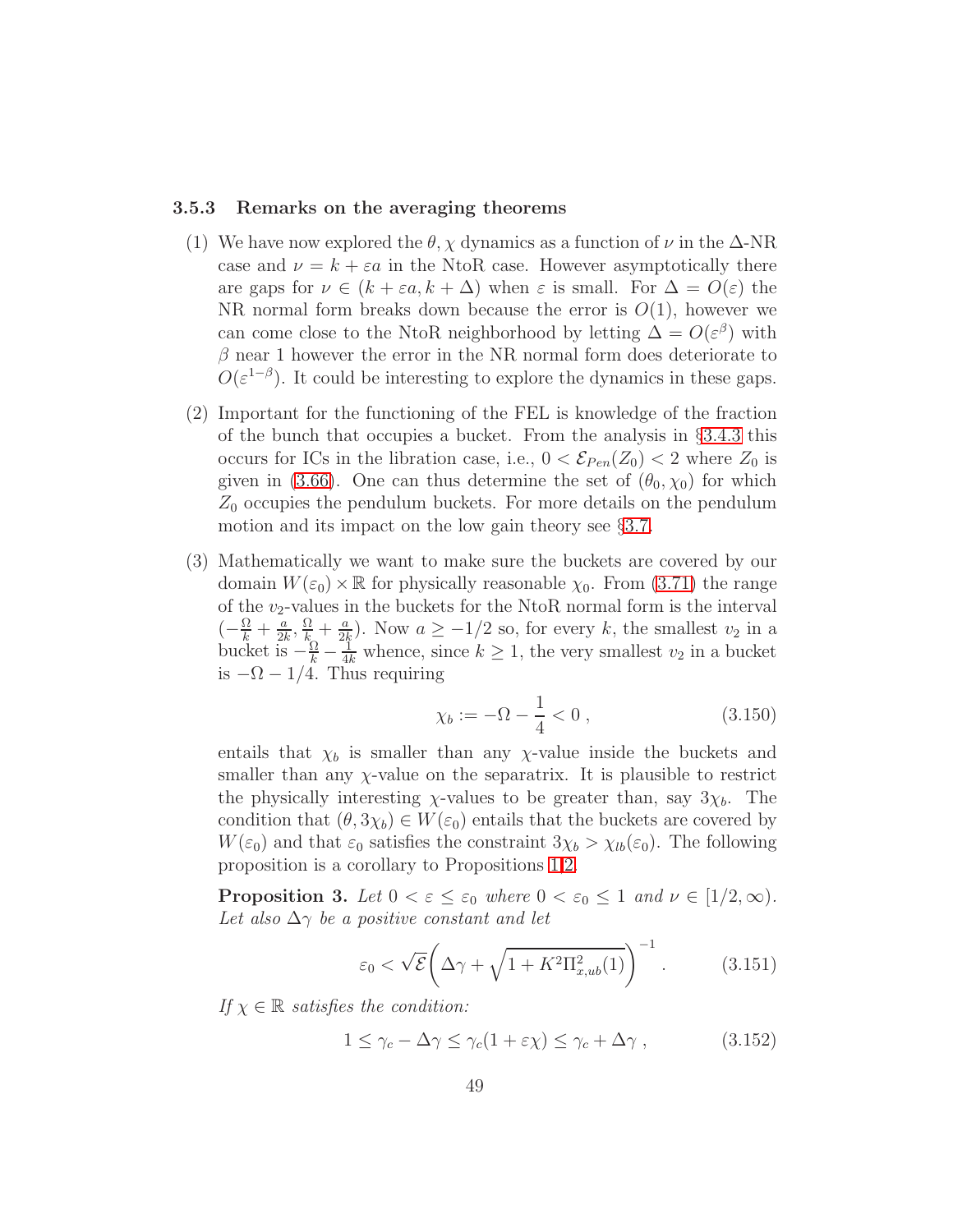### 3.5.3 Remarks on the averaging theorems

(1) We have now explored the $\theta, \chi$ dynamics as a function of $\nu$ in the $\Delta$-NR case and $\nu = k + \varepsilon a$ in the NtoR case. However asymptotically there are gaps for $\nu \in (k + \varepsilon a, k + \Delta)$ when $\varepsilon$ is small. For $\Delta = O(\varepsilon)$ the NR normal form breaks down because the error is $O(1)$, however we can come close to the NtoR neighborhood by letting $\Delta = O(\varepsilon^\beta)$ with $\beta$ near 1 however the error in the NR normal form does deteriorate to $O(\varepsilon^{1-\beta})$. It could be interesting to explore the dynamics in these gaps.

(2) Important for the functioning of the FEL is knowledge of the fraction of the bunch that occupies a bucket. From the analysis in §3.4.3 this occurs for ICs in the libration case, i.e., $0 < \mathcal{E}_{Pen}(Z_0) < 2$ where $Z_0$ is given in (3.66). One can thus determine the set of $(\theta_0, \chi_0)$ for which $Z_0$ occupies the pendulum buckets. For more details on the pendulum motion and its impact on the low gain theory see §3.7.

(3) Mathematically we want to make sure the buckets are covered by our domain $W(\varepsilon_0) \times \mathbb{R}$ for physically reasonable $\chi_0$. From (3.71) the range of the $v_2$-values in the buckets for the NtoR normal form is the interval $(-\frac{\Omega}{k} + \frac{a}{2k}, \frac{\Omega}{k} + \frac{a}{2k})$. Now $a \geq -1/2$ so, for every $k$, the smallest $v_2$ in a bucket is $-\frac{\Omega}{k} - \frac{1}{4k}$ whence, since $k \geq 1$, the very smallest $v_2$ in a bucket is $-\Omega - 1/4$. Thus requiring

$$\chi_b := -\Omega - \frac{1}{4} < 0 \,, \tag{3.150}$$

entails that $\chi_b$ is smaller than any $\chi$-value inside the buckets and smaller than any $\chi$-value on the separatrix. It is plausible to restrict the physically interesting $\chi$-values to be greater than, say $3\chi_b$. The condition that $(\theta, 3\chi_b) \in W(\varepsilon_0)$ entails that the buckets are covered by $W(\varepsilon_0)$ and that $\varepsilon_0$ satisfies the constraint $3\chi_b > \chi_{lb}(\varepsilon_0)$. The following proposition is a corollary to Propositions 1,2.

**Proposition 3.** *Let $0 < \varepsilon \leq \varepsilon_0$ where $0 < \varepsilon_0 \leq 1$ and $\nu \in [1/2, \infty)$. Let also $\Delta\gamma$ be a positive constant and let*

$$\varepsilon_0 < \sqrt{\mathcal{E}}\left(\Delta\gamma + \sqrt{1 + K^2 \Pi^2_{x,ub}(1)}\right)^{-1} . \tag{3.151}$$

*If $\chi \in \mathbb{R}$ satisfies the condition:*

$$1 \leq \gamma_c - \Delta\gamma \leq \gamma_c(1 + \varepsilon\chi) \leq \gamma_c + \Delta\gamma \,, \tag{3.152}$$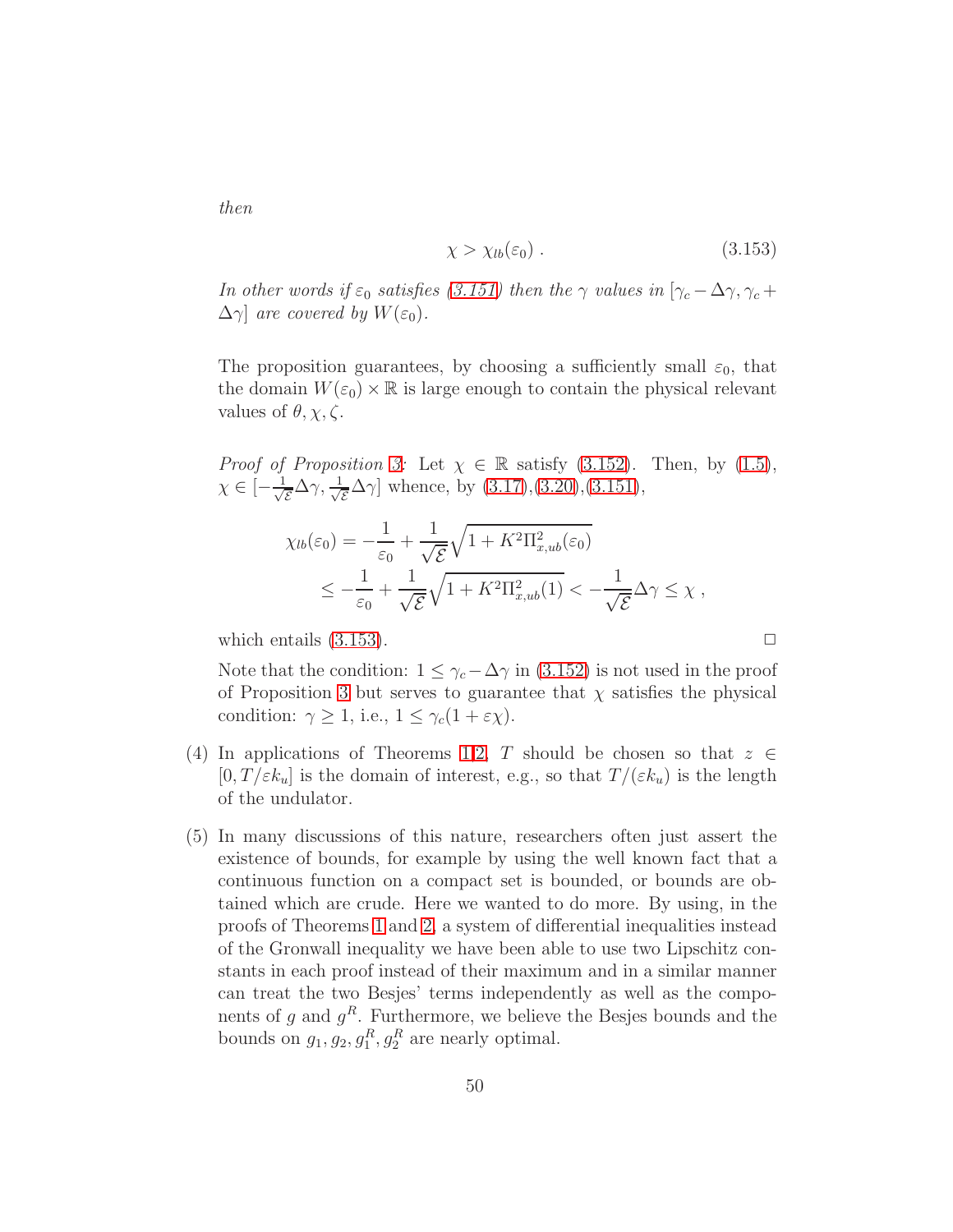*then*

$$\chi > \chi_{lb}(\varepsilon_0)\ . \tag{3.153}$$

*In other words if $\varepsilon_0$ satisfies (3.151) then the $\gamma$ values in $[\gamma_c - \Delta\gamma, \gamma_c + \Delta\gamma]$ are covered by $W(\varepsilon_0)$.*

The proposition guarantees, by choosing a sufficiently small $\varepsilon_0$, that the domain $W(\varepsilon_0) \times \mathbb{R}$ is large enough to contain the physical relevant values of $\theta, \chi, \zeta$.

*Proof of Proposition 3:* Let $\chi \in \mathbb{R}$ satisfy (3.152). Then, by (1.5), $\chi \in [-\frac{1}{\sqrt{\mathcal{E}}}\Delta\gamma, \frac{1}{\sqrt{\mathcal{E}}}\Delta\gamma]$ whence, by (3.17),(3.20),(3.151),

$$\begin{aligned}
\chi_{lb}(\varepsilon_0) &= -\frac{1}{\varepsilon_0} + \frac{1}{\sqrt{\mathcal{E}}}\sqrt{1 + K^2\Pi^2_{x,ub}(\varepsilon_0)} \\
&\le -\frac{1}{\varepsilon_0} + \frac{1}{\sqrt{\mathcal{E}}}\sqrt{1 + K^2\Pi^2_{x,ub}(1)} < -\frac{1}{\sqrt{\mathcal{E}}}\Delta\gamma \le \chi\ ,
\end{aligned}$$

which entails (3.153). $\square$

Note that the condition: $1 \le \gamma_c - \Delta\gamma$ in (3.152) is not used in the proof of Proposition 3 but serves to guarantee that $\chi$ satisfies the physical condition: $\gamma \ge 1$, i.e., $1 \le \gamma_c(1 + \varepsilon\chi)$.

(4) In applications of Theorems 1,2, $T$ should be chosen so that $z \in [0, T/\varepsilon k_u]$ is the domain of interest, e.g., so that $T/(\varepsilon k_u)$ is the length of the undulator.

(5) In many discussions of this nature, researchers often just assert the existence of bounds, for example by using the well known fact that a continuous function on a compact set is bounded, or bounds are obtained which are crude. Here we wanted to do more. By using, in the proofs of Theorems 1 and 2, a system of differential inequalities instead of the Gronwall inequality we have been able to use two Lipschitz constants in each proof instead of their maximum and in a similar manner can treat the two Besjes' terms independently and as well as the components of $g$ and $g^R$. Furthermore, we believe the Besjes bounds and the bounds on $g_1, g_2, g_1^R, g_2^R$ are nearly optimal.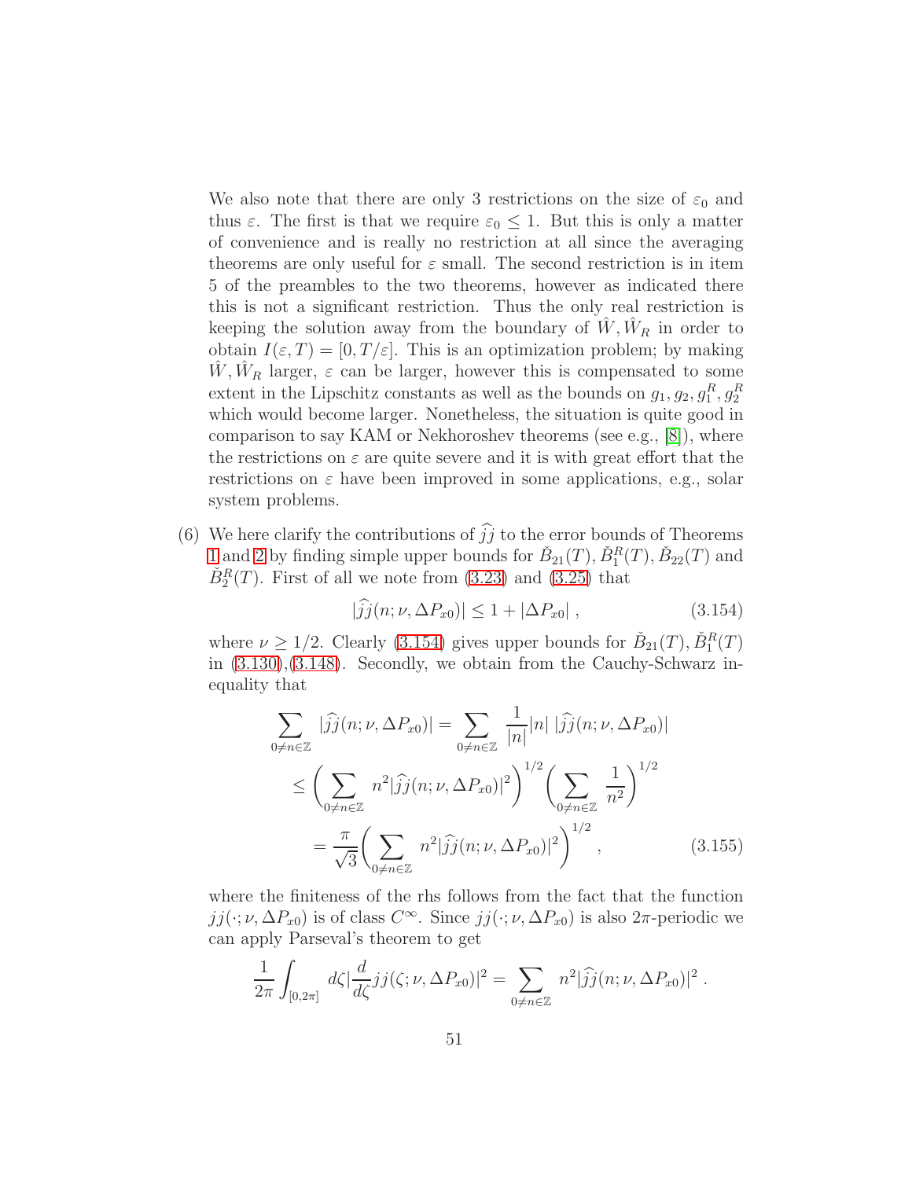We also note that there are only 3 restrictions on the size of $\varepsilon_0$ and thus $\varepsilon$. The first is that we require $\varepsilon_0 \le 1$. But this is only a matter of convenience and is really no restriction at all since the averaging theorems are only useful for $\varepsilon$ small. The second restriction is in item 5 of the preambles to the two theorems, however as indicated there this is not a significant restriction. Thus the only real restriction is keeping the solution away from the boundary of $\hat{W}, \hat{W}_R$ in order to obtain $I(\varepsilon, T) = [0, T/\varepsilon]$. This is an optimization problem; by making $\hat{W}, \hat{W}_R$ larger, $\varepsilon$ can be larger, however this is compensated to some extent in the Lipschitz constants as well as the bounds on $g_1, g_2, g_1^R, g_2^R$ which would become larger. Nonetheless, the situation is quite good in comparison to say KAM or Nekhoroshev theorems (see e.g., [8]), where the restrictions on $\varepsilon$ are quite severe and it is with great effort that the restrictions on $\varepsilon$ have been improved in some applications, e.g., solar system problems.

(6) We here clarify the contributions of $\widehat{jj}$ to the error bounds of Theorems 1 and 2 by finding simple upper bounds for $\check{B}_{21}(T), \check{B}_1^R(T), \check{B}_{22}(T)$ and $\check{B}_2^R(T)$. First of all we note from (3.23) and (3.25) that

$$|\widehat{jj}(n;\nu,\Delta P_{x0})| \le 1 + |\Delta P_{x0}| \,, \tag{3.154}$$

where $\nu \ge 1/2$. Clearly (3.154) gives upper bounds for $\check{B}_{21}(T), \check{B}_1^R(T)$ in (3.130),(3.148). Secondly, we obtain from the Cauchy-Schwarz inequality that

$$\begin{aligned}
\sum_{0\ne n\in\mathbb{Z}} |\widehat{jj}(n;\nu,\Delta P_{x0})| &= \sum_{0\ne n\in\mathbb{Z}} \frac{1}{|n|}|n|\;|\widehat{jj}(n;\nu,\Delta P_{x0})| \\
&\le \bigg(\sum_{0\ne n\in\mathbb{Z}} n^2|\widehat{jj}(n;\nu,\Delta P_{x0})|^2\bigg)^{1/2}\bigg(\sum_{0\ne n\in\mathbb{Z}} \frac{1}{n^2}\bigg)^{1/2} \\
&= \frac{\pi}{\sqrt{3}}\bigg(\sum_{0\ne n\in\mathbb{Z}} n^2|\widehat{jj}(n;\nu,\Delta P_{x0})|^2\bigg)^{1/2} \,,
\end{aligned} \tag{3.155}$$

where the finiteness of the rhs follows from the fact that the function $jj(\cdot;\nu,\Delta P_{x0})$ is of class $C^\infty$. Since $jj(\cdot;\nu,\Delta P_{x0})$ is also $2\pi$-periodic we can apply Parseval's theorem to get

$$\frac{1}{2\pi}\int_{[0,2\pi]} d\zeta |\frac{d}{d\zeta}jj(\zeta;\nu,\Delta P_{x0})|^2 = \sum_{0\ne n\in\mathbb{Z}} n^2|\widehat{jj}(n;\nu,\Delta P_{x0})|^2 \,.$$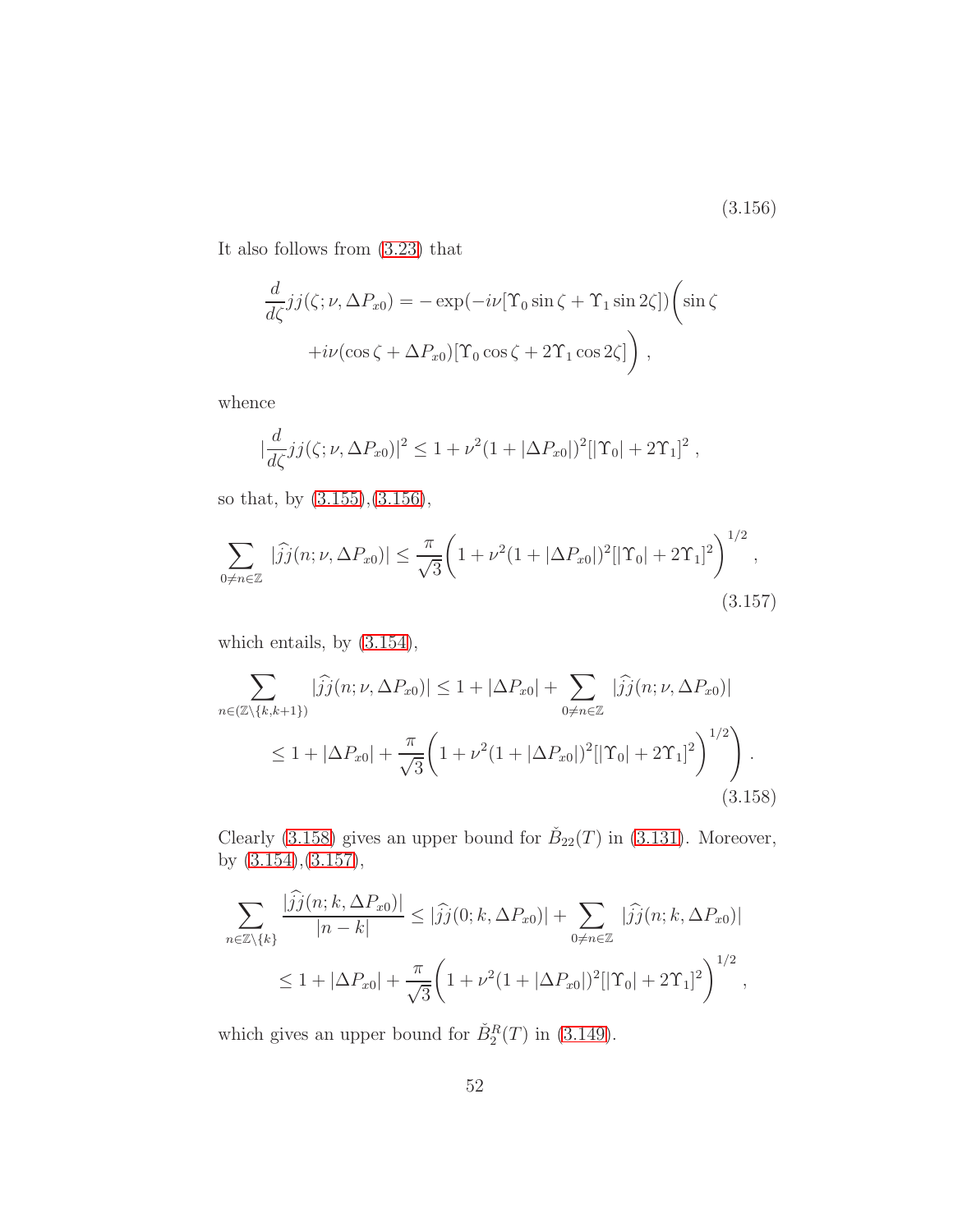$$(3.156)$$

It also follows from (3.23) that

$$\frac{d}{d\zeta}jj(\zeta;\nu,\Delta P_{x0}) = -\exp(-i\nu[\Upsilon_0\sin\zeta + \Upsilon_1\sin 2\zeta])\bigg(\sin\zeta + i\nu(\cos\zeta + \Delta P_{x0})[\Upsilon_0\cos\zeta + 2\Upsilon_1\cos 2\zeta]\bigg)\,,$$

whence

$$|\frac{d}{d\zeta}jj(\zeta;\nu,\Delta P_{x0})|^2 \le 1 + \nu^2(1+|\Delta P_{x0}|)^2[|\Upsilon_0| + 2\Upsilon_1]^2\,,$$

so that, by (3.155),(3.156),

$$\sum_{0\neq n\in\mathbb{Z}} |\widehat{jj}(n;\nu,\Delta P_{x0})| \le \frac{\pi}{\sqrt{3}}\bigg(1 + \nu^2(1+|\Delta P_{x0}|)^2[|\Upsilon_0| + 2\Upsilon_1]^2\bigg)^{1/2}\,, \tag{3.157}$$

which entails, by (3.154),

$$\begin{aligned}\sum_{n\in(\mathbb{Z}\setminus\{k,k+1\})} |\widehat{jj}(n;\nu,\Delta P_{x0})| &\le 1 + |\Delta P_{x0}| + \sum_{0\neq n\in\mathbb{Z}} |\widehat{jj}(n;\nu,\Delta P_{x0})| \\ &\le 1 + |\Delta P_{x0}| + \frac{\pi}{\sqrt{3}}\bigg(1 + \nu^2(1+|\Delta P_{x0}|)^2[|\Upsilon_0| + 2\Upsilon_1]^2\bigg)^{1/2}\bigg)\,.\end{aligned} \tag{3.158}$$

Clearly (3.158) gives an upper bound for $\check{B}_{22}(T)$ in (3.131). Moreover, by (3.154),(3.157),

$$\begin{aligned}\sum_{n\in\mathbb{Z}\setminus\{k\}} \frac{|\widehat{jj}(n;k,\Delta P_{x0})|}{|n-k|} &\le |\widehat{jj}(0;k,\Delta P_{x0})| + \sum_{0\neq n\in\mathbb{Z}} |\widehat{jj}(n;k,\Delta P_{x0})| \\ &\le 1 + |\Delta P_{x0}| + \frac{\pi}{\sqrt{3}}\bigg(1 + \nu^2(1+|\Delta P_{x0}|)^2[|\Upsilon_0| + 2\Upsilon_1]^2\bigg)^{1/2}\,,\end{aligned}$$

which gives an upper bound for $\check{B}_2^R(T)$ in (3.149).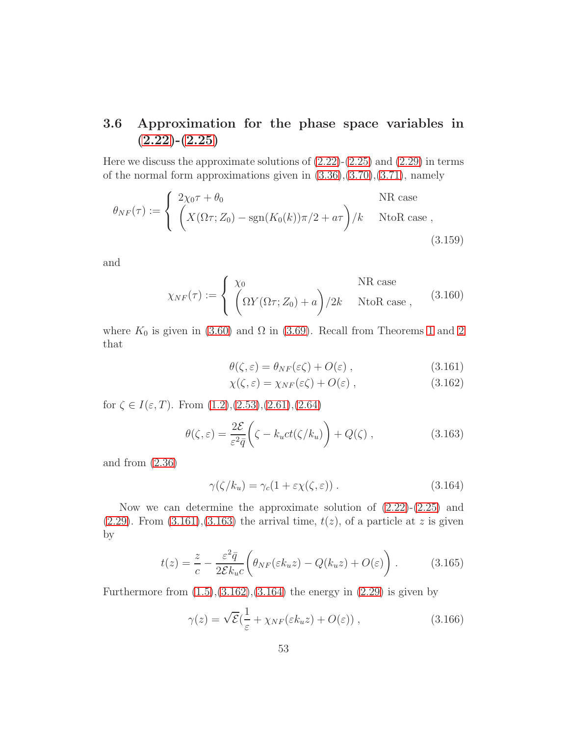### 3.6 Approximation for the phase space variables in (2.22)-(2.25)

Here we discuss the approximate solutions of (2.22)-(2.25) and (2.29) in terms of the normal form approximations given in (3.36),(3.70),(3.71), namely

$$\theta_{NF}(\tau) := \begin{cases} 2\chi_0\tau + \theta_0 & \text{NR case} \\ \Big(X(\Omega\tau; Z_0) - \text{sgn}(K_0(k))\pi/2 + a\tau\Big)/k & \text{NtoR case} \end{cases}, \tag{3.159}$$

and

$$\chi_{NF}(\tau) := \begin{cases} \chi_0 & \text{NR case} \\ \Big(\Omega Y(\Omega\tau; Z_0) + a\Big)/2k & \text{NtoR case} \end{cases}, \tag{3.160}$$

where $K_0$ is given in (3.60) and $\Omega$ in (3.69). Recall from Theorems 1 and 2 that

$$\theta(\zeta,\varepsilon) = \theta_{NF}(\varepsilon\zeta) + O(\varepsilon)\ , \tag{3.161}$$

$$\chi(\zeta,\varepsilon) = \chi_{NF}(\varepsilon\zeta) + O(\varepsilon)\ , \tag{3.162}$$

for $\zeta \in I(\varepsilon, T)$. From (1.2),(2.53),(2.61),(2.64)

$$\theta(\zeta,\varepsilon) = \frac{2\mathcal{E}}{\varepsilon^2\bar{q}}\Big(\zeta - k_u ct(\zeta/k_u)\Big) + Q(\zeta)\ , \tag{3.163}$$

and from (2.36)

$$\gamma(\zeta/k_u) = \gamma_c(1 + \varepsilon\chi(\zeta,\varepsilon))\ . \tag{3.164}$$

Now we can determine the approximate solution of (2.22)-(2.25) and (2.29). From (3.161),(3.163) the arrival time, $t(z)$, of a particle at $z$ is given by

$$t(z) = \frac{z}{c} - \frac{\varepsilon^2\bar{q}}{2\mathcal{E}k_u c}\Big(\theta_{NF}(\varepsilon k_u z) - Q(k_u z) + O(\varepsilon)\Big)\ . \tag{3.165}$$

Furthermore from (1.5),(3.162),(3.164) the energy in (2.29) is given by

$$\gamma(z) = \sqrt{\mathcal{E}}\big(\frac{1}{\varepsilon} + \chi_{NF}(\varepsilon k_u z) + O(\varepsilon)\big)\ , \tag{3.166}$$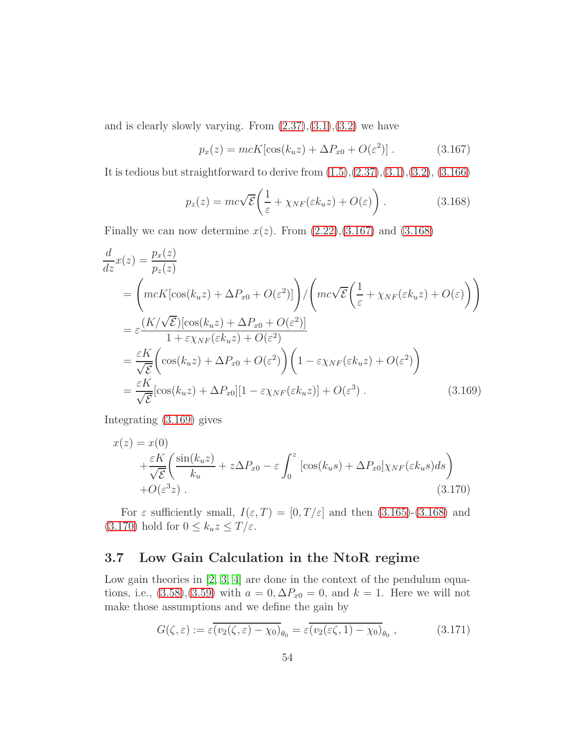and is clearly slowly varying. From (2.37),(3.1),(3.2) we have

$$p_x(z) = mcK[\cos(k_u z) + \Delta P_{x0} + O(\varepsilon^2)] \ . \tag{3.167}$$

It is tedious but straightforward to derive from (1.5),(2.37),(3.1),(3.2), (3.166)

$$p_z(z) = mc\sqrt{\mathcal{E}}\left(\frac{1}{\varepsilon} + \chi_{NF}(\varepsilon k_u z) + O(\varepsilon)\right) . \tag{3.168}$$

Finally we can now determine $x(z)$. From (2.22),(3.167) and (3.168)

$$\begin{aligned}
\frac{d}{dz}x(z) &= \frac{p_x(z)}{p_z(z)} \\
&= \left(mcK[\cos(k_u z) + \Delta P_{x0} + O(\varepsilon^2)]\right) \Big/ \left(mc\sqrt{\mathcal{E}}\left(\frac{1}{\varepsilon} + \chi_{NF}(\varepsilon k_u z) + O(\varepsilon)\right)\right) \\
&= \varepsilon \frac{(K/\sqrt{\mathcal{E}})[\cos(k_u z) + \Delta P_{x0} + O(\varepsilon^2)]}{1 + \varepsilon\chi_{NF}(\varepsilon k_u z) + O(\varepsilon^2)} \\
&= \frac{\varepsilon K}{\sqrt{\mathcal{E}}}\left(\cos(k_u z) + \Delta P_{x0} + O(\varepsilon^2)\right)\left(1 - \varepsilon\chi_{NF}(\varepsilon k_u z) + O(\varepsilon^2)\right) \\
&= \frac{\varepsilon K}{\sqrt{\mathcal{E}}}[\cos(k_u z) + \Delta P_{x0}][1 - \varepsilon\chi_{NF}(\varepsilon k_u z)] + O(\varepsilon^3) \ .
\end{aligned} \tag{3.169}$$

Integrating (3.169) gives

$$\begin{aligned}
x(z) &= x(0) \\
&\quad + \frac{\varepsilon K}{\sqrt{\mathcal{E}}}\left(\frac{\sin(k_u z)}{k_u} + z\Delta P_{x0} - \varepsilon\int_0^z [\cos(k_u s) + \Delta P_{x0}]\chi_{NF}(\varepsilon k_u s)ds\right) \\
&\quad + O(\varepsilon^3 z) \ .
\end{aligned} \tag{3.170}$$

For $\varepsilon$ sufficiently small, $I(\varepsilon, T) = [0, T/\varepsilon]$ and then (3.165)-(3.168) and (3.170) hold for $0 \le k_u z \le T/\varepsilon$.

## 3.7 Low Gain Calculation in the NtoR regime

Low gain theories in [2, 3, 4] are done in the context of the pendulum equations, i.e., (3.58),(3.59) with $a = 0, \Delta P_{x0} = 0$, and $k = 1$. Here we will not make those assumptions and we define the gain by

$$G(\zeta, \varepsilon) := \varepsilon\overline{(v_2(\zeta, \varepsilon) - \chi_0)}_{\theta_0} = \varepsilon\overline{(v_2(\varepsilon\zeta, 1) - \chi_0)}_{\theta_0} \ , \tag{3.171}$$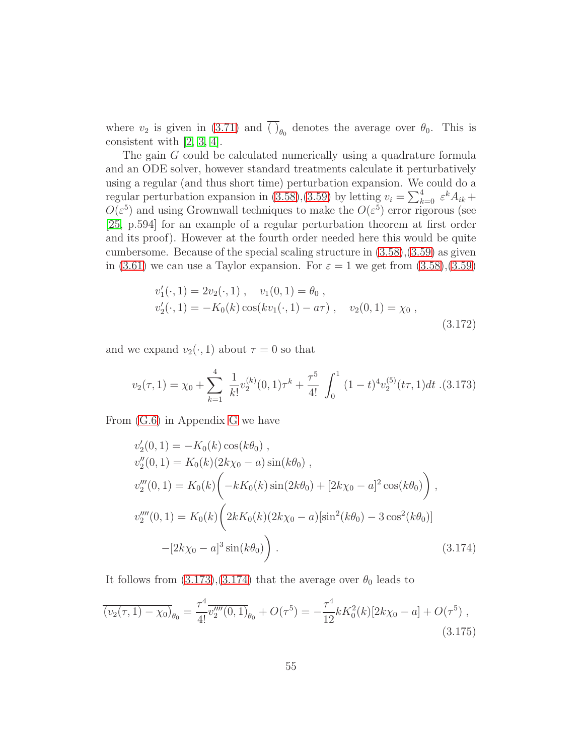where $v_2$ is given in (3.71) and $\overline{(\,)}_{\theta_0}$ denotes the average over $\theta_0$. This is consistent with [2, 3, 4].

The gain $G$ could be calculated numerically using a quadrature formula and an ODE solver, however standard treatments calculate it perturbatively using a regular (and thus short time) perturbation expansion. We could do a regular perturbation expansion in (3.58),(3.59) by letting $v_i = \sum_{k=0}^{4} \varepsilon^k A_{ik} + O(\varepsilon^5)$ and using Grownwall techniques to make the $O(\varepsilon^5)$ error rigorous (see [25, p.594] for an example of a regular perturbation theorem at first order and its proof). However at the fourth order needed here this would be quite cumbersome. Because of the special scaling structure in (3.58),(3.59) as given in (3.61) we can use a Taylor expansion. For $\varepsilon = 1$ we get from (3.58),(3.59)

$$
\begin{aligned}
&v_1'(\cdot, 1) = 2v_2(\cdot, 1)\;, \quad v_1(0, 1) = \theta_0\;, \\
&v_2'(\cdot, 1) = -K_0(k)\cos(kv_1(\cdot, 1) - a\tau)\;, \quad v_2(0, 1) = \chi_0\;,
\end{aligned}
\tag{3.172}
$$

and we expand $v_2(\cdot, 1)$ about $\tau = 0$ so that

$$
v_2(\tau, 1) = \chi_0 + \sum_{k=1}^{4} \frac{1}{k!} v_2^{(k)}(0, 1)\tau^k + \frac{\tau^5}{4!} \int_0^1 (1-t)^4 v_2^{(5)}(t\tau, 1)dt\;. \tag{3.173}
$$

From (G.6) in Appendix G we have

$$
\begin{aligned}
&v_2'(0, 1) = -K_0(k)\cos(k\theta_0)\;, \\
&v_2''(0, 1) = K_0(k)(2k\chi_0 - a)\sin(k\theta_0)\;, \\
&v_2'''(0, 1) = K_0(k)\bigg(-kK_0(k)\sin(2k\theta_0) + [2k\chi_0 - a]^2\cos(k\theta_0)\bigg)\;, \\
&v_2''''(0, 1) = K_0(k)\bigg(2kK_0(k)(2k\chi_0 - a)[\sin^2(k\theta_0) - 3\cos^2(k\theta_0)] \\
&\qquad -[2k\chi_0 - a]^3\sin(k\theta_0)\bigg)\;.
\end{aligned}
\tag{3.174}
$$

It follows from (3.173),(3.174) that the average over $\theta_0$ leads to

$$
\overline{(v_2(\tau, 1) - \chi_0)}_{\theta_0} = \frac{\tau^4}{4!}\overline{v_2''''(0, 1)}_{\theta_0} + O(\tau^5) = -\frac{\tau^4}{12} kK_0^2(k)[2k\chi_0 - a] + O(\tau^5)\;, \tag{3.175}
$$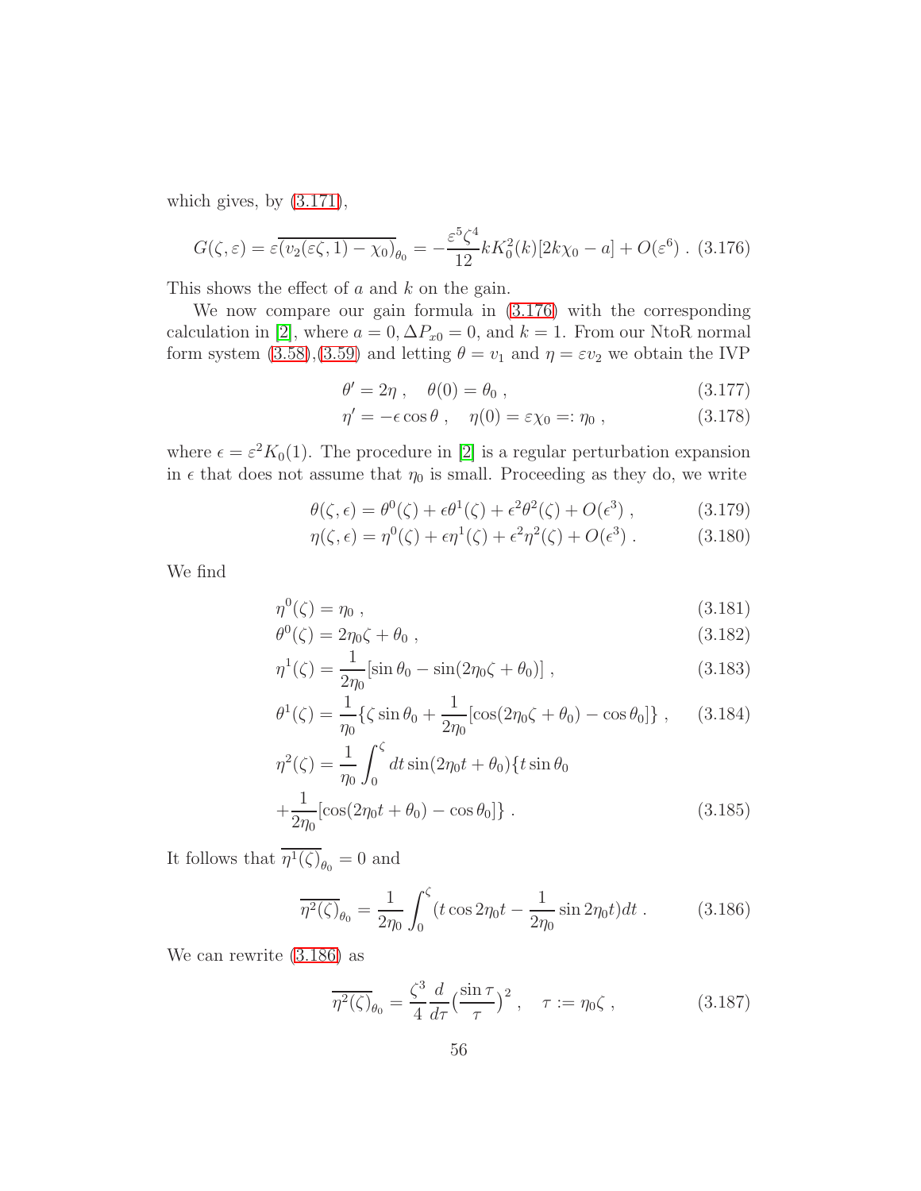which gives, by (3.171),

$$G(\zeta,\varepsilon) = \varepsilon\overline{(v_2(\varepsilon\zeta,1) - \chi_0)}_{\theta_0} = -\frac{\varepsilon^5\zeta^4}{12} k K_0^2(k)[2k\chi_0 - a] + O(\varepsilon^6) \ . \quad (3.176)$$

This shows the effect of $a$ and $k$ on the gain.

We now compare our gain formula in (3.176) with the corresponding calculation in [2], where $a = 0, \Delta P_{x0} = 0$, and $k = 1$. From our NtoR normal form system (3.58),(3.59) and letting $\theta = v_1$ and $\eta = \varepsilon v_2$ we obtain the IVP

$$\theta' = 2\eta \ , \quad \theta(0) = \theta_0 \ , \quad (3.177)$$

$$\eta' = -\epsilon\cos\theta \ , \quad \eta(0) = \varepsilon\chi_0 =: \eta_0 \ , \quad (3.178)$$

where $\epsilon = \varepsilon^2 K_0(1)$. The procedure in [2] is a regular perturbation expansion in $\epsilon$ that does not assume that $\eta_0$ is small. Proceeding as they do, we write

$$\theta(\zeta,\epsilon) = \theta^0(\zeta) + \epsilon\theta^1(\zeta) + \epsilon^2\theta^2(\zeta) + O(\epsilon^3) \ , \quad (3.179)$$

$$\eta(\zeta,\epsilon) = \eta^0(\zeta) + \epsilon\eta^1(\zeta) + \epsilon^2\eta^2(\zeta) + O(\epsilon^3) \ . \quad (3.180)$$

We find

$$\eta^0(\zeta) = \eta_0 \ , \quad (3.181)$$

$$\theta^0(\zeta) = 2\eta_0\zeta + \theta_0 \ , \quad (3.182)$$

$$\eta^1(\zeta) = \frac{1}{2\eta_0}[\sin\theta_0 - \sin(2\eta_0\zeta + \theta_0)] \ , \quad (3.183)$$

$$\theta^1(\zeta) = \frac{1}{\eta_0}\{\zeta\sin\theta_0 + \frac{1}{2\eta_0}[\cos(2\eta_0\zeta + \theta_0) - \cos\theta_0]\} \ , \quad (3.184)$$

$$\eta^2(\zeta) = \frac{1}{\eta_0}\int_0^\zeta dt \sin(2\eta_0 t + \theta_0)\{t\sin\theta_0 + \frac{1}{2\eta_0}[\cos(2\eta_0 t + \theta_0) - \cos\theta_0]\} \ . \quad (3.185)$$

It follows that $\overline{\eta^1(\zeta)}_{\theta_0} = 0$ and

$$\overline{\eta^2(\zeta)}_{\theta_0} = \frac{1}{2\eta_0}\int_0^\zeta (t\cos 2\eta_0 t - \frac{1}{2\eta_0}\sin 2\eta_0 t)dt \ . \quad (3.186)$$

We can rewrite (3.186) as

$$\overline{\eta^2(\zeta)}_{\theta_0} = \frac{\zeta^3}{4}\frac{d}{d\tau}\big(\frac{\sin\tau}{\tau}\big)^2 \ , \quad \tau := \eta_0\zeta \ , \quad (3.187)$$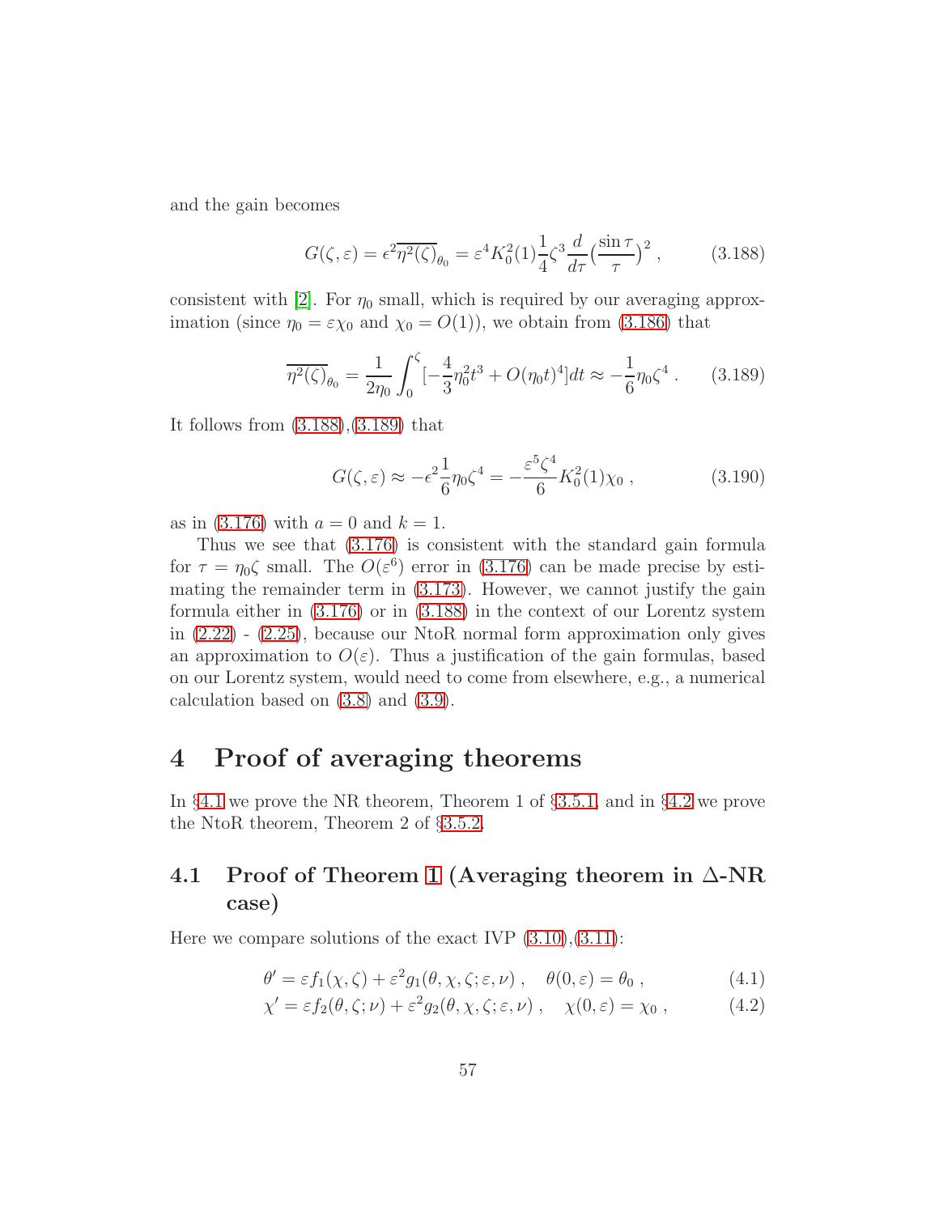and the gain becomes

$$G(\zeta,\varepsilon) = \epsilon^2 \overline{\eta^2(\zeta)}_{\theta_0} = \varepsilon^4 K_0^2(1)\frac{1}{4}\zeta^3 \frac{d}{d\tau}\big(\frac{\sin\tau}{\tau}\big)^2 \, , \tag{3.188}$$

consistent with [2]. For $\eta_0$ small, which is required by our averaging approximation (since $\eta_0 = \varepsilon\chi_0$ and $\chi_0 = O(1)$), we obtain from (3.186) that

$$\overline{\eta^2(\zeta)}_{\theta_0} = \frac{1}{2\eta_0}\int_0^\zeta [-\frac{4}{3}\eta_0^2 t^3 + O(\eta_0 t)^4]dt \approx -\frac{1}{6}\eta_0\zeta^4 \, . \tag{3.189}$$

It follows from (3.188),(3.189) that

$$G(\zeta,\varepsilon) \approx -\epsilon^2\frac{1}{6}\eta_0\zeta^4 = -\frac{\varepsilon^5\zeta^4}{6}K_0^2(1)\chi_0 \, , \tag{3.190}$$

as in (3.176) with $a = 0$ and $k = 1$.

Thus we see that (3.176) is consistent with the standard gain formula for $\tau = \eta_0\zeta$ small. The $O(\varepsilon^6)$ error in (3.176) can be made precise by estimating the remainder term in (3.173). However, we cannot justify the gain formula either in (3.176) or in (3.188) in the context of our Lorentz system in (2.22) - (2.25), because our NtoR normal form approximation only gives an approximation to $O(\varepsilon)$. Thus a justification of the gain formulas, based on our Lorentz system, would need to come from elsewhere, e.g., a numerical calculation based on (3.8) and (3.9).

# 4 Proof of averaging theorems

In §4.1 we prove the NR theorem, Theorem 1 of §3.5.1, and in §4.2 we prove the NtoR theorem, Theorem 2 of §3.5.2.

## 4.1 Proof of Theorem 1 (Averaging theorem in $\Delta$-NR case)

Here we compare solutions of the exact IVP (3.10),(3.11):

$$\theta' = \varepsilon f_1(\chi,\zeta) + \varepsilon^2 g_1(\theta,\chi,\zeta;\varepsilon,\nu) \, , \quad \theta(0,\varepsilon) = \theta_0 \, , \tag{4.1}$$

$$\chi' = \varepsilon f_2(\theta,\zeta;\nu) + \varepsilon^2 g_2(\theta,\chi,\zeta;\varepsilon,\nu) \, , \quad \chi(0,\varepsilon) = \chi_0 \, , \tag{4.2}$$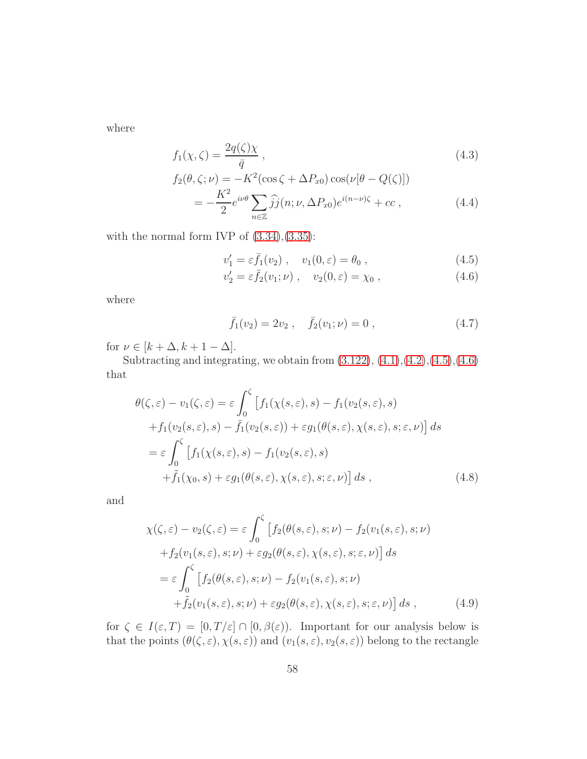where

$$
f_1(\chi,\zeta) = \frac{2q(\zeta)\chi}{\bar{q}} \; , \tag{4.3}
$$

$$
\begin{aligned}
f_2(\theta,\zeta;\nu) &= -K^2(\cos\zeta + \Delta P_{x0})\cos(\nu[\theta - Q(\zeta)]) \\
&= -\frac{K^2}{2} e^{i\nu\theta} \sum_{n\in\mathbb{Z}} \widehat{\hat{j}}(n;\nu,\Delta P_{x0}) e^{i(n-\nu)\zeta} + cc \; ,
\end{aligned} \tag{4.4}
$$

with the normal form IVP of (3.34),(3.35):

$$
v_1' = \varepsilon \bar{f}_1(v_2) \; , \quad v_1(0,\varepsilon) = \theta_0 \; , \tag{4.5}
$$

$$
v_2' = \varepsilon \bar{f}_2(v_1;\nu) \; , \quad v_2(0,\varepsilon) = \chi_0 \; , \tag{4.6}
$$

where

$$
\bar{f}_1(v_2) = 2v_2 \; , \quad \bar{f}_2(v_1;\nu) = 0 \; , \tag{4.7}
$$

for $\nu \in [k+\Delta, k+1-\Delta]$.

Subtracting and integrating, we obtain from (3.122), (4.1),(4.2),(4.5),(4.6) that

$$
\begin{aligned}
\theta(\zeta,\varepsilon) - v_1(\zeta,\varepsilon) &= \varepsilon \int_0^\zeta \big[ f_1(\chi(s,\varepsilon),s) - f_1(v_2(s,\varepsilon),s) \\
&\quad + f_1(v_2(s,\varepsilon),s) - \bar{f}_1(v_2(s,\varepsilon)) + \varepsilon g_1(\theta(s,\varepsilon),\chi(s,\varepsilon),s;\varepsilon,\nu) \big] \, ds \\
&= \varepsilon \int_0^\zeta \big[ f_1(\chi(s,\varepsilon),s) - f_1(v_2(s,\varepsilon),s) \\
&\quad + \tilde{f}_1(\chi_0,s) + \varepsilon g_1(\theta(s,\varepsilon),\chi(s,\varepsilon),s;\varepsilon,\nu) \big] \, ds \; ,
\end{aligned} \tag{4.8}
$$

and

$$
\begin{aligned}
\chi(\zeta,\varepsilon) - v_2(\zeta,\varepsilon) &= \varepsilon \int_0^\zeta \big[ f_2(\theta(s,\varepsilon),s;\nu) - f_2(v_1(s,\varepsilon),s;\nu) \\
&\quad + f_2(v_1(s,\varepsilon),s;\nu) + \varepsilon g_2(\theta(s,\varepsilon),\chi(s,\varepsilon),s;\varepsilon,\nu) \big] \, ds \\
&= \varepsilon \int_0^\zeta \big[ f_2(\theta(s,\varepsilon),s;\nu) - f_2(v_1(s,\varepsilon),s;\nu) \\
&\quad + \tilde{f}_2(v_1(s,\varepsilon),s;\nu) + \varepsilon g_2(\theta(s,\varepsilon),\chi(s,\varepsilon),s;\varepsilon,\nu) \big] \, ds \; ,
\end{aligned} \tag{4.9}
$$

for $\zeta \in I(\varepsilon,T) = [0,T/\varepsilon] \cap [0,\beta(\varepsilon))$. Important for our analysis below is that the points $(\theta(\zeta,\varepsilon),\chi(s,\varepsilon))$ and $(v_1(s,\varepsilon),v_2(s,\varepsilon))$ belong to the rectangle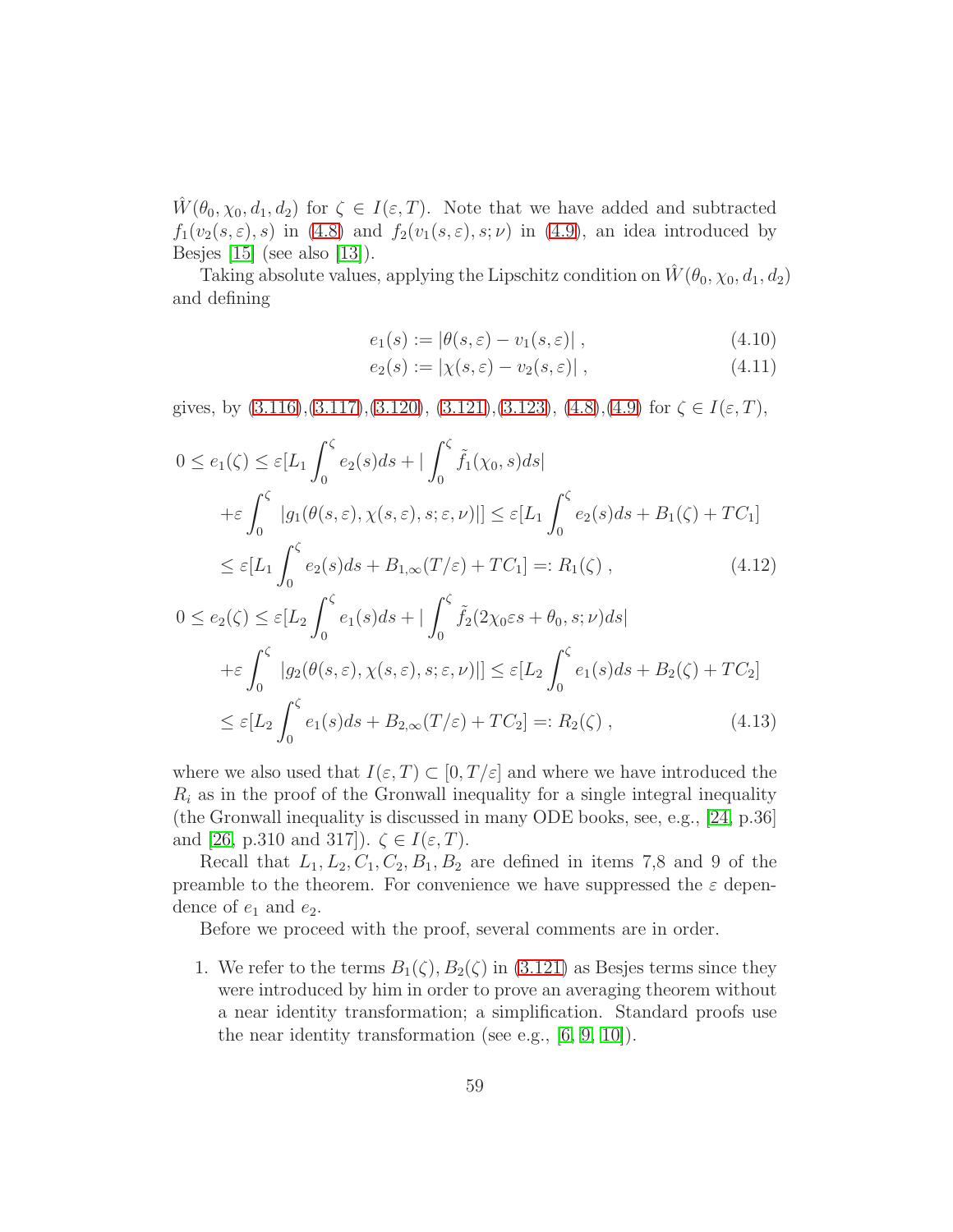$\hat{W}(\theta_0, \chi_0, d_1, d_2)$ for $\zeta \in I(\varepsilon, T)$. Note that we have added and subtracted $f_1(v_2(s,\varepsilon), s)$ in (4.8) and $f_2(v_1(s,\varepsilon), s; \nu)$ in (4.9), an idea introduced by Besjes [15] (see also [13]).

Taking absolute values, applying the Lipschitz condition on $\hat{W}(\theta_0, \chi_0, d_1, d_2)$ and defining

$$
e_1(s) := |\theta(s,\varepsilon) - v_1(s,\varepsilon)| \ , \tag{4.10}
$$

$$
e_2(s) := |\chi(s,\varepsilon) - v_2(s,\varepsilon)| \ , \tag{4.11}
$$

gives, by (3.116),(3.117),(3.120), (3.121),(3.123), (4.8),(4.9) for $\zeta \in I(\varepsilon, T)$,

$$
\begin{aligned}
0 \le e_1(\zeta) &\le \varepsilon[L_1 \int_0^\zeta e_2(s) ds + |\int_0^\zeta \tilde{f}_1(\chi_0, s) ds| \\
&+ \varepsilon \int_0^\zeta \ |g_1(\theta(s,\varepsilon), \chi(s,\varepsilon), s; \varepsilon, \nu)|] \le \varepsilon[L_1 \int_0^\zeta e_2(s) ds + B_1(\zeta) + TC_1] \\
&\le \varepsilon[L_1 \int_0^\zeta e_2(s) ds + B_{1,\infty}(T/\varepsilon) + TC_1] =: R_1(\zeta) \ ,
\end{aligned} \tag{4.12}
$$

$$
\begin{aligned}
0 \le e_2(\zeta) &\le \varepsilon[L_2 \int_0^\zeta e_1(s) ds + |\int_0^\zeta \tilde{f}_2(2\chi_0 \varepsilon s + \theta_0, s; \nu) ds| \\
&+ \varepsilon \int_0^\zeta \ |g_2(\theta(s,\varepsilon), \chi(s,\varepsilon), s; \varepsilon, \nu)|] \le \varepsilon[L_2 \int_0^\zeta e_1(s) ds + B_2(\zeta) + TC_2] \\
&\le \varepsilon[L_2 \int_0^\zeta e_1(s) ds + B_{2,\infty}(T/\varepsilon) + TC_2] =: R_2(\zeta) \ ,
\end{aligned} \tag{4.13}
$$

where we also used that $I(\varepsilon, T) \subset [0, T/\varepsilon]$ and where we have introduced the $R_i$ as in the proof of the Gronwall inequality for a single integral inequality (the Gronwall inequality is discussed in many ODE books, see, e.g., [24, p.36] and [26, p.310 and 317]). $\zeta \in I(\varepsilon, T)$.

Recall that $L_1, L_2, C_1, C_2, B_1, B_2$ are defined in items 7,8 and 9 of the preamble to the theorem. For convenience we have suppressed the $\varepsilon$ dependence of $e_1$ and $e_2$.

Before we proceed with the proof, several comments are in order.

1. We refer to the terms $B_1(\zeta), B_2(\zeta)$ in (3.121) as Besjes terms since they were introduced by him in order to prove an averaging theorem without a near identity transformation; a simplification. Standard proofs use the near identity transformation (see e.g., [6, 9, 10]).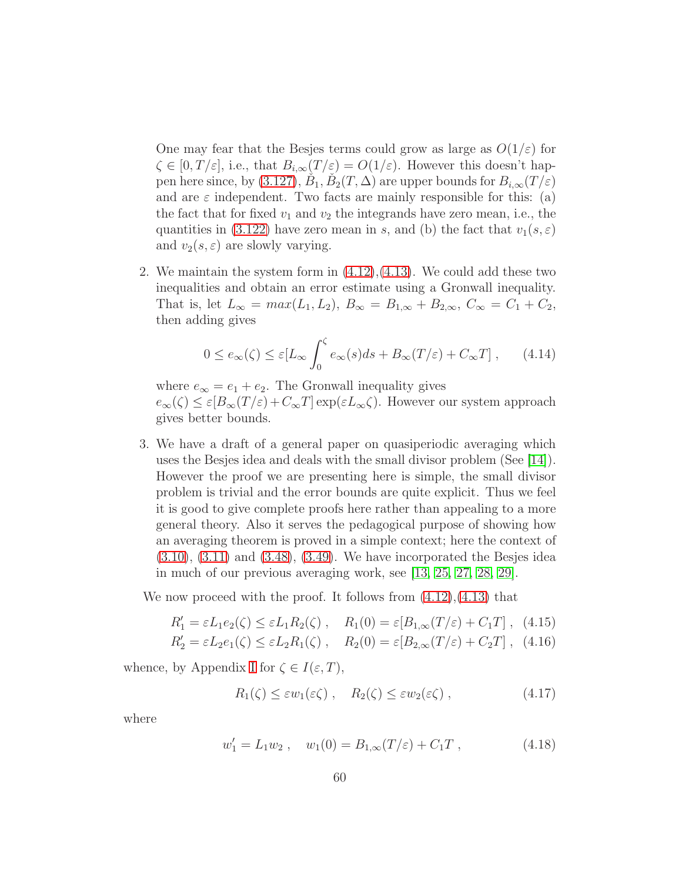One may fear that the Besjes terms could grow as large as $O(1/\varepsilon)$ for $\zeta \in [0, T/\varepsilon]$, i.e., that $B_{i,\infty}(T/\varepsilon) = O(1/\varepsilon)$. However this doesn't happen here since, by (3.127), $\check{B}_1, \check{B}_2(T, \Delta)$ are upper bounds for $B_{i,\infty}(T/\varepsilon)$ and are $\varepsilon$ independent. Two facts are mainly responsible for this: (a) the fact that for fixed $v_1$ and $v_2$ the integrands have zero mean, i.e., the quantities in (3.122) have zero mean in $s$, and (b) the fact that $v_1(s, \varepsilon)$ and $v_2(s, \varepsilon)$ are slowly varying.

2. We maintain the system form in (4.12),(4.13). We could add these two inequalities and obtain an error estimate using a Gronwall inequality. That is, let $L_\infty = max(L_1, L_2)$, $B_\infty = B_{1,\infty} + B_{2,\infty}$, $C_\infty = C_1 + C_2$, then adding gives

$$0 \le e_\infty(\zeta) \le \varepsilon[L_\infty \int_0^\zeta e_\infty(s)ds + B_\infty(T/\varepsilon) + C_\infty T] \ , \qquad (4.14)$$

where $e_\infty = e_1 + e_2$. The Gronwall inequality gives $e_\infty(\zeta) \le \varepsilon[B_\infty(T/\varepsilon) + C_\infty T] \exp(\varepsilon L_\infty \zeta)$. However our system approach gives better bounds.

3. We have a draft of a general paper on quasiperiodic averaging which uses the Besjes idea and deals with the small divisor problem (See [14]). However the proof we are presenting here is simple, the small divisor problem is trivial and the error bounds are quite explicit. Thus we feel it is good to give complete proofs here rather than appealing to a more general theory. Also it serves the pedagogical purpose of showing how an averaging theorem is proved in a simple context; here the context of (3.10), (3.11) and (3.48), (3.49). We have incorporated the Besjes idea in much of our previous averaging work, see [13, 25, 27, 28, 29].

We now proceed with the proof. It follows from (4.12),(4.13) that

$$R_1' = \varepsilon L_1 e_2(\zeta) \le \varepsilon L_1 R_2(\zeta) \ , \quad R_1(0) = \varepsilon[B_{1,\infty}(T/\varepsilon) + C_1 T] \ , \quad (4.15)$$

$$R_2' = \varepsilon L_2 e_1(\zeta) \le \varepsilon L_2 R_1(\zeta) \ , \quad R_2(0) = \varepsilon[B_{2,\infty}(T/\varepsilon) + C_2 T] \ , \quad (4.16)$$

whence, by Appendix I for $\zeta \in I(\varepsilon, T)$,

$$R_1(\zeta) \le \varepsilon w_1(\varepsilon\zeta) \ , \quad R_2(\zeta) \le \varepsilon w_2(\varepsilon\zeta) \ , \qquad (4.17)$$

where

$$w_1' = L_1 w_2 \ , \quad w_1(0) = B_{1,\infty}(T/\varepsilon) + C_1 T \ , \qquad (4.18)$$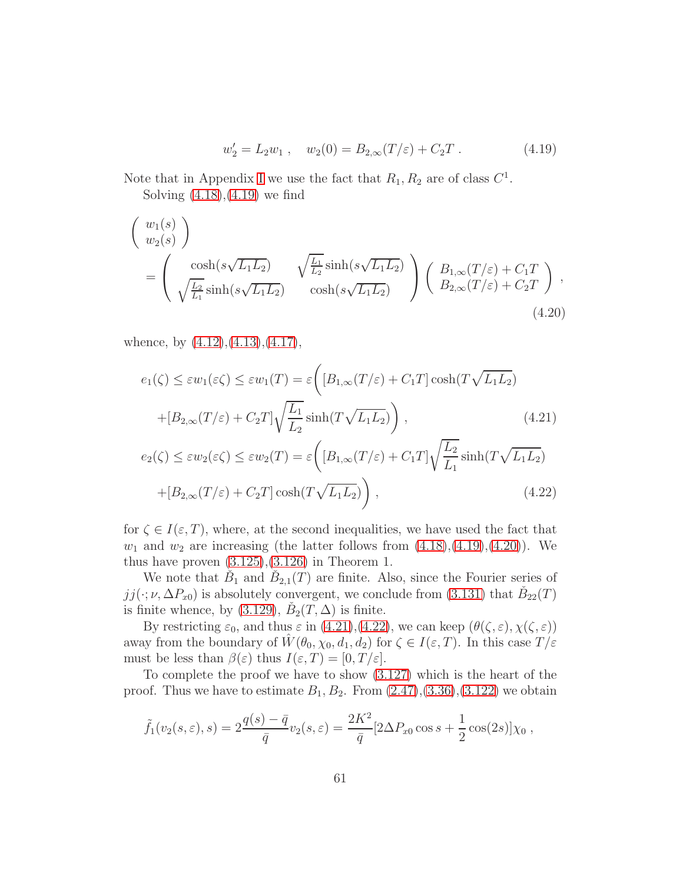$$
w_2' = L_2 w_1 \ , \quad w_2(0) = B_{2,\infty}(T/\varepsilon) + C_2 T \ . \tag{4.19}
$$

Note that in Appendix I we use the fact that $R_1, R_2$ are of class $C^1$.

Solving (4.18),(4.19) we find

$$
\begin{pmatrix} w_1(s) \\ w_2(s) \end{pmatrix}
= \begin{pmatrix} \cosh(s\sqrt{L_1 L_2}) & \sqrt{\frac{L_1}{L_2}}\sinh(s\sqrt{L_1 L_2}) \\ \sqrt{\frac{L_2}{L_1}}\sinh(s\sqrt{L_1 L_2}) & \cosh(s\sqrt{L_1 L_2}) \end{pmatrix}
\begin{pmatrix} B_{1,\infty}(T/\varepsilon) + C_1 T \\ B_{2,\infty}(T/\varepsilon) + C_2 T \end{pmatrix} ,
\tag{4.20}
$$

whence, by (4.12),(4.13),(4.17),

$$
\begin{aligned}
e_1(\zeta) \le \varepsilon w_1(\varepsilon\zeta) \le \varepsilon w_1(T) = \varepsilon\bigg( & [B_{1,\infty}(T/\varepsilon) + C_1 T]\cosh(T\sqrt{L_1 L_2}) \\
& + [B_{2,\infty}(T/\varepsilon) + C_2 T]\sqrt{\frac{L_1}{L_2}}\sinh(T\sqrt{L_1 L_2})\bigg) ,
\end{aligned}
\tag{4.21}
$$

$$
\begin{aligned}
e_2(\zeta) \le \varepsilon w_2(\varepsilon\zeta) \le \varepsilon w_2(T) = \varepsilon\bigg( & [B_{1,\infty}(T/\varepsilon) + C_1 T]\sqrt{\frac{L_2}{L_1}}\sinh(T\sqrt{L_1 L_2}) \\
& + [B_{2,\infty}(T/\varepsilon) + C_2 T]\cosh(T\sqrt{L_1 L_2})\bigg) ,
\end{aligned}
\tag{4.22}
$$

for $\zeta \in I(\varepsilon, T)$, where, at the second inequalities, we have used the fact that $w_1$ and $w_2$ are increasing (the latter follows from (4.18),(4.19),(4.20)). We thus have proven (3.125),(3.126) in Theorem 1.

We note that $\check{B}_1$ and $\check{B}_{2,1}(T)$ are finite. Also, since the Fourier series of $jj(\cdot;\nu,\Delta P_{x0})$ is absolutely convergent, we conclude from (3.131) that $\check{B}_{22}(T)$ is finite whence, by (3.129), $\check{B}_2(T,\Delta)$ is finite.

By restricting $\varepsilon_0$, and thus $\varepsilon$ in (4.21),(4.22), we can keep $(\theta(\zeta,\varepsilon), \chi(\zeta,\varepsilon))$ away from the boundary of $\hat{W}(\theta_0, \chi_0, d_1, d_2)$ for $\zeta \in I(\varepsilon, T)$. In this case $T/\varepsilon$ must be less than $\beta(\varepsilon)$ thus $I(\varepsilon, T) = [0, T/\varepsilon]$.

To complete the proof we have to show (3.127) which is the heart of the proof. Thus we have to estimate $B_1, B_2$. From (2.47),(3.36),(3.122) we obtain

$$
\tilde{f}_1(v_2(s,\varepsilon), s) = 2\frac{q(s) - \bar{q}}{\bar{q}} v_2(s,\varepsilon) = \frac{2K^2}{\bar{q}}[2\Delta P_{x0}\cos s + \frac{1}{2}\cos(2s)]\chi_0 ,
$$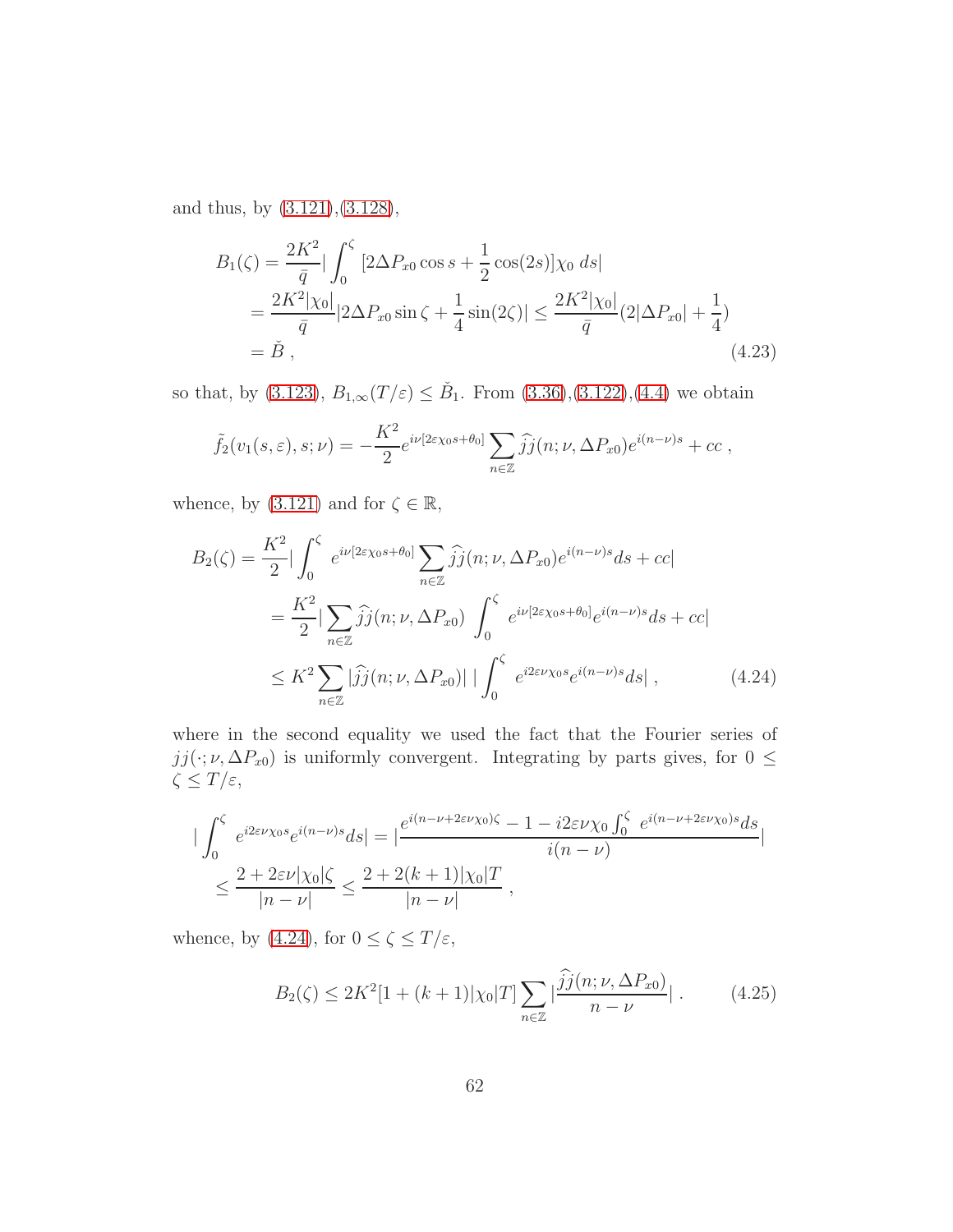and thus, by (3.121),(3.128),

$$
\begin{aligned}
B_1(\zeta) &= \frac{2K^2}{\bar{q}} \Big| \int_0^\zeta \, [2\Delta P_{x0}\cos s + \frac{1}{2}\cos(2s)]\chi_0 \, ds \Big| \\
&= \frac{2K^2|\chi_0|}{\bar{q}} |2\Delta P_{x0}\sin\zeta + \frac{1}{4}\sin(2\zeta)| \leq \frac{2K^2|\chi_0|}{\bar{q}}(2|\Delta P_{x0}| + \frac{1}{4}) \\
&= \check{B} \,, 
\end{aligned} \tag{4.23}
$$

so that, by (3.123), $B_{1,\infty}(T/\varepsilon) \leq \check{B}_1$. From (3.36),(3.122),(4.4) we obtain

$$
\tilde{f}_2(v_1(s,\varepsilon), s; \nu) = -\frac{K^2}{2} e^{i\nu[2\varepsilon\chi_0 s + \theta_0]} \sum_{n\in\mathbb{Z}} \widehat{jj}(n; \nu, \Delta P_{x0}) e^{i(n-\nu)s} + cc \,,
$$

whence, by (3.121) and for $\zeta \in \mathbb{R}$,

$$
\begin{aligned}
B_2(\zeta) &= \frac{K^2}{2} \Big| \int_0^\zeta \, e^{i\nu[2\varepsilon\chi_0 s + \theta_0]} \sum_{n\in\mathbb{Z}} \widehat{jj}(n; \nu, \Delta P_{x0}) e^{i(n-\nu)s} ds + cc \Big| \\
&= \frac{K^2}{2} \Big| \sum_{n\in\mathbb{Z}} \widehat{jj}(n; \nu, \Delta P_{x0}) \, \int_0^\zeta \, e^{i\nu[2\varepsilon\chi_0 s + \theta_0]} e^{i(n-\nu)s} ds + cc \Big| \\
&\leq K^2 \sum_{n\in\mathbb{Z}} |\widehat{jj}(n; \nu, \Delta P_{x0})| \, \Big| \int_0^\zeta \, e^{i2\varepsilon\nu\chi_0 s} e^{i(n-\nu)s} ds \Big| \,, 
\end{aligned} \tag{4.24}
$$

where in the second equality we used the fact that the Fourier series of $jj(\cdot; \nu, \Delta P_{x0})$ is uniformly convergent. Integrating by parts gives, for $0 \leq \zeta \leq T/\varepsilon$,

$$
\begin{aligned}
\Big| \int_0^\zeta \, e^{i2\varepsilon\nu\chi_0 s} e^{i(n-\nu)s} ds \Big| &= \Big| \frac{e^{i(n-\nu+2\varepsilon\nu\chi_0)\zeta} - 1 - i2\varepsilon\nu\chi_0 \int_0^\zeta \, e^{i(n-\nu+2\varepsilon\nu\chi_0)s} ds}{i(n-\nu)} \Big| \\
&\leq \frac{2 + 2\varepsilon\nu|\chi_0|\zeta}{|n-\nu|} \leq \frac{2 + 2(k+1)|\chi_0|T}{|n-\nu|} \,,
\end{aligned}
$$

whence, by (4.24), for $0 \leq \zeta \leq T/\varepsilon$,

$$
B_2(\zeta) \leq 2K^2[1 + (k+1)|\chi_0|T] \sum_{n\in\mathbb{Z}} \Big| \frac{\widehat{jj}(n; \nu, \Delta P_{x0})}{n-\nu} \Big| \,. \tag{4.25}
$$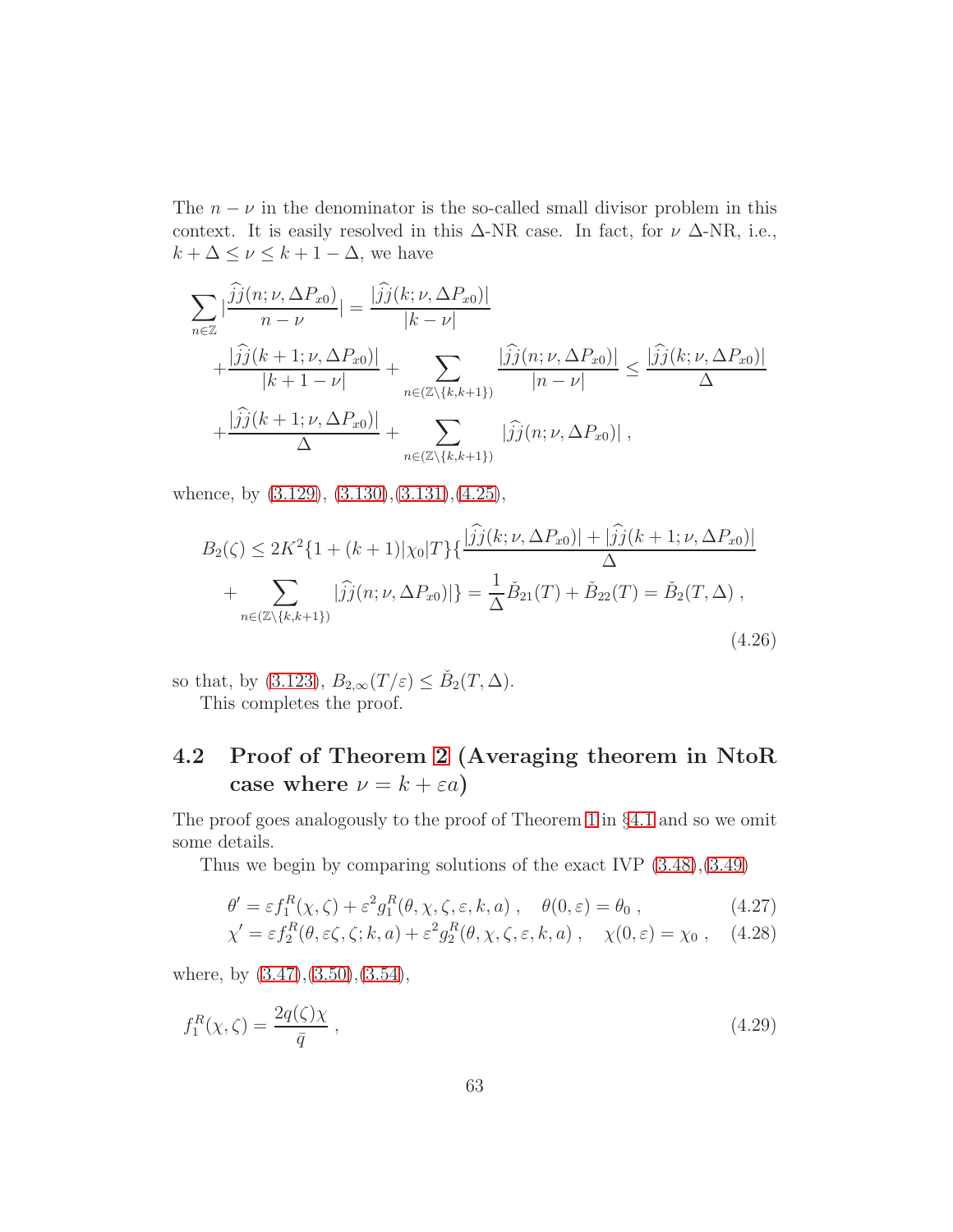The $n - \nu$ in the denominator is the so-called small divisor problem in this context. It is easily resolved in this $\Delta$-NR case. In fact, for $\nu$ $\Delta$-NR, i.e., $k + \Delta \leq \nu \leq k + 1 - \Delta$, we have

$$
\sum_{n\in\mathbb{Z}} |\frac{\widehat{\hat{j}j}(n;\nu,\Delta P_{x0})}{n-\nu}| = \frac{|\widehat{\hat{j}j}(k;\nu,\Delta P_{x0})|}{|k-\nu|}
+\frac{|\widehat{\hat{j}j}(k+1;\nu,\Delta P_{x0})|}{|k+1-\nu|} + \sum_{n\in(\mathbb{Z}\setminus\{k,k+1\})} \frac{|\widehat{\hat{j}j}(n;\nu,\Delta P_{x0})|}{|n-\nu|} \leq \frac{|\widehat{\hat{j}j}(k;\nu,\Delta P_{x0})|}{\Delta}
+\frac{|\widehat{\hat{j}j}(k+1;\nu,\Delta P_{x0})|}{\Delta} + \sum_{n\in(\mathbb{Z}\setminus\{k,k+1\})} |\widehat{\hat{j}j}(n;\nu,\Delta P_{x0})| \; ,
$$

whence, by (3.129), (3.130),(3.131),(4.25),

$$
B_2(\zeta) \leq 2K^2\{1+(k+1)|\chi_0|T\}\{\frac{|\widehat{\hat{j}j}(k;\nu,\Delta P_{x0})| + |\widehat{\hat{j}j}(k+1;\nu,\Delta P_{x0})|}{\Delta}
+ \sum_{n\in(\mathbb{Z}\setminus\{k,k+1\})} |\widehat{\hat{j}j}(n;\nu,\Delta P_{x0})|\} = \frac{1}{\Delta}\check{B}_{21}(T) + \check{B}_{22}(T) = \check{B}_2(T,\Delta) \; , \tag{4.26}
$$

so that, by (3.123), $B_{2,\infty}(T/\varepsilon) \leq \check{B}_2(T,\Delta)$.

This completes the proof.

## 4.2 Proof of Theorem 2 (Averaging theorem in NtoR case where $\nu = k + \varepsilon a$)

The proof goes analogously to the proof of Theorem 1 in §4.1 and so we omit some details.

Thus we begin by comparing solutions of the exact IVP (3.48),(3.49)

$$
\theta' = \varepsilon f_1^R(\chi,\zeta) + \varepsilon^2 g_1^R(\theta,\chi,\zeta,\varepsilon,k,a) \; , \quad \theta(0,\varepsilon) = \theta_0 \; , \tag{4.27}
$$

$$
\chi' = \varepsilon f_2^R(\theta,\varepsilon\zeta,\zeta;k,a) + \varepsilon^2 g_2^R(\theta,\chi,\zeta,\varepsilon,k,a) \; , \quad \chi(0,\varepsilon) = \chi_0 \; , \tag{4.28}
$$

where, by (3.47),(3.50),(3.54),

$$
f_1^R(\chi,\zeta) = \frac{2q(\zeta)\chi}{\bar{q}} \; , \tag{4.29}
$$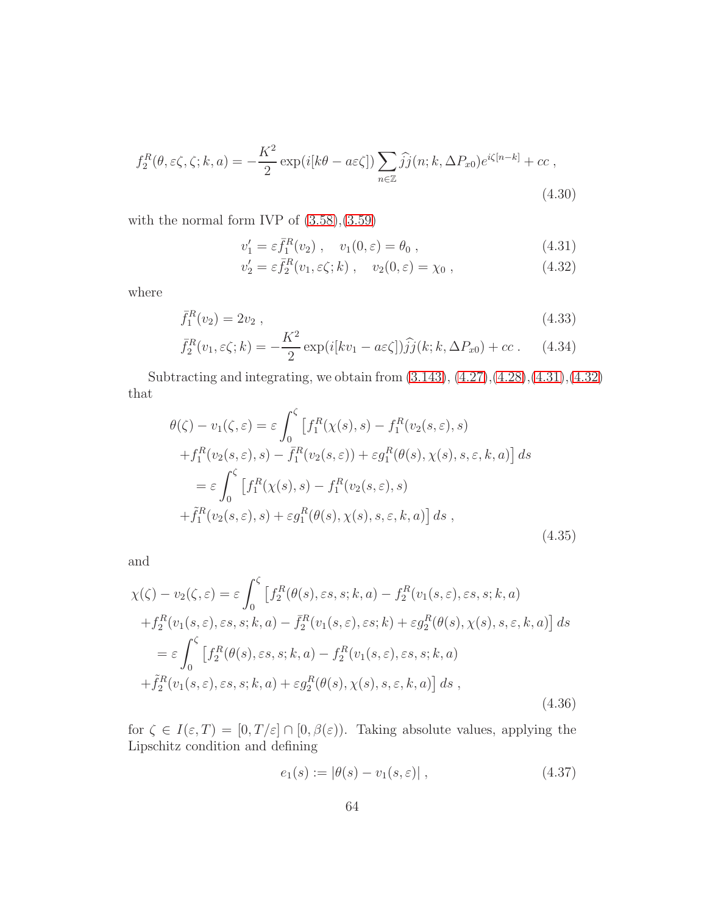$$f_2^R(\theta, \varepsilon\zeta, \zeta; k, a) = -\frac{K^2}{2}\exp(i[k\theta - a\varepsilon\zeta])\sum_{n\in\mathbb{Z}} \widehat{\hat{j}}(n; k, \Delta P_{x0})e^{i\zeta[n-k]} + cc\ , \tag{4.30}$$

with the normal form IVP of (3.58),(3.59)

$$v_1' = \varepsilon \bar{f}_1^R(v_2)\ , \quad v_1(0, \varepsilon) = \theta_0\ , \tag{4.31}$$

$$v_2' = \varepsilon \bar{f}_2^R(v_1, \varepsilon\zeta; k)\ , \quad v_2(0, \varepsilon) = \chi_0\ , \tag{4.32}$$

where

$$\bar{f}_1^R(v_2) = 2v_2\ , \tag{4.33}$$

$$\bar{f}_2^R(v_1, \varepsilon\zeta; k) = -\frac{K^2}{2}\exp(i[kv_1 - a\varepsilon\zeta])\widehat{\hat{j}}(k; k, \Delta P_{x0}) + cc\ . \tag{4.34}$$

Subtracting and integrating, we obtain from (3.143), (4.27),(4.28),(4.31),(4.32) that

$$\begin{aligned}
\theta(\zeta) - v_1(\zeta, \varepsilon) &= \varepsilon\int_0^\zeta \big[f_1^R(\chi(s), s) - f_1^R(v_2(s, \varepsilon), s) \\
&+ f_1^R(v_2(s, \varepsilon), s) - \bar{f}_1^R(v_2(s, \varepsilon)) + \varepsilon g_1^R(\theta(s), \chi(s), s, \varepsilon, k, a)\big]\, ds \\
&= \varepsilon\int_0^\zeta \big[f_1^R(\chi(s), s) - f_1^R(v_2(s, \varepsilon), s) \\
&+ \tilde{f}_1^R(v_2(s, \varepsilon), s) + \varepsilon g_1^R(\theta(s), \chi(s), s, \varepsilon, k, a)\big]\, ds\ ,
\end{aligned} \tag{4.35}$$

and

$$\begin{aligned}
\chi(\zeta) - v_2(\zeta, \varepsilon) &= \varepsilon\int_0^\zeta \big[f_2^R(\theta(s), \varepsilon s, s; k, a) - f_2^R(v_1(s, \varepsilon), \varepsilon s, s; k, a) \\
&+ f_2^R(v_1(s, \varepsilon), \varepsilon s, s; k, a) - \bar{f}_2^R(v_1(s, \varepsilon), \varepsilon s; k) + \varepsilon g_2^R(\theta(s), \chi(s), s, \varepsilon, k, a)\big]\, ds \\
&= \varepsilon\int_0^\zeta \big[f_2^R(\theta(s), \varepsilon s, s; k, a) - f_2^R(v_1(s, \varepsilon), \varepsilon s, s; k, a) \\
&+ \tilde{f}_2^R(v_1(s, \varepsilon), \varepsilon s, s; k, a) + \varepsilon g_2^R(\theta(s), \chi(s), s, \varepsilon, k, a)\big]\, ds\ ,
\end{aligned} \tag{4.36}$$

for $\zeta \in I(\varepsilon, T) = [0, T/\varepsilon] \cap [0, \beta(\varepsilon))$. Taking absolute values, applying the Lipschitz condition and defining

$$e_1(s) := |\theta(s) - v_1(s, \varepsilon)|\ , \tag{4.37}$$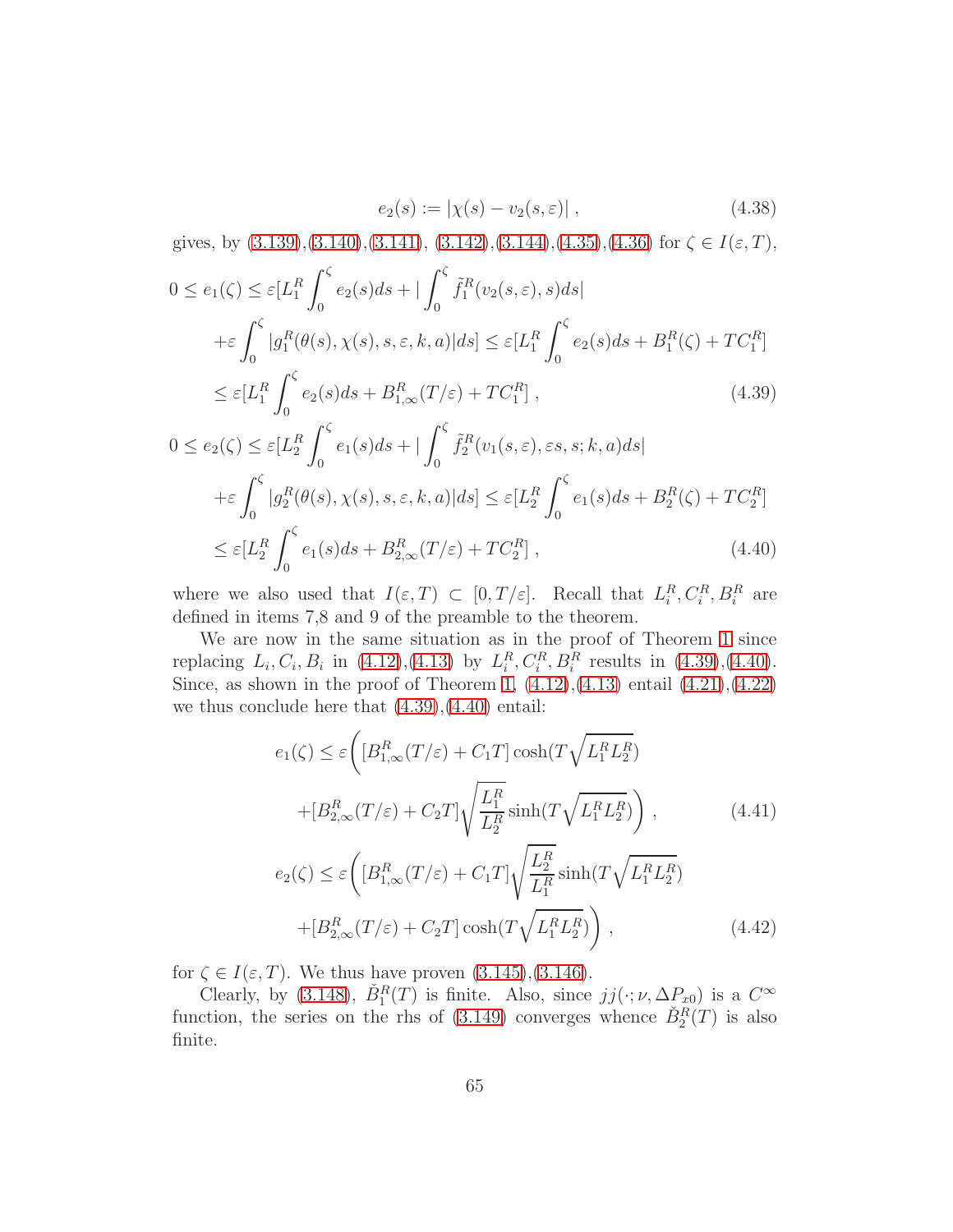$$e_2(s) := |\chi(s) - v_2(s,\varepsilon)| \, , \tag{4.38}$$

gives, by (3.139),(3.140),(3.141), (3.142),(3.144),(4.35),(4.36) for $\zeta \in I(\varepsilon, T)$,

$$\begin{aligned}
0 \le e_1(\zeta) &\le \varepsilon[L_1^R \int_0^\zeta e_2(s)ds + |\int_0^\zeta \tilde{f}_1^R(v_2(s,\varepsilon), s)ds| \\
&+ \varepsilon \int_0^\zeta |g_1^R(\theta(s), \chi(s), s, \varepsilon, k, a)|ds] \le \varepsilon[L_1^R \int_0^\zeta e_2(s)ds + B_1^R(\zeta) + TC_1^R] \\
&\le \varepsilon[L_1^R \int_0^\zeta e_2(s)ds + B_{1,\infty}^R(T/\varepsilon) + TC_1^R] \, ,
\end{aligned} \tag{4.39}$$

$$\begin{aligned}
0 \le e_2(\zeta) &\le \varepsilon[L_2^R \int_0^\zeta e_1(s)ds + |\int_0^\zeta \tilde{f}_2^R(v_1(s,\varepsilon), \varepsilon s, s; k, a)ds| \\
&+ \varepsilon \int_0^\zeta |g_2^R(\theta(s), \chi(s), s, \varepsilon, k, a)|ds] \le \varepsilon[L_2^R \int_0^\zeta e_1(s)ds + B_2^R(\zeta) + TC_2^R] \\
&\le \varepsilon[L_2^R \int_0^\zeta e_1(s)ds + B_{2,\infty}^R(T/\varepsilon) + TC_2^R] \, ,
\end{aligned} \tag{4.40}$$

where we also used that $I(\varepsilon, T) \subset [0, T/\varepsilon]$. Recall that $L_i^R, C_i^R, B_i^R$ are defined in items 7,8 and 9 of the preamble to the theorem.

We are now in the same situation as in the proof of Theorem 1 since replacing $L_i, C_i, B_i$ in (4.12),(4.13) by $L_i^R, C_i^R, B_i^R$ results in (4.39),(4.40). Since, as shown in the proof of Theorem 1, (4.12),(4.13) entail (4.21),(4.22) we thus conclude here that (4.39),(4.40) entail:

$$\begin{aligned}
e_1(\zeta) &\le \varepsilon\bigg([B_{1,\infty}^R(T/\varepsilon) + C_1 T]\cosh(T\sqrt{L_1^R L_2^R}) \\
&+ [B_{2,\infty}^R(T/\varepsilon) + C_2 T]\sqrt{\frac{L_1^R}{L_2^R}}\sinh(T\sqrt{L_1^R L_2^R})\bigg) \, ,
\end{aligned} \tag{4.41}$$

$$\begin{aligned}
e_2(\zeta) &\le \varepsilon\bigg([B_{1,\infty}^R(T/\varepsilon) + C_1 T]\sqrt{\frac{L_2^R}{L_1^R}}\sinh(T\sqrt{L_1^R L_2^R}) \\
&+ [B_{2,\infty}^R(T/\varepsilon) + C_2 T]\cosh(T\sqrt{L_1^R L_2^R})\bigg) \, ,
\end{aligned} \tag{4.42}$$

for $\zeta \in I(\varepsilon, T)$. We thus have proven (3.145),(3.146).

Clearly, by (3.148), $\check{B}_1^R(T)$ is finite. Also, since $jj(\cdot; \nu, \Delta P_{x0})$ is a $C^\infty$ function, the series on the rhs of (3.149) converges whence $\check{B}_2^R(T)$ is also finite.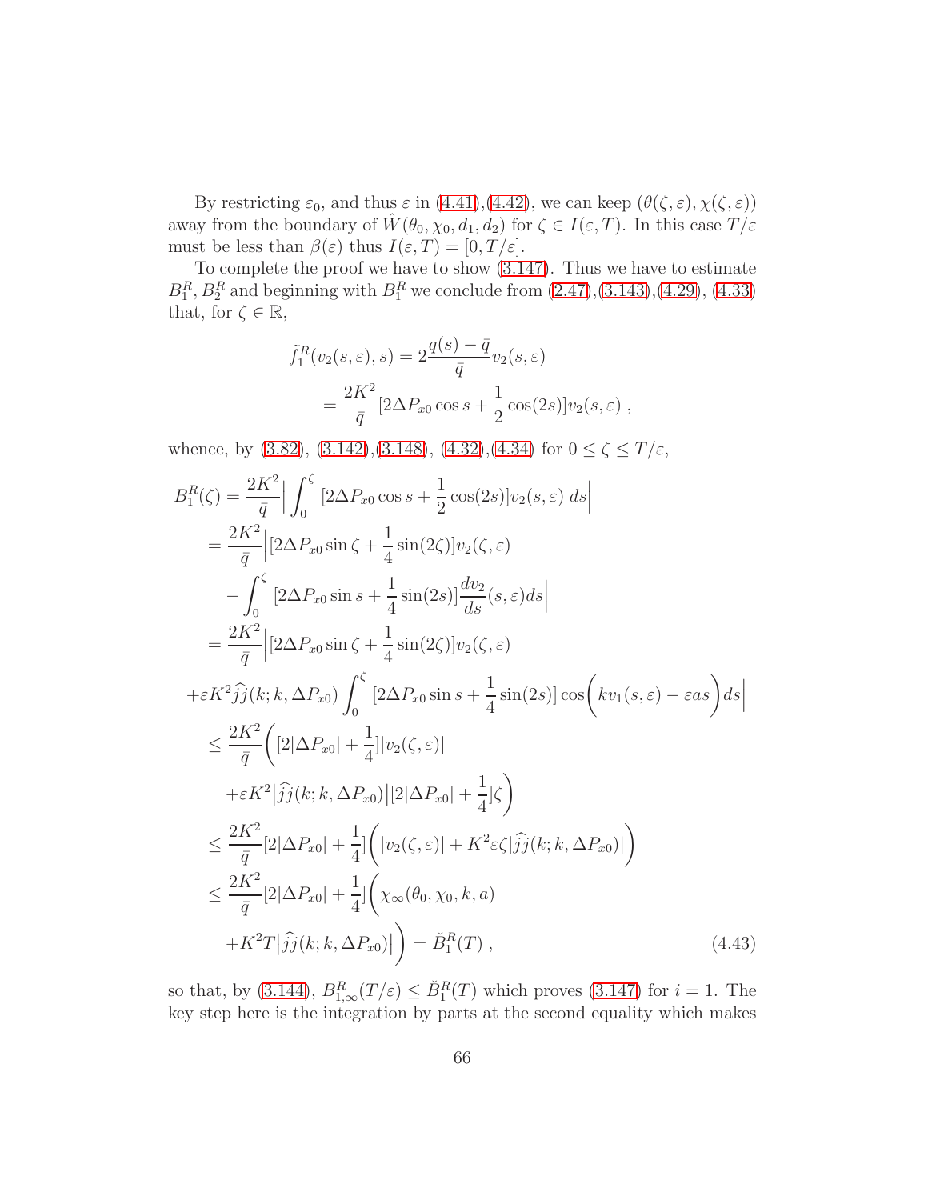By restricting $\varepsilon_0$, and thus $\varepsilon$ in (4.41),(4.42), we can keep $(\theta(\zeta,\varepsilon),\chi(\zeta,\varepsilon))$ away from the boundary of $\hat{W}(\theta_0,\chi_0,d_1,d_2)$ for $\zeta\in I(\varepsilon,T)$. In this case $T/\varepsilon$ must be less than $\beta(\varepsilon)$ thus $I(\varepsilon,T)=[0,T/\varepsilon]$.

To complete the proof we have to show (3.147). Thus we have to estimate $B_1^R, B_2^R$ and beginning with $B_1^R$ we conclude from (2.47),(3.143),(4.29), (4.33) that, for $\zeta\in\mathbb{R}$,

$$
\begin{aligned}
\tilde{f}_1^R(v_2(s,\varepsilon),s) &= 2\frac{q(s)-\bar{q}}{\bar{q}}v_2(s,\varepsilon) \\
&= \frac{2K^2}{\bar{q}}[2\Delta P_{x0}\cos s+\frac{1}{2}\cos(2s)]v_2(s,\varepsilon)\ ,
\end{aligned}
$$

whence, by (3.82), (3.142),(3.148), (4.32),(4.34) for $0\le\zeta\le T/\varepsilon$,

$$
\begin{aligned}
B_1^R(\zeta) &= \frac{2K^2}{\bar{q}}\Big|\int_0^\zeta [2\Delta P_{x0}\cos s+\frac{1}{2}\cos(2s)]v_2(s,\varepsilon)\,ds\Big| \\
&= \frac{2K^2}{\bar{q}}\Big|[2\Delta P_{x0}\sin\zeta+\frac{1}{4}\sin(2\zeta)]v_2(\zeta,\varepsilon) \\
&\quad -\int_0^\zeta [2\Delta P_{x0}\sin s+\frac{1}{4}\sin(2s)]\frac{dv_2}{ds}(s,\varepsilon)ds\Big| \\
&= \frac{2K^2}{\bar{q}}\Big|[2\Delta P_{x0}\sin\zeta+\frac{1}{4}\sin(2\zeta)]v_2(\zeta,\varepsilon) \\
&\quad +\varepsilon K^2\hat{\hat{j}}(k;k,\Delta P_{x0})\int_0^\zeta [2\Delta P_{x0}\sin s+\frac{1}{4}\sin(2s)]\cos\Big(kv_1(s,\varepsilon)-\varepsilon as\Big)ds\Big| \\
&\le \frac{2K^2}{\bar{q}}\Big([2|\Delta P_{x0}|+\frac{1}{4}]|v_2(\zeta,\varepsilon)| \\
&\quad +\varepsilon K^2\big|\hat{\hat{j}}(k;k,\Delta P_{x0})\big|[2|\Delta P_{x0}|+\frac{1}{4}]\zeta\Big) \\
&\le \frac{2K^2}{\bar{q}}[2|\Delta P_{x0}|+\frac{1}{4}]\Big(|v_2(\zeta,\varepsilon)|+K^2\varepsilon\zeta|\hat{\hat{j}}(k;k,\Delta P_{x0})|\Big) \\
&\le \frac{2K^2}{\bar{q}}[2|\Delta P_{x0}|+\frac{1}{4}]\Big(\chi_\infty(\theta_0,\chi_0,k,a) \\
&\quad +K^2T\big|\hat{\hat{j}}(k;k,\Delta P_{x0})\big|\Big) = \check{B}_1^R(T)\ ,
\end{aligned}
\tag{4.43}
$$

so that, by (3.144), $B_{1,\infty}^R(T/\varepsilon)\le\check{B}_1^R(T)$ which proves (3.147) for $i=1$. The key step here is the integration by parts at the second equality which makes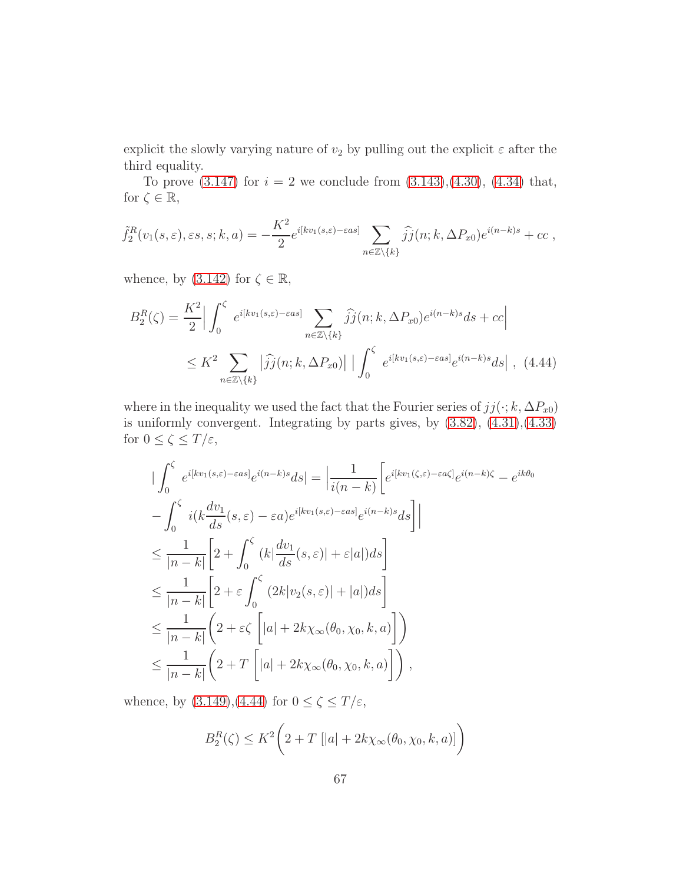explicit the slowly varying nature of $v_2$ by pulling out the explicit $\varepsilon$ after the third equality.

To prove (3.147) for $i = 2$ we conclude from (3.143),(4.30), (4.34) that, for $\zeta \in \mathbb{R}$,

$$\tilde{f}_2^R(v_1(s,\varepsilon), \varepsilon s, s; k, a) = -\frac{K^2}{2} e^{i[kv_1(s,\varepsilon) - \varepsilon as]} \sum_{n \in \mathbb{Z}\setminus\{k\}} \widehat{jj}(n; k, \Delta P_{x0}) e^{i(n-k)s} + cc \, ,$$

whence, by (3.142) for $\zeta \in \mathbb{R}$,

$$\begin{aligned} B_2^R(\zeta) &= \frac{K^2}{2} \Big| \int_0^\zeta e^{i[kv_1(s,\varepsilon) - \varepsilon as]} \sum_{n \in \mathbb{Z}\setminus\{k\}} \widehat{jj}(n; k, \Delta P_{x0}) e^{i(n-k)s} ds + cc \Big| \\ &\leq K^2 \sum_{n \in \mathbb{Z}\setminus\{k\}} \big| \widehat{jj}(n; k, \Delta P_{x0}) \big| \, \Big| \int_0^\zeta e^{i[kv_1(s,\varepsilon) - \varepsilon as]} e^{i(n-k)s} ds \Big| \, , \quad (4.44) \end{aligned}$$

where in the inequality we used the fact that the Fourier series of $jj(\cdot; k, \Delta P_{x0})$ is uniformly convergent. Integrating by parts gives, by (3.82), (4.31),(4.33) for $0 \leq \zeta \leq T/\varepsilon$,

$$\begin{aligned} &\Big| \int_0^\zeta e^{i[kv_1(s,\varepsilon) - \varepsilon as]} e^{i(n-k)s} ds \Big| = \Big| \frac{1}{i(n-k)} \Big[ e^{i[kv_1(\zeta,\varepsilon) - \varepsilon a\zeta]} e^{i(n-k)\zeta} - e^{ik\theta_0} \\ &- \int_0^\zeta i(k \frac{dv_1}{ds}(s,\varepsilon) - \varepsilon a) e^{i[kv_1(s,\varepsilon) - \varepsilon as]} e^{i(n-k)s} ds \Big] \Big| \\ &\leq \frac{1}{|n-k|} \Big[ 2 + \int_0^\zeta (k |\frac{dv_1}{ds}(s,\varepsilon)| + \varepsilon |a|) ds \Big] \\ &\leq \frac{1}{|n-k|} \Big[ 2 + \varepsilon \int_0^\zeta (2k |v_2(s,\varepsilon)| + |a|) ds \Big] \\ &\leq \frac{1}{|n-k|} \Big( 2 + \varepsilon \zeta \Big[ |a| + 2k \chi_\infty(\theta_0, \chi_0, k, a) \Big] \Big) \\ &\leq \frac{1}{|n-k|} \Big( 2 + T \Big[ |a| + 2k \chi_\infty(\theta_0, \chi_0, k, a) \Big] \Big) \, , \end{aligned}$$

whence, by (3.149),(4.44) for $0 \leq \zeta \leq T/\varepsilon$,

$$B_2^R(\zeta) \leq K^2 \Big( 2 + T \left[ |a| + 2k \chi_\infty(\theta_0, \chi_0, k, a) \right] \Big)$$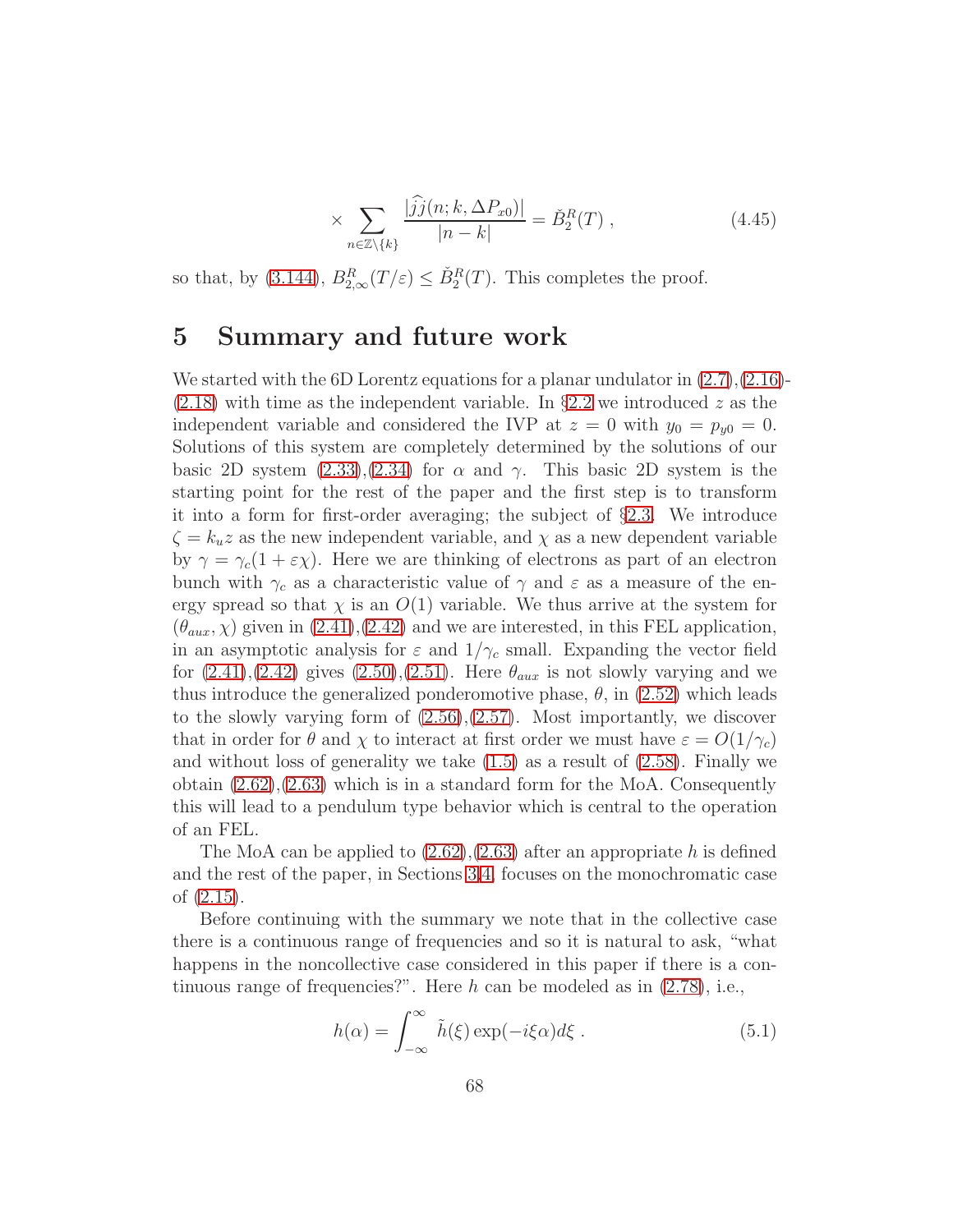$$\times \sum_{n\in\mathbb{Z}\setminus\{k\}} \frac{|\widehat{\hat{j}}(n;k,\Delta P_{x0})|}{|n-k|} = \check{B}_2^R(T)\ , \tag{4.45}$$

so that, by (3.144), $B^R_{2,\infty}(T/\varepsilon) \leq \check{B}_2^R(T)$. This completes the proof.

# 5 Summary and future work

We started with the 6D Lorentz equations for a planar undulator in (2.7),(2.16)-(2.18) with time as the independent variable. In §2.2 we introduced $z$ as the independent variable and considered the IVP at $z = 0$ with $y_0 = p_{y0} = 0$. Solutions of this system are completely determined by the solutions of our basic 2D system (2.33),(2.34) for $\alpha$ and $\gamma$. This basic 2D system is the starting point for the rest of the paper and the first step is to transform it into a form for first-order averaging; the subject of §2.3. We introduce $\zeta = k_u z$ as the new independent variable, and $\chi$ as a new dependent variable by $\gamma = \gamma_c(1 + \varepsilon\chi)$. Here we are thinking of electrons as part of an electron bunch with $\gamma_c$ as a characteristic value of $\gamma$ and $\varepsilon$ as a measure of the energy spread so that $\chi$ is an $O(1)$ variable. We thus arrive at the system for $(\theta_{aux}, \chi)$ given in (2.41),(2.42) and we are interested, in this FEL application, in an asymptotic analysis for $\varepsilon$ and $1/\gamma_c$ small. Expanding the vector field for (2.41),(2.42) gives (2.50),(2.51). Here $\theta_{aux}$ is not slowly varying and we thus introduce the generalized ponderomotive phase, $\theta$, in (2.52) which leads to the slowly varying form of (2.56),(2.57). Most importantly, we discover that in order for $\theta$ and $\chi$ to interact at first order we must have $\varepsilon = O(1/\gamma_c)$ and without loss of generality we take (1.5) as a result of (2.58). Finally we obtain (2.62),(2.63) which is in a standard form for the MoA. Consequently this will lead to a pendulum type behavior which is central to the operation of an FEL.

The MoA can be applied to (2.62),(2.63) after an appropriate $h$ is defined and the rest of the paper, in Sections 3-4, focuses on the monochromatic case of (2.15).

Before continuing with the summary we note that in the collective case there is a continuous range of frequencies and so it is natural to ask, "what happens in the noncollective case considered in this paper if there is a continuous range of frequencies?". Here $h$ can be modeled as in (2.78), i.e.,

$$h(\alpha) = \int_{-\infty}^{\infty} \tilde{h}(\xi)\exp(-i\xi\alpha)d\xi\ . \tag{5.1}$$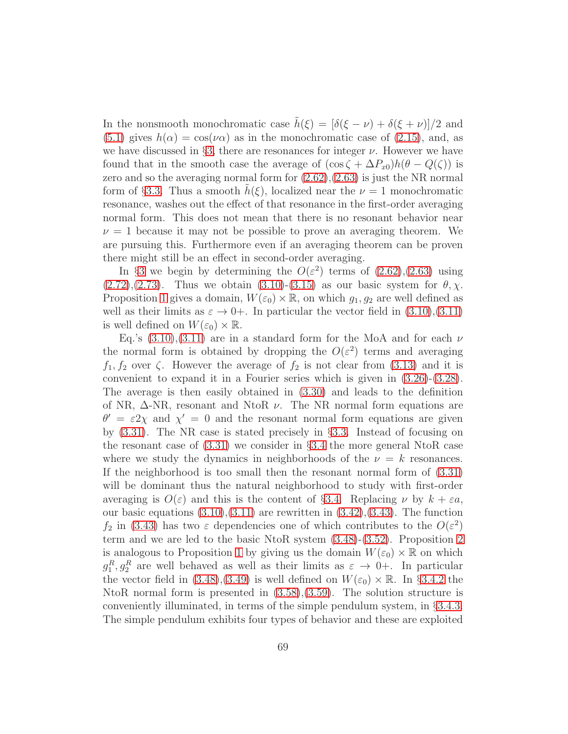In the nonsmooth monochromatic case $\tilde{h}(\xi) = [\delta(\xi - \nu) + \delta(\xi + \nu)]/2$ and (5.1) gives $h(\alpha) = \cos(\nu\alpha)$ as in the monochromatic case of (2.15), and, as we have discussed in §3, there are resonances for integer $\nu$. However we have found that in the smooth case the average of $(\cos\zeta + \Delta P_{x0})h(\theta - Q(\zeta))$ is zero and so the averaging normal form for (2.62),(2.63) is just the NR normal form of §3.3. Thus a smooth $\tilde{h}(\xi)$, localized near the $\nu = 1$ monochromatic resonance, washes out the effect of that resonance in the first-order averaging normal form. This does not mean that there is no resonant behavior near $\nu = 1$ because it may not be possible to prove an averaging theorem. We are pursuing this. Furthermore even if an averaging theorem can be proven there might still be an effect in second-order averaging.

In §3 we begin by determining the $O(\varepsilon^2)$ terms of (2.62),(2.63) using (2.72),(2.73). Thus we obtain (3.10)-(3.15) as our basic system for $\theta, \chi$. Proposition 1 gives a domain, $W(\varepsilon_0) \times \mathbb{R}$, on which $g_1, g_2$ are well defined as well as their limits as $\varepsilon \to 0+$. In particular the vector field in (3.10),(3.11) is well defined on $W(\varepsilon_0) \times \mathbb{R}$.

Eq.'s (3.10),(3.11) are in a standard form for the MoA and for each $\nu$ the normal form is obtained by dropping the $O(\varepsilon^2)$ terms and averaging $f_1, f_2$ over $\zeta$. However the average of $f_2$ is not clear from (3.13) and it is convenient to expand it in a Fourier series which is given in (3.26)-(3.28). The average is then easily obtained in (3.30) and leads to the definition of NR, $\Delta$-NR, resonant and NtoR $\nu$. The NR normal form equations are $\theta' = \varepsilon 2\chi$ and $\chi' = 0$ and the resonant normal form equations are given by (3.31). The NR case is stated precisely in §3.3. Instead of focusing on the resonant case of (3.31) we consider in §3.4 the more general NtoR case where we study the dynamics in neighborhoods of the $\nu = k$ resonances. If the neighborhood is too small then the resonant normal form of (3.31) will be dominant thus the natural neighborhood to study with first-order averaging is $O(\varepsilon)$ and this is the content of §3.4. Replacing $\nu$ by $k + \varepsilon a$, our basic equations (3.10),(3.11) are rewritten in (3.42),(3.43). The function $f_2$ in (3.43) has two $\varepsilon$ dependencies one of which contributes to the $O(\varepsilon^2)$ term and we are led to the basic NtoR system (3.48)-(3.52). Proposition 2 is analogous to Proposition 1 by giving us the domain $W(\varepsilon_0) \times \mathbb{R}$ on which $g_1^R, g_2^R$ are well behaved as well as their limits as $\varepsilon \to 0+$. In particular the vector field in (3.48),(3.49) is well defined on $W(\varepsilon_0) \times \mathbb{R}$. In §3.4.2 the NtoR normal form is presented in (3.58),(3.59). The solution structure is conveniently illuminated, in terms of the simple pendulum system, in §3.4.3. The simple pendulum exhibits four types of behavior and these are exploited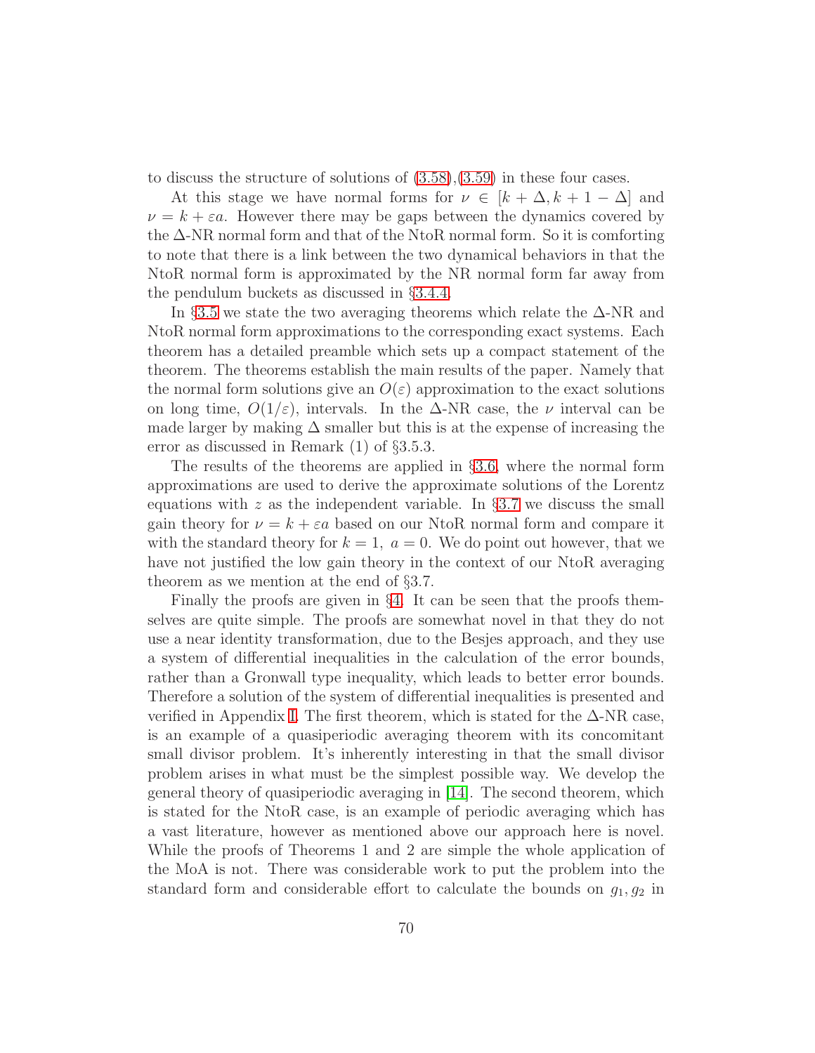to discuss the structure of solutions of (3.58),(3.59) in these four cases.

At this stage we have normal forms for $\nu \in [k+\Delta, k+1-\Delta]$ and $\nu = k + \varepsilon a$. However there may be gaps between the dynamics covered by the $\Delta$-NR normal form and that of the NtoR normal form. So it is comforting to note that there is a link between the two dynamical behaviors in that the NtoR normal form is approximated by the NR normal form far away from the pendulum buckets as discussed in §3.4.4.

In §3.5 we state the two averaging theorems which relate the $\Delta$-NR and NtoR normal form approximations to the corresponding exact systems. Each theorem has a detailed preamble which sets up a compact statement of the theorem. The theorems establish the main results of the paper. Namely that the normal form solutions give an $O(\varepsilon)$ approximation to the exact solutions on long time, $O(1/\varepsilon)$, intervals. In the $\Delta$-NR case, the $\nu$ interval can be made larger by making $\Delta$ smaller but this is at the expense of increasing the error as discussed in Remark (1) of §3.5.3.

The results of the theorems are applied in §3.6, where the normal form approximations are used to derive the approximate solutions of the Lorentz equations with $z$ as the independent variable. In §3.7 we discuss the small gain theory for $\nu = k + \varepsilon a$ based on our NtoR normal form and compare it with the standard theory for $k = 1,\ a = 0$. We do point out however, that we have not justified the low gain theory in the context of our NtoR averaging theorem as we mention at the end of §3.7.

Finally the proofs are given in §4. It can be seen that the proofs themselves are quite simple. The proofs are somewhat novel in that they do not use a near identity transformation, due to the Besjes approach, and they use a system of differential inequalities in the calculation of the error bounds, rather than a Gronwall type inequality, which leads to better error bounds. Therefore a solution of the system of differential inequalities is presented and verified in Appendix I. The first theorem, which is stated for the $\Delta$-NR case, is an example of a quasiperiodic averaging theorem with its concomitant small divisor problem. It's inherently interesting in that the small divisor problem arises in what must be the simplest possible way. We develop the general theory of quasiperiodic averaging in [14]. The second theorem, which is stated for the NtoR case, is an example of periodic averaging which has a vast literature, however as mentioned above our approach here is novel. While the proofs of Theorems 1 and 2 are simple the whole application of the MoA is not. There was considerable work to put the problem into the standard form and considerable effort to calculate the bounds on $g_1, g_2$ in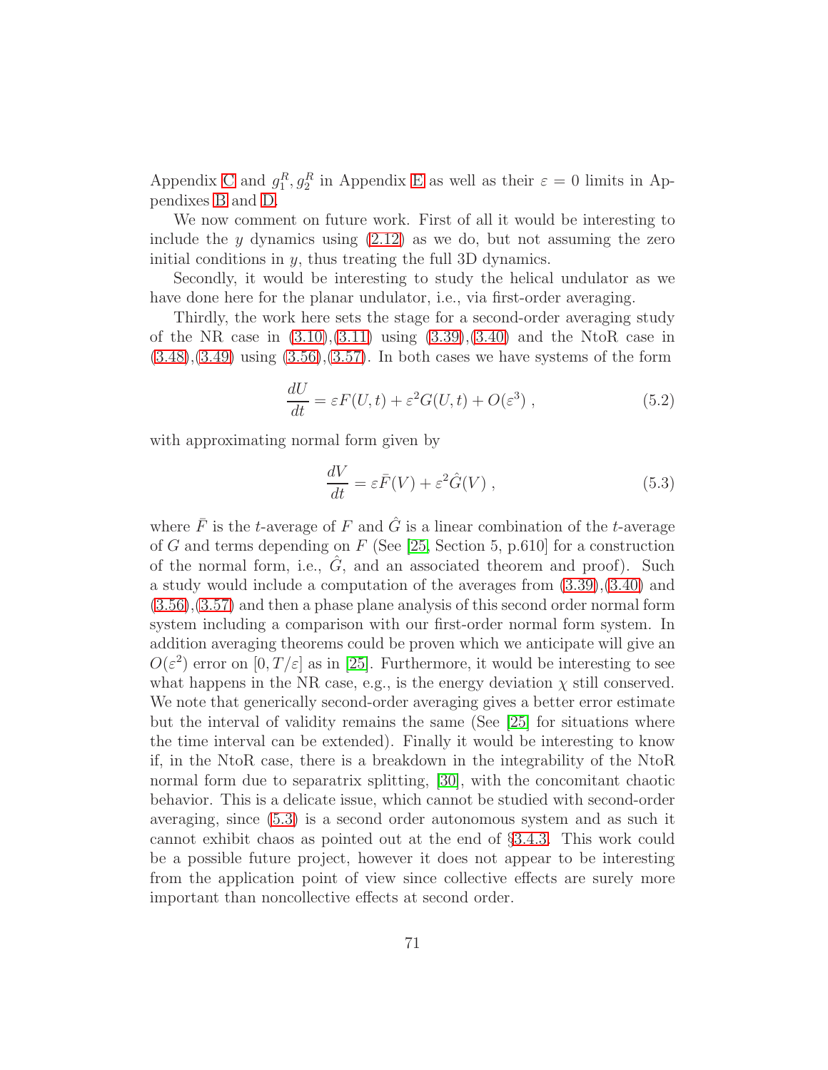Appendix C and $g_1^R, g_2^R$ in Appendix E as well as their $\varepsilon = 0$ limits in Appendixes B and D.

We now comment on future work. First of all it would be interesting to include the $y$ dynamics using (2.12) as we do, but not assuming the zero initial conditions in $y$, thus treating the full 3D dynamics.

Secondly, it would be interesting to study the helical undulator as we have done here for the planar undulator, i.e., via first-order averaging.

Thirdly, the work here sets the stage for a second-order averaging study of the NR case in (3.10),(3.11) using (3.39),(3.40) and the NtoR case in (3.48),(3.49) using (3.56),(3.57). In both cases we have systems of the form

$$\frac{dU}{dt} = \varepsilon F(U,t) + \varepsilon^2 G(U,t) + O(\varepsilon^3) \,, \tag{5.2}$$

with approximating normal form given by

$$\frac{dV}{dt} = \varepsilon \bar{F}(V) + \varepsilon^2 \hat{G}(V) \,, \tag{5.3}$$

where $\bar{F}$ is the $t$-average of $F$ and $\hat{G}$ is a linear combination of the $t$-average of $G$ and terms depending on $F$ (See [25, Section 5, p.610] for a construction of the normal form, i.e., $\hat{G}$, and an associated theorem and proof). Such a study would include a computation of the averages from (3.39),(3.40) and (3.56),(3.57) and then a phase plane analysis of this second order normal form system including a comparison with our first-order normal form system. In addition averaging theorems could be proven which we anticipate will give an $O(\varepsilon^2)$ error on $[0, T/\varepsilon]$ as in [25]. Furthermore, it would be interesting to see what happens in the NR case, e.g., is the energy deviation $\chi$ still conserved. We note that generically second-order averaging gives a better error estimate but the interval of validity remains the same (See [25] for situations where the time interval can be extended). Finally it would be interesting to know if, in the NtoR case, there is a breakdown in the integrability of the NtoR normal form due to separatrix splitting, [30], with the concomitant chaotic behavior. This is a delicate issue, which cannot be studied with second-order averaging, since (5.3) is a second order autonomous system and as such it cannot exhibit chaos as pointed out at the end of §3.4.3. This work could be a possible future project, however it does not appear to be interesting from the application point of view since collective effects are surely more important than noncollective effects at second order.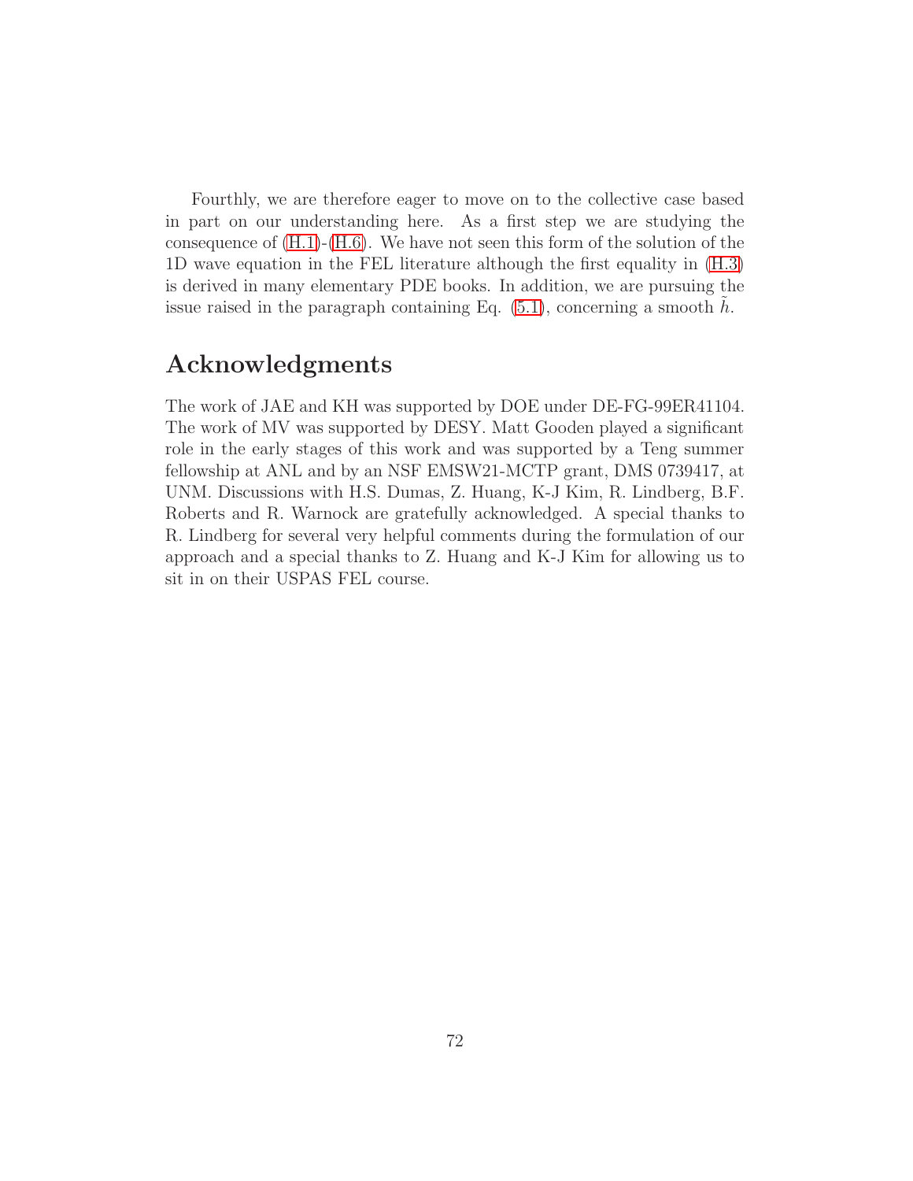Fourthly, we are therefore eager to move on to the collective case based in part on our understanding here. As a first step we are studying the consequence of (H.1)-(H.6). We have not seen this form of the solution of the 1D wave equation in the FEL literature although the first equality in (H.3) is derived in many elementary PDE books. In addition, we are pursuing the issue raised in the paragraph containing Eq. (5.1), concerning a smooth $\tilde{h}$.

## Acknowledgments

The work of JAE and KH was supported by DOE under DE-FG-99ER41104. The work of MV was supported by DESY. Matt Gooden played a significant role in the early stages of this work and was supported by a Teng summer fellowship at ANL and by an NSF EMSW21-MCTP grant, DMS 0739417, at UNM. Discussions with H.S. Dumas, Z. Huang, K-J Kim, R. Lindberg, B.F. Roberts and R. Warnock are gratefully acknowledged. A special thanks to R. Lindberg for several very helpful comments during the formulation of our approach and a special thanks to Z. Huang and K-J Kim for allowing us to sit in on their USPAS FEL course.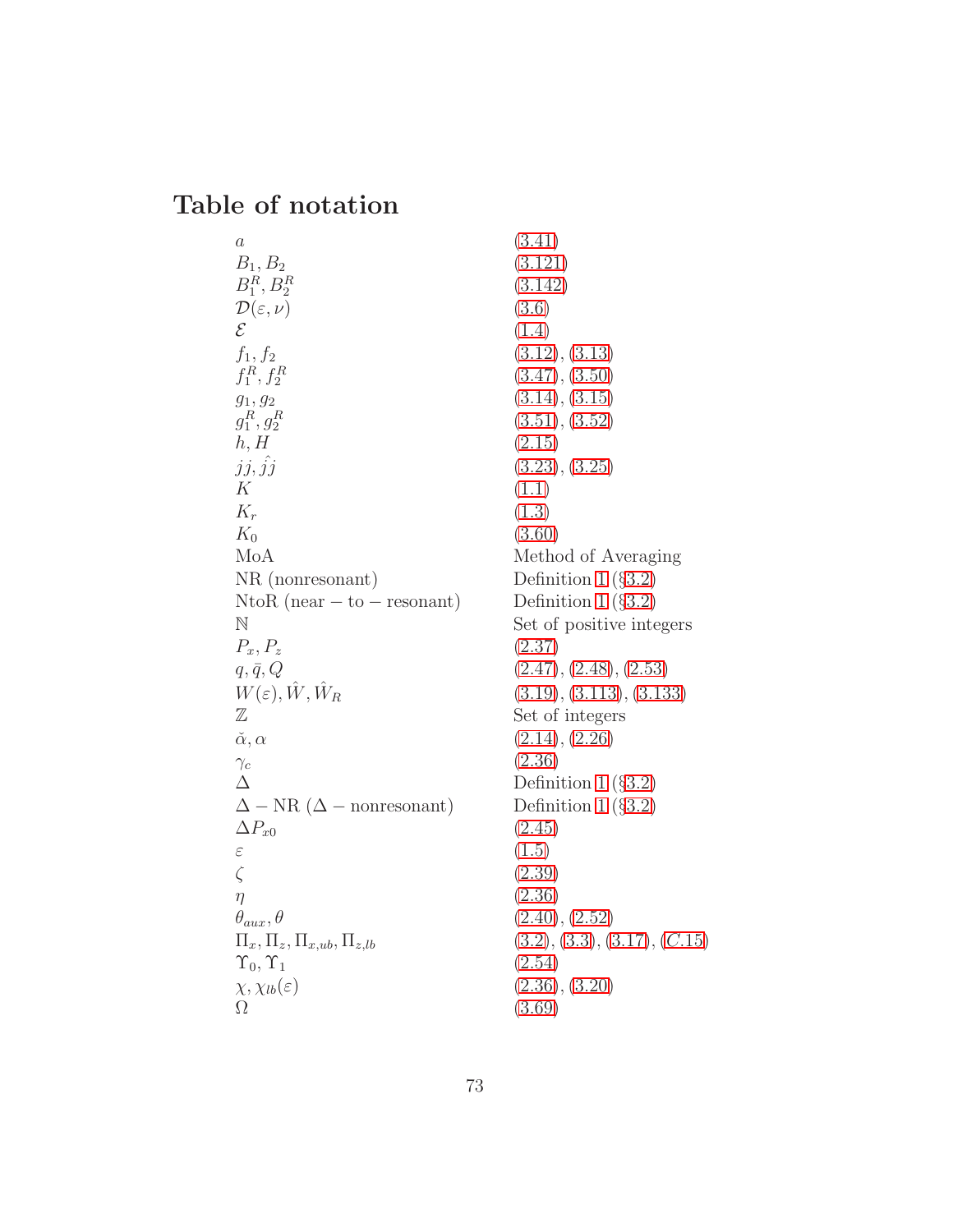# Table of notation

| | |
|---|---|
| $a$ | (3.41) |
| $B_1, B_2$ | (3.121) |
| $B_1^R, B_2^R$ | (3.142) |
| $\mathcal{D}(\varepsilon, \nu)$ | (3.6) |
| $\mathcal{E}$ | (1.4) |
| $f_1, f_2$ | (3.12), (3.13) |
| $f_1^R, f_2^R$ | (3.47), (3.50) |
| $g_1, g_2$ | (3.14), (3.15) |
| $g_1^R, g_2^R$ | (3.51), (3.52) |
| $h, H$ | (2.15) |
| $jj, \hat{j}j$ | (3.23), (3.25) |
| $K$ | (1.1) |
| $K_r$ | (1.3) |
| $K_0$ | (3.60) |
| MoA | Method of Averaging |
| NR (nonresonant) | Definition 1 (§3.2) |
| NtoR $(\mathrm{near-to-resonant})$ | Definition 1 (§3.2) |
| $\mathbb{N}$ | Set of positive integers |
| $P_x, P_z$ | (2.37) |
| $q, \bar{q}, Q$ | (2.47), (2.48), (2.53) |
| $W(\varepsilon), \hat{W}, \hat{W}_R$ | (3.19), (3.113), (3.133) |
| $\mathbb{Z}$ | Set of integers |
| $\check{\alpha}, \alpha$ | (2.14), (2.26) |
| $\gamma_c$ | (2.36) |
| $\Delta$ | Definition 1 (§3.2) |
| $\Delta-\mathrm{NR}$ $(\Delta-\mathrm{nonresonant})$ | Definition 1 (§3.2) |
| $\Delta P_{x0}$ | (2.45) |
| $\varepsilon$ | (1.5) |
| $\zeta$ | (2.39) |
| $\eta$ | (2.36) |
| $\theta_{aux}, \theta$ | (2.40), (2.52) |
| $\Pi_x, \Pi_z, \Pi_{x,ub}, \Pi_{z,lb}$ | (3.2), (3.3), (3.17), ($C$.15) |
| $\Upsilon_0, \Upsilon_1$ | (2.54) |
| $\chi, \chi_{lb}(\varepsilon)$ | (2.36), (3.20) |
| $\Omega$ | (3.69) |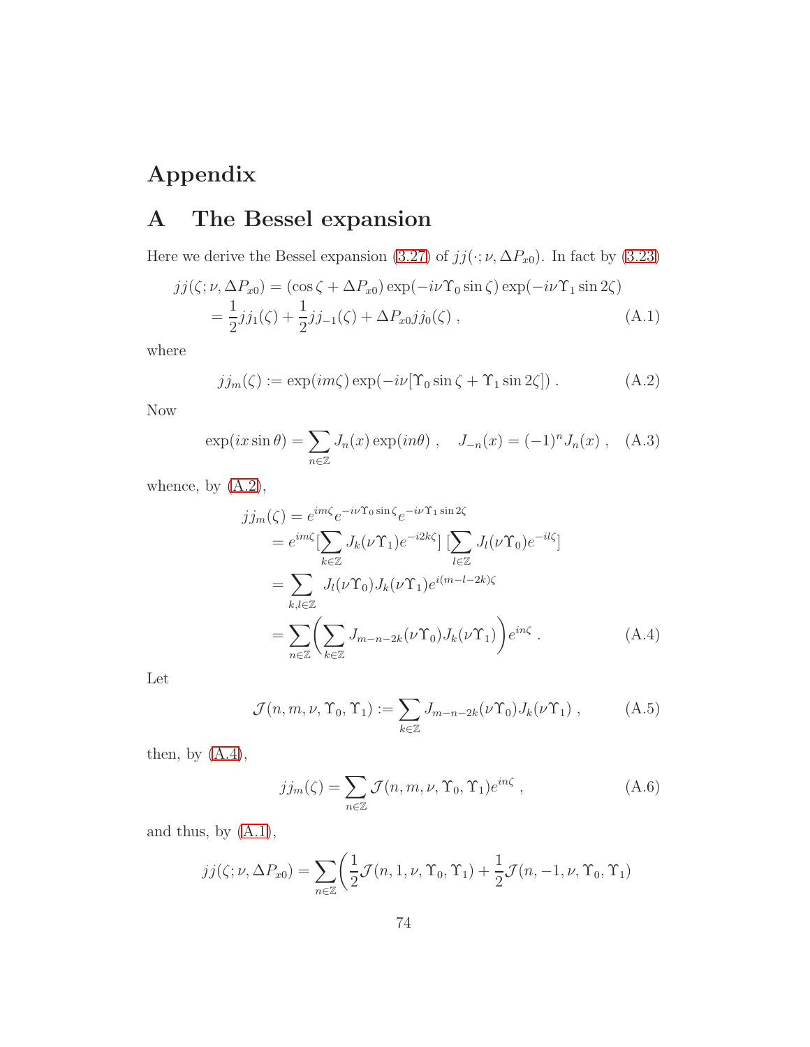# Appendix

## A The Bessel expansion

Here we derive the Bessel expansion (3.27) of $jj(\cdot;\nu,\Delta P_{x0})$. In fact by (3.23)

$$
\begin{aligned}
jj(\zeta;\nu,\Delta P_{x0}) &= (\cos\zeta + \Delta P_{x0})\exp(-i\nu\Upsilon_0\sin\zeta)\exp(-i\nu\Upsilon_1\sin 2\zeta) \\
&= \frac{1}{2}jj_1(\zeta) + \frac{1}{2}jj_{-1}(\zeta) + \Delta P_{x0}jj_0(\zeta) \,,
\end{aligned}
\tag{A.1}
$$

where

$$
jj_m(\zeta) := \exp(im\zeta)\exp(-i\nu[\Upsilon_0\sin\zeta + \Upsilon_1\sin 2\zeta]) \,. \tag{A.2}
$$

Now

$$
\exp(ix\sin\theta) = \sum_{n\in\mathbb{Z}} J_n(x)\exp(in\theta) \,, \quad J_{-n}(x) = (-1)^n J_n(x) \,, \tag{A.3}
$$

whence, by (A.2),

$$
\begin{aligned}
jj_m(\zeta) &= e^{im\zeta}e^{-i\nu\Upsilon_0\sin\zeta}e^{-i\nu\Upsilon_1\sin 2\zeta} \\
&= e^{im\zeta}[\sum_{k\in\mathbb{Z}} J_k(\nu\Upsilon_1)e^{-i2k\zeta}]\,[\sum_{l\in\mathbb{Z}} J_l(\nu\Upsilon_0)e^{-il\zeta}] \\
&= \sum_{k,l\in\mathbb{Z}} J_l(\nu\Upsilon_0)J_k(\nu\Upsilon_1)e^{i(m-l-2k)\zeta} \\
&= \sum_{n\in\mathbb{Z}}\Big(\sum_{k\in\mathbb{Z}} J_{m-n-2k}(\nu\Upsilon_0)J_k(\nu\Upsilon_1)\Big)e^{in\zeta} \,.
\end{aligned}
\tag{A.4}
$$

Let

$$
\mathcal{J}(n,m,\nu,\Upsilon_0,\Upsilon_1) := \sum_{k\in\mathbb{Z}} J_{m-n-2k}(\nu\Upsilon_0)J_k(\nu\Upsilon_1) \,, \tag{A.5}
$$

then, by (A.4),

$$
jj_m(\zeta) = \sum_{n\in\mathbb{Z}} \mathcal{J}(n,m,\nu,\Upsilon_0,\Upsilon_1)e^{in\zeta} \,, \tag{A.6}
$$

and thus, by (A.1),

$$
jj(\zeta;\nu,\Delta P_{x0}) = \sum_{n\in\mathbb{Z}}\Big(\frac{1}{2}\mathcal{J}(n,1,\nu,\Upsilon_0,\Upsilon_1) + \frac{1}{2}\mathcal{J}(n,-1,\nu,\Upsilon_0,\Upsilon_1)
$$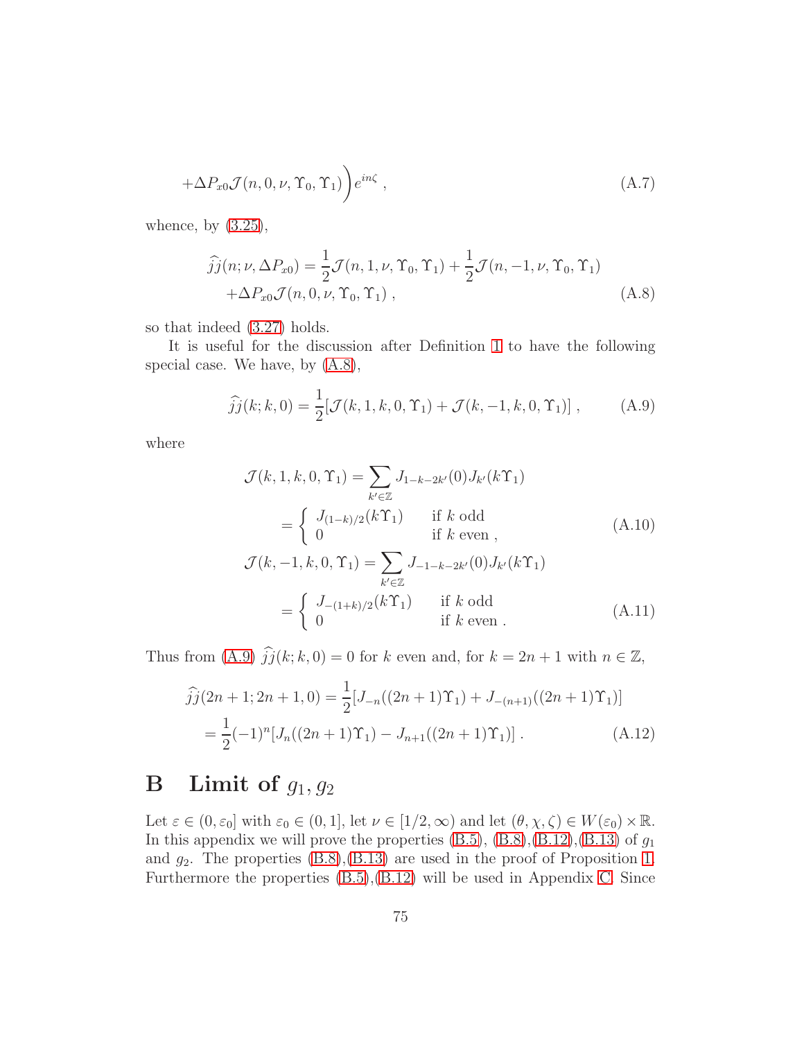$$+\Delta P_{x0}\mathcal{J}(n,0,\nu,\Upsilon_0,\Upsilon_1)\Big)e^{in\zeta}\ , \tag{A.7}$$

whence, by (3.25),

$$\begin{aligned}\widehat{jj}(n;\nu,\Delta P_{x0}) &= \frac{1}{2}\mathcal{J}(n,1,\nu,\Upsilon_0,\Upsilon_1)+\frac{1}{2}\mathcal{J}(n,-1,\nu,\Upsilon_0,\Upsilon_1)\\ &\quad+\Delta P_{x0}\mathcal{J}(n,0,\nu,\Upsilon_0,\Upsilon_1)\ ,\end{aligned} \tag{A.8}$$

so that indeed (3.27) holds.

It is useful for the discussion after Definition 1 to have the following special case. We have, by (A.8),

$$\widehat{jj}(k;k,0) = \frac{1}{2}[\mathcal{J}(k,1,k,0,\Upsilon_1)+\mathcal{J}(k,-1,k,0,\Upsilon_1)]\ , \tag{A.9}$$

where

$$\begin{aligned}\mathcal{J}(k,1,k,0,\Upsilon_1) &= \sum_{k'\in\mathbb{Z}} J_{1-k-2k'}(0)J_{k'}(k\Upsilon_1)\\ &= \begin{cases} J_{(1-k)/2}(k\Upsilon_1) & \text{if } k \text{ odd}\\ 0 & \text{if } k \text{ even}\ ,\end{cases}\end{aligned} \tag{A.10}$$

$$\begin{aligned}\mathcal{J}(k,-1,k,0,\Upsilon_1) &= \sum_{k'\in\mathbb{Z}} J_{-1-k-2k'}(0)J_{k'}(k\Upsilon_1)\\ &= \begin{cases} J_{-(1+k)/2}(k\Upsilon_1) & \text{if } k \text{ odd}\\ 0 & \text{if } k \text{ even}\ .\end{cases}\end{aligned} \tag{A.11}$$

Thus from (A.9) $\widehat{jj}(k;k,0)=0$ for $k$ even and, for $k=2n+1$ with $n\in\mathbb{Z}$,

$$\begin{aligned}\widehat{jj}(2n+1;2n+1,0) &= \frac{1}{2}[J_{-n}((2n+1)\Upsilon_1)+J_{-(n+1)}((2n+1)\Upsilon_1)]\\ &= \frac{1}{2}(-1)^n[J_n((2n+1)\Upsilon_1)-J_{n+1}((2n+1)\Upsilon_1)]\ .\end{aligned} \tag{A.12}$$

# B Limit of $g_1, g_2$

Let $\varepsilon\in(0,\varepsilon_0]$ with $\varepsilon_0\in(0,1]$, let $\nu\in[1/2,\infty)$ and let $(\theta,\chi,\zeta)\in W(\varepsilon_0)\times\mathbb{R}$. In this appendix we will prove the properties (B.5), (B.8),(B.12),(B.13) of $g_1$ and $g_2$. The properties (B.8),(B.13) are used in the proof of Proposition 1. Furthermore the properties (B.5),(B.12) will be used in Appendix C. Since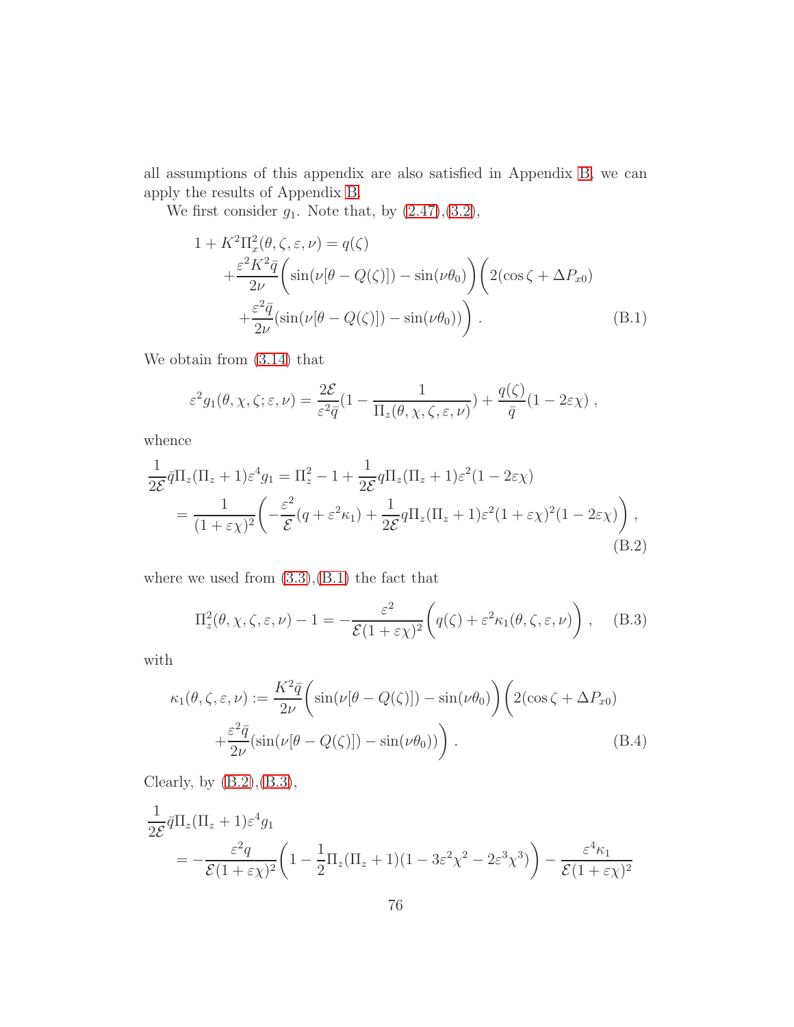all assumptions of this appendix are also satisfied in Appendix B, we can apply the results of Appendix B.

We first consider $g_1$. Note that, by (2.47),(3.2),

$$
\begin{aligned}
1 + K^2\Pi_x^2(\theta,\zeta,\varepsilon,\nu) &= q(\zeta) \\
&+ \frac{\varepsilon^2 K^2 \bar{q}}{2\nu}\Big(\sin(\nu[\theta - Q(\zeta)]) - \sin(\nu\theta_0)\Big)\Big(2(\cos\zeta + \Delta P_{x0}) \\
&\quad + \frac{\varepsilon^2\bar{q}}{2\nu}(\sin(\nu[\theta - Q(\zeta)]) - \sin(\nu\theta_0))\Big) . \qquad \text{(B.1)}
\end{aligned}
$$

We obtain from (3.14) that

$$
\varepsilon^2 g_1(\theta,\chi,\zeta;\varepsilon,\nu) = \frac{2\mathcal{E}}{\varepsilon^2\bar{q}}\Big(1 - \frac{1}{\Pi_z(\theta,\chi,\zeta,\varepsilon,\nu)}\Big) + \frac{q(\zeta)}{\bar{q}}(1 - 2\varepsilon\chi) ,
$$

whence

$$
\begin{aligned}
\frac{1}{2\mathcal{E}}\bar{q}\Pi_z(\Pi_z+1)\varepsilon^4 g_1 &= \Pi_z^2 - 1 + \frac{1}{2\mathcal{E}}q\Pi_z(\Pi_z+1)\varepsilon^2(1-2\varepsilon\chi) \\
&= \frac{1}{(1+\varepsilon\chi)^2}\Big(-\frac{\varepsilon^2}{\mathcal{E}}(q+\varepsilon^2\kappa_1) + \frac{1}{2\mathcal{E}}q\Pi_z(\Pi_z+1)\varepsilon^2(1+\varepsilon\chi)^2(1-2\varepsilon\chi)\Big) , \qquad \text{(B.2)}
\end{aligned}
$$

where we used from (3.3),(B.1) the fact that

$$
\Pi_z^2(\theta,\chi,\zeta,\varepsilon,\nu) - 1 = -\frac{\varepsilon^2}{\mathcal{E}(1+\varepsilon\chi)^2}\Big(q(\zeta) + \varepsilon^2\kappa_1(\theta,\zeta,\varepsilon,\nu)\Big) , \qquad \text{(B.3)}
$$

with

$$
\begin{aligned}
\kappa_1(\theta,\zeta,\varepsilon,\nu) &:= \frac{K^2\bar{q}}{2\nu}\Big(\sin(\nu[\theta - Q(\zeta)]) - \sin(\nu\theta_0)\Big)\Big(2(\cos\zeta + \Delta P_{x0}) \\
&\quad + \frac{\varepsilon^2\bar{q}}{2\nu}(\sin(\nu[\theta - Q(\zeta)]) - \sin(\nu\theta_0))\Big) . \qquad \text{(B.4)}
\end{aligned}
$$

Clearly, by (B.2),(B.3),

$$
\begin{aligned}
&\frac{1}{2\mathcal{E}}\bar{q}\Pi_z(\Pi_z+1)\varepsilon^4 g_1 \\
&\quad = -\frac{\varepsilon^2 q}{\mathcal{E}(1+\varepsilon\chi)^2}\Big(1 - \frac{1}{2}\Pi_z(\Pi_z+1)(1 - 3\varepsilon^2\chi^2 - 2\varepsilon^3\chi^3)\Big) - \frac{\varepsilon^4\kappa_1}{\mathcal{E}(1+\varepsilon\chi)^2}
\end{aligned}
$$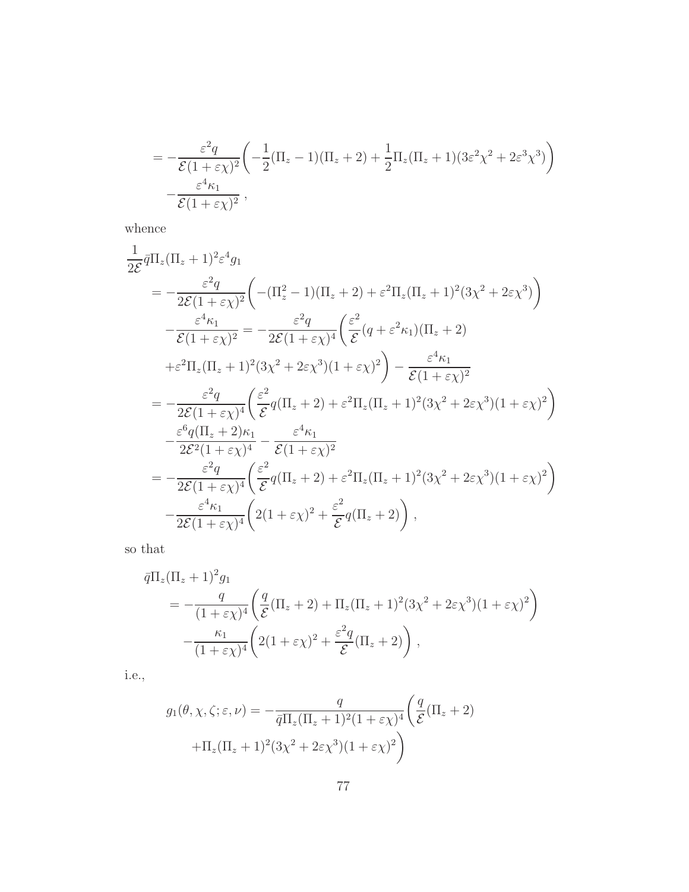$$
\begin{aligned}
&= -\frac{\varepsilon^2 q}{\mathcal{E}(1+\varepsilon\chi)^2}\bigg(-\frac{1}{2}(\Pi_z-1)(\Pi_z+2)+\frac{1}{2}\Pi_z(\Pi_z+1)(3\varepsilon^2\chi^2+2\varepsilon^3\chi^3)\bigg)\\
&\quad -\frac{\varepsilon^4\kappa_1}{\mathcal{E}(1+\varepsilon\chi)^2}\ ,
\end{aligned}
$$

whence

$$
\begin{aligned}
&\frac{1}{2\mathcal{E}}\bar{q}\Pi_z(\Pi_z+1)^2\varepsilon^4 g_1\\
&\quad = -\frac{\varepsilon^2 q}{2\mathcal{E}(1+\varepsilon\chi)^2}\bigg(-(\Pi_z^2-1)(\Pi_z+2)+\varepsilon^2\Pi_z(\Pi_z+1)^2(3\chi^2+2\varepsilon\chi^3)\bigg)\\
&\quad\quad -\frac{\varepsilon^4\kappa_1}{\mathcal{E}(1+\varepsilon\chi)^2} = -\frac{\varepsilon^2 q}{2\mathcal{E}(1+\varepsilon\chi)^4}\bigg(\frac{\varepsilon^2}{\mathcal{E}}(q+\varepsilon^2\kappa_1)(\Pi_z+2)\\
&\quad\quad +\varepsilon^2\Pi_z(\Pi_z+1)^2(3\chi^2+2\varepsilon\chi^3)(1+\varepsilon\chi)^2\bigg) - \frac{\varepsilon^4\kappa_1}{\mathcal{E}(1+\varepsilon\chi)^2}\\
&\quad = -\frac{\varepsilon^2 q}{2\mathcal{E}(1+\varepsilon\chi)^4}\bigg(\frac{\varepsilon^2}{\mathcal{E}}q(\Pi_z+2)+\varepsilon^2\Pi_z(\Pi_z+1)^2(3\chi^2+2\varepsilon\chi^3)(1+\varepsilon\chi)^2\bigg)\\
&\quad\quad -\frac{\varepsilon^6 q(\Pi_z+2)\kappa_1}{2\mathcal{E}^2(1+\varepsilon\chi)^4} - \frac{\varepsilon^4\kappa_1}{\mathcal{E}(1+\varepsilon\chi)^2}\\
&\quad = -\frac{\varepsilon^2 q}{2\mathcal{E}(1+\varepsilon\chi)^4}\bigg(\frac{\varepsilon^2}{\mathcal{E}}q(\Pi_z+2)+\varepsilon^2\Pi_z(\Pi_z+1)^2(3\chi^2+2\varepsilon\chi^3)(1+\varepsilon\chi)^2\bigg)\\
&\quad\quad -\frac{\varepsilon^4\kappa_1}{2\mathcal{E}(1+\varepsilon\chi)^4}\bigg(2(1+\varepsilon\chi)^2+\frac{\varepsilon^2}{\mathcal{E}}q(\Pi_z+2)\bigg)\ ,
\end{aligned}
$$

so that

$$
\begin{aligned}
&\bar{q}\Pi_z(\Pi_z+1)^2 g_1\\
&\quad = -\frac{q}{(1+\varepsilon\chi)^4}\bigg(\frac{q}{\mathcal{E}}(\Pi_z+2)+\Pi_z(\Pi_z+1)^2(3\chi^2+2\varepsilon\chi^3)(1+\varepsilon\chi)^2\bigg)\\
&\quad\quad -\frac{\kappa_1}{(1+\varepsilon\chi)^4}\bigg(2(1+\varepsilon\chi)^2+\frac{\varepsilon^2 q}{\mathcal{E}}(\Pi_z+2)\bigg)\ ,
\end{aligned}
$$

i.e.,

$$
\begin{aligned}
g_1(\theta,\chi,\zeta;\varepsilon,\nu) = &-\frac{q}{\bar{q}\Pi_z(\Pi_z+1)^2(1+\varepsilon\chi)^4}\bigg(\frac{q}{\mathcal{E}}(\Pi_z+2)\\
&+\Pi_z(\Pi_z+1)^2(3\chi^2+2\varepsilon\chi^3)(1+\varepsilon\chi)^2\bigg)
\end{aligned}
$$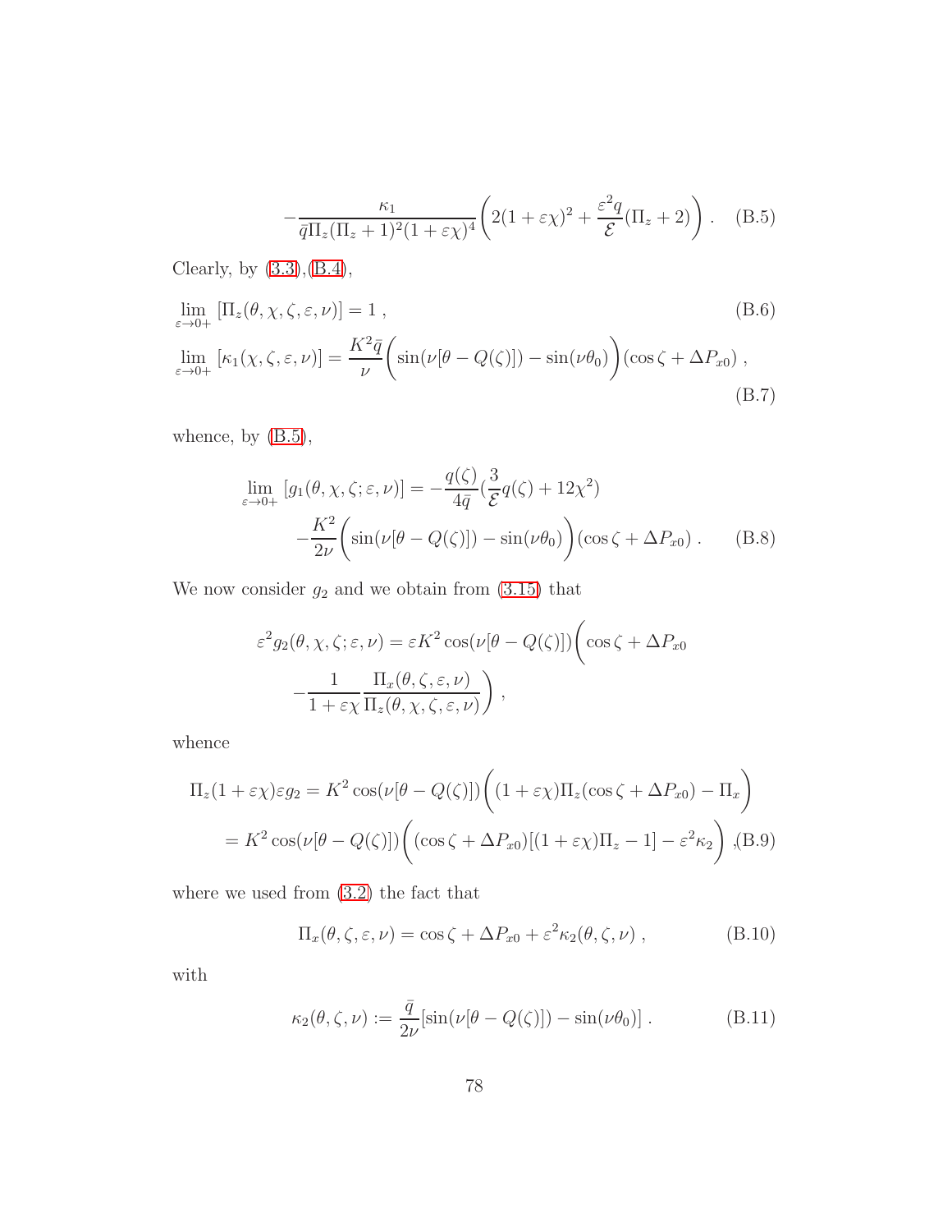$$
-\frac{\kappa_1}{\bar{q}\Pi_z(\Pi_z+1)^2(1+\varepsilon\chi)^4}\Bigg(2(1+\varepsilon\chi)^2+\frac{\varepsilon^2 q}{\mathcal{E}}(\Pi_z+2)\Bigg)\;. \tag{B.5}
$$

Clearly, by (3.3),(B.4),

$$
\lim_{\varepsilon\to 0+}\left[\Pi_z(\theta,\chi,\zeta,\varepsilon,\nu)\right]=1\;, \tag{B.6}
$$

$$
\lim_{\varepsilon\to 0+}\left[\kappa_1(\chi,\zeta,\varepsilon,\nu)\right]=\frac{K^2\bar{q}}{\nu}\Bigg(\sin(\nu[\theta-Q(\zeta)])-\sin(\nu\theta_0)\Bigg)(\cos\zeta+\Delta P_{x0})\;, \tag{B.7}
$$

whence, by (B.5),

$$
\begin{aligned}
\lim_{\varepsilon\to 0+}\left[g_1(\theta,\chi,\zeta;\varepsilon,\nu)\right] &= -\frac{q(\zeta)}{4\bar{q}}\Big(\frac{3}{\mathcal{E}}q(\zeta)+12\chi^2\Big) \\
&\quad -\frac{K^2}{2\nu}\Bigg(\sin(\nu[\theta-Q(\zeta)])-\sin(\nu\theta_0)\Bigg)(\cos\zeta+\Delta P_{x0})\;.
\end{aligned} \tag{B.8}
$$

We now consider $g_2$ and we obtain from (3.15) that

$$
\begin{aligned}
\varepsilon^2 g_2(\theta,\chi,\zeta;\varepsilon,\nu) &= \varepsilon K^2\cos(\nu[\theta-Q(\zeta)])\Bigg(\cos\zeta+\Delta P_{x0} \\
&\quad -\frac{1}{1+\varepsilon\chi}\frac{\Pi_x(\theta,\zeta,\varepsilon,\nu)}{\Pi_z(\theta,\chi,\zeta,\varepsilon,\nu)}\Bigg)\;,
\end{aligned}
$$

whence

$$
\begin{aligned}
\Pi_z(1+\varepsilon\chi)\varepsilon g_2 &= K^2\cos(\nu[\theta-Q(\zeta)])\Bigg((1+\varepsilon\chi)\Pi_z(\cos\zeta+\Delta P_{x0})-\Pi_x\Bigg) \\
&= K^2\cos(\nu[\theta-Q(\zeta)])\Bigg((\cos\zeta+\Delta P_{x0})[(1+\varepsilon\chi)\Pi_z-1]-\varepsilon^2\kappa_2\Bigg)\;,
\end{aligned} \tag{B.9}
$$

where we used from (3.2) the fact that

$$
\Pi_x(\theta,\zeta,\varepsilon,\nu)=\cos\zeta+\Delta P_{x0}+\varepsilon^2\kappa_2(\theta,\zeta,\nu)\;, \tag{B.10}
$$

with

$$
\kappa_2(\theta,\zeta,\nu):=\frac{\bar{q}}{2\nu}[\sin(\nu[\theta-Q(\zeta)])-\sin(\nu\theta_0)]\;. \tag{B.11}
$$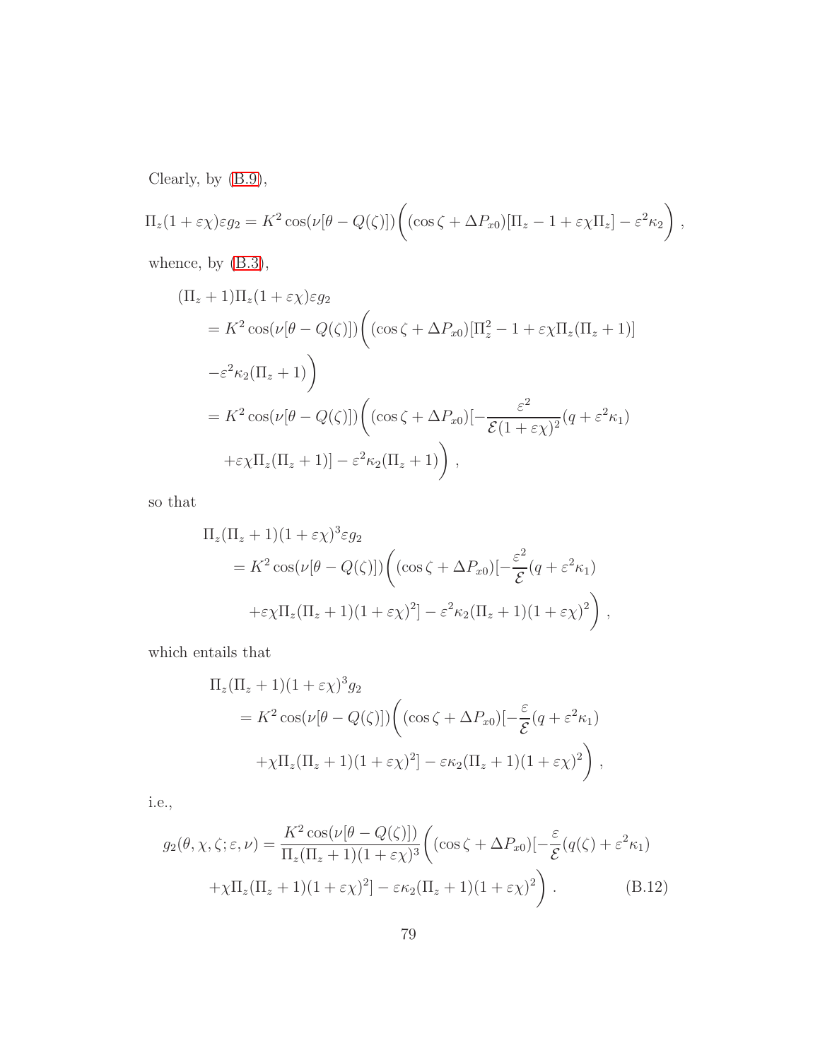Clearly, by (B.9),

$$\Pi_z(1+\varepsilon\chi)\varepsilon g_2 = K^2\cos(\nu[\theta - Q(\zeta)])\bigg((\cos\zeta + \Delta P_{x0})[\Pi_z - 1 + \varepsilon\chi\Pi_z] - \varepsilon^2\kappa_2\bigg)\,,$$

whence, by (B.3),

$$\begin{aligned}
&(\Pi_z+1)\Pi_z(1+\varepsilon\chi)\varepsilon g_2 \\
&\quad = K^2\cos(\nu[\theta - Q(\zeta)])\bigg((\cos\zeta + \Delta P_{x0})[\Pi_z^2 - 1 + \varepsilon\chi\Pi_z(\Pi_z+1)] \\
&\quad -\varepsilon^2\kappa_2(\Pi_z+1)\bigg) \\
&\quad = K^2\cos(\nu[\theta - Q(\zeta)])\bigg((\cos\zeta + \Delta P_{x0})[-\frac{\varepsilon^2}{\mathcal{E}(1+\varepsilon\chi)^2}(q+\varepsilon^2\kappa_1) \\
&\qquad +\varepsilon\chi\Pi_z(\Pi_z+1)] - \varepsilon^2\kappa_2(\Pi_z+1)\bigg)\,,
\end{aligned}$$

so that

$$\begin{aligned}
&\Pi_z(\Pi_z+1)(1+\varepsilon\chi)^3\varepsilon g_2 \\
&\quad = K^2\cos(\nu[\theta - Q(\zeta)])\bigg((\cos\zeta + \Delta P_{x0})[-\frac{\varepsilon^2}{\mathcal{E}}(q+\varepsilon^2\kappa_1) \\
&\qquad +\varepsilon\chi\Pi_z(\Pi_z+1)(1+\varepsilon\chi)^2] - \varepsilon^2\kappa_2(\Pi_z+1)(1+\varepsilon\chi)^2\bigg)\,,
\end{aligned}$$

which entails that

$$\begin{aligned}
&\Pi_z(\Pi_z+1)(1+\varepsilon\chi)^3 g_2 \\
&\quad = K^2\cos(\nu[\theta - Q(\zeta)])\bigg((\cos\zeta + \Delta P_{x0})[-\frac{\varepsilon}{\mathcal{E}}(q+\varepsilon^2\kappa_1) \\
&\qquad +\chi\Pi_z(\Pi_z+1)(1+\varepsilon\chi)^2] - \varepsilon\kappa_2(\Pi_z+1)(1+\varepsilon\chi)^2\bigg)\,,
\end{aligned}$$

i.e.,

$$\begin{aligned}
g_2(\theta,\chi,\zeta;\varepsilon,\nu) &= \frac{K^2\cos(\nu[\theta - Q(\zeta)])}{\Pi_z(\Pi_z+1)(1+\varepsilon\chi)^3}\bigg((\cos\zeta + \Delta P_{x0})[-\frac{\varepsilon}{\mathcal{E}}(q(\zeta)+\varepsilon^2\kappa_1) \\
&\quad +\chi\Pi_z(\Pi_z+1)(1+\varepsilon\chi)^2] - \varepsilon\kappa_2(\Pi_z+1)(1+\varepsilon\chi)^2\bigg)\,. \qquad \text{(B.12)}
\end{aligned}$$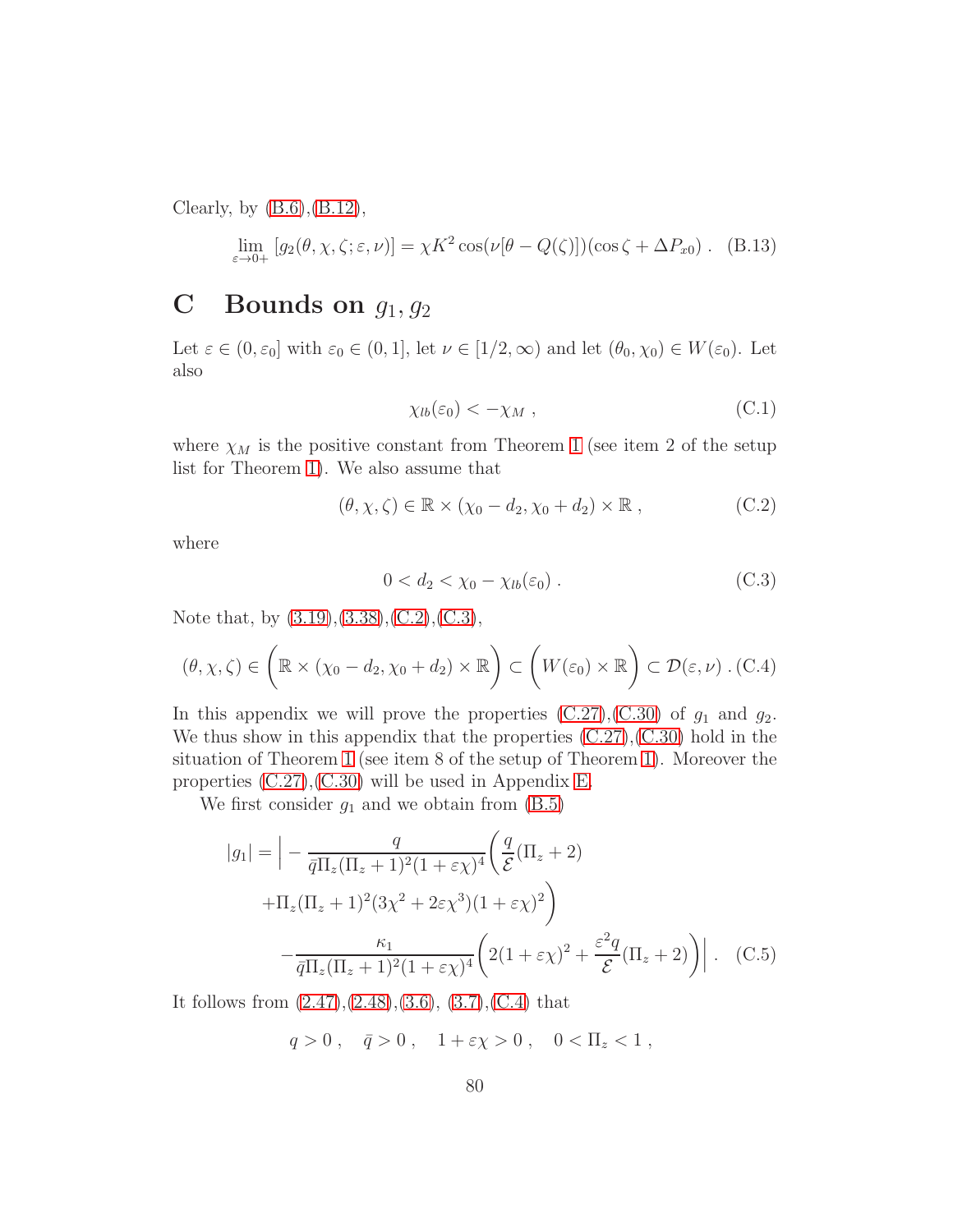Clearly, by (B.6),(B.12),

$$\lim_{\varepsilon\to 0+}[g_2(\theta,\chi,\zeta;\varepsilon,\nu)] = \chi K^2\cos(\nu[\theta - Q(\zeta)])(\cos\zeta + \Delta P_{x0}) \ . \quad \text{(B.13)}$$

# C Bounds on $g_1, g_2$

Let $\varepsilon \in (0, \varepsilon_0]$ with $\varepsilon_0 \in (0,1]$, let $\nu \in [1/2, \infty)$ and let $(\theta_0, \chi_0) \in W(\varepsilon_0)$. Let also

$$\chi_{lb}(\varepsilon_0) < -\chi_M \ , \quad \text{(C.1)}$$

where $\chi_M$ is the positive constant from Theorem 1 (see item 2 of the setup list for Theorem 1). We also assume that

$$(\theta,\chi,\zeta) \in \mathbb{R}\times(\chi_0 - d_2, \chi_0 + d_2)\times\mathbb{R} \ , \quad \text{(C.2)}$$

where

$$0 < d_2 < \chi_0 - \chi_{lb}(\varepsilon_0) \ . \quad \text{(C.3)}$$

Note that, by (3.19),(3.38),(C.2),(C.3),

$$(\theta,\chi,\zeta) \in \bigg(\mathbb{R}\times(\chi_0 - d_2, \chi_0 + d_2)\times\mathbb{R}\bigg) \subset \bigg(W(\varepsilon_0)\times\mathbb{R}\bigg) \subset \mathcal{D}(\varepsilon,\nu) \ . \quad \text{(C.4)}$$

In this appendix we will prove the properties (C.27),(C.30) of $g_1$ and $g_2$. We thus show in this appendix that the properties (C.27),(C.30) hold in the situation of Theorem 1 (see item 8 of the setup of Theorem 1). Moreover the properties (C.27),(C.30) will be used in Appendix E.

We first consider $g_1$ and we obtain from (B.5)

$$\begin{aligned}
|g_1| = \bigg| &- \frac{q}{\bar{q}\Pi_z(\Pi_z+1)^2(1+\varepsilon\chi)^4}\bigg(\frac{q}{\mathcal{E}}(\Pi_z+2) \\
&+ \Pi_z(\Pi_z+1)^2(3\chi^2 + 2\varepsilon\chi^3)(1+\varepsilon\chi)^2\bigg) \\
&- \frac{\kappa_1}{\bar{q}\Pi_z(\Pi_z+1)^2(1+\varepsilon\chi)^4}\bigg(2(1+\varepsilon\chi)^2 + \frac{\varepsilon^2 q}{\mathcal{E}}(\Pi_z+2)\bigg)\bigg| \ . \quad \text{(C.5)}
\end{aligned}$$

It follows from (2.47),(2.48),(3.6), (3.7),(C.4) that

$$q > 0 \ , \quad \bar{q} > 0 \ , \quad 1+\varepsilon\chi > 0 \ , \quad 0 < \Pi_z < 1 \ ,$$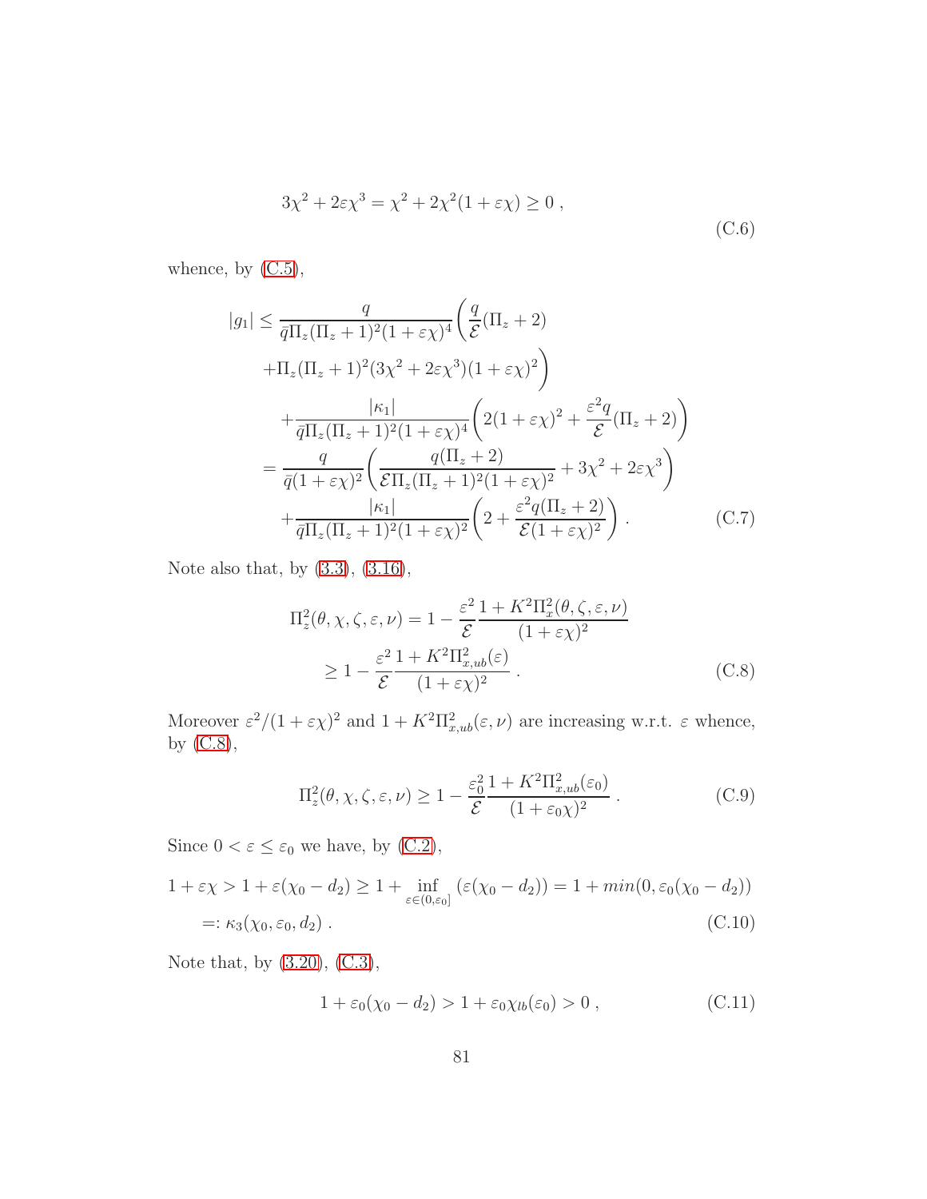$$3\chi^2 + 2\varepsilon\chi^3 = \chi^2 + 2\chi^2(1+\varepsilon\chi) \geq 0 \ , \tag{C.6}$$

whence, by (C.5),

$$\begin{aligned}
|g_1| \leq & \frac{q}{\bar{q}\Pi_z(\Pi_z+1)^2(1+\varepsilon\chi)^4}\bigg(\frac{q}{\mathcal{E}}(\Pi_z+2) \\
& + \Pi_z(\Pi_z+1)^2(3\chi^2+2\varepsilon\chi^3)(1+\varepsilon\chi)^2\bigg) \\
& + \frac{|\kappa_1|}{\bar{q}\Pi_z(\Pi_z+1)^2(1+\varepsilon\chi)^4}\bigg(2(1+\varepsilon\chi)^2 + \frac{\varepsilon^2 q}{\mathcal{E}}(\Pi_z+2)\bigg) \\
= & \frac{q}{\bar{q}(1+\varepsilon\chi)^2}\bigg(\frac{q(\Pi_z+2)}{\mathcal{E}\Pi_z(\Pi_z+1)^2(1+\varepsilon\chi)^2} + 3\chi^2 + 2\varepsilon\chi^3\bigg) \\
& + \frac{|\kappa_1|}{\bar{q}\Pi_z(\Pi_z+1)^2(1+\varepsilon\chi)^2}\bigg(2 + \frac{\varepsilon^2 q(\Pi_z+2)}{\mathcal{E}(1+\varepsilon\chi)^2}\bigg) \ .
\end{aligned} \tag{C.7}$$

Note also that, by (3.3), (3.16),

$$\begin{aligned}
\Pi_z^2(\theta,\chi,\zeta,\varepsilon,\nu) &= 1 - \frac{\varepsilon^2}{\mathcal{E}}\frac{1+K^2\Pi_x^2(\theta,\zeta,\varepsilon,\nu)}{(1+\varepsilon\chi)^2} \\
&\geq 1 - \frac{\varepsilon^2}{\mathcal{E}}\frac{1+K^2\Pi_{x,ub}^2(\varepsilon)}{(1+\varepsilon\chi)^2} \ .
\end{aligned} \tag{C.8}$$

Moreover $\varepsilon^2/(1+\varepsilon\chi)^2$ and $1+K^2\Pi_{x,ub}^2(\varepsilon,\nu)$ are increasing w.r.t. $\varepsilon$ whence, by (C.8),

$$\Pi_z^2(\theta,\chi,\zeta,\varepsilon,\nu) \geq 1 - \frac{\varepsilon_0^2}{\mathcal{E}}\frac{1+K^2\Pi_{x,ub}^2(\varepsilon_0)}{(1+\varepsilon_0\chi)^2} \ . \tag{C.9}$$

Since $0 < \varepsilon \leq \varepsilon_0$ we have, by (C.2),

$$\begin{aligned}
1+\varepsilon\chi > 1+\varepsilon(\chi_0-d_2) &\geq 1 + \inf_{\varepsilon\in(0,\varepsilon_0]}\left(\varepsilon(\chi_0-d_2)\right) = 1 + min(0,\varepsilon_0(\chi_0-d_2)) \\
&=: \kappa_3(\chi_0,\varepsilon_0,d_2) \ .
\end{aligned} \tag{C.10}$$

Note that, by (3.20), (C.3),

$$1+\varepsilon_0(\chi_0-d_2) > 1+\varepsilon_0\chi_{lb}(\varepsilon_0) > 0 \ , \tag{C.11}$$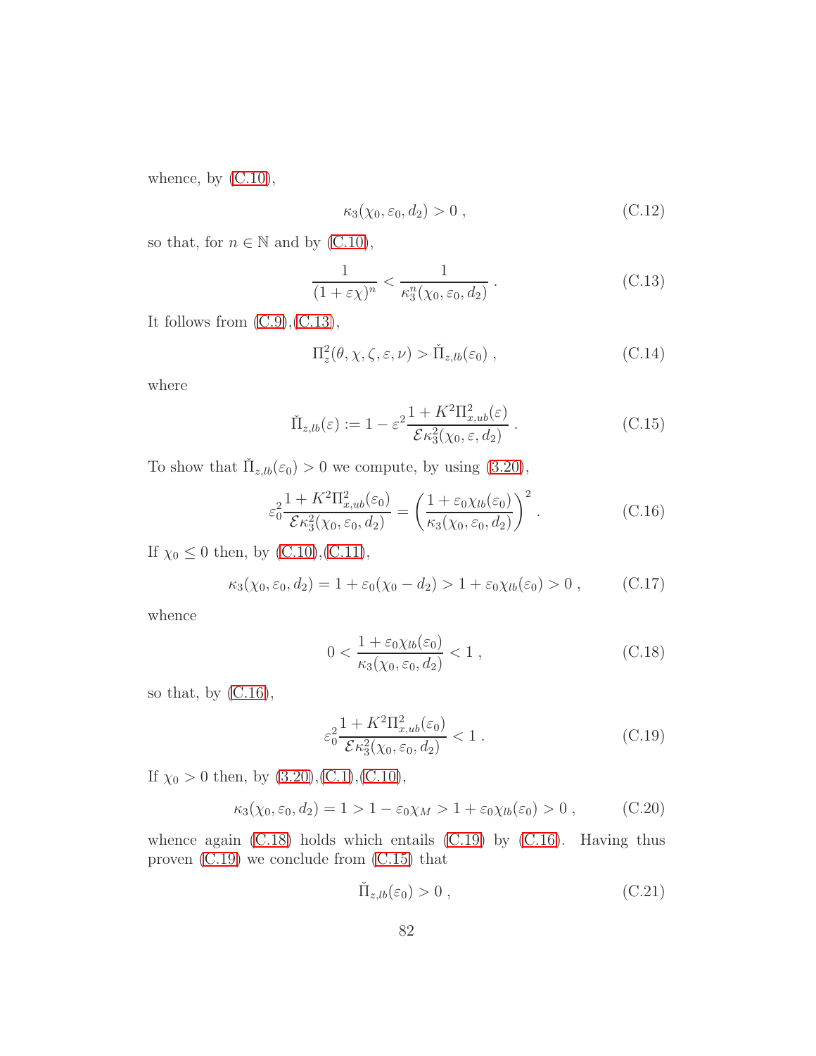whence, by (C.10),

$$\kappa_3(\chi_0, \varepsilon_0, d_2) > 0 \;, \tag{C.12}$$

so that, for $n \in \mathbb{N}$ and by (C.10),

$$\frac{1}{(1+\varepsilon\chi)^n} < \frac{1}{\kappa_3^n(\chi_0, \varepsilon_0, d_2)} \;. \tag{C.13}$$

It follows from (C.9),(C.13),

$$\Pi_z^2(\theta, \chi, \zeta, \varepsilon, \nu) > \check{\Pi}_{z,lb}(\varepsilon_0) \;, \tag{C.14}$$

where

$$\check{\Pi}_{z,lb}(\varepsilon) := 1 - \varepsilon^2 \frac{1 + K^2 \Pi_{x,ub}^2(\varepsilon)}{\mathcal{E}\kappa_3^2(\chi_0, \varepsilon, d_2)} \;. \tag{C.15}$$

To show that $\check{\Pi}_{z,lb}(\varepsilon_0) > 0$ we compute, by using (3.20),

$$\varepsilon_0^2 \frac{1 + K^2 \Pi_{x,ub}^2(\varepsilon_0)}{\mathcal{E}\kappa_3^2(\chi_0, \varepsilon_0, d_2)} = \left(\frac{1 + \varepsilon_0 \chi_{lb}(\varepsilon_0)}{\kappa_3(\chi_0, \varepsilon_0, d_2)}\right)^2 \;. \tag{C.16}$$

If $\chi_0 \leq 0$ then, by (C.10),(C.11),

$$\kappa_3(\chi_0, \varepsilon_0, d_2) = 1 + \varepsilon_0(\chi_0 - d_2) > 1 + \varepsilon_0 \chi_{lb}(\varepsilon_0) > 0 \;, \tag{C.17}$$

whence

$$0 < \frac{1 + \varepsilon_0 \chi_{lb}(\varepsilon_0)}{\kappa_3(\chi_0, \varepsilon_0, d_2)} < 1 \;, \tag{C.18}$$

so that, by (C.16),

$$\varepsilon_0^2 \frac{1 + K^2 \Pi_{x,ub}^2(\varepsilon_0)}{\mathcal{E}\kappa_3^2(\chi_0, \varepsilon_0, d_2)} < 1 \;. \tag{C.19}$$

If $\chi_0 > 0$ then, by (3.20),(C.1),(C.10),

$$\kappa_3(\chi_0, \varepsilon_0, d_2) = 1 > 1 - \varepsilon_0 \chi_M > 1 + \varepsilon_0 \chi_{lb}(\varepsilon_0) > 0 \;, \tag{C.20}$$

whence again (C.18) holds which entails (C.19) by (C.16). Having thus proven (C.19) we conclude from (C.15) that

$$\check{\Pi}_{z,lb}(\varepsilon_0) > 0 \;, \tag{C.21}$$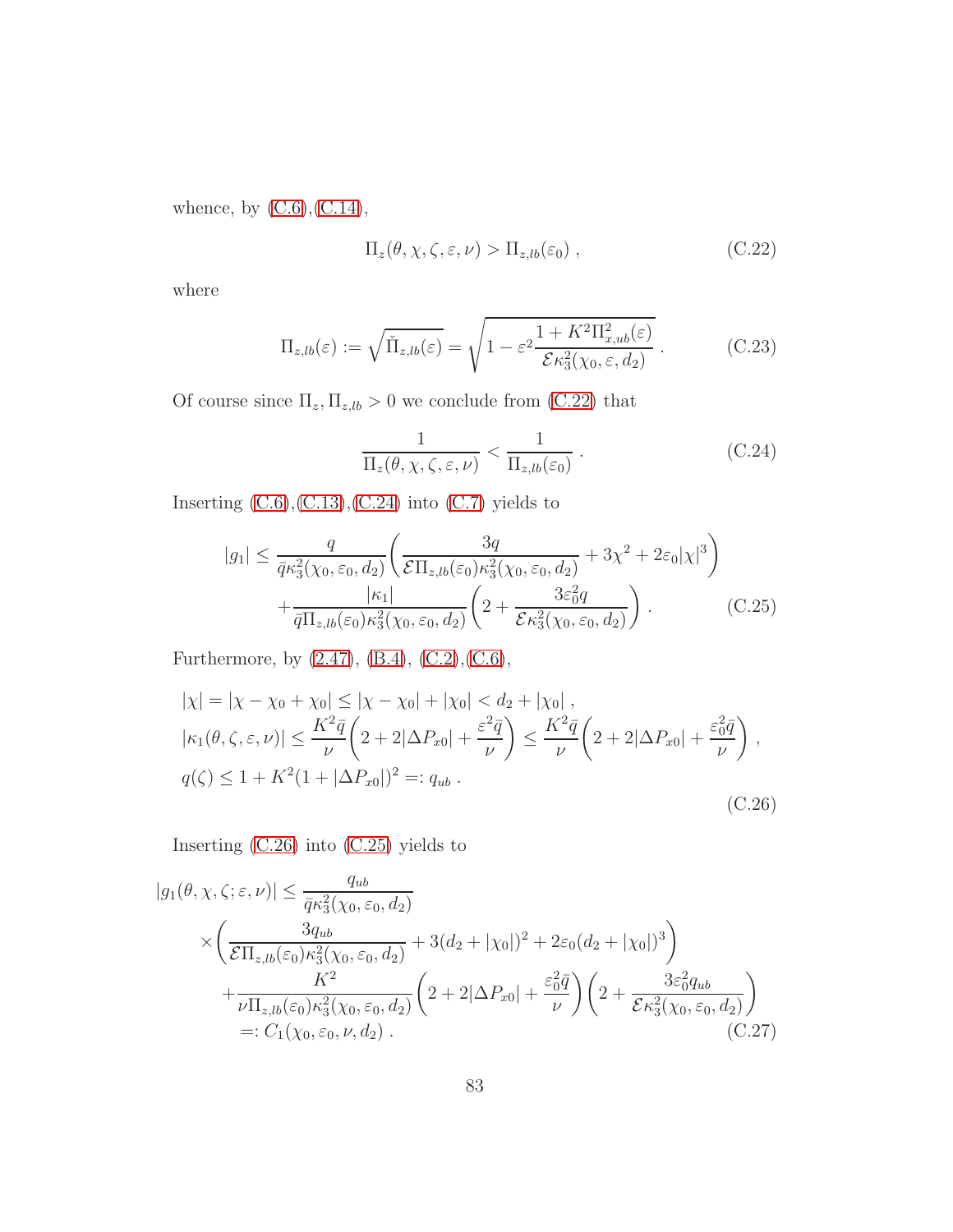whence, by (C.6),(C.14),

$$\Pi_z(\theta,\chi,\zeta,\varepsilon,\nu) > \Pi_{z,lb}(\varepsilon_0)\ , \tag{C.22}$$

where

$$\Pi_{z,lb}(\varepsilon) := \sqrt{\check{\Pi}_{z,lb}(\varepsilon)} = \sqrt{1-\varepsilon^2\frac{1+K^2\Pi^2_{x,ub}(\varepsilon)}{\mathcal{E}\kappa_3^2(\chi_0,\varepsilon,d_2)}}\ . \tag{C.23}$$

Of course since $\Pi_z, \Pi_{z,lb} > 0$ we conclude from (C.22) that

$$\frac{1}{\Pi_z(\theta,\chi,\zeta,\varepsilon,\nu)} < \frac{1}{\Pi_{z,lb}(\varepsilon_0)}\ . \tag{C.24}$$

Inserting (C.6),(C.13),(C.24) into (C.7) yields to

$$\begin{aligned}|g_1| \le{}& \frac{q}{\bar{q}\kappa_3^2(\chi_0,\varepsilon_0,d_2)}\bigg(\frac{3q}{\mathcal{E}\Pi_{z,lb}(\varepsilon_0)\kappa_3^2(\chi_0,\varepsilon_0,d_2)} + 3\chi^2 + 2\varepsilon_0|\chi|^3\bigg)\\ &+\frac{|\kappa_1|}{\bar{q}\Pi_{z,lb}(\varepsilon_0)\kappa_3^2(\chi_0,\varepsilon_0,d_2)}\bigg(2+\frac{3\varepsilon_0^2 q}{\mathcal{E}\kappa_3^2(\chi_0,\varepsilon_0,d_2)}\bigg)\ .\end{aligned} \tag{C.25}$$

Furthermore, by (2.47), (B.4), (C.2),(C.6),

$$\begin{aligned}&|\chi| = |\chi-\chi_0+\chi_0| \le |\chi-\chi_0| + |\chi_0| < d_2 + |\chi_0|\ ,\\ &|\kappa_1(\theta,\zeta,\varepsilon,\nu)| \le \frac{K^2\bar{q}}{\nu}\bigg(2+2|\Delta P_{x0}| + \frac{\varepsilon^2\bar{q}}{\nu}\bigg) \le \frac{K^2\bar{q}}{\nu}\bigg(2+2|\Delta P_{x0}| + \frac{\varepsilon_0^2\bar{q}}{\nu}\bigg)\ ,\\ &q(\zeta) \le 1 + K^2(1+|\Delta P_{x0}|)^2 =: q_{ub}\ .\end{aligned} \tag{C.26}$$

Inserting (C.26) into (C.25) yields to

$$\begin{aligned}|g_1(\theta,\chi,\zeta;\varepsilon,\nu)| \le{}& \frac{q_{ub}}{\bar{q}\kappa_3^2(\chi_0,\varepsilon_0,d_2)}\\ &\times\bigg(\frac{3q_{ub}}{\mathcal{E}\Pi_{z,lb}(\varepsilon_0)\kappa_3^2(\chi_0,\varepsilon_0,d_2)} + 3(d_2+|\chi_0|)^2 + 2\varepsilon_0(d_2+|\chi_0|)^3\bigg)\\ &+\frac{K^2}{\nu\Pi_{z,lb}(\varepsilon_0)\kappa_3^2(\chi_0,\varepsilon_0,d_2)}\bigg(2+2|\Delta P_{x0}|+\frac{\varepsilon_0^2\bar{q}}{\nu}\bigg)\bigg(2+\frac{3\varepsilon_0^2 q_{ub}}{\mathcal{E}\kappa_3^2(\chi_0,\varepsilon_0,d_2)}\bigg)\\ &=: C_1(\chi_0,\varepsilon_0,\nu,d_2)\ .\end{aligned} \tag{C.27}$$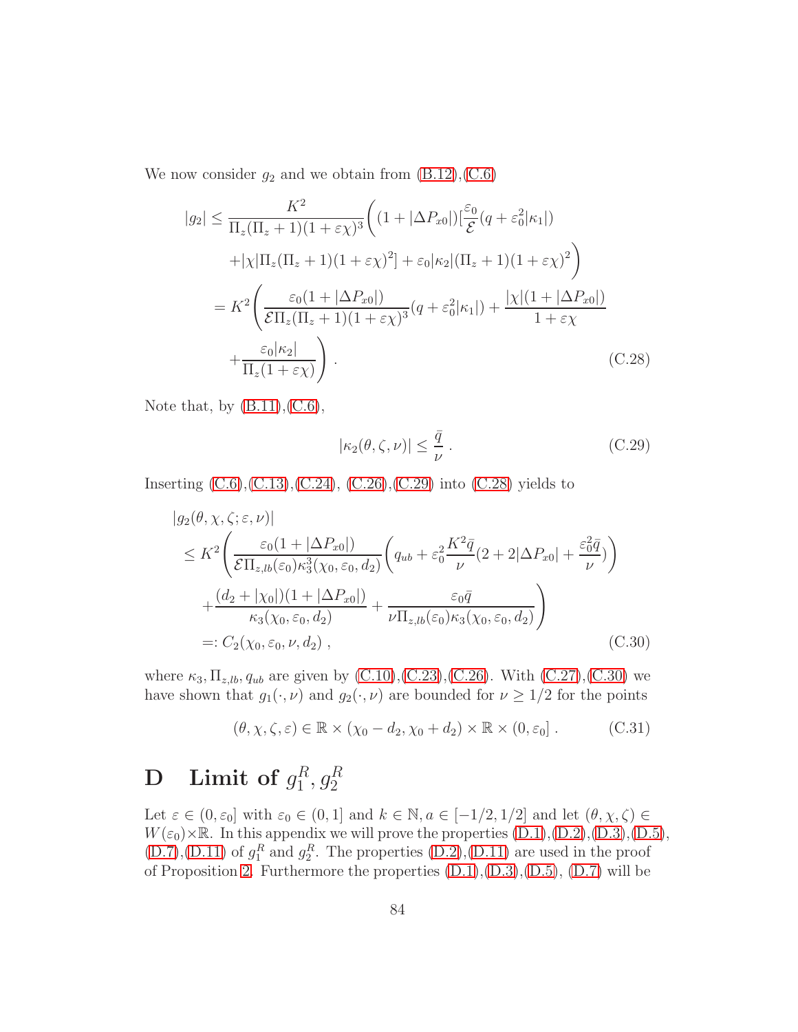We now consider $g_2$ and we obtain from (B.12),(C.6)

$$
\begin{aligned}
|g_2| \leq& \frac{K^2}{\Pi_z(\Pi_z+1)(1+\varepsilon\chi)^3}\bigg((1+|\Delta P_{x0}|)[\frac{\varepsilon_0}{\mathcal{E}}(q+\varepsilon_0^2|\kappa_1|) \\
&+|\chi|\Pi_z(\Pi_z+1)(1+\varepsilon\chi)^2] + \varepsilon_0|\kappa_2|(\Pi_z+1)(1+\varepsilon\chi)^2\bigg) \\
=& K^2\bigg(\frac{\varepsilon_0(1+|\Delta P_{x0}|)}{\mathcal{E}\Pi_z(\Pi_z+1)(1+\varepsilon\chi)^3}(q+\varepsilon_0^2|\kappa_1|) + \frac{|\chi|(1+|\Delta P_{x0}|)}{1+\varepsilon\chi} \\
&+\frac{\varepsilon_0|\kappa_2|}{\Pi_z(1+\varepsilon\chi)}\bigg) . \qquad\qquad (C.28)
\end{aligned}
$$

Note that, by (B.11),(C.6),

$$
|\kappa_2(\theta,\zeta,\nu)| \leq \frac{\bar{q}}{\nu} . \qquad (C.29)
$$

Inserting (C.6),(C.13),(C.24), (C.26),(C.29) into (C.28) yields to

$$
\begin{aligned}
&|g_2(\theta,\chi,\zeta;\varepsilon,\nu)| \\
&\leq K^2\bigg(\frac{\varepsilon_0(1+|\Delta P_{x0}|)}{\mathcal{E}\Pi_{z,lb}(\varepsilon_0)\kappa_3^3(\chi_0,\varepsilon_0,d_2)}\bigg(q_{ub}+\varepsilon_0^2\frac{K^2\bar{q}}{\nu}(2+2|\Delta P_{x0}|+\frac{\varepsilon_0^2\bar{q}}{\nu})\bigg) \\
&\quad+\frac{(d_2+|\chi_0|)(1+|\Delta P_{x0}|)}{\kappa_3(\chi_0,\varepsilon_0,d_2)} + \frac{\varepsilon_0\bar{q}}{\nu\Pi_{z,lb}(\varepsilon_0)\kappa_3(\chi_0,\varepsilon_0,d_2)}\bigg) \\
&=: C_2(\chi_0,\varepsilon_0,\nu,d_2) , \qquad\qquad (C.30)
\end{aligned}
$$

where $\kappa_3, \Pi_{z,lb}, q_{ub}$ are given by (C.10),(C.23),(C.26). With (C.27),(C.30) we have shown that $g_1(\cdot,\nu)$ and $g_2(\cdot,\nu)$ are bounded for $\nu \geq 1/2$ for the points

$$
(\theta,\chi,\zeta,\varepsilon) \in \mathbb{R}\times(\chi_0-d_2,\chi_0+d_2)\times\mathbb{R}\times(0,\varepsilon_0] . \qquad (C.31)
$$

# D Limit of $g_1^R, g_2^R$

Let $\varepsilon \in (0,\varepsilon_0]$ with $\varepsilon_0 \in (0,1]$ and $k \in \mathbb{N}, a \in [-1/2,1/2]$ and let $(\theta,\chi,\zeta) \in W(\varepsilon_0)\times\mathbb{R}$. In this appendix we will prove the properties (D.1),(D.2),(D.3),(D.5), (D.7),(D.11) of $g_1^R$ and $g_2^R$. The properties (D.2),(D.11) are used in the proof of Proposition 2. Furthermore the properties (D.1),(D.3),(D.5), (D.7) will be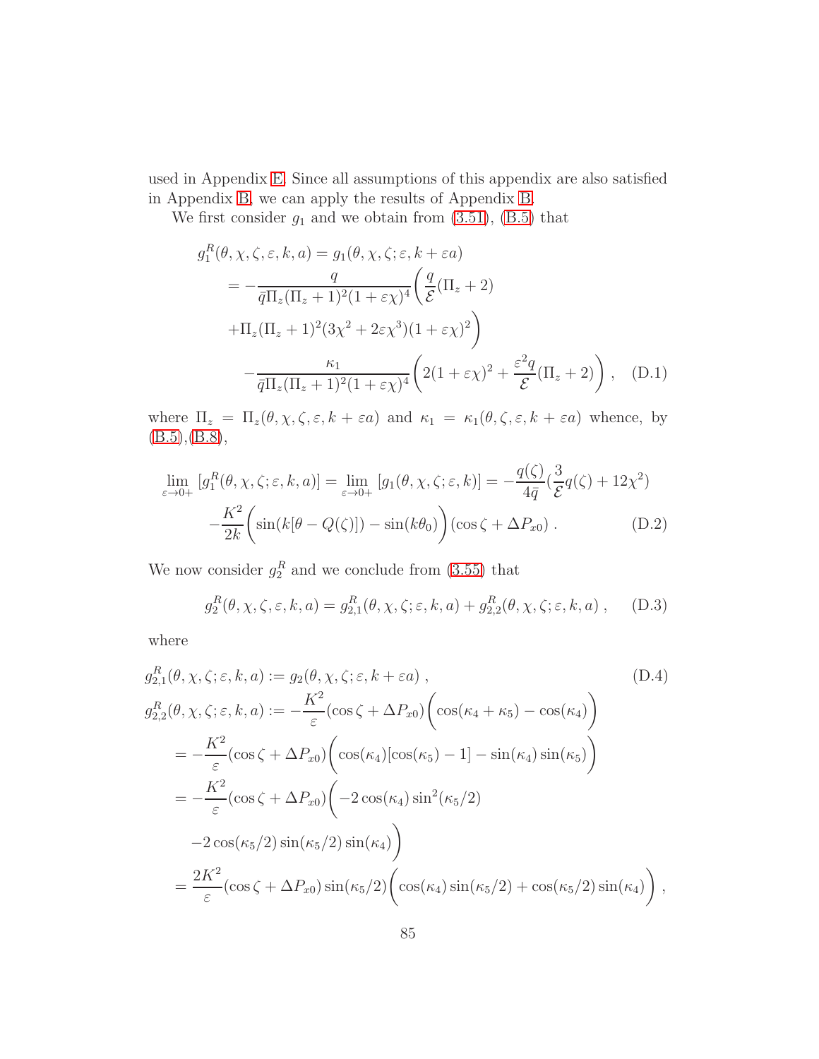used in Appendix E. Since all assumptions of this appendix are also satisfied in Appendix B, we can apply the results of Appendix B.

We first consider $g_1$ and we obtain from (3.51), (B.5) that

$$
\begin{aligned}
g_1^R(\theta,\chi,\zeta,\varepsilon,k,a) &= g_1(\theta,\chi,\zeta;\varepsilon,k+\varepsilon a) \\
&= -\frac{q}{\bar{q}\Pi_z(\Pi_z+1)^2(1+\varepsilon\chi)^4}\Bigg(\frac{q}{\mathcal{E}}(\Pi_z+2) \\
&\quad +\Pi_z(\Pi_z+1)^2(3\chi^2+2\varepsilon\chi^3)(1+\varepsilon\chi)^2\Bigg) \\
&\qquad -\frac{\kappa_1}{\bar{q}\Pi_z(\Pi_z+1)^2(1+\varepsilon\chi)^4}\Bigg(2(1+\varepsilon\chi)^2+\frac{\varepsilon^2 q}{\mathcal{E}}(\Pi_z+2)\Bigg)\,, \quad \text{(D.1)}
\end{aligned}
$$

where $\Pi_z = \Pi_z(\theta,\chi,\zeta,\varepsilon,k+\varepsilon a)$ and $\kappa_1 = \kappa_1(\theta,\zeta,\varepsilon,k+\varepsilon a)$ whence, by (B.5),(B.8),

$$
\begin{aligned}
\lim_{\varepsilon\to 0+}[g_1^R(\theta,\chi,\zeta;\varepsilon,k,a)] &= \lim_{\varepsilon\to 0+}[g_1(\theta,\chi,\zeta;\varepsilon,k)] = -\frac{q(\zeta)}{4\bar{q}}\Big(\frac{3}{\mathcal{E}}q(\zeta)+12\chi^2\Big) \\
&\quad -\frac{K^2}{2k}\Bigg(\sin(k[\theta-Q(\zeta)])-\sin(k\theta_0)\Bigg)(\cos\zeta+\Delta P_{x0})\,. \quad \text{(D.2)}
\end{aligned}
$$

We now consider $g_2^R$ and we conclude from (3.55) that

$$
g_2^R(\theta,\chi,\zeta,\varepsilon,k,a) = g_{2,1}^R(\theta,\chi,\zeta;\varepsilon,k,a) + g_{2,2}^R(\theta,\chi,\zeta;\varepsilon,k,a)\,, \quad \text{(D.3)}
$$

where

$$
\begin{aligned}
g_{2,1}^R(\theta,\chi,\zeta;\varepsilon,k,a) &:= g_2(\theta,\chi,\zeta;\varepsilon,k+\varepsilon a)\,, \qquad \text{(D.4)}\\
g_{2,2}^R(\theta,\chi,\zeta;\varepsilon,k,a) &:= -\frac{K^2}{\varepsilon}(\cos\zeta+\Delta P_{x0})\Bigg(\cos(\kappa_4+\kappa_5)-\cos(\kappa_4)\Bigg) \\
&= -\frac{K^2}{\varepsilon}(\cos\zeta+\Delta P_{x0})\Bigg(\cos(\kappa_4)[\cos(\kappa_5)-1]-\sin(\kappa_4)\sin(\kappa_5)\Bigg) \\
&= -\frac{K^2}{\varepsilon}(\cos\zeta+\Delta P_{x0})\Bigg(-2\cos(\kappa_4)\sin^2(\kappa_5/2) \\
&\quad -2\cos(\kappa_5/2)\sin(\kappa_5/2)\sin(\kappa_4)\Bigg) \\
&= \frac{2K^2}{\varepsilon}(\cos\zeta+\Delta P_{x0})\sin(\kappa_5/2)\Bigg(\cos(\kappa_4)\sin(\kappa_5/2)+\cos(\kappa_5/2)\sin(\kappa_4)\Bigg)\,,
\end{aligned}
$$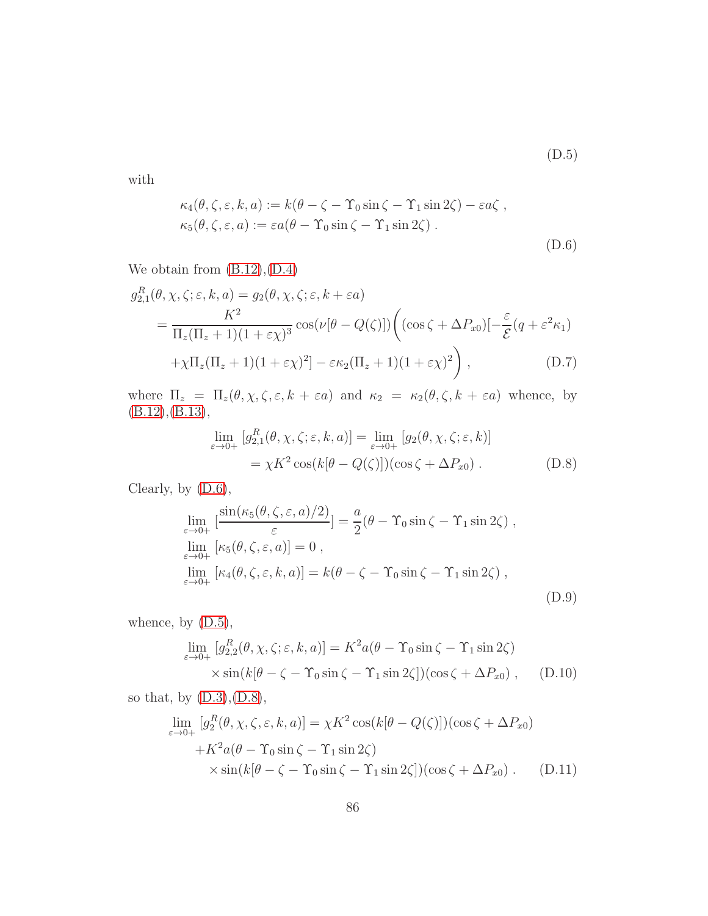$$
\tag{D.5}
$$

with

$$
\begin{aligned}
&\kappa_4(\theta,\zeta,\varepsilon,k,a) := k(\theta-\zeta-\Upsilon_0\sin\zeta-\Upsilon_1\sin 2\zeta)-\varepsilon a\zeta\ ,\\
&\kappa_5(\theta,\zeta,\varepsilon,a) := \varepsilon a(\theta-\Upsilon_0\sin\zeta-\Upsilon_1\sin 2\zeta)\ .
\end{aligned}
\tag{D.6}
$$

We obtain from (B.12),(D.4)

$$
\begin{aligned}
g^R_{2,1}&(\theta,\chi,\zeta;\varepsilon,k,a) = g_2(\theta,\chi,\zeta;\varepsilon,k+\varepsilon a)\\
&= \frac{K^2}{\Pi_z(\Pi_z+1)(1+\varepsilon\chi)^3}\cos(\nu[\theta-Q(\zeta)])\bigg((\cos\zeta+\Delta P_{x0})[-\frac{\varepsilon}{\mathcal{E}}(q+\varepsilon^2\kappa_1)\\
&\quad +\chi\Pi_z(\Pi_z+1)(1+\varepsilon\chi)^2]-\varepsilon\kappa_2(\Pi_z+1)(1+\varepsilon\chi)^2\bigg)\ ,
\end{aligned}
\tag{D.7}
$$

where $\Pi_z = \Pi_z(\theta,\chi,\zeta,\varepsilon,k+\varepsilon a)$ and $\kappa_2 = \kappa_2(\theta,\zeta,k+\varepsilon a)$ whence, by (B.12),(B.13),

$$
\begin{aligned}
\lim_{\varepsilon\to 0+}\,[g^R_{2,1}(\theta,\chi,\zeta;\varepsilon,k,a)] &= \lim_{\varepsilon\to 0+}\,[g_2(\theta,\chi,\zeta;\varepsilon,k)]\\
&= \chi K^2\cos(k[\theta-Q(\zeta)])(\cos\zeta+\Delta P_{x0})\ .
\end{aligned}
\tag{D.8}
$$

Clearly, by (D.6),

$$
\begin{aligned}
&\lim_{\varepsilon\to 0+}\,[\frac{\sin(\kappa_5(\theta,\zeta,\varepsilon,a)/2)}{\varepsilon}] = \frac{a}{2}(\theta-\Upsilon_0\sin\zeta-\Upsilon_1\sin 2\zeta)\ ,\\
&\lim_{\varepsilon\to 0+}\,[\kappa_5(\theta,\zeta,\varepsilon,a)] = 0\ ,\\
&\lim_{\varepsilon\to 0+}\,[\kappa_4(\theta,\zeta,\varepsilon,k,a)] = k(\theta-\zeta-\Upsilon_0\sin\zeta-\Upsilon_1\sin 2\zeta)\ ,
\end{aligned}
\tag{D.9}
$$

whence, by (D.5),

$$
\begin{aligned}
\lim_{\varepsilon\to 0+}\,[g^R_{2,2}(\theta,\chi,\zeta;\varepsilon,k,a)] &= K^2 a(\theta-\Upsilon_0\sin\zeta-\Upsilon_1\sin 2\zeta)\\
&\quad\times\sin(k[\theta-\zeta-\Upsilon_0\sin\zeta-\Upsilon_1\sin 2\zeta])(\cos\zeta+\Delta P_{x0})\ ,
\end{aligned}
\tag{D.10}
$$

so that, by (D.3),(D.8),

$$
\begin{aligned}
\lim_{\varepsilon\to 0+}\,[g^R_2(\theta,\chi,\zeta,\varepsilon,k,a)] &= \chi K^2\cos(k[\theta-Q(\zeta)])(\cos\zeta+\Delta P_{x0})\\
&\quad +K^2 a(\theta-\Upsilon_0\sin\zeta-\Upsilon_1\sin 2\zeta)\\
&\quad\times\sin(k[\theta-\zeta-\Upsilon_0\sin\zeta-\Upsilon_1\sin 2\zeta])(\cos\zeta+\Delta P_{x0})\ .
\end{aligned}
\tag{D.11}
$$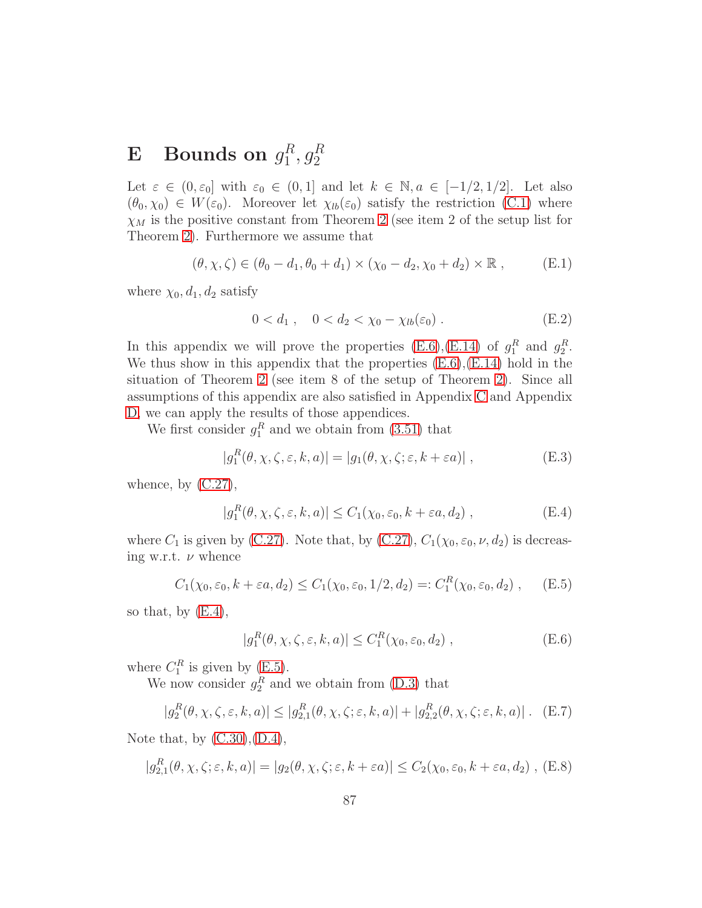# E Bounds on $g_1^R, g_2^R$

Let $\varepsilon \in (0, \varepsilon_0]$ with $\varepsilon_0 \in (0, 1]$ and let $k \in \mathbb{N}, a \in [-1/2, 1/2]$. Let also $(\theta_0, \chi_0) \in W(\varepsilon_0)$. Moreover let $\chi_{lb}(\varepsilon_0)$ satisfy the restriction (C.1) where $\chi_M$ is the positive constant from Theorem 2 (see item 2 of the setup list for Theorem 2). Furthermore we assume that

$$(\theta, \chi, \zeta) \in (\theta_0 - d_1, \theta_0 + d_1) \times (\chi_0 - d_2, \chi_0 + d_2) \times \mathbb{R} , \tag{E.1}$$

where $\chi_0, d_1, d_2$ satisfy

$$0 < d_1 , \quad 0 < d_2 < \chi_0 - \chi_{lb}(\varepsilon_0) . \tag{E.2}$$

In this appendix we will prove the properties (E.6),(E.14) of $g_1^R$ and $g_2^R$. We thus show in this appendix that the properties (E.6),(E.14) hold in the situation of Theorem 2 (see item 8 of the setup of Theorem 2). Since all assumptions of this appendix are also satisfied in Appendix C and Appendix D, we can apply the results of those appendices.

We first consider $g_1^R$ and we obtain from (3.51) that

$$|g_1^R(\theta, \chi, \zeta, \varepsilon, k, a)| = |g_1(\theta, \chi, \zeta; \varepsilon, k + \varepsilon a)| , \tag{E.3}$$

whence, by (C.27),

$$|g_1^R(\theta, \chi, \zeta, \varepsilon, k, a)| \leq C_1(\chi_0, \varepsilon_0, k + \varepsilon a, d_2) , \tag{E.4}$$

where $C_1$ is given by (C.27). Note that, by (C.27), $C_1(\chi_0, \varepsilon_0, \nu, d_2)$ is decreasing w.r.t. $\nu$ whence

$$C_1(\chi_0, \varepsilon_0, k + \varepsilon a, d_2) \leq C_1(\chi_0, \varepsilon_0, 1/2, d_2) =: C_1^R(\chi_0, \varepsilon_0, d_2) , \tag{E.5}$$

so that, by (E.4),

$$|g_1^R(\theta, \chi, \zeta, \varepsilon, k, a)| \leq C_1^R(\chi_0, \varepsilon_0, d_2) , \tag{E.6}$$

where $C_1^R$ is given by (E.5).

We now consider $g_2^R$ and we obtain from (D.3) that

$$|g_2^R(\theta, \chi, \zeta, \varepsilon, k, a)| \leq |g_{2,1}^R(\theta, \chi, \zeta; \varepsilon, k, a)| + |g_{2,2}^R(\theta, \chi, \zeta; \varepsilon, k, a)| . \tag{E.7}$$

Note that, by (C.30),(D.4),

$$|g_{2,1}^R(\theta, \chi, \zeta; \varepsilon, k, a)| = |g_2(\theta, \chi, \zeta; \varepsilon, k + \varepsilon a)| \leq C_2(\chi_0, \varepsilon_0, k + \varepsilon a, d_2) , \tag{E.8}$$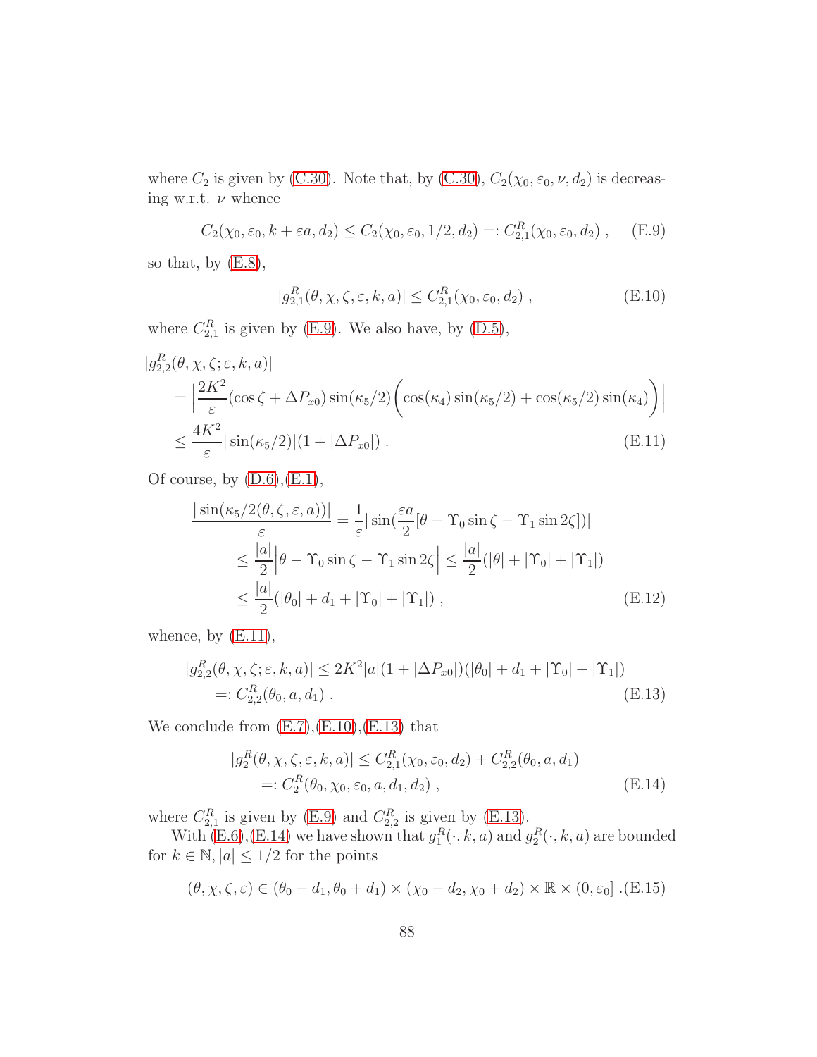where $C_2$ is given by (C.30). Note that, by (C.30), $C_2(\chi_0, \varepsilon_0, \nu, d_2)$ is decreasing w.r.t. $\nu$ whence

$$C_2(\chi_0, \varepsilon_0, k + \varepsilon a, d_2) \leq C_2(\chi_0, \varepsilon_0, 1/2, d_2) =: C_{2,1}^R(\chi_0, \varepsilon_0, d_2) \ , \tag{E.9}$$

so that, by (E.8),

$$|g_{2,1}^R(\theta, \chi, \zeta, \varepsilon, k, a)| \leq C_{2,1}^R(\chi_0, \varepsilon_0, d_2) \ , \tag{E.10}$$

where $C_{2,1}^R$ is given by (E.9). We also have, by (D.5),

$$\begin{aligned}
&|g_{2,2}^R(\theta, \chi, \zeta; \varepsilon, k, a)| \\
&\quad = \Big| \frac{2K^2}{\varepsilon}(\cos\zeta + \Delta P_{x0}) \sin(\kappa_5/2) \bigg( \cos(\kappa_4)\sin(\kappa_5/2) + \cos(\kappa_5/2)\sin(\kappa_4) \bigg) \Big| \\
&\quad \leq \frac{4K^2}{\varepsilon} |\sin(\kappa_5/2)| (1 + |\Delta P_{x0}|) \ .
\end{aligned} \tag{E.11}$$

Of course, by (D.6),(E.1),

$$\begin{aligned}
\frac{|\sin(\kappa_5/2(\theta, \zeta, \varepsilon, a))|}{\varepsilon} &= \frac{1}{\varepsilon} |\sin(\frac{\varepsilon a}{2}[\theta - \Upsilon_0 \sin\zeta - \Upsilon_1 \sin 2\zeta])| \\
&\leq \frac{|a|}{2} \Big| \theta - \Upsilon_0 \sin\zeta - \Upsilon_1 \sin 2\zeta \Big| \leq \frac{|a|}{2}(|\theta| + |\Upsilon_0| + |\Upsilon_1|) \\
&\leq \frac{|a|}{2}(|\theta_0| + d_1 + |\Upsilon_0| + |\Upsilon_1|) \ ,
\end{aligned} \tag{E.12}$$

whence, by (E.11),

$$\begin{aligned}
|g_{2,2}^R(\theta, \chi, \zeta; \varepsilon, k, a)| &\leq 2K^2 |a| (1 + |\Delta P_{x0}|)(|\theta_0| + d_1 + |\Upsilon_0| + |\Upsilon_1|) \\
&=: C_{2,2}^R(\theta_0, a, d_1) \ .
\end{aligned} \tag{E.13}$$

We conclude from (E.7),(E.10),(E.13) that

$$\begin{aligned}
|g_2^R(\theta, \chi, \zeta, \varepsilon, k, a)| &\leq C_{2,1}^R(\chi_0, \varepsilon_0, d_2) + C_{2,2}^R(\theta_0, a, d_1) \\
&=: C_2^R(\theta_0, \chi_0, \varepsilon_0, a, d_1, d_2) \ ,
\end{aligned} \tag{E.14}$$

where $C_{2,1}^R$ is given by (E.9) and $C_{2,2}^R$ is given by (E.13).

With (E.6),(E.14) we have shown that $g_1^R(\cdot, k, a)$ and $g_2^R(\cdot, k, a)$ are bounded for $k \in \mathbb{N}, |a| \leq 1/2$ for the points

$$(\theta, \chi, \zeta, \varepsilon) \in (\theta_0 - d_1, \theta_0 + d_1) \times (\chi_0 - d_2, \chi_0 + d_2) \times \mathbb{R} \times (0, \varepsilon_0] \ . \tag{E.15}$$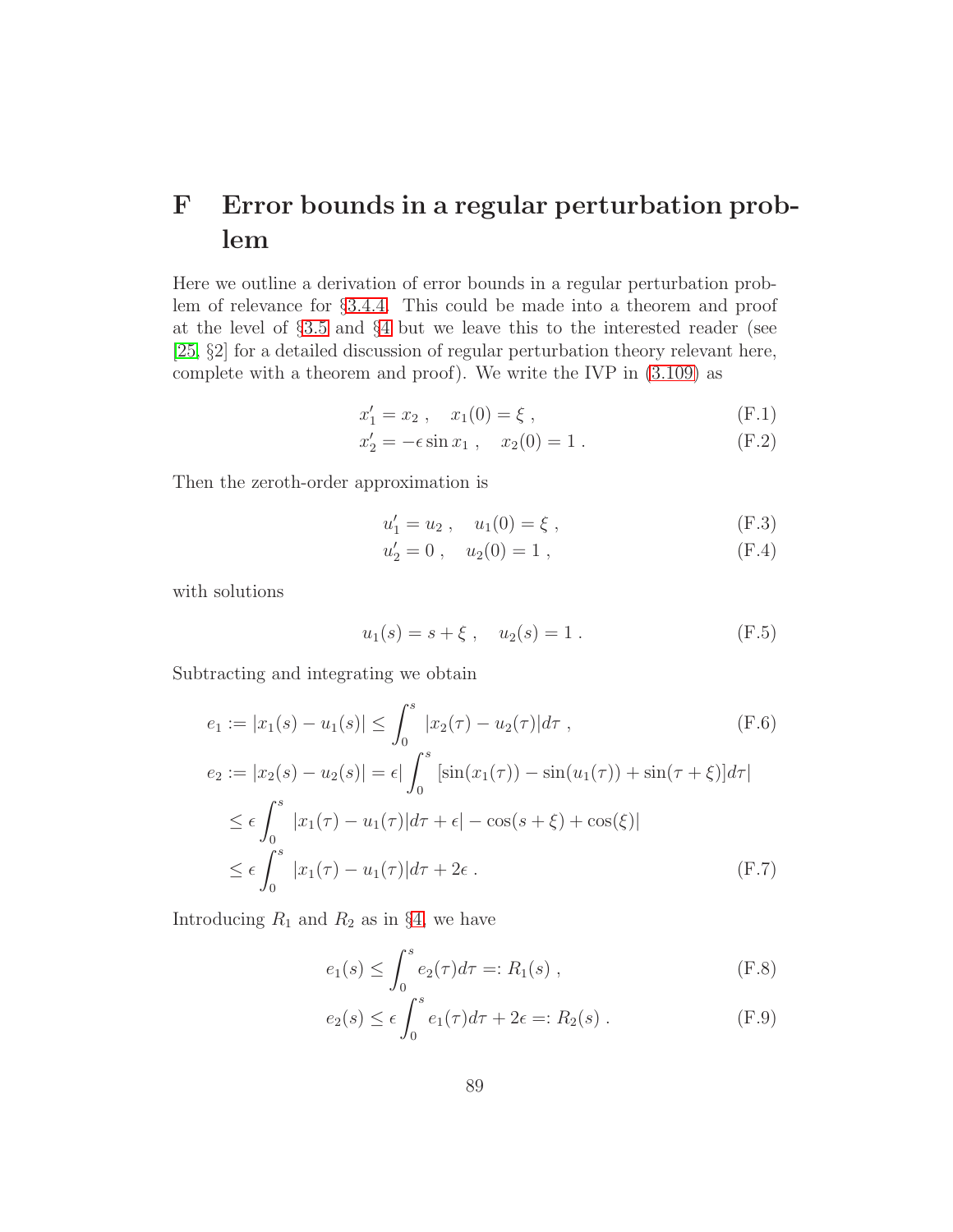# F Error bounds in a regular perturbation problem

Here we outline a derivation of error bounds in a regular perturbation problem of relevance for §3.4.4. This could be made into a theorem and proof at the level of §3.5 and §4 but we leave this to the interested reader (see [25, §2] for a detailed discussion of regular perturbation theory relevant here, complete with a theorem and proof). We write the IVP in (3.109) as

$$x_1' = x_2 \ , \quad x_1(0) = \xi \ , \tag{F.1}$$

$$x_2' = -\epsilon \sin x_1 \ , \quad x_2(0) = 1 \ . \tag{F.2}$$

Then the zeroth-order approximation is

$$u_1' = u_2 \ , \quad u_1(0) = \xi \ , \tag{F.3}$$

$$u_2' = 0 \ , \quad u_2(0) = 1 \ , \tag{F.4}$$

with solutions

$$u_1(s) = s + \xi \ , \quad u_2(s) = 1 \ . \tag{F.5}$$

Subtracting and integrating we obtain

$$e_1 := |x_1(s) - u_1(s)| \leq \int_0^s |x_2(\tau) - u_2(\tau)| d\tau \ , \tag{F.6}$$

$$\begin{aligned}
e_2 := |x_2(s) - u_2(s)| &= \epsilon \Big| \int_0^s [\sin(x_1(\tau)) - \sin(u_1(\tau)) + \sin(\tau + \xi)] d\tau \Big| \\
&\leq \epsilon \int_0^s |x_1(\tau) - u_1(\tau)| d\tau + \epsilon | - \cos(s + \xi) + \cos(\xi)| \\
&\leq \epsilon \int_0^s |x_1(\tau) - u_1(\tau)| d\tau + 2\epsilon \ .
\end{aligned} \tag{F.7}$$

Introducing $R_1$ and $R_2$ as in §4, we have

$$e_1(s) \leq \int_0^s e_2(\tau) d\tau =: R_1(s) \ , \tag{F.8}$$

$$e_2(s) \leq \epsilon \int_0^s e_1(\tau) d\tau + 2\epsilon =: R_2(s) \ . \tag{F.9}$$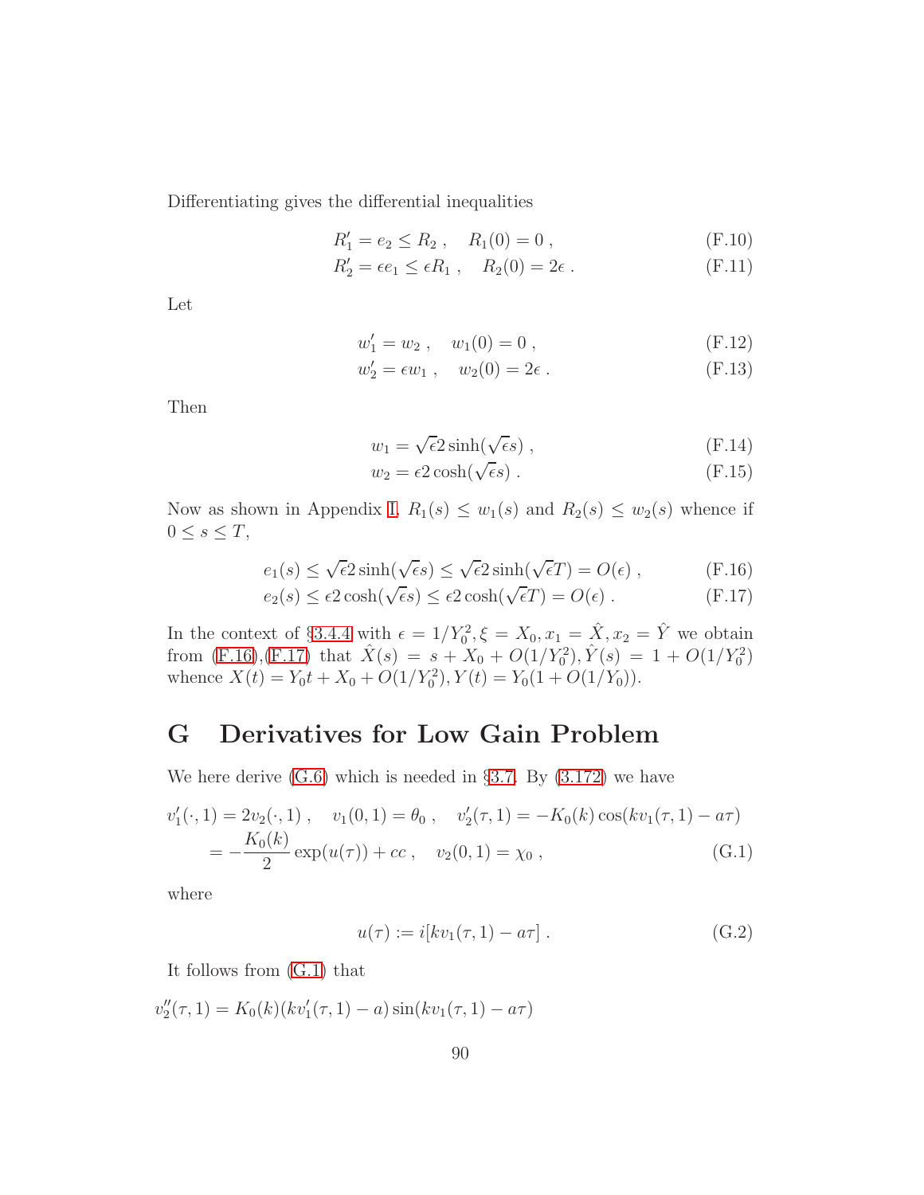Differentiating gives the differential inequalities

$$R_1' = e_2 \le R_2 \ , \quad R_1(0) = 0 \ , \tag{F.10}$$

$$R_2' = \epsilon e_1 \le \epsilon R_1 \ , \quad R_2(0) = 2\epsilon \ . \tag{F.11}$$

Let

$$w_1' = w_2 \ , \quad w_1(0) = 0 \ , \tag{F.12}$$

$$w_2' = \epsilon w_1 \ , \quad w_2(0) = 2\epsilon \ . \tag{F.13}$$

Then

$$w_1 = \sqrt{\epsilon} 2 \sinh(\sqrt{\epsilon} s) \ , \tag{F.14}$$

$$w_2 = \epsilon 2 \cosh(\sqrt{\epsilon} s) \ . \tag{F.15}$$

Now as shown in Appendix I, $R_1(s) \le w_1(s)$ and $R_2(s) \le w_2(s)$ whence if $0 \le s \le T$,

$$e_1(s) \le \sqrt{\epsilon} 2 \sinh(\sqrt{\epsilon} s) \le \sqrt{\epsilon} 2 \sinh(\sqrt{\epsilon} T) = O(\epsilon) \ , \tag{F.16}$$

$$e_2(s) \le \epsilon 2 \cosh(\sqrt{\epsilon} s) \le \epsilon 2 \cosh(\sqrt{\epsilon} T) = O(\epsilon) \ . \tag{F.17}$$

In the context of §3.4.4 with $\epsilon = 1/Y_0^2, \xi = X_0, x_1 = \hat{X}, x_2 = \hat{Y}$ we obtain from (F.16),(F.17) that $\hat{X}(s) = s + X_0 + O(1/Y_0^2), \hat{Y}(s) = 1 + O(1/Y_0^2)$ whence $X(t) = Y_0 t + X_0 + O(1/Y_0^2), Y(t) = Y_0(1 + O(1/Y_0))$.

# G Derivatives for Low Gain Problem

We here derive (G.6) which is needed in §3.7. By (3.172) we have

$$\begin{aligned} v_1'(\cdot, 1) &= 2v_2(\cdot, 1) \ , \quad v_1(0, 1) = \theta_0 \ , \quad v_2'(\tau, 1) = -K_0(k) \cos(k v_1(\tau, 1) - a\tau) \\ &= -\frac{K_0(k)}{2} \exp(u(\tau)) + cc \ , \quad v_2(0, 1) = \chi_0 \ , \end{aligned} \tag{G.1}$$

where

$$u(\tau) := i[k v_1(\tau, 1) - a\tau] \ . \tag{G.2}$$

It follows from (G.1) that

$$v_2''(\tau, 1) = K_0(k)(k v_1'(\tau, 1) - a) \sin(k v_1(\tau, 1) - a\tau)$$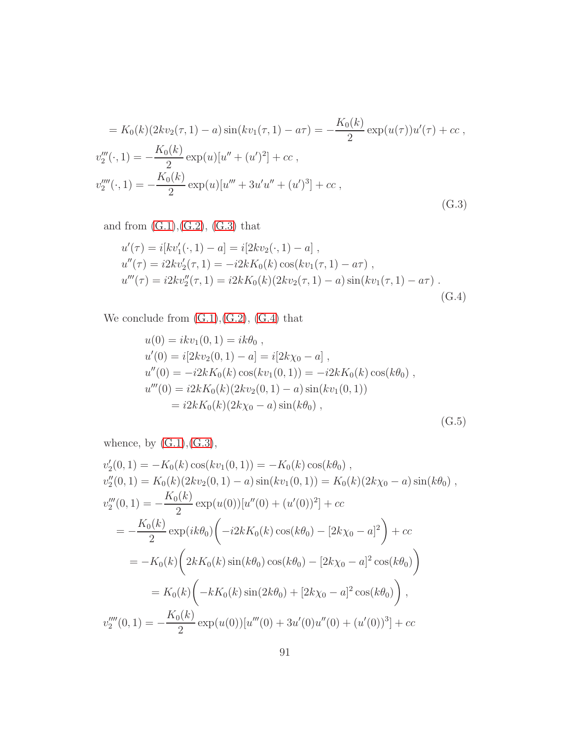$$
\begin{aligned}
&= K_0(k)(2kv_2(\tau,1)-a)\sin(kv_1(\tau,1)-a\tau) = -\frac{K_0(k)}{2}\exp(u(\tau))u'(\tau) + cc\ , \\
&v_2'''(\cdot,1) = -\frac{K_0(k)}{2}\exp(u)[u'' + (u')^2] + cc\ , \\
&v_2''''(\cdot,1) = -\frac{K_0(k)}{2}\exp(u)[u''' + 3u'u'' + (u')^3] + cc\ ,
\end{aligned}
\tag{G.3}
$$

and from (G.1),(G.2), (G.3) that

$$
\begin{aligned}
&u'(\tau) = i[kv_1'(\cdot,1) - a] = i[2kv_2(\cdot,1) - a]\ , \\
&u''(\tau) = i2kv_2'(\tau,1) = -i2kK_0(k)\cos(kv_1(\tau,1) - a\tau)\ , \\
&u'''(\tau) = i2kv_2''(\tau,1) = i2kK_0(k)(2kv_2(\tau,1)-a)\sin(kv_1(\tau,1)-a\tau)\ .
\end{aligned}
\tag{G.4}
$$

We conclude from (G.1),(G.2), (G.4) that

$$
\begin{aligned}
u(0) &= ikv_1(0,1) = ik\theta_0\ , \\
u'(0) &= i[2kv_2(0,1) - a] = i[2k\chi_0 - a]\ , \\
u''(0) &= -i2kK_0(k)\cos(kv_1(0,1)) = -i2kK_0(k)\cos(k\theta_0)\ , \\
u'''(0) &= i2kK_0(k)(2kv_2(0,1)-a)\sin(kv_1(0,1)) \\
&= i2kK_0(k)(2k\chi_0 - a)\sin(k\theta_0)\ ,
\end{aligned}
\tag{G.5}
$$

whence, by (G.1),(G.3),

$$
\begin{aligned}
&v_2'(0,1) = -K_0(k)\cos(kv_1(0,1)) = -K_0(k)\cos(k\theta_0)\ , \\
&v_2''(0,1) = K_0(k)(2kv_2(0,1)-a)\sin(kv_1(0,1)) = K_0(k)(2k\chi_0 - a)\sin(k\theta_0)\ , \\
&v_2'''(0,1) = -\frac{K_0(k)}{2}\exp(u(0))[u''(0) + (u'(0))^2] + cc \\
&\quad = -\frac{K_0(k)}{2}\exp(ik\theta_0)\bigg(-i2kK_0(k)\cos(k\theta_0) - [2k\chi_0 - a]^2\bigg) + cc \\
&\quad\quad = -K_0(k)\bigg(2kK_0(k)\sin(k\theta_0)\cos(k\theta_0) - [2k\chi_0 - a]^2\cos(k\theta_0)\bigg) \\
&\quad\quad\quad = K_0(k)\bigg(-kK_0(k)\sin(2k\theta_0) + [2k\chi_0 - a]^2\cos(k\theta_0)\bigg)\ , \\
&v_2''''(0,1) = -\frac{K_0(k)}{2}\exp(u(0))[u'''(0) + 3u'(0)u''(0) + (u'(0))^3] + cc
\end{aligned}
$$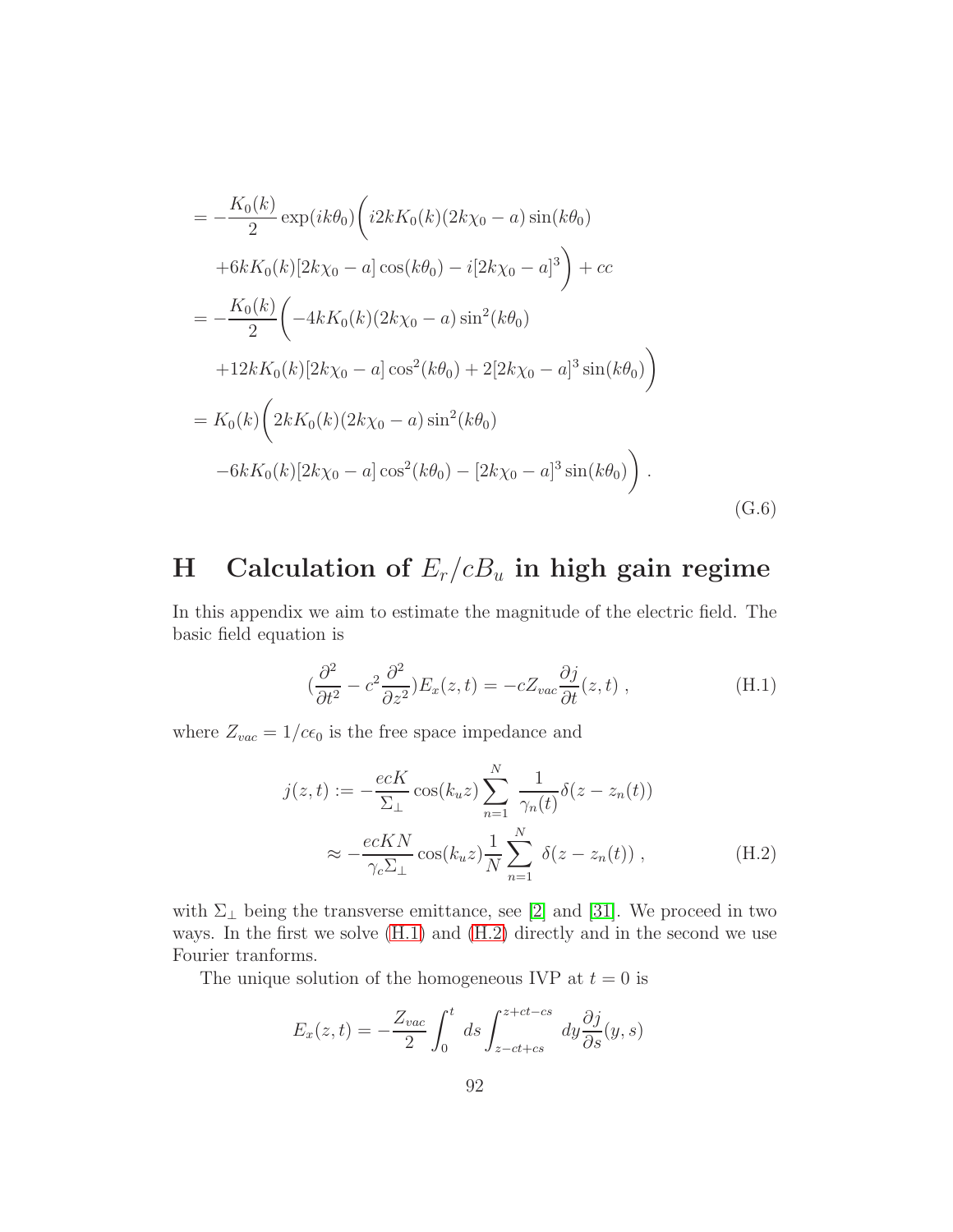$$
\begin{aligned}
&= -\frac{K_0(k)}{2}\exp(ik\theta_0)\bigg(i2kK_0(k)(2k\chi_0 - a)\sin(k\theta_0) \\
&\quad +6kK_0(k)[2k\chi_0 - a]\cos(k\theta_0) - i[2k\chi_0 - a]^3\bigg) + cc \\
&= -\frac{K_0(k)}{2}\bigg(-4kK_0(k)(2k\chi_0 - a)\sin^2(k\theta_0) \\
&\quad +12kK_0(k)[2k\chi_0 - a]\cos^2(k\theta_0) + 2[2k\chi_0 - a]^3\sin(k\theta_0)\bigg) \\
&= K_0(k)\bigg(2kK_0(k)(2k\chi_0 - a)\sin^2(k\theta_0) \\
&\quad -6kK_0(k)[2k\chi_0 - a]\cos^2(k\theta_0) - [2k\chi_0 - a]^3\sin(k\theta_0)\bigg) .
\end{aligned}
\tag{G.6}
$$

# H Calculation of $E_r/cB_u$ in high gain regime

In this appendix we aim to estimate the magnitude of the electric field. The basic field equation is

$$
\left(\frac{\partial^2}{\partial t^2} - c^2\frac{\partial^2}{\partial z^2}\right)E_x(z,t) = -cZ_{vac}\frac{\partial j}{\partial t}(z,t) , \tag{H.1}
$$

where $Z_{vac} = 1/c\epsilon_0$ is the free space impedance and

$$
\begin{aligned}
j(z,t) &:= -\frac{ecK}{\Sigma_\perp}\cos(k_u z)\sum_{n=1}^{N}\frac{1}{\gamma_n(t)}\delta(z - z_n(t)) \\
&\approx -\frac{ecKN}{\gamma_c\Sigma_\perp}\cos(k_u z)\frac{1}{N}\sum_{n=1}^{N}\delta(z - z_n(t)) ,
\end{aligned}
\tag{H.2}
$$

with $\Sigma_\perp$ being the transverse emittance, see [2] and [31]. We proceed in two ways. In the first we solve (H.1) and (H.2) directly and in the second we use Fourier tranforms.

The unique solution of the homogeneous IVP at $t = 0$ is

$$
E_x(z,t) = -\frac{Z_{vac}}{2}\int_0^t ds\int_{z-ct+cs}^{z+ct-cs} dy\frac{\partial j}{\partial s}(y,s)
$$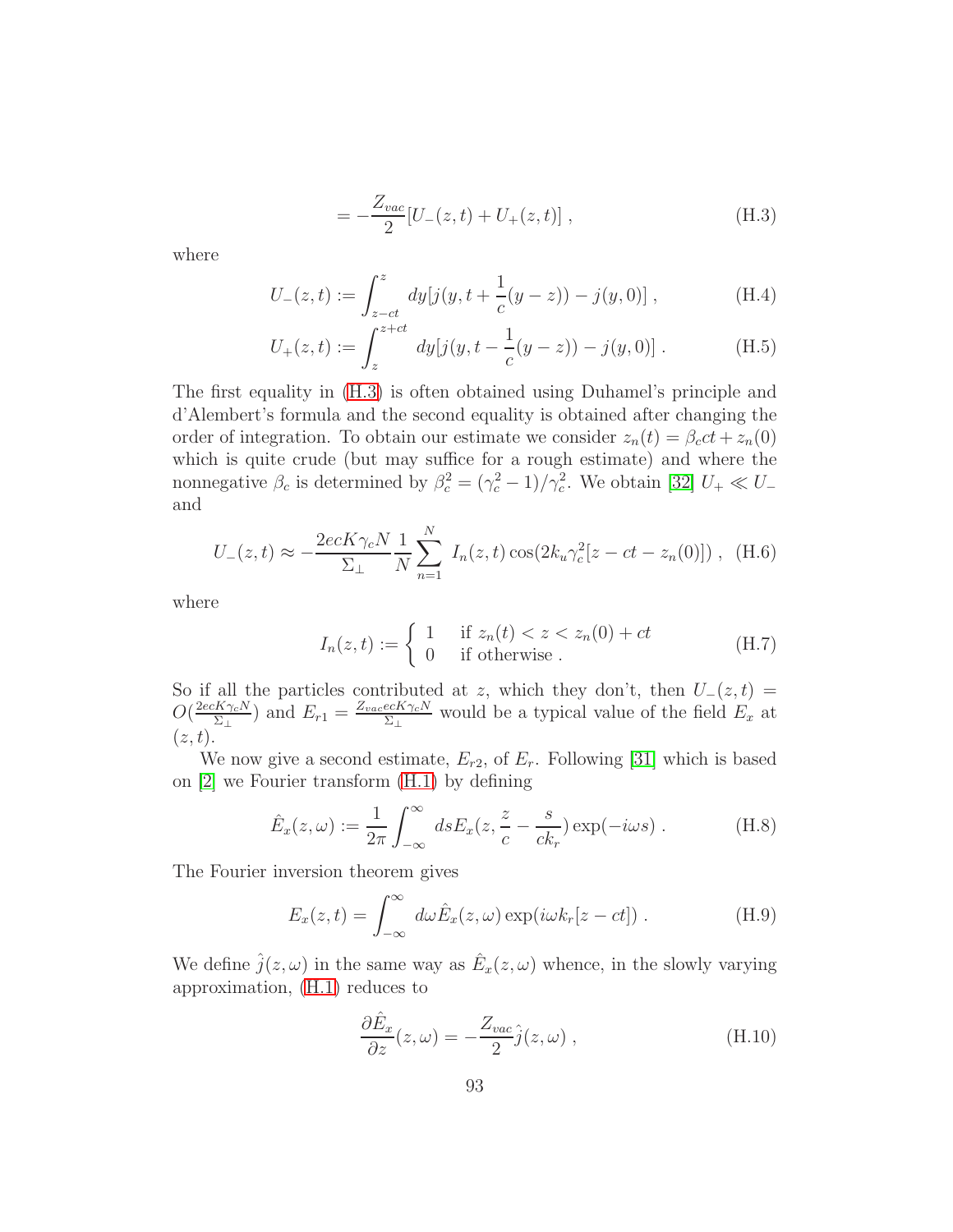$$= -\frac{Z_{vac}}{2}[U_-(z,t) + U_+(z,t)] \ , \tag{H.3}$$

where

$$U_-(z,t) := \int_{z-ct}^{z} dy[j(y, t + \frac{1}{c}(y-z)) - j(y,0)] \ , \tag{H.4}$$

$$U_+(z,t) := \int_{z}^{z+ct} dy[j(y, t - \frac{1}{c}(y-z)) - j(y,0)] \ . \tag{H.5}$$

The first equality in (H.3) is often obtained using Duhamel's principle and d'Alembert's formula and the second equality is obtained after changing the order of integration. To obtain our estimate we consider $z_n(t) = \beta_c ct + z_n(0)$ which is quite crude (but may suffice for a rough estimate) and where the nonnegative $\beta_c$ is determined by $\beta_c^2 = (\gamma_c^2 - 1)/\gamma_c^2$. We obtain [32] $U_+ \ll U_-$ and

$$U_-(z,t) \approx -\frac{2ecK\gamma_c N}{\Sigma_\perp} \frac{1}{N} \sum_{n=1}^{N} I_n(z,t) \cos(2k_u\gamma_c^2[z - ct - z_n(0)]) \ , \tag{H.6}$$

where

$$I_n(z,t) := \begin{cases} 1 & \text{if } z_n(t) < z < z_n(0) + ct \\ 0 & \text{if otherwise} \ . \end{cases} \tag{H.7}$$

So if all the particles contributed at $z$, which they don't, then $U_-(z,t) = O(\frac{2ecK\gamma_c N}{\Sigma_\perp})$ and $E_{r1} = \frac{Z_{vac}ecK\gamma_c N}{\Sigma_\perp}$ would be a typical value of the field $E_x$ at $(z,t)$.

We now give a second estimate, $E_{r2}$, of $E_r$. Following [31] which is based on [2] we Fourier transform (H.1) by defining

$$\hat{E}_x(z,\omega) := \frac{1}{2\pi} \int_{-\infty}^{\infty} ds E_x(z, \frac{z}{c} - \frac{s}{ck_r}) \exp(-i\omega s) \ . \tag{H.8}$$

The Fourier inversion theorem gives

$$E_x(z,t) = \int_{-\infty}^{\infty} d\omega \hat{E}_x(z,\omega) \exp(i\omega k_r[z - ct]) \ . \tag{H.9}$$

We define $\hat{j}(z,\omega)$ in the same way as $\hat{E}_x(z,\omega)$ whence, in the slowly varying approximation, (H.1) reduces to

$$\frac{\partial \hat{E}_x}{\partial z}(z,\omega) = -\frac{Z_{vac}}{2}\hat{j}(z,\omega) \ , \tag{H.10}$$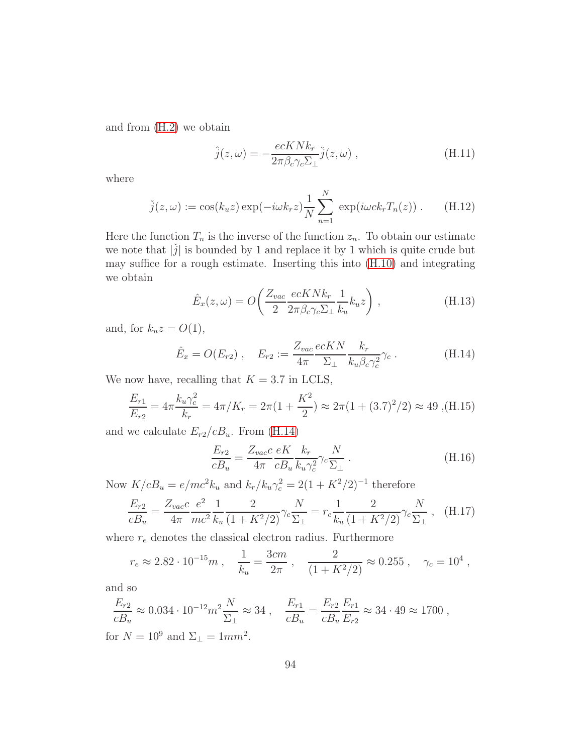and from (H.2) we obtain

$$\hat{j}(z,\omega) = -\frac{ecKNk_r}{2\pi\beta_c\gamma_c\Sigma_\perp}\check{j}(z,\omega) \,, \tag{H.11}$$

where

$$\check{j}(z,\omega) := \cos(k_u z)\exp(-i\omega k_r z)\frac{1}{N}\sum_{n=1}^{N}\exp(i\omega c k_r T_n(z)) \,. \tag{H.12}$$

Here the function $T_n$ is the inverse of the function $z_n$. To obtain our estimate we note that $|\check{j}|$ is bounded by 1 and replace it by 1 which is quite crude but may suffice for a rough estimate. Inserting this into (H.10) and integrating we obtain

$$\hat{E}_x(z,\omega) = O\bigg(\frac{Z_{vac}}{2}\frac{ecKNk_r}{2\pi\beta_c\gamma_c\Sigma_\perp}\frac{1}{k_u}k_u z\bigg) \,, \tag{H.13}$$

and, for $k_u z = O(1)$,

$$\hat{E}_x = O(E_{r2}) \,, \quad E_{r2} := \frac{Z_{vac}}{4\pi}\frac{ecKN}{\Sigma_\perp}\frac{k_r}{k_u\beta_c\gamma_c^2}\gamma_c \,. \tag{H.14}$$

We now have, recalling that $K = 3.7$ in LCLS,

$$\frac{E_{r1}}{E_{r2}} = 4\pi\frac{k_u\gamma_c^2}{k_r} = 4\pi/K_r = 2\pi(1+\frac{K^2}{2}) \approx 2\pi(1+(3.7)^2/2) \approx 49 \,, \tag{H.15}$$

and we calculate $E_{r2}/cB_u$. From (H.14)

$$\frac{E_{r2}}{cB_u} = \frac{Z_{vac}c}{4\pi}\frac{eK}{cB_u}\frac{k_r}{k_u\gamma_c^2}\gamma_c\frac{N}{\Sigma_\perp} \,. \tag{H.16}$$

Now $K/cB_u = e/mc^2 k_u$ and $k_r/k_u\gamma_c^2 = 2(1+K^2/2)^{-1}$ therefore

$$\frac{E_{r2}}{cB_u} = \frac{Z_{vac}c}{4\pi}\frac{e^2}{mc^2}\frac{1}{k_u}\frac{2}{(1+K^2/2)}\gamma_c\frac{N}{\Sigma_\perp} = r_e\frac{1}{k_u}\frac{2}{(1+K^2/2)}\gamma_c\frac{N}{\Sigma_\perp} \,, \tag{H.17}$$

where $r_e$ denotes the classical electron radius. Furthermore

$$r_e \approx 2.82\cdot 10^{-15}m \,, \quad \frac{1}{k_u} = \frac{3cm}{2\pi} \,, \quad \frac{2}{(1+K^2/2)} \approx 0.255 \,, \quad \gamma_c = 10^4 \,,$$

and so

$$\frac{E_{r2}}{cB_u} \approx 0.034\cdot 10^{-12}m^2\frac{N}{\Sigma_\perp} \approx 34 \,, \quad \frac{E_{r1}}{cB_u} = \frac{E_{r2}}{cB_u}\frac{E_{r1}}{E_{r2}} \approx 34\cdot 49 \approx 1700 \,,$$

for $N = 10^9$ and $\Sigma_\perp = 1mm^2$.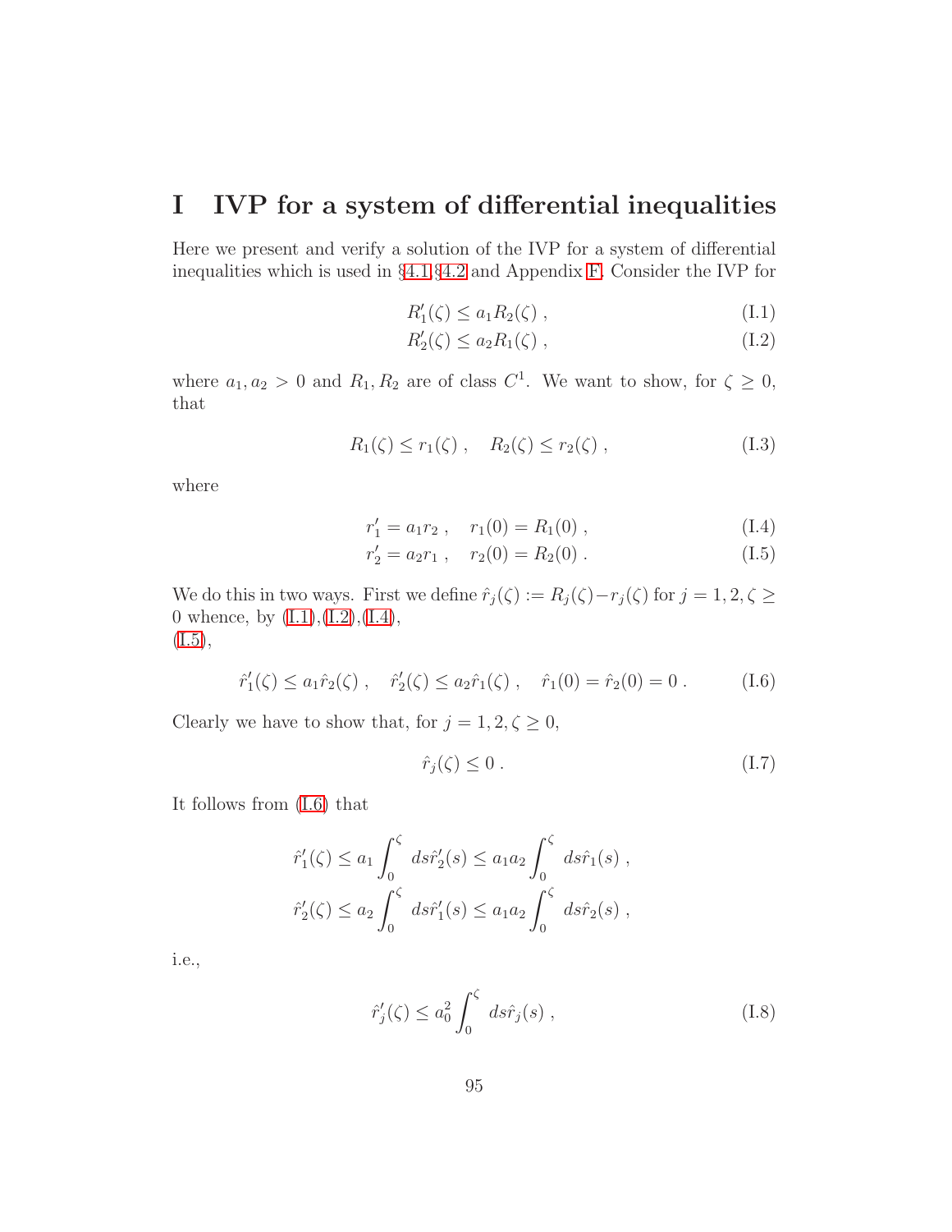# I IVP for a system of differential inequalities

Here we present and verify a solution of the IVP for a system of differential inequalities which is used in §4.1,§4.2 and Appendix F. Consider the IVP for

$$R_1'(\zeta) \leq a_1 R_2(\zeta) \; , \tag{I.1}$$

$$R_2'(\zeta) \leq a_2 R_1(\zeta) \; , \tag{I.2}$$

where $a_1, a_2 > 0$ and $R_1, R_2$ are of class $C^1$. We want to show, for $\zeta \geq 0$, that

$$R_1(\zeta) \leq r_1(\zeta) \; , \quad R_2(\zeta) \leq r_2(\zeta) \; , \tag{I.3}$$

where

$$r_1' = a_1 r_2 \; , \quad r_1(0) = R_1(0) \; , \tag{I.4}$$

$$r_2' = a_2 r_1 \; , \quad r_2(0) = R_2(0) \; . \tag{I.5}$$

We do this in two ways. First we define $\hat{r}_j(\zeta) := R_j(\zeta) - r_j(\zeta)$ for $j = 1, 2, \zeta \geq 0$ whence, by (I.1),(I.2),(I.4),
(I.5),

$$\hat{r}_1'(\zeta) \leq a_1 \hat{r}_2(\zeta) \; , \quad \hat{r}_2'(\zeta) \leq a_2 \hat{r}_1(\zeta) \; , \quad \hat{r}_1(0) = \hat{r}_2(0) = 0 \; . \tag{I.6}$$

Clearly we have to show that, for $j = 1, 2, \zeta \geq 0$,

$$\hat{r}_j(\zeta) \leq 0 \; . \tag{I.7}$$

It follows from (I.6) that

$$\hat{r}_1'(\zeta) \leq a_1 \int_0^\zeta ds \hat{r}_2'(s) \leq a_1 a_2 \int_0^\zeta ds \hat{r}_1(s) \; ,$$

$$\hat{r}_2'(\zeta) \leq a_2 \int_0^\zeta ds \hat{r}_1'(s) \leq a_1 a_2 \int_0^\zeta ds \hat{r}_2(s) \; ,$$

i.e.,

$$\hat{r}_j'(\zeta) \leq a_0^2 \int_0^\zeta ds \hat{r}_j(s) \; , \tag{I.8}$$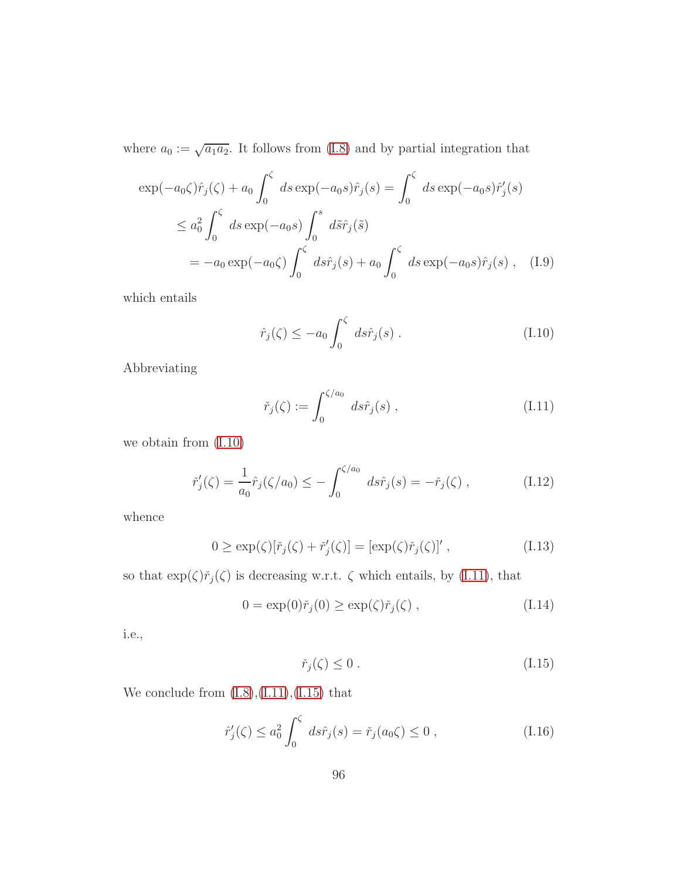where $a_0 := \sqrt{a_1 a_2}$. It follows from (I.8) and by partial integration that

$$\begin{aligned}
\exp(-a_0\zeta)\hat{r}_j(\zeta) + a_0 \int_0^\zeta \, ds \exp(-a_0 s)\hat{r}_j(s) &= \int_0^\zeta \, ds \exp(-a_0 s)\hat{r}_j'(s) \\
&\leq a_0^2 \int_0^\zeta \, ds \exp(-a_0 s) \int_0^s \, d\tilde{s}\hat{r}_j(\tilde{s}) \\
&= -a_0 \exp(-a_0\zeta) \int_0^\zeta \, ds\hat{r}_j(s) + a_0 \int_0^\zeta \, ds \exp(-a_0 s)\hat{r}_j(s) \; , \quad \text{(I.9)}
\end{aligned}$$

which entails

$$\hat{r}_j(\zeta) \leq -a_0 \int_0^\zeta \, ds\hat{r}_j(s) \; . \tag{I.10}$$

Abbreviating

$$\check{r}_j(\zeta) := \int_0^{\zeta/a_0} \, ds\hat{r}_j(s) \; , \tag{I.11}$$

we obtain from (I.10)

$$\check{r}_j'(\zeta) = \frac{1}{a_0}\hat{r}_j(\zeta/a_0) \leq -\int_0^{\zeta/a_0} \, ds\hat{r}_j(s) = -\check{r}_j(\zeta) \; , \tag{I.12}$$

whence

$$0 \geq \exp(\zeta)[\check{r}_j(\zeta) + \check{r}_j'(\zeta)] = [\exp(\zeta)\check{r}_j(\zeta)]' \; , \tag{I.13}$$

so that $\exp(\zeta)\check{r}_j(\zeta)$ is decreasing w.r.t. $\zeta$ which entails, by (I.11), that

$$0 = \exp(0)\check{r}_j(0) \geq \exp(\zeta)\check{r}_j(\zeta) \; , \tag{I.14}$$

i.e.,

$$\check{r}_j(\zeta) \leq 0 \; . \tag{I.15}$$

We conclude from (I.8),(I.11),(I.15) that

$$\hat{r}_j'(\zeta) \leq a_0^2 \int_0^\zeta \, ds\hat{r}_j(s) = \check{r}_j(a_0\zeta) \leq 0 \; , \tag{I.16}$$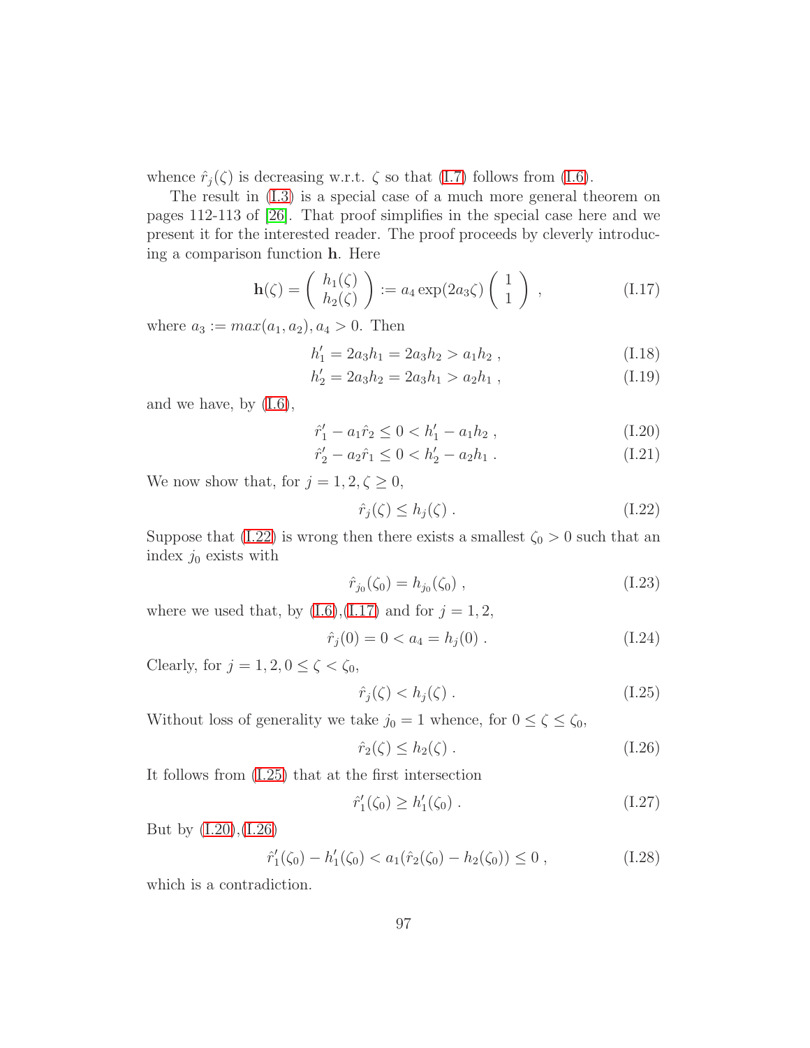whence $\hat{r}_j(\zeta)$ is decreasing w.r.t. $\zeta$ so that (I.7) follows from (I.6).

The result in (I.3) is a special case of a much more general theorem on pages 112-113 of [26]. That proof simplifies in the special case here and we present it for the interested reader. The proof proceeds by cleverly introducing a comparison function $\mathbf{h}$. Here

$$\mathbf{h}(\zeta) = \begin{pmatrix} h_1(\zeta) \\ h_2(\zeta) \end{pmatrix} := a_4 \exp(2a_3\zeta) \begin{pmatrix} 1 \\ 1 \end{pmatrix} , \tag{I.17}$$

where $a_3 := max(a_1, a_2), a_4 > 0$. Then

$$h_1' = 2a_3h_1 = 2a_3h_2 > a_1h_2 , \tag{I.18}$$

$$h_2' = 2a_3h_2 = 2a_3h_1 > a_2h_1 , \tag{I.19}$$

and we have, by (I.6),

$$\hat{r}_1' - a_1\hat{r}_2 \leq 0 < h_1' - a_1h_2 , \tag{I.20}$$

$$\hat{r}_2' - a_2\hat{r}_1 \leq 0 < h_2' - a_2h_1 . \tag{I.21}$$

We now show that, for $j = 1, 2, \zeta \geq 0$,

$$\hat{r}_j(\zeta) \leq h_j(\zeta) . \tag{I.22}$$

Suppose that (I.22) is wrong then there exists a smallest $\zeta_0 > 0$ such that an index $j_0$ exists with

$$\hat{r}_{j_0}(\zeta_0) = h_{j_0}(\zeta_0) , \tag{I.23}$$

where we used that, by (I.6),(I.17) and for $j = 1, 2$,

$$\hat{r}_j(0) = 0 < a_4 = h_j(0) . \tag{I.24}$$

Clearly, for $j = 1, 2, 0 \leq \zeta < \zeta_0$,

$$\hat{r}_j(\zeta) < h_j(\zeta) . \tag{I.25}$$

Without loss of generality we take $j_0 = 1$ whence, for $0 \leq \zeta \leq \zeta_0$,

$$\hat{r}_2(\zeta) \leq h_2(\zeta) . \tag{I.26}$$

It follows from (I.25) that at the first intersection

$$\hat{r}_1'(\zeta_0) \geq h_1'(\zeta_0) . \tag{I.27}$$

But by (I.20),(I.26)

$$\hat{r}_1'(\zeta_0) - h_1'(\zeta_0) < a_1(\hat{r}_2(\zeta_0) - h_2(\zeta_0)) \leq 0 , \tag{I.28}$$

which is a contradiction.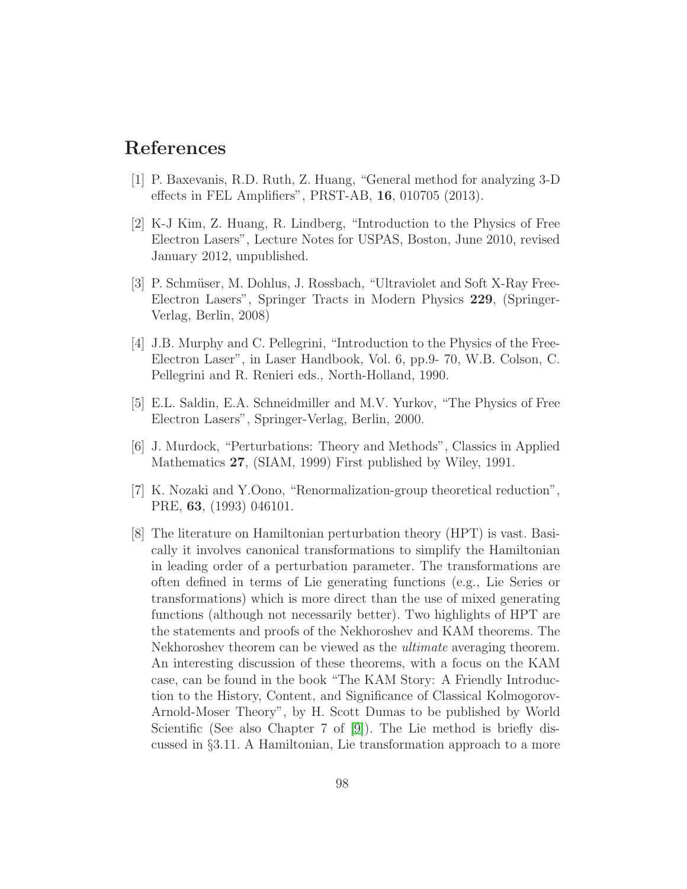# References

[1] P. Baxevanis, R.D. Ruth, Z. Huang, "General method for analyzing 3-D effects in FEL Amplifiers", PRST-AB, **16**, 010705 (2013).

[2] K-J Kim, Z. Huang, R. Lindberg, "Introduction to the Physics of Free Electron Lasers", Lecture Notes for USPAS, Boston, June 2010, revised January 2012, unpublished.

[3] P. Schmüser, M. Dohlus, J. Rossbach, "Ultraviolet and Soft X-Ray Free-Electron Lasers", Springer Tracts in Modern Physics **229**, (Springer-Verlag, Berlin, 2008)

[4] J.B. Murphy and C. Pellegrini, "Introduction to the Physics of the Free-Electron Laser", in Laser Handbook, Vol. 6, pp.9- 70, W.B. Colson, C. Pellegrini and R. Renieri eds., North-Holland, 1990.

[5] E.L. Saldin, E.A. Schneidmiller and M.V. Yurkov, "The Physics of Free Electron Lasers", Springer-Verlag, Berlin, 2000.

[6] J. Murdock, "Perturbations: Theory and Methods", Classics in Applied Mathematics **27**, (SIAM, 1999) First published by Wiley, 1991.

[7] K. Nozaki and Y.Oono, "Renormalization-group theoretical reduction", PRE, **63**, (1993) 046101.

[8] The literature on Hamiltonian perturbation theory (HPT) is vast. Basically it involves canonical transformations to simplify the Hamiltonian in leading order of a perturbation parameter. The transformations are often defined in terms of Lie generating functions (e.g., Lie Series or transformations) which is more direct than the use of mixed generating functions (although not necessarily better). Two highlights of HPT are the statements and proofs of the Nekhoroshev and KAM theorems. The Nekhoroshev theorem can be viewed as the *ultimate* averaging theorem. An interesting discussion of these theorems, with a focus on the KAM case, can be found in the book "The KAM Story: A Friendly Introduction to the History, Content, and Significance of Classical Kolmogorov-Arnold-Moser Theory", by H. Scott Dumas to be published by World Scientific (See also Chapter 7 of [9]). The Lie method is briefly discussed in §3.11. A Hamiltonian, Lie transformation approach to a more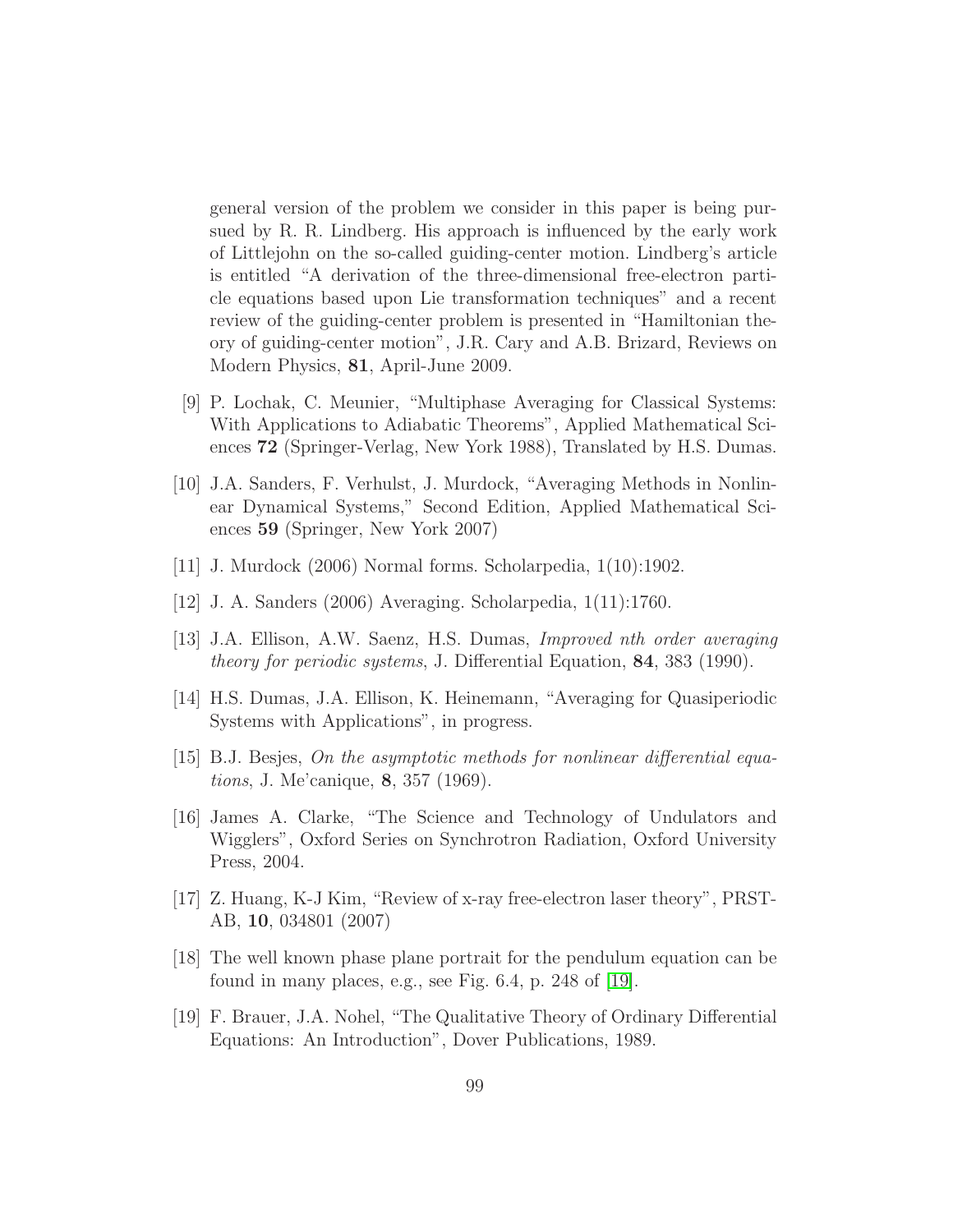general version of the problem we consider in this paper is being pursued by R. R. Lindberg. His approach is influenced by the early work of Littlejohn on the so-called guiding-center motion. Lindberg's article is entitled "A derivation of the three-dimensional free-electron particle equations based upon Lie transformation techniques" and a recent review of the guiding-center problem is presented in "Hamiltonian theory of guiding-center motion", J.R. Cary and A.B. Brizard, Reviews on Modern Physics, **81**, April-June 2009.

[9] P. Lochak, C. Meunier, "Multiphase Averaging for Classical Systems: With Applications to Adiabatic Theorems", Applied Mathematical Sciences **72** (Springer-Verlag, New York 1988), Translated by H.S. Dumas.

[10] J.A. Sanders, F. Verhulst, J. Murdock, "Averaging Methods in Nonlinear Dynamical Systems," Second Edition, Applied Mathematical Sciences **59** (Springer, New York 2007)

[11] J. Murdock (2006) Normal forms. Scholarpedia, 1(10):1902.

[12] J. A. Sanders (2006) Averaging. Scholarpedia, 1(11):1760.

[13] J.A. Ellison, A.W. Saenz, H.S. Dumas, *Improved nth order averaging theory for periodic systems*, J. Differential Equation, **84**, 383 (1990).

[14] H.S. Dumas, J.A. Ellison, K. Heinemann, "Averaging for Quasiperiodic Systems with Applications", in progress.

[15] B.J. Besjes, *On the asymptotic methods for nonlinear differential equations*, J. Me'canique, **8**, 357 (1969).

[16] James A. Clarke, "The Science and Technology of Undulators and Wigglers", Oxford Series on Synchrotron Radiation, Oxford University Press, 2004.

[17] Z. Huang, K-J Kim, "Review of x-ray free-electron laser theory", PRST-AB, **10**, 034801 (2007)

[18] The well known phase plane portrait for the pendulum equation can be found in many places, e.g., see Fig. 6.4, p. 248 of [19].

[19] F. Brauer, J.A. Nohel, "The Qualitative Theory of Ordinary Differential Equations: An Introduction", Dover Publications, 1989.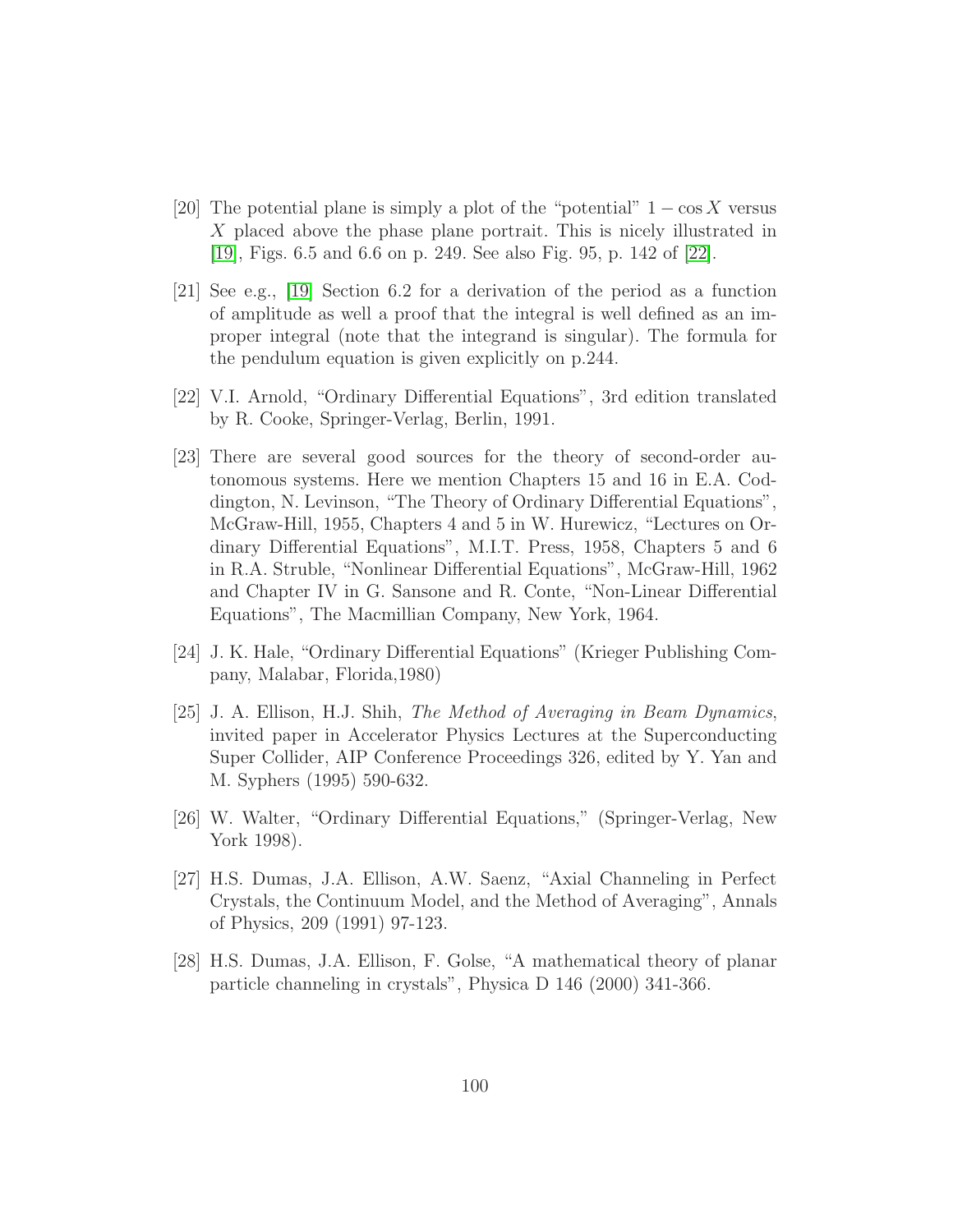[20] The potential plane is simply a plot of the "potential" $1 - \cos X$ versus $X$ placed above the phase plane portrait. This is nicely illustrated in [19], Figs. 6.5 and 6.6 on p. 249. See also Fig. 95, p. 142 of [22].

[21] See e.g., [19] Section 6.2 for a derivation of the period as a function of amplitude as well a proof that the integral is well defined as an improper integral (note that the integrand is singular). The formula for the pendulum equation is given explicitly on p.244.

[22] V.I. Arnold, "Ordinary Differential Equations", 3rd edition translated by R. Cooke, Springer-Verlag, Berlin, 1991.

[23] There are several good sources for the theory of second-order autonomous systems. Here we mention Chapters 15 and 16 in E.A. Coddington, N. Levinson, "The Theory of Ordinary Differential Equations", McGraw-Hill, 1955, Chapters 4 and 5 in W. Hurewicz, "Lectures on Ordinary Differential Equations", M.I.T. Press, 1958, Chapters 5 and 6 in R.A. Struble, "Nonlinear Differential Equations", McGraw-Hill, 1962 and Chapter IV in G. Sansone and R. Conte, "Non-Linear Differential Equations", The Macmillian Company, New York, 1964.

[24] J. K. Hale, "Ordinary Differential Equations" (Krieger Publishing Company, Malabar, Florida,1980)

[25] J. A. Ellison, H.J. Shih, *The Method of Averaging in Beam Dynamics*, invited paper in Accelerator Physics Lectures at the Superconducting Super Collider, AIP Conference Proceedings 326, edited by Y. Yan and M. Syphers (1995) 590-632.

[26] W. Walter, "Ordinary Differential Equations," (Springer-Verlag, New York 1998).

[27] H.S. Dumas, J.A. Ellison, A.W. Saenz, "Axial Channeling in Perfect Crystals, the Continuum Model, and the Method of Averaging", Annals of Physics, 209 (1991) 97-123.

[28] H.S. Dumas, J.A. Ellison, F. Golse, "A mathematical theory of planar particle channeling in crystals", Physica D 146 (2000) 341-366.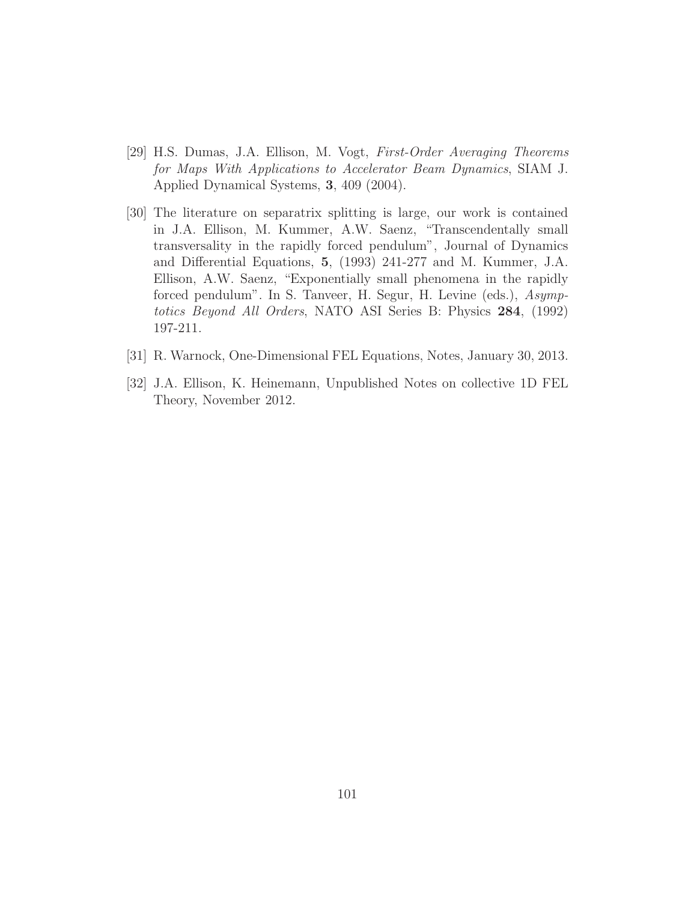[29] H.S. Dumas, J.A. Ellison, M. Vogt, *First-Order Averaging Theorems for Maps With Applications to Accelerator Beam Dynamics*, SIAM J. Applied Dynamical Systems, **3**, 409 (2004).

[30] The literature on separatrix splitting is large, our work is contained in J.A. Ellison, M. Kummer, A.W. Saenz, "Transcendentally small transversality in the rapidly forced pendulum", Journal of Dynamics and Differential Equations, **5**, (1993) 241-277 and M. Kummer, J.A. Ellison, A.W. Saenz, "Exponentially small phenomena in the rapidly forced pendulum". In S. Tanveer, H. Segur, H. Levine (eds.), *Asymptotics Beyond All Orders*, NATO ASI Series B: Physics **284**, (1992) 197-211.

[31] R. Warnock, One-Dimensional FEL Equations, Notes, January 30, 2013.

[32] J.A. Ellison, K. Heinemann, Unpublished Notes on collective 1D FEL Theory, November 2012.